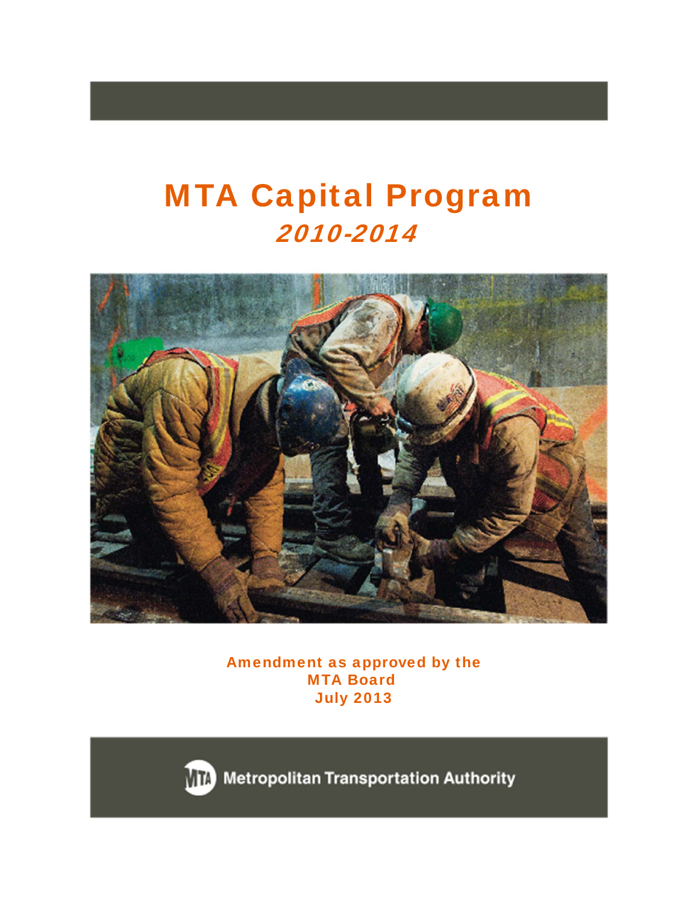# MTA Capital Program

## *2010-2014*

**Amendment as approved by the MTA Board**
**July 2013**

Metropolitan Transportation Authority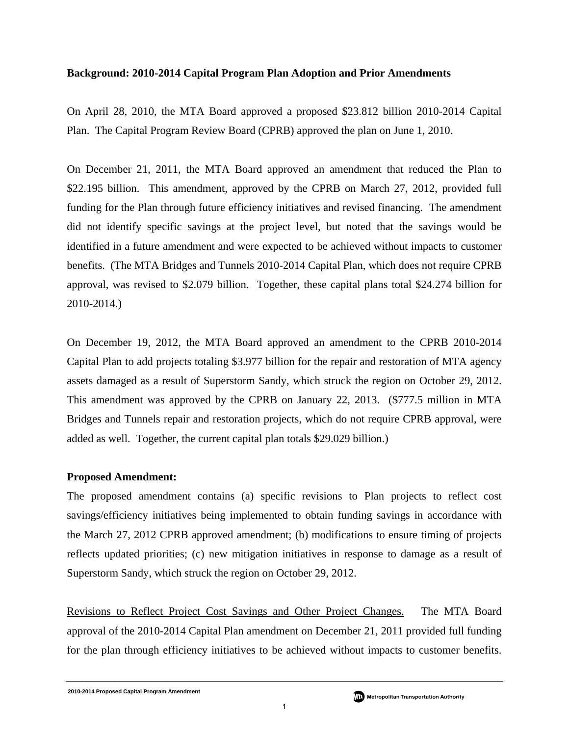**Background: 2010-2014 Capital Program Plan Adoption and Prior Amendments**

On April 28, 2010, the MTA Board approved a proposed $23.812 billion 2010-2014 Capital Plan. The Capital Program Review Board (CPRB) approved the plan on June 1, 2010.

On December 21, 2011, the MTA Board approved an amendment that reduced the Plan to $22.195 billion. This amendment, approved by the CPRB on March 27, 2012, provided full funding for the Plan through future efficiency initiatives and revised financing. The amendment did not identify specific savings at the project level, but noted that the savings would be identified in a future amendment and were expected to be achieved without impacts to customer benefits. (The MTA Bridges and Tunnels 2010-2014 Capital Plan, which does not require CPRB approval, was revised to $2.079 billion. Together, these capital plans total $24.274 billion for 2010-2014.)

On December 19, 2012, the MTA Board approved an amendment to the CPRB 2010-2014 Capital Plan to add projects totaling $3.977 billion for the repair and restoration of MTA agency assets damaged as a result of Superstorm Sandy, which struck the region on October 29, 2012. This amendment was approved by the CPRB on January 22, 2013. ($777.5 million in MTA Bridges and Tunnels repair and restoration projects, which do not require CPRB approval, were added as well. Together, the current capital plan totals $29.029 billion.)

**Proposed Amendment:**

The proposed amendment contains (a) specific revisions to Plan projects to reflect cost savings/efficiency initiatives being implemented to obtain funding savings in accordance with the March 27, 2012 CPRB approved amendment; (b) modifications to ensure timing of projects reflects updated priorities; (c) new mitigation initiatives in response to damage as a result of Superstorm Sandy, which struck the region on October 29, 2012.

Revisions to Reflect Project Cost Savings and Other Project Changes. The MTA Board approval of the 2010-2014 Capital Plan amendment on December 21, 2011 provided full funding for the plan through efficiency initiatives to be achieved without impacts to customer benefits.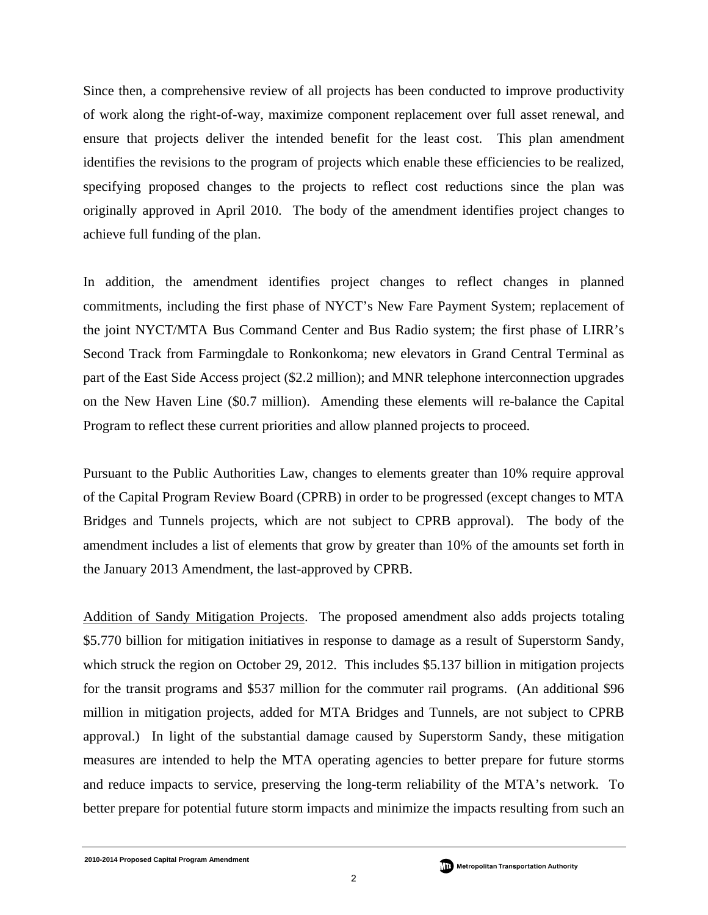Since then, a comprehensive review of all projects has been conducted to improve productivity of work along the right-of-way, maximize component replacement over full asset renewal, and ensure that projects deliver the intended benefit for the least cost. This plan amendment identifies the revisions to the program of projects which enable these efficiencies to be realized, specifying proposed changes to the projects to reflect cost reductions since the plan was originally approved in April 2010. The body of the amendment identifies project changes to achieve full funding of the plan.

In addition, the amendment identifies project changes to reflect changes in planned commitments, including the first phase of NYCT's New Fare Payment System; replacement of the joint NYCT/MTA Bus Command Center and Bus Radio system; the first phase of LIRR's Second Track from Farmingdale to Ronkonkoma; new elevators in Grand Central Terminal as part of the East Side Access project ($2.2 million); and MNR telephone interconnection upgrades on the New Haven Line ($0.7 million). Amending these elements will re-balance the Capital Program to reflect these current priorities and allow planned projects to proceed.

Pursuant to the Public Authorities Law, changes to elements greater than 10% require approval of the Capital Program Review Board (CPRB) in order to be progressed (except changes to MTA Bridges and Tunnels projects, which are not subject to CPRB approval). The body of the amendment includes a list of elements that grow by greater than 10% of the amounts set forth in the January 2013 Amendment, the last-approved by CPRB.

<u>Addition of Sandy Mitigation Projects</u>. The proposed amendment also adds projects totaling $5.770 billion for mitigation initiatives in response to damage as a result of Superstorm Sandy, which struck the region on October 29, 2012. This includes $5.137 billion in mitigation projects for the transit programs and $537 million for the commuter rail programs. (An additional $96 million in mitigation projects, added for MTA Bridges and Tunnels, are not subject to CPRB approval.) In light of the substantial damage caused by Superstorm Sandy, these mitigation measures are intended to help the MTA operating agencies to better prepare for future storms and reduce impacts to service, preserving the long-term reliability of the MTA's network. To better prepare for potential future storm impacts and minimize the impacts resulting from such an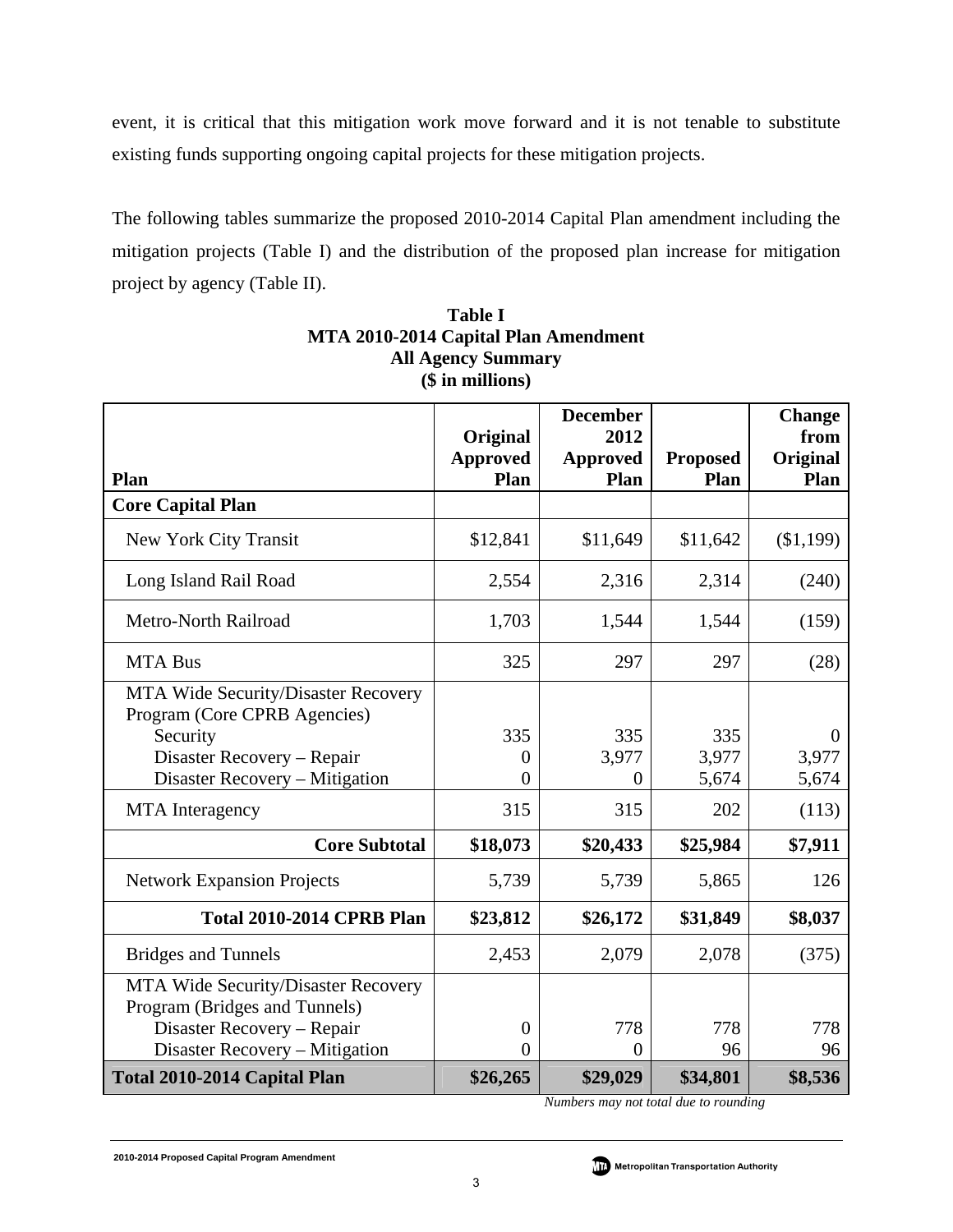event, it is critical that this mitigation work move forward and it is not tenable to substitute existing funds supporting ongoing capital projects for these mitigation projects.

The following tables summarize the proposed 2010-2014 Capital Plan amendment including the mitigation projects (Table I) and the distribution of the proposed plan increase for mitigation project by agency (Table II).

**Table I**
**MTA 2010-2014 Capital Plan Amendment**
**All Agency Summary**
**($ in millions)**

| Plan | Original Approved Plan | December 2012 Approved Plan | Proposed Plan | Change from Original Plan |
|---|---|---|---|---|
| **Core Capital Plan** | | | | |
| New York City Transit | $12,841 | $11,649 | $11,642 | ($1,199) |
| Long Island Rail Road | 2,554 | 2,316 | 2,314 | (240) |
| Metro-North Railroad | 1,703 | 1,544 | 1,544 | (159) |
| MTA Bus | 325 | 297 | 297 | (28) |
| MTA Wide Security/Disaster Recovery Program (Core CPRB Agencies) | | | | |
| Security | 335 | 335 | 335 | 0 |
| Disaster Recovery – Repair | 0 | 3,977 | 3,977 | 3,977 |
| Disaster Recovery – Mitigation | 0 | 0 | 5,674 | 5,674 |
| MTA Interagency | 315 | 315 | 202 | (113) |
| **Core Subtotal** | **$18,073** | **$20,433** | **$25,984** | **$7,911** |
| Network Expansion Projects | 5,739 | 5,739 | 5,865 | 126 |
| **Total 2010-2014 CPRB Plan** | **$23,812** | **$26,172** | **$31,849** | **$8,037** |
| Bridges and Tunnels | 2,453 | 2,079 | 2,078 | (375) |
| MTA Wide Security/Disaster Recovery Program (Bridges and Tunnels) | | | | |
| Disaster Recovery – Repair | 0 | 778 | 778 | 778 |
| Disaster Recovery – Mitigation | 0 | 0 | 96 | 96 |
| **Total 2010-2014 Capital Plan** | **$26,265** | **$29,029** | **$34,801** | **$8,536** |

*Numbers may not total due to rounding*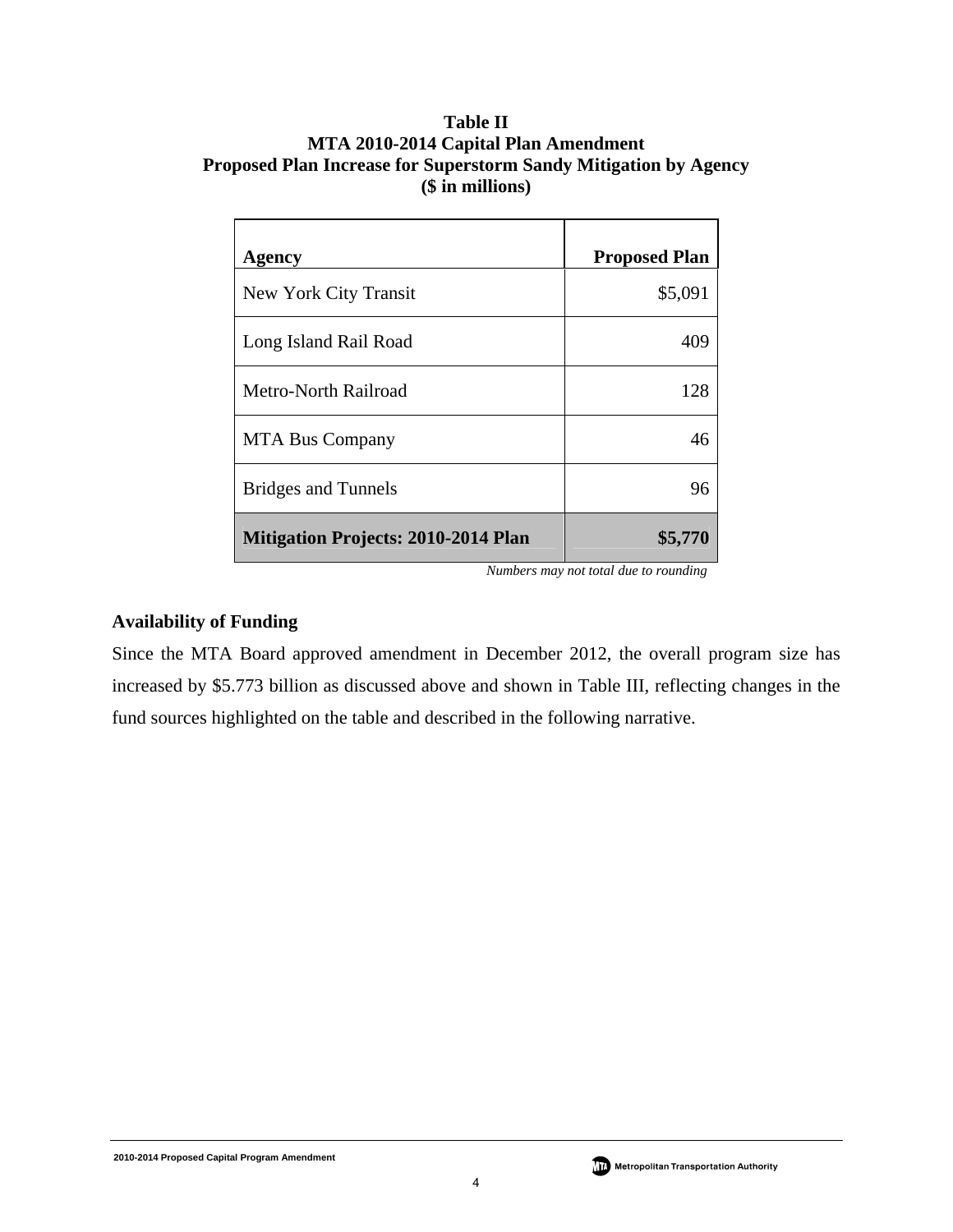**Table II**
**MTA 2010-2014 Capital Plan Amendment**
**Proposed Plan Increase for Superstorm Sandy Mitigation by Agency**
**($ in millions)**

| Agency | Proposed Plan |
|---|---:|
| New York City Transit | $5,091 |
| Long Island Rail Road | 409 |
| Metro-North Railroad | 128 |
| MTA Bus Company | 46 |
| Bridges and Tunnels | 96 |
| **Mitigation Projects: 2010-2014 Plan** | **$5,770** |

*Numbers may not total due to rounding*

### Availability of Funding

Since the MTA Board approved amendment in December 2012, the overall program size has increased by $5.773 billion as discussed above and shown in Table III, reflecting changes in the fund sources highlighted on the table and described in the following narrative.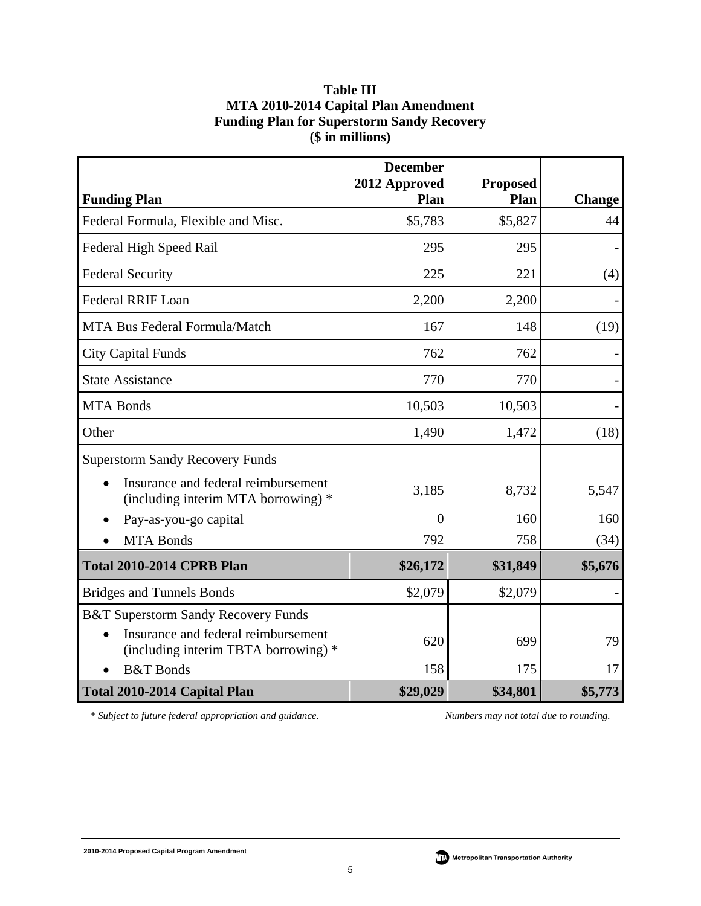**Table III**
**MTA 2010-2014 Capital Plan Amendment**
**Funding Plan for Superstorm Sandy Recovery**
**($ in millions)**

| Funding Plan | December 2012 Approved Plan | Proposed Plan | Change |
|---|---|---|---|
| Federal Formula, Flexible and Misc. | $5,783 | $5,827 | 44 |
| Federal High Speed Rail | 295 | 295 | - |
| Federal Security | 225 | 221 | (4) |
| Federal RRIF Loan | 2,200 | 2,200 | - |
| MTA Bus Federal Formula/Match | 167 | 148 | (19) |
| City Capital Funds | 762 | 762 | - |
| State Assistance | 770 | 770 | - |
| MTA Bonds | 10,503 | 10,503 | - |
| Other | 1,490 | 1,472 | (18) |
| Superstorm Sandy Recovery Funds | | | |
| • Insurance and federal reimbursement (including interim MTA borrowing) * | 3,185 | 8,732 | 5,547 |
| • Pay-as-you-go capital | 0 | 160 | 160 |
| • MTA Bonds | 792 | 758 | (34) |
| **Total 2010-2014 CPRB Plan** | **$26,172** | **$31,849** | **$5,676** |
| Bridges and Tunnels Bonds | $2,079 | $2,079 | - |
| B&T Superstorm Sandy Recovery Funds | | | |
| • Insurance and federal reimbursement (including interim TBTA borrowing) * | 620 | 699 | 79 |
| • B&T Bonds | 158 | 175 | 17 |
| **Total 2010-2014 Capital Plan** | **$29,029** | **$34,801** | **$5,773** |

*\* Subject to future federal appropriation and guidance.*

*Numbers may not total due to rounding.*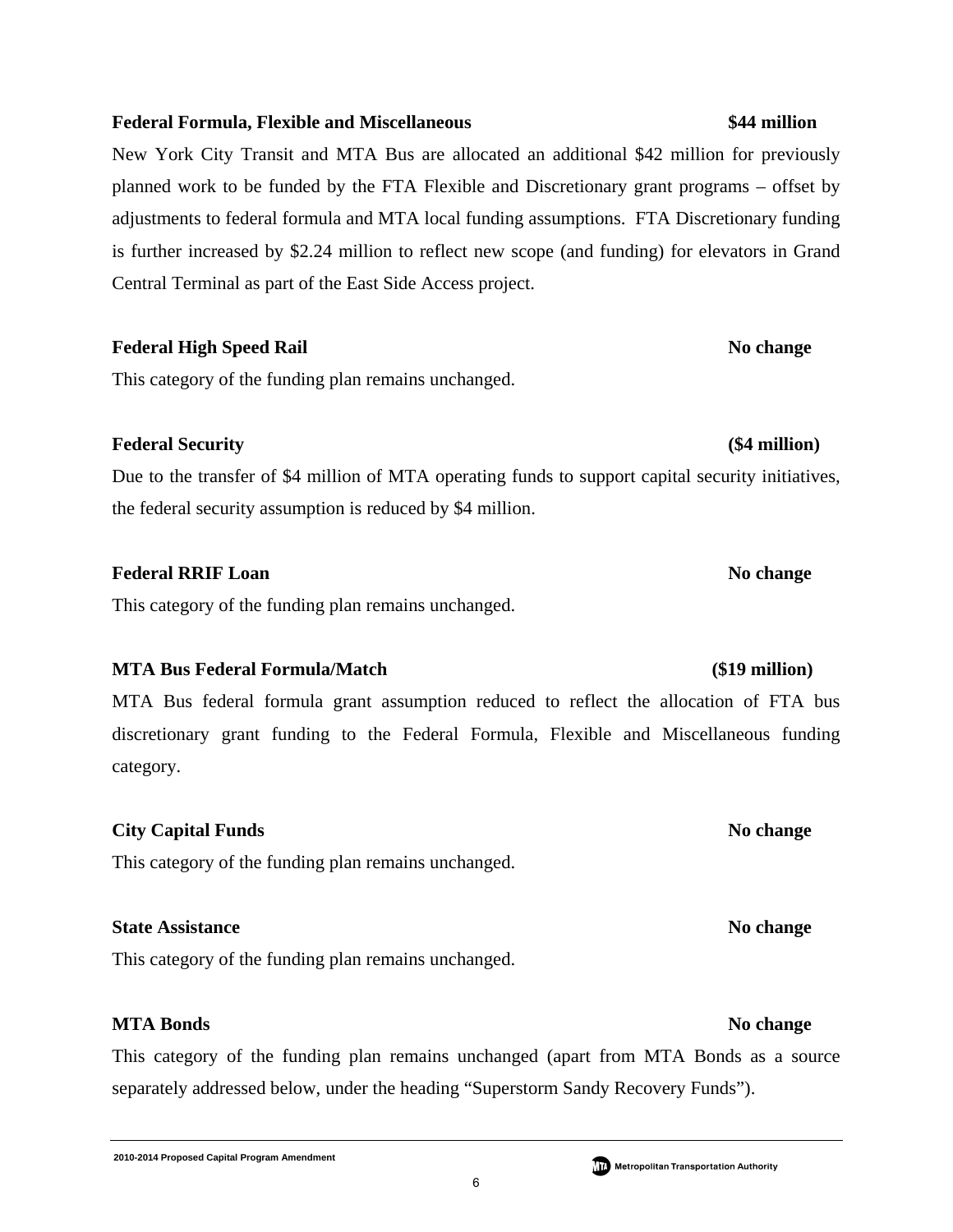**Federal Formula, Flexible and Miscellaneous** **$44 million**

New York City Transit and MTA Bus are allocated an additional $42 million for previously planned work to be funded by the FTA Flexible and Discretionary grant programs – offset by adjustments to federal formula and MTA local funding assumptions. FTA Discretionary funding is further increased by $2.24 million to reflect new scope (and funding) for elevators in Grand Central Terminal as part of the East Side Access project.

**Federal High Speed Rail** **No change**

This category of the funding plan remains unchanged.

**Federal Security** **($4 million)**

Due to the transfer of $4 million of MTA operating funds to support capital security initiatives, the federal security assumption is reduced by $4 million.

**Federal RRIF Loan** **No change**

This category of the funding plan remains unchanged.

**MTA Bus Federal Formula/Match** **($19 million)**

MTA Bus federal formula grant assumption reduced to reflect the allocation of FTA bus discretionary grant funding to the Federal Formula, Flexible and Miscellaneous funding category.

**City Capital Funds** **No change**

This category of the funding plan remains unchanged.

**State Assistance** **No change**

This category of the funding plan remains unchanged.

**MTA Bonds** **No change**

This category of the funding plan remains unchanged (apart from MTA Bonds as a source separately addressed below, under the heading "Superstorm Sandy Recovery Funds").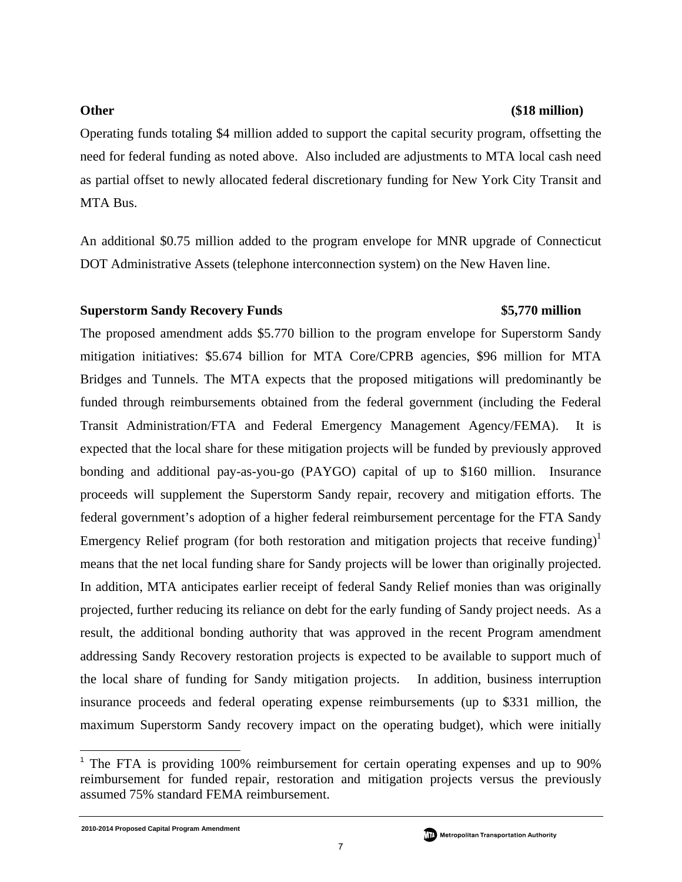**Other** **($18 million)**

Operating funds totaling $4 million added to support the capital security program, offsetting the need for federal funding as noted above. Also included are adjustments to MTA local cash need as partial offset to newly allocated federal discretionary funding for New York City Transit and MTA Bus.

An additional $0.75 million added to the program envelope for MNR upgrade of Connecticut DOT Administrative Assets (telephone interconnection system) on the New Haven line.

**Superstorm Sandy Recovery Funds** **$5,770 million**

The proposed amendment adds $5.770 billion to the program envelope for Superstorm Sandy mitigation initiatives: $5.674 billion for MTA Core/CPRB agencies, $96 million for MTA Bridges and Tunnels. The MTA expects that the proposed mitigations will predominantly be funded through reimbursements obtained from the federal government (including the Federal Transit Administration/FTA and Federal Emergency Management Agency/FEMA). It is expected that the local share for these mitigation projects will be funded by previously approved bonding and additional pay-as-you-go (PAYGO) capital of up to $160 million. Insurance proceeds will supplement the Superstorm Sandy repair, recovery and mitigation efforts. The federal government's adoption of a higher federal reimbursement percentage for the FTA Sandy Emergency Relief program (for both restoration and mitigation projects that receive funding)[1] means that the net local funding share for Sandy projects will be lower than originally projected. In addition, MTA anticipates earlier receipt of federal Sandy Relief monies than was originally projected, further reducing its reliance on debt for the early funding of Sandy project needs. As a result, the additional bonding authority that was approved in the recent Program amendment addressing Sandy Recovery restoration projects is expected to be available to support much of the local share of funding for Sandy mitigation projects. In addition, business interruption insurance proceeds and federal operating expense reimbursements (up to $331 million, the maximum Superstorm Sandy recovery impact on the operating budget), which were initially

[1] The FTA is providing 100% reimbursement for certain operating expenses and up to 90% reimbursement for funded repair, restoration and mitigation projects versus the previously assumed 75% standard FEMA reimbursement.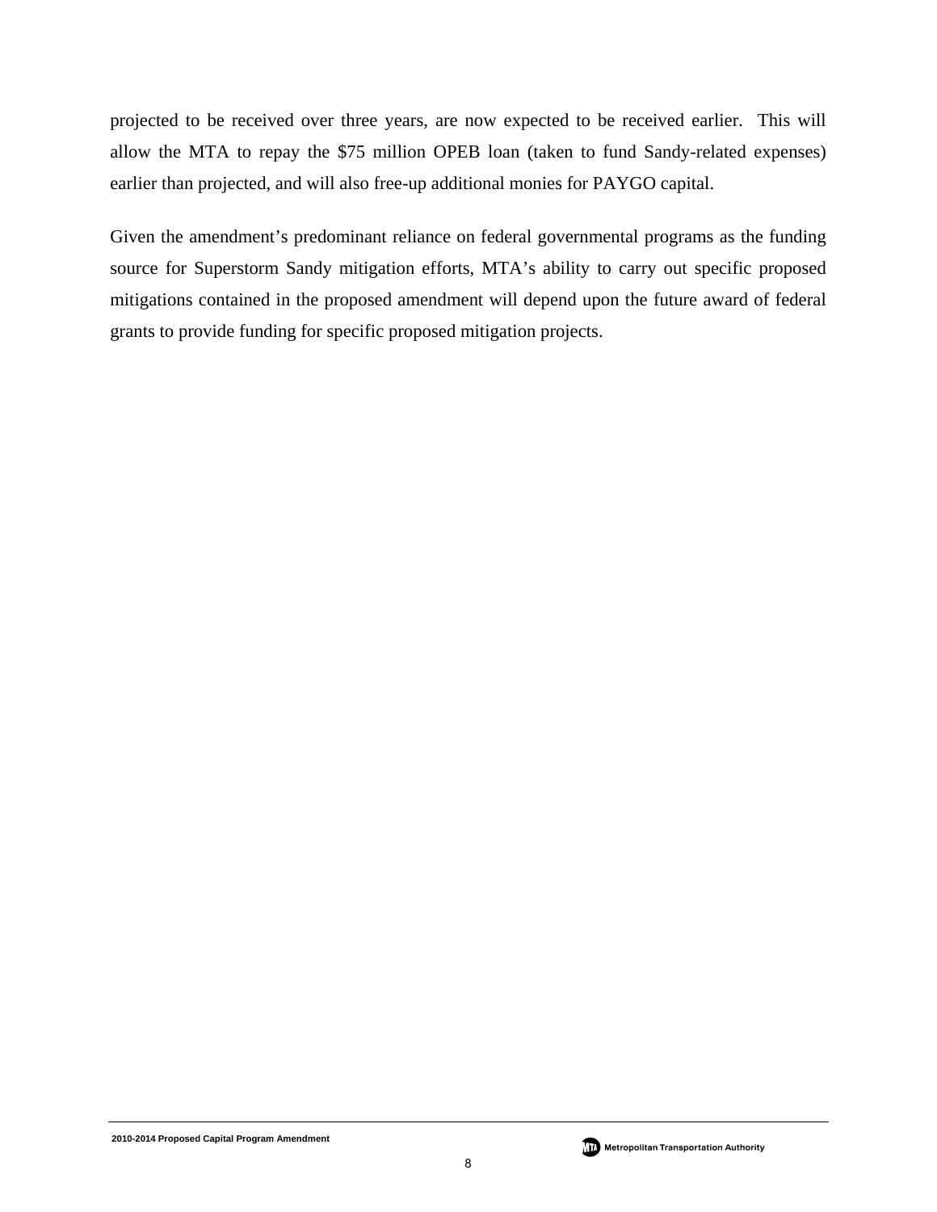projected to be received over three years, are now expected to be received earlier. This will allow the MTA to repay the $75 million OPEB loan (taken to fund Sandy-related expenses) earlier than projected, and will also free-up additional monies for PAYGO capital.

Given the amendment's predominant reliance on federal governmental programs as the funding source for Superstorm Sandy mitigation efforts, MTA's ability to carry out specific proposed mitigations contained in the proposed amendment will depend upon the future award of federal grants to provide funding for specific proposed mitigation projects.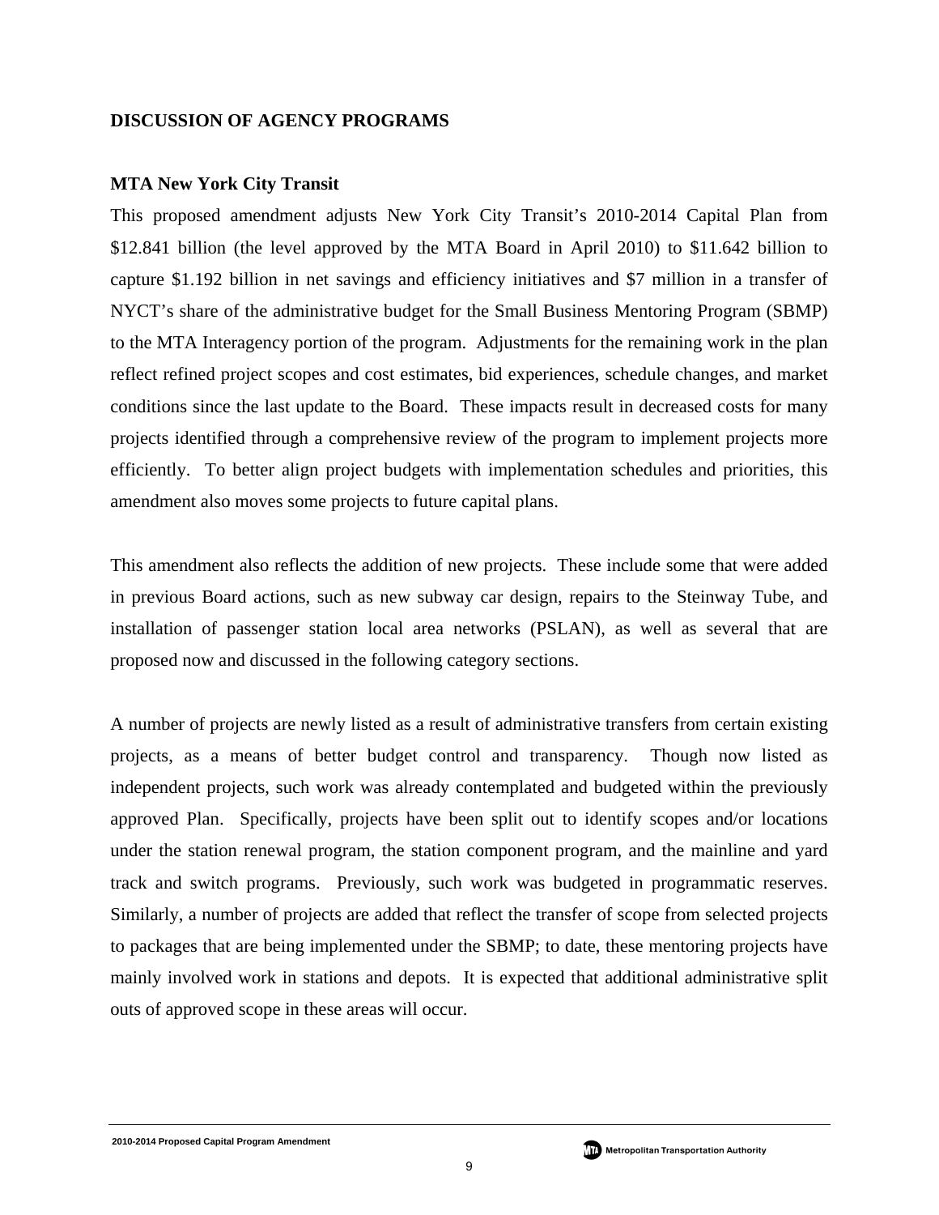## DISCUSSION OF AGENCY PROGRAMS

### MTA New York City Transit

This proposed amendment adjusts New York City Transit's 2010-2014 Capital Plan from $12.841 billion (the level approved by the MTA Board in April 2010) to $11.642 billion to capture $1.192 billion in net savings and efficiency initiatives and $7 million in a transfer of NYCT's share of the administrative budget for the Small Business Mentoring Program (SBMP) to the MTA Interagency portion of the program. Adjustments for the remaining work in the plan reflect refined project scopes and cost estimates, bid experiences, schedule changes, and market conditions since the last update to the Board. These impacts result in decreased costs for many projects identified through a comprehensive review of the program to implement projects more efficiently. To better align project budgets with implementation schedules and priorities, this amendment also moves some projects to future capital plans.

This amendment also reflects the addition of new projects. These include some that were added in previous Board actions, such as new subway car design, repairs to the Steinway Tube, and installation of passenger station local area networks (PSLAN), as well as several that are proposed now and discussed in the following category sections.

A number of projects are newly listed as a result of administrative transfers from certain existing projects, as a means of better budget control and transparency. Though now listed as independent projects, such work was already contemplated and budgeted within the previously approved Plan. Specifically, projects have been split out to identify scopes and/or locations under the station renewal program, the station component program, and the mainline and yard track and switch programs. Previously, such work was budgeted in programmatic reserves. Similarly, a number of projects are added that reflect the transfer of scope from selected projects to packages that are being implemented under the SBMP; to date, these mentoring projects have mainly involved work in stations and depots. It is expected that additional administrative split outs of approved scope in these areas will occur.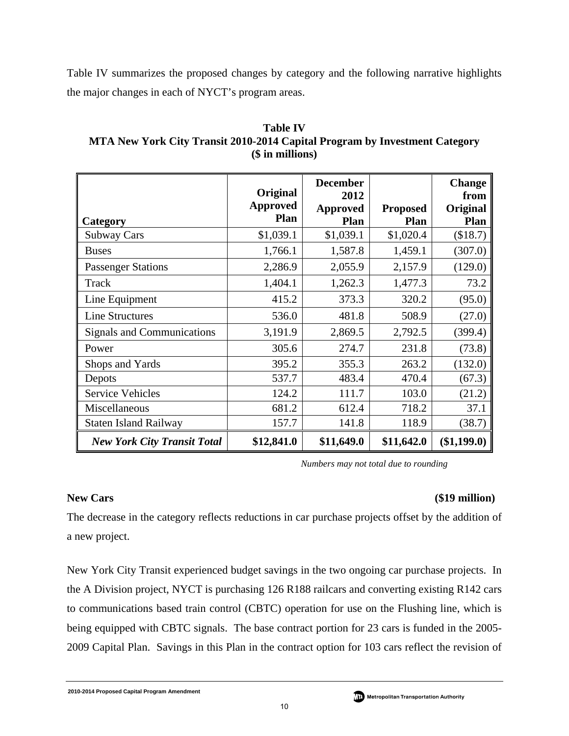Table IV summarizes the proposed changes by category and the following narrative highlights the major changes in each of NYCT's program areas.

**Table IV**
**MTA New York City Transit 2010-2014 Capital Program by Investment Category**
**($ in millions)**

| Category | Original Approved Plan | December 2012 Approved Plan | Proposed Plan | Change from Original Plan |
|---|---|---|---|---|
| Subway Cars | $1,039.1 | $1,039.1 | $1,020.4 | ($18.7) |
| Buses | 1,766.1 | 1,587.8 | 1,459.1 | (307.0) |
| Passenger Stations | 2,286.9 | 2,055.9 | 2,157.9 | (129.0) |
| Track | 1,404.1 | 1,262.3 | 1,477.3 | 73.2 |
| Line Equipment | 415.2 | 373.3 | 320.2 | (95.0) |
| Line Structures | 536.0 | 481.8 | 508.9 | (27.0) |
| Signals and Communications | 3,191.9 | 2,869.5 | 2,792.5 | (399.4) |
| Power | 305.6 | 274.7 | 231.8 | (73.8) |
| Shops and Yards | 395.2 | 355.3 | 263.2 | (132.0) |
| Depots | 537.7 | 483.4 | 470.4 | (67.3) |
| Service Vehicles | 124.2 | 111.7 | 103.0 | (21.2) |
| Miscellaneous | 681.2 | 612.4 | 718.2 | 37.1 |
| Staten Island Railway | 157.7 | 141.8 | 118.9 | (38.7) |
| ***New York City Transit Total*** | **$12,841.0** | **$11,649.0** | **$11,642.0** | **($1,199.0)** |

*Numbers may not total due to rounding*

**New Cars** **($19 million)**

The decrease in the category reflects reductions in car purchase projects offset by the addition of a new project.

New York City Transit experienced budget savings in the two ongoing car purchase projects. In the A Division project, NYCT is purchasing 126 R188 railcars and converting existing R142 cars to communications based train control (CBTC) operation for use on the Flushing line, which is being equipped with CBTC signals. The base contract portion for 23 cars is funded in the 2005-2009 Capital Plan. Savings in this Plan in the contract option for 103 cars reflect the revision of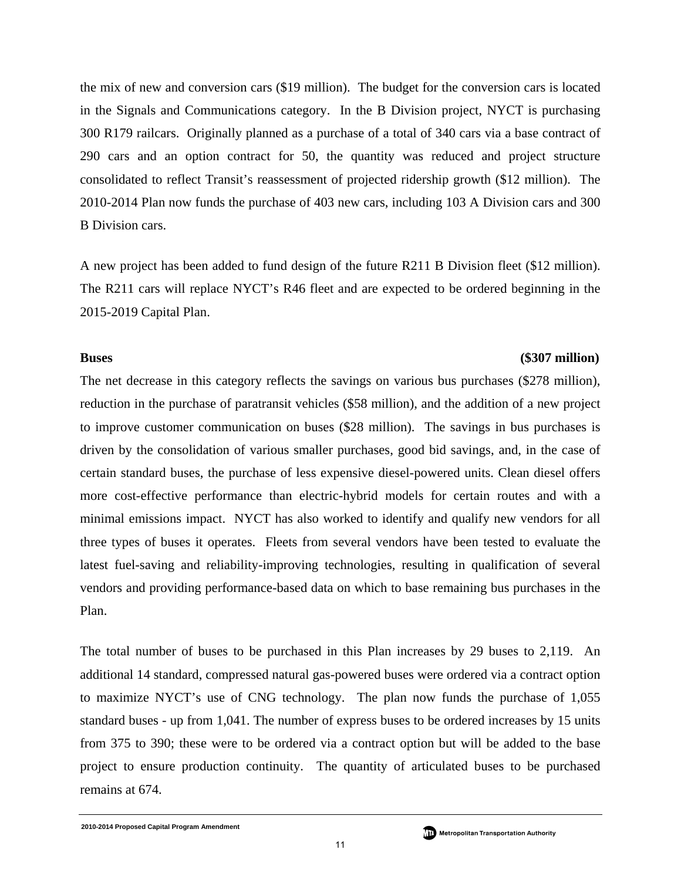the mix of new and conversion cars ($19 million). The budget for the conversion cars is located in the Signals and Communications category. In the B Division project, NYCT is purchasing 300 R179 railcars. Originally planned as a purchase of a total of 340 cars via a base contract of 290 cars and an option contract for 50, the quantity was reduced and project structure consolidated to reflect Transit's reassessment of projected ridership growth ($12 million). The 2010-2014 Plan now funds the purchase of 403 new cars, including 103 A Division cars and 300 B Division cars.

A new project has been added to fund design of the future R211 B Division fleet ($12 million). The R211 cars will replace NYCT's R46 fleet and are expected to be ordered beginning in the 2015-2019 Capital Plan.

**Buses ($307 million)**

The net decrease in this category reflects the savings on various bus purchases ($278 million), reduction in the purchase of paratransit vehicles ($58 million), and the addition of a new project to improve customer communication on buses ($28 million). The savings in bus purchases is driven by the consolidation of various smaller purchases, good bid savings, and, in the case of certain standard buses, the purchase of less expensive diesel-powered units. Clean diesel offers more cost-effective performance than electric-hybrid models for certain routes and with a minimal emissions impact. NYCT has also worked to identify and qualify new vendors for all three types of buses it operates. Fleets from several vendors have been tested to evaluate the latest fuel-saving and reliability-improving technologies, resulting in qualification of several vendors and providing performance-based data on which to base remaining bus purchases in the Plan.

The total number of buses to be purchased in this Plan increases by 29 buses to 2,119. An additional 14 standard, compressed natural gas-powered buses were ordered via a contract option to maximize NYCT's use of CNG technology. The plan now funds the purchase of 1,055 standard buses - up from 1,041. The number of express buses to be ordered increases by 15 units from 375 to 390; these were to be ordered via a contract option but will be added to the base project to ensure production continuity. The quantity of articulated buses to be purchased remains at 674.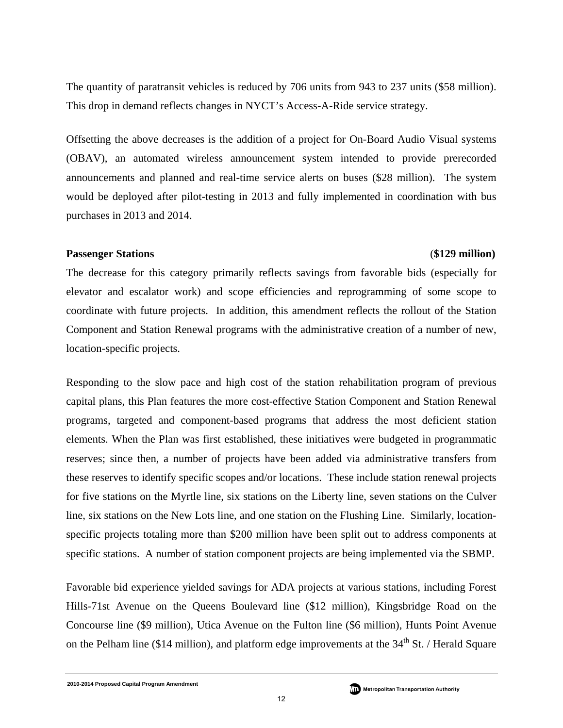The quantity of paratransit vehicles is reduced by 706 units from 943 to 237 units ($58 million). This drop in demand reflects changes in NYCT's Access-A-Ride service strategy.

Offsetting the above decreases is the addition of a project for On-Board Audio Visual systems (OBAV), an automated wireless announcement system intended to provide prerecorded announcements and planned and real-time service alerts on buses ($28 million). The system would be deployed after pilot-testing in 2013 and fully implemented in coordination with bus purchases in 2013 and 2014.

**Passenger Stations** (**$129 million)**

The decrease for this category primarily reflects savings from favorable bids (especially for elevator and escalator work) and scope efficiencies and reprogramming of some scope to coordinate with future projects. In addition, this amendment reflects the rollout of the Station Component and Station Renewal programs with the administrative creation of a number of new, location-specific projects.

Responding to the slow pace and high cost of the station rehabilitation program of previous capital plans, this Plan features the more cost-effective Station Component and Station Renewal programs, targeted and component-based programs that address the most deficient station elements. When the Plan was first established, these initiatives were budgeted in programmatic reserves; since then, a number of projects have been added via administrative transfers from these reserves to identify specific scopes and/or locations. These include station renewal projects for five stations on the Myrtle line, six stations on the Liberty line, seven stations on the Culver line, six stations on the New Lots line, and one station on the Flushing Line. Similarly, location-specific projects totaling more than $200 million have been split out to address components at specific stations. A number of station component projects are being implemented via the SBMP.

Favorable bid experience yielded savings for ADA projects at various stations, including Forest Hills-71st Avenue on the Queens Boulevard line ($12 million), Kingsbridge Road on the Concourse line ($9 million), Utica Avenue on the Fulton line ($6 million), Hunts Point Avenue on the Pelham line ($14 million), and platform edge improvements at the 34th St. / Herald Square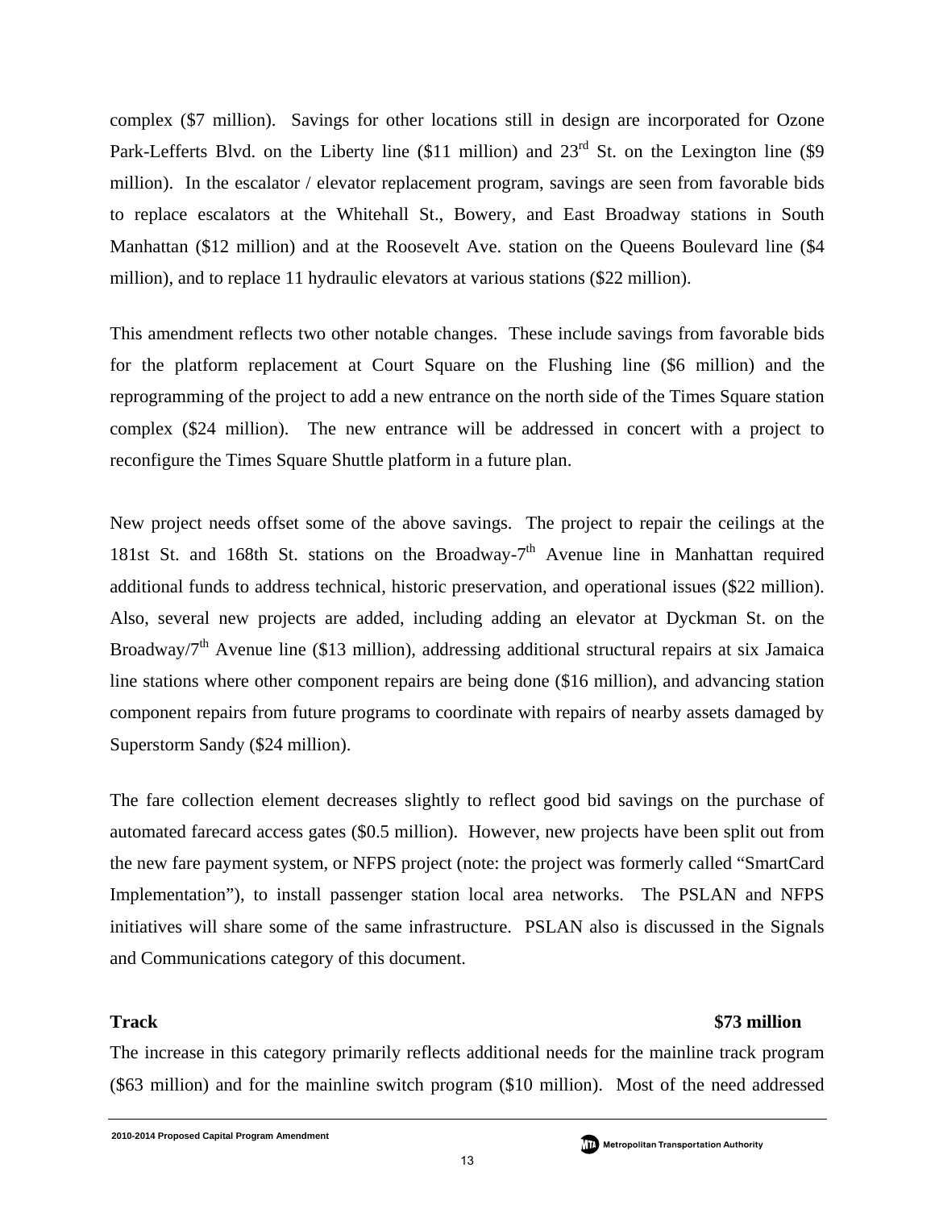complex ($7 million). Savings for other locations still in design are incorporated for Ozone Park-Lefferts Blvd. on the Liberty line ($11 million) and 23rd St. on the Lexington line ($9 million). In the escalator / elevator replacement program, savings are seen from favorable bids to replace escalators at the Whitehall St., Bowery, and East Broadway stations in South Manhattan ($12 million) and at the Roosevelt Ave. station on the Queens Boulevard line ($4 million), and to replace 11 hydraulic elevators at various stations ($22 million).

This amendment reflects two other notable changes. These include savings from favorable bids for the platform replacement at Court Square on the Flushing line ($6 million) and the reprogramming of the project to add a new entrance on the north side of the Times Square station complex ($24 million). The new entrance will be addressed in concert with a project to reconfigure the Times Square Shuttle platform in a future plan.

New project needs offset some of the above savings. The project to repair the ceilings at the 181st St. and 168th St. stations on the Broadway-7th Avenue line in Manhattan required additional funds to address technical, historic preservation, and operational issues ($22 million). Also, several new projects are added, including adding an elevator at Dyckman St. on the Broadway/7th Avenue line ($13 million), addressing additional structural repairs at six Jamaica line stations where other component repairs are being done ($16 million), and advancing station component repairs from future programs to coordinate with repairs of nearby assets damaged by Superstorm Sandy ($24 million).

The fare collection element decreases slightly to reflect good bid savings on the purchase of automated farecard access gates ($0.5 million). However, new projects have been split out from the new fare payment system, or NFPS project (note: the project was formerly called "SmartCard Implementation"), to install passenger station local area networks. The PSLAN and NFPS initiatives will share some of the same infrastructure. PSLAN also is discussed in the Signals and Communications category of this document.

**Track** **$73 million**

The increase in this category primarily reflects additional needs for the mainline track program ($63 million) and for the mainline switch program ($10 million). Most of the need addressed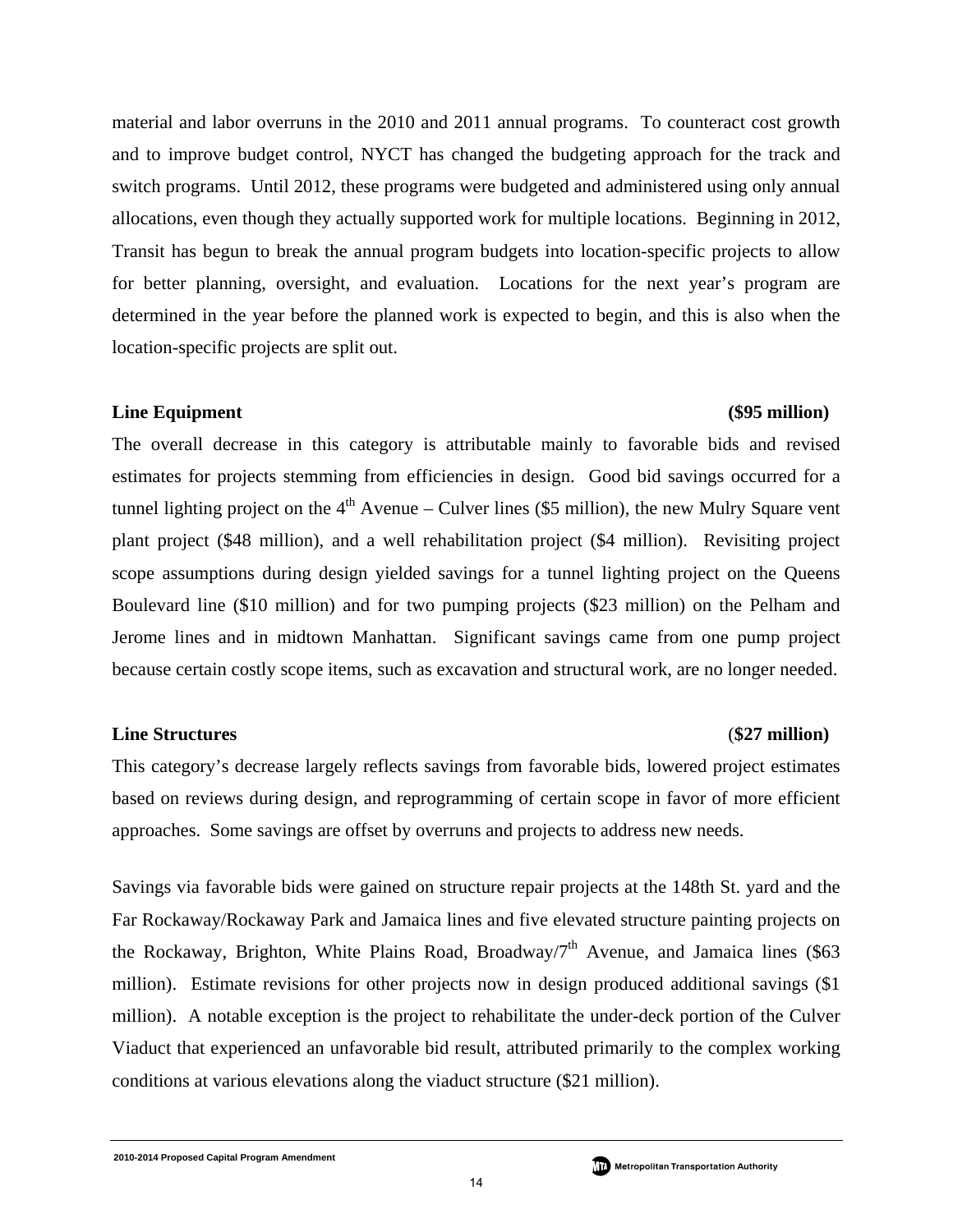material and labor overruns in the 2010 and 2011 annual programs. To counteract cost growth and to improve budget control, NYCT has changed the budgeting approach for the track and switch programs. Until 2012, these programs were budgeted and administered using only annual allocations, even though they actually supported work for multiple locations. Beginning in 2012, Transit has begun to break the annual program budgets into location-specific projects to allow for better planning, oversight, and evaluation. Locations for the next year's program are determined in the year before the planned work is expected to begin, and this is also when the location-specific projects are split out.

**Line Equipment (\$95 million)**

The overall decrease in this category is attributable mainly to favorable bids and revised estimates for projects stemming from efficiencies in design. Good bid savings occurred for a tunnel lighting project on the 4th Avenue – Culver lines (\$5 million), the new Mulry Square vent plant project (\$48 million), and a well rehabilitation project (\$4 million). Revisiting project scope assumptions during design yielded savings for a tunnel lighting project on the Queens Boulevard line (\$10 million) and for two pumping projects (\$23 million) on the Pelham and Jerome lines and in midtown Manhattan. Significant savings came from one pump project because certain costly scope items, such as excavation and structural work, are no longer needed.

**Line Structures (\$27 million)**

This category's decrease largely reflects savings from favorable bids, lowered project estimates based on reviews during design, and reprogramming of certain scope in favor of more efficient approaches. Some savings are offset by overruns and projects to address new needs.

Savings via favorable bids were gained on structure repair projects at the 148th St. yard and the Far Rockaway/Rockaway Park and Jamaica lines and five elevated structure painting projects on the Rockaway, Brighton, White Plains Road, Broadway/7th Avenue, and Jamaica lines (\$63 million). Estimate revisions for other projects now in design produced additional savings (\$1 million). A notable exception is the project to rehabilitate the under-deck portion of the Culver Viaduct that experienced an unfavorable bid result, attributed primarily to the complex working conditions at various elevations along the viaduct structure (\$21 million).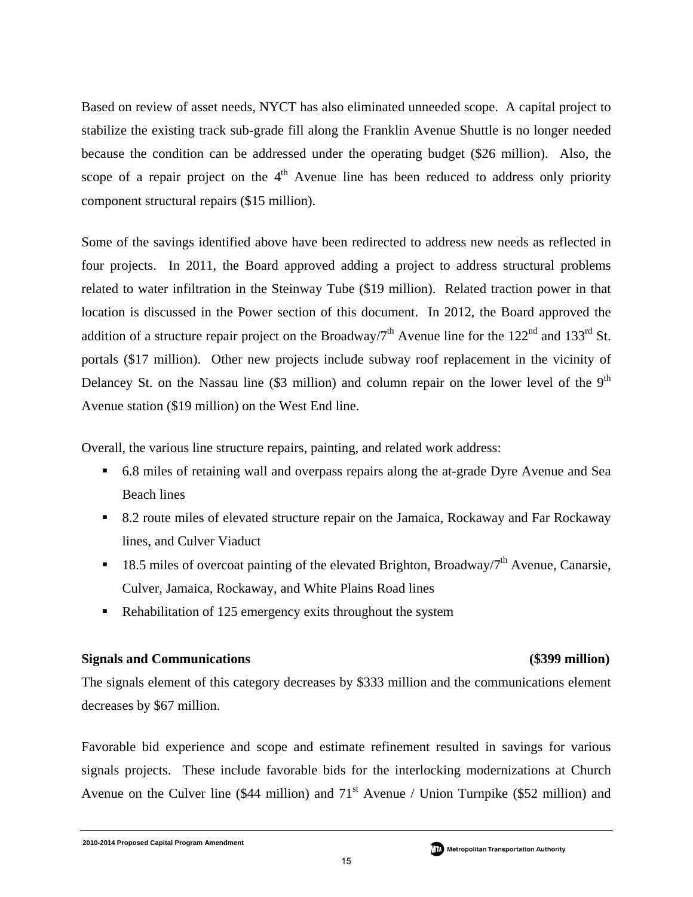Based on review of asset needs, NYCT has also eliminated unneeded scope. A capital project to stabilize the existing track sub-grade fill along the Franklin Avenue Shuttle is no longer needed because the condition can be addressed under the operating budget ($26 million). Also, the scope of a repair project on the 4th Avenue line has been reduced to address only priority component structural repairs ($15 million).

Some of the savings identified above have been redirected to address new needs as reflected in four projects. In 2011, the Board approved adding a project to address structural problems related to water infiltration in the Steinway Tube ($19 million). Related traction power in that location is discussed in the Power section of this document. In 2012, the Board approved the addition of a structure repair project on the Broadway/7th Avenue line for the 122nd and 133rd St. portals ($17 million). Other new projects include subway roof replacement in the vicinity of Delancey St. on the Nassau line ($3 million) and column repair on the lower level of the 9th Avenue station ($19 million) on the West End line.

Overall, the various line structure repairs, painting, and related work address:

- 6.8 miles of retaining wall and overpass repairs along the at-grade Dyre Avenue and Sea Beach lines
- 8.2 route miles of elevated structure repair on the Jamaica, Rockaway and Far Rockaway lines, and Culver Viaduct
- 18.5 miles of overcoat painting of the elevated Brighton, Broadway/7th Avenue, Canarsie, Culver, Jamaica, Rockaway, and White Plains Road lines
- Rehabilitation of 125 emergency exits throughout the system

**Signals and Communications** **($399 million)**

The signals element of this category decreases by $333 million and the communications element decreases by $67 million.

Favorable bid experience and scope and estimate refinement resulted in savings for various signals projects. These include favorable bids for the interlocking modernizations at Church Avenue on the Culver line ($44 million) and 71st Avenue / Union Turnpike ($52 million) and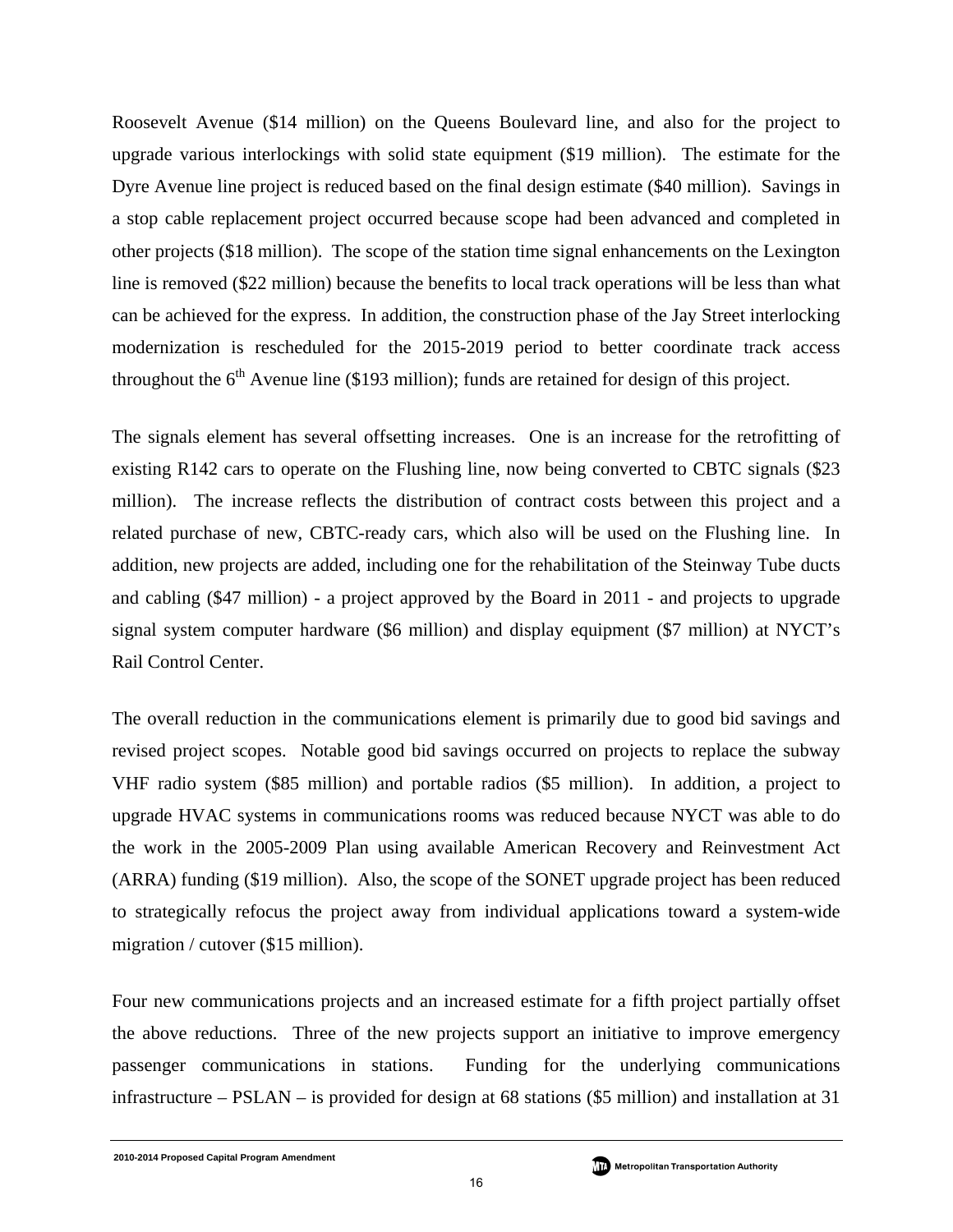Roosevelt Avenue ($14 million) on the Queens Boulevard line, and also for the project to upgrade various interlockings with solid state equipment ($19 million). The estimate for the Dyre Avenue line project is reduced based on the final design estimate ($40 million). Savings in a stop cable replacement project occurred because scope had been advanced and completed in other projects ($18 million). The scope of the station time signal enhancements on the Lexington line is removed ($22 million) because the benefits to local track operations will be less than what can be achieved for the express. In addition, the construction phase of the Jay Street interlocking modernization is rescheduled for the 2015-2019 period to better coordinate track access throughout the 6th Avenue line ($193 million); funds are retained for design of this project.

The signals element has several offsetting increases. One is an increase for the retrofitting of existing R142 cars to operate on the Flushing line, now being converted to CBTC signals ($23 million). The increase reflects the distribution of contract costs between this project and a related purchase of new, CBTC-ready cars, which also will be used on the Flushing line. In addition, new projects are added, including one for the rehabilitation of the Steinway Tube ducts and cabling ($47 million) - a project approved by the Board in 2011 - and projects to upgrade signal system computer hardware ($6 million) and display equipment ($7 million) at NYCT's Rail Control Center.

The overall reduction in the communications element is primarily due to good bid savings and revised project scopes. Notable good bid savings occurred on projects to replace the subway VHF radio system ($85 million) and portable radios ($5 million). In addition, a project to upgrade HVAC systems in communications rooms was reduced because NYCT was able to do the work in the 2005-2009 Plan using available American Recovery and Reinvestment Act (ARRA) funding ($19 million). Also, the scope of the SONET upgrade project has been reduced to strategically refocus the project away from individual applications toward a system-wide migration / cutover ($15 million).

Four new communications projects and an increased estimate for a fifth project partially offset the above reductions. Three of the new projects support an initiative to improve emergency passenger communications in stations. Funding for the underlying communications infrastructure – PSLAN – is provided for design at 68 stations ($5 million) and installation at 31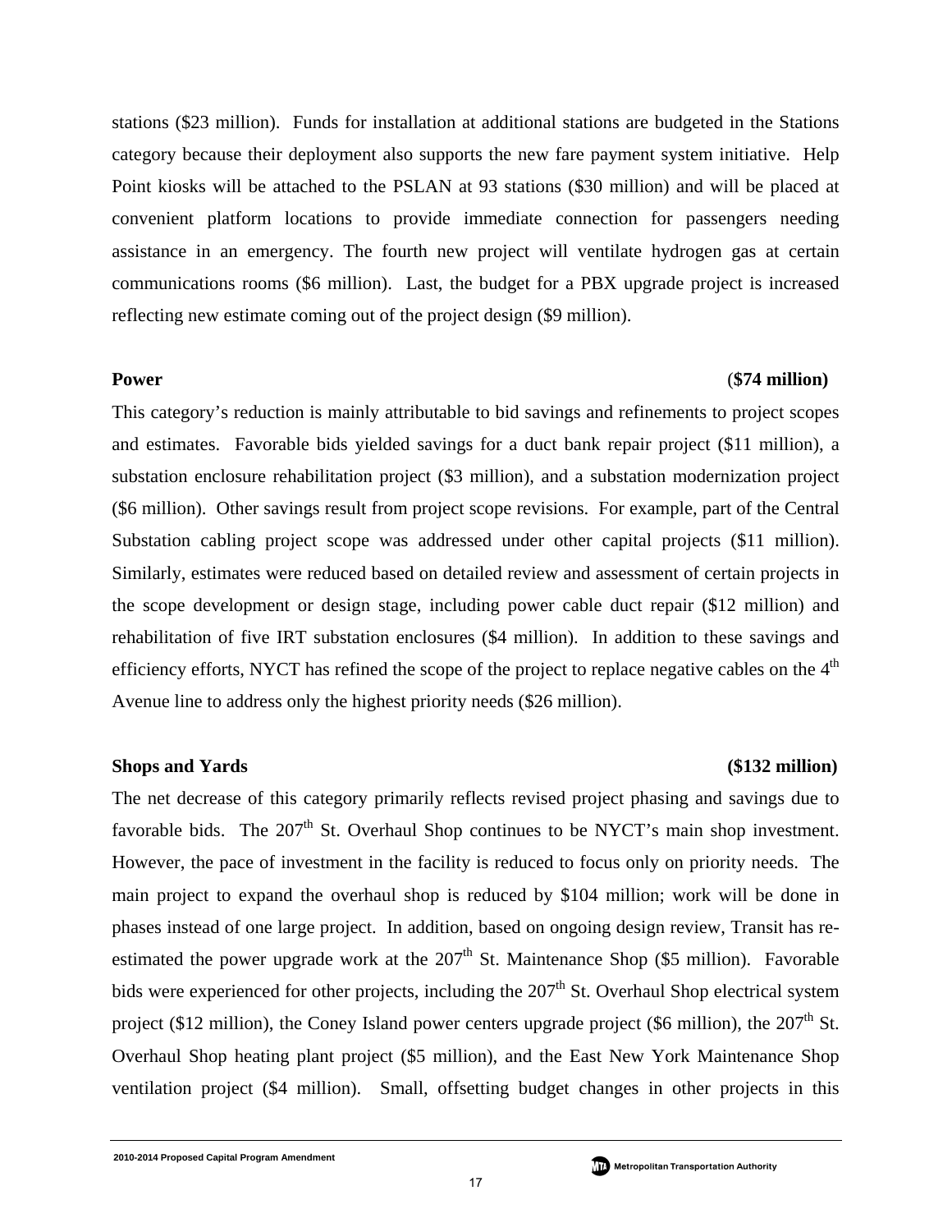stations ($23 million). Funds for installation at additional stations are budgeted in the Stations category because their deployment also supports the new fare payment system initiative. Help Point kiosks will be attached to the PSLAN at 93 stations ($30 million) and will be placed at convenient platform locations to provide immediate connection for passengers needing assistance in an emergency. The fourth new project will ventilate hydrogen gas at certain communications rooms ($6 million). Last, the budget for a PBX upgrade project is increased reflecting new estimate coming out of the project design ($9 million).

**Power** **($74 million)**

This category's reduction is mainly attributable to bid savings and refinements to project scopes and estimates. Favorable bids yielded savings for a duct bank repair project ($11 million), a substation enclosure rehabilitation project ($3 million), and a substation modernization project ($6 million). Other savings result from project scope revisions. For example, part of the Central Substation cabling project scope was addressed under other capital projects ($11 million). Similarly, estimates were reduced based on detailed review and assessment of certain projects in the scope development or design stage, including power cable duct repair ($12 million) and rehabilitation of five IRT substation enclosures ($4 million). In addition to these savings and efficiency efforts, NYCT has refined the scope of the project to replace negative cables on the 4th Avenue line to address only the highest priority needs ($26 million).

**Shops and Yards** **($132 million)**

The net decrease of this category primarily reflects revised project phasing and savings due to favorable bids. The 207th St. Overhaul Shop continues to be NYCT's main shop investment. However, the pace of investment in the facility is reduced to focus only on priority needs. The main project to expand the overhaul shop is reduced by $104 million; work will be done in phases instead of one large project. In addition, based on ongoing design review, Transit has re-estimated the power upgrade work at the 207th St. Maintenance Shop ($5 million). Favorable bids were experienced for other projects, including the 207th St. Overhaul Shop electrical system project ($12 million), the Coney Island power centers upgrade project ($6 million), the 207th St. Overhaul Shop heating plant project ($5 million), and the East New York Maintenance Shop ventilation project ($4 million). Small, offsetting budget changes in other projects in this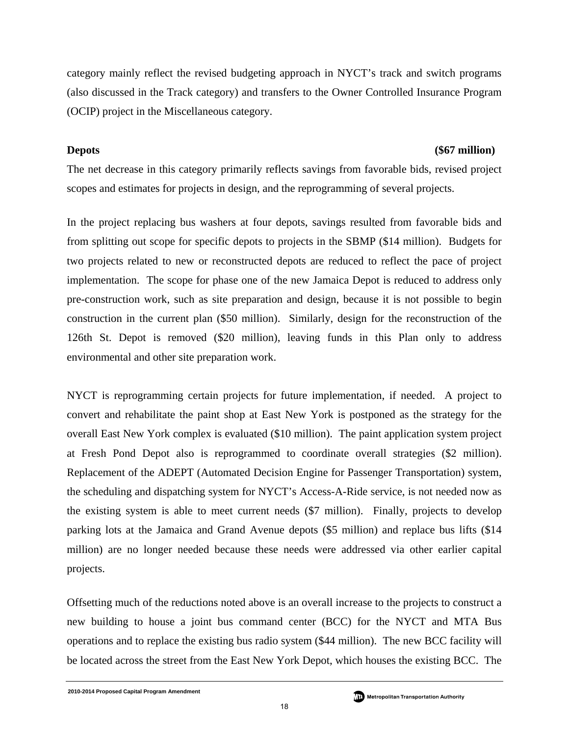category mainly reflect the revised budgeting approach in NYCT's track and switch programs (also discussed in the Track category) and transfers to the Owner Controlled Insurance Program (OCIP) project in the Miscellaneous category.

**Depots** **($67 million)**

The net decrease in this category primarily reflects savings from favorable bids, revised project scopes and estimates for projects in design, and the reprogramming of several projects.

In the project replacing bus washers at four depots, savings resulted from favorable bids and from splitting out scope for specific depots to projects in the SBMP ($14 million). Budgets for two projects related to new or reconstructed depots are reduced to reflect the pace of project implementation. The scope for phase one of the new Jamaica Depot is reduced to address only pre-construction work, such as site preparation and design, because it is not possible to begin construction in the current plan ($50 million). Similarly, design for the reconstruction of the 126th St. Depot is removed ($20 million), leaving funds in this Plan only to address environmental and other site preparation work.

NYCT is reprogramming certain projects for future implementation, if needed. A project to convert and rehabilitate the paint shop at East New York is postponed as the strategy for the overall East New York complex is evaluated ($10 million). The paint application system project at Fresh Pond Depot also is reprogrammed to coordinate overall strategies ($2 million). Replacement of the ADEPT (Automated Decision Engine for Passenger Transportation) system, the scheduling and dispatching system for NYCT's Access-A-Ride service, is not needed now as the existing system is able to meet current needs ($7 million). Finally, projects to develop parking lots at the Jamaica and Grand Avenue depots ($5 million) and replace bus lifts ($14 million) are no longer needed because these needs were addressed via other earlier capital projects.

Offsetting much of the reductions noted above is an overall increase to the projects to construct a new building to house a joint bus command center (BCC) for the NYCT and MTA Bus operations and to replace the existing bus radio system ($44 million). The new BCC facility will be located across the street from the East New York Depot, which houses the existing BCC. The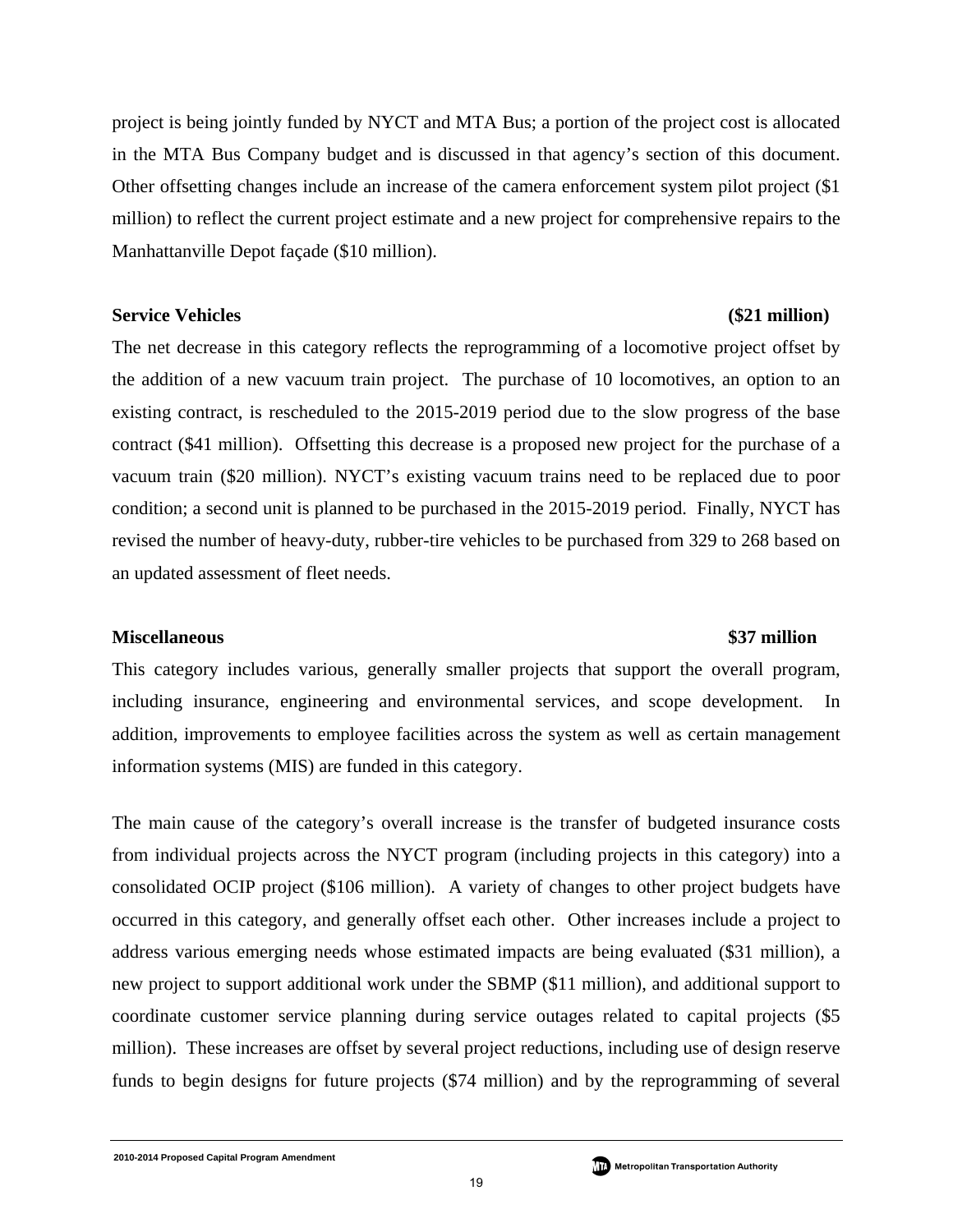project is being jointly funded by NYCT and MTA Bus; a portion of the project cost is allocated in the MTA Bus Company budget and is discussed in that agency's section of this document. Other offsetting changes include an increase of the camera enforcement system pilot project ($1 million) to reflect the current project estimate and a new project for comprehensive repairs to the Manhattanville Depot façade ($10 million).

**Service Vehicles** **($21 million)**

The net decrease in this category reflects the reprogramming of a locomotive project offset by the addition of a new vacuum train project. The purchase of 10 locomotives, an option to an existing contract, is rescheduled to the 2015-2019 period due to the slow progress of the base contract ($41 million). Offsetting this decrease is a proposed new project for the purchase of a vacuum train ($20 million). NYCT's existing vacuum trains need to be replaced due to poor condition; a second unit is planned to be purchased in the 2015-2019 period. Finally, NYCT has revised the number of heavy-duty, rubber-tire vehicles to be purchased from 329 to 268 based on an updated assessment of fleet needs.

**Miscellaneous** **$37 million**

This category includes various, generally smaller projects that support the overall program, including insurance, engineering and environmental services, and scope development. In addition, improvements to employee facilities across the system as well as certain management information systems (MIS) are funded in this category.

The main cause of the category's overall increase is the transfer of budgeted insurance costs from individual projects across the NYCT program (including projects in this category) into a consolidated OCIP project ($106 million). A variety of changes to other project budgets have occurred in this category, and generally offset each other. Other increases include a project to address various emerging needs whose estimated impacts are being evaluated ($31 million), a new project to support additional work under the SBMP ($11 million), and additional support to coordinate customer service planning during service outages related to capital projects ($5 million). These increases are offset by several project reductions, including use of design reserve funds to begin designs for future projects ($74 million) and by the reprogramming of several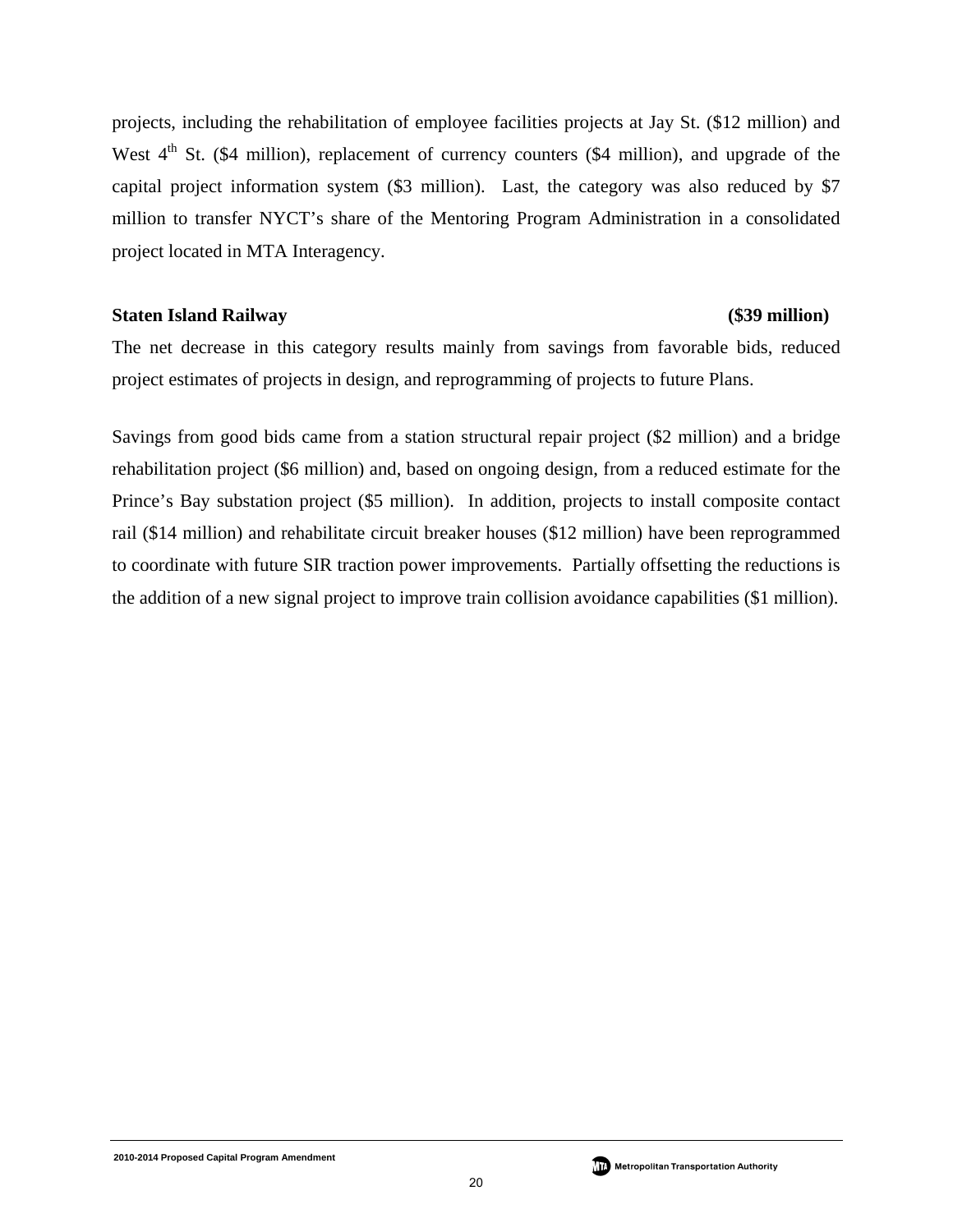projects, including the rehabilitation of employee facilities projects at Jay St. ($12 million) and West 4th St. ($4 million), replacement of currency counters ($4 million), and upgrade of the capital project information system ($3 million). Last, the category was also reduced by $7 million to transfer NYCT's share of the Mentoring Program Administration in a consolidated project located in MTA Interagency.

**Staten Island Railway** **($39 million)**

The net decrease in this category results mainly from savings from favorable bids, reduced project estimates of projects in design, and reprogramming of projects to future Plans.

Savings from good bids came from a station structural repair project ($2 million) and a bridge rehabilitation project ($6 million) and, based on ongoing design, from a reduced estimate for the Prince's Bay substation project ($5 million). In addition, projects to install composite contact rail ($14 million) and rehabilitate circuit breaker houses ($12 million) have been reprogrammed to coordinate with future SIR traction power improvements. Partially offsetting the reductions is the addition of a new signal project to improve train collision avoidance capabilities ($1 million).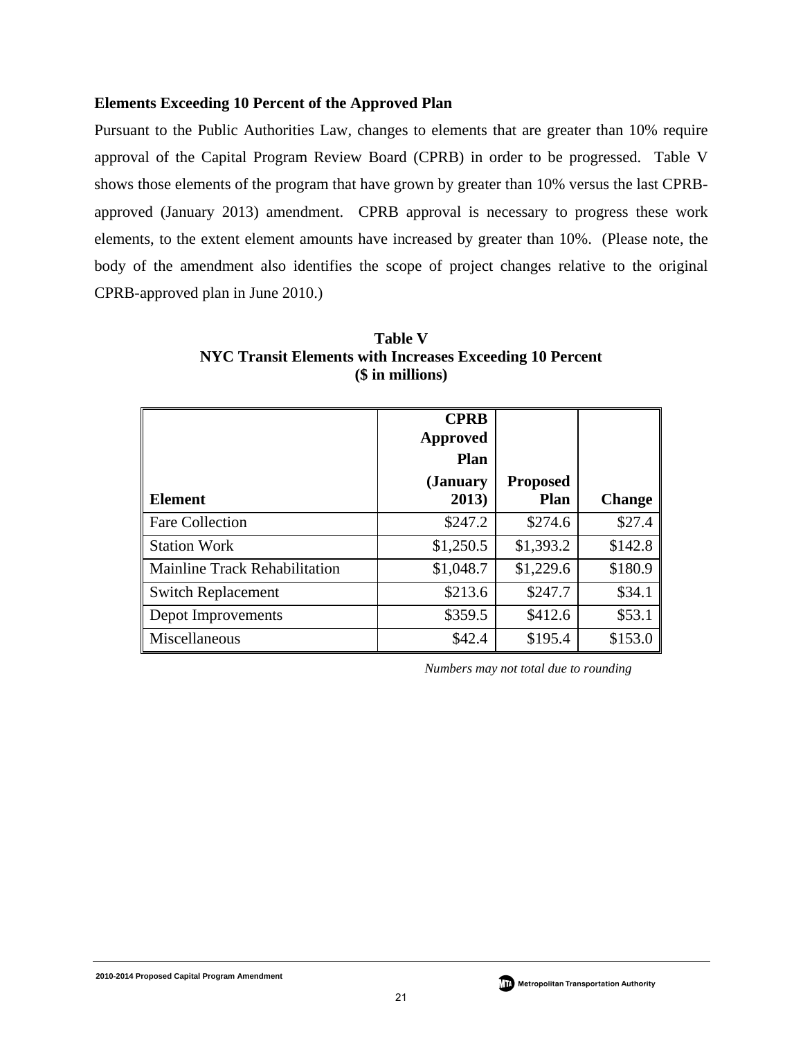**Elements Exceeding 10 Percent of the Approved Plan**

Pursuant to the Public Authorities Law, changes to elements that are greater than 10% require approval of the Capital Program Review Board (CPRB) in order to be progressed. Table V shows those elements of the program that have grown by greater than 10% versus the last CPRB-approved (January 2013) amendment. CPRB approval is necessary to progress these work elements, to the extent element amounts have increased by greater than 10%. (Please note, the body of the amendment also identifies the scope of project changes relative to the original CPRB-approved plan in June 2010.)

**Table V**
**NYC Transit Elements with Increases Exceeding 10 Percent**
**($ in millions)**

| Element | CPRB Approved Plan (January 2013) | Proposed Plan | Change |
|---|---|---|---|
| Fare Collection | $247.2 | $274.6 | $27.4 |
| Station Work | $1,250.5 | $1,393.2 | $142.8 |
| Mainline Track Rehabilitation | $1,048.7 | $1,229.6 | $180.9 |
| Switch Replacement | $213.6 | $247.7 | $34.1 |
| Depot Improvements | $359.5 | $412.6 | $53.1 |
| Miscellaneous | $42.4 | $195.4 | $153.0 |

*Numbers may not total due to rounding*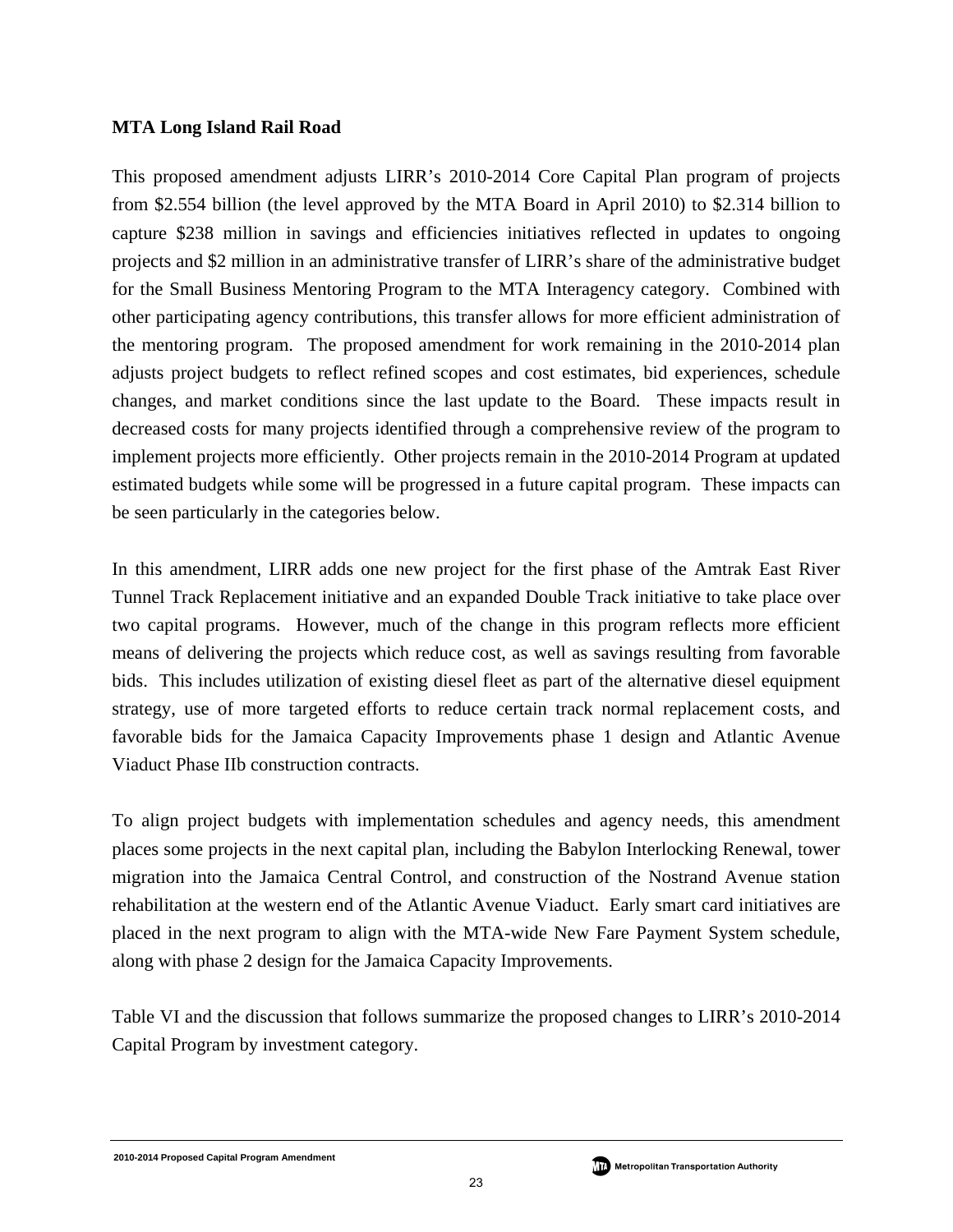**MTA Long Island Rail Road**

This proposed amendment adjusts LIRR's 2010-2014 Core Capital Plan program of projects from $2.554 billion (the level approved by the MTA Board in April 2010) to $2.314 billion to capture $238 million in savings and efficiencies initiatives reflected in updates to ongoing projects and $2 million in an administrative transfer of LIRR's share of the administrative budget for the Small Business Mentoring Program to the MTA Interagency category. Combined with other participating agency contributions, this transfer allows for more efficient administration of the mentoring program. The proposed amendment for work remaining in the 2010-2014 plan adjusts project budgets to reflect refined scopes and cost estimates, bid experiences, schedule changes, and market conditions since the last update to the Board. These impacts result in decreased costs for many projects identified through a comprehensive review of the program to implement projects more efficiently. Other projects remain in the 2010-2014 Program at updated estimated budgets while some will be progressed in a future capital program. These impacts can be seen particularly in the categories below.

In this amendment, LIRR adds one new project for the first phase of the Amtrak East River Tunnel Track Replacement initiative and an expanded Double Track initiative to take place over two capital programs. However, much of the change in this program reflects more efficient means of delivering the projects which reduce cost, as well as savings resulting from favorable bids. This includes utilization of existing diesel fleet as part of the alternative diesel equipment strategy, use of more targeted efforts to reduce certain track normal replacement costs, and favorable bids for the Jamaica Capacity Improvements phase 1 design and Atlantic Avenue Viaduct Phase IIb construction contracts.

To align project budgets with implementation schedules and agency needs, this amendment places some projects in the next capital plan, including the Babylon Interlocking Renewal, tower migration into the Jamaica Central Control, and construction of the Nostrand Avenue station rehabilitation at the western end of the Atlantic Avenue Viaduct. Early smart card initiatives are placed in the next program to align with the MTA-wide New Fare Payment System schedule, along with phase 2 design for the Jamaica Capacity Improvements.

Table VI and the discussion that follows summarize the proposed changes to LIRR's 2010-2014 Capital Program by investment category.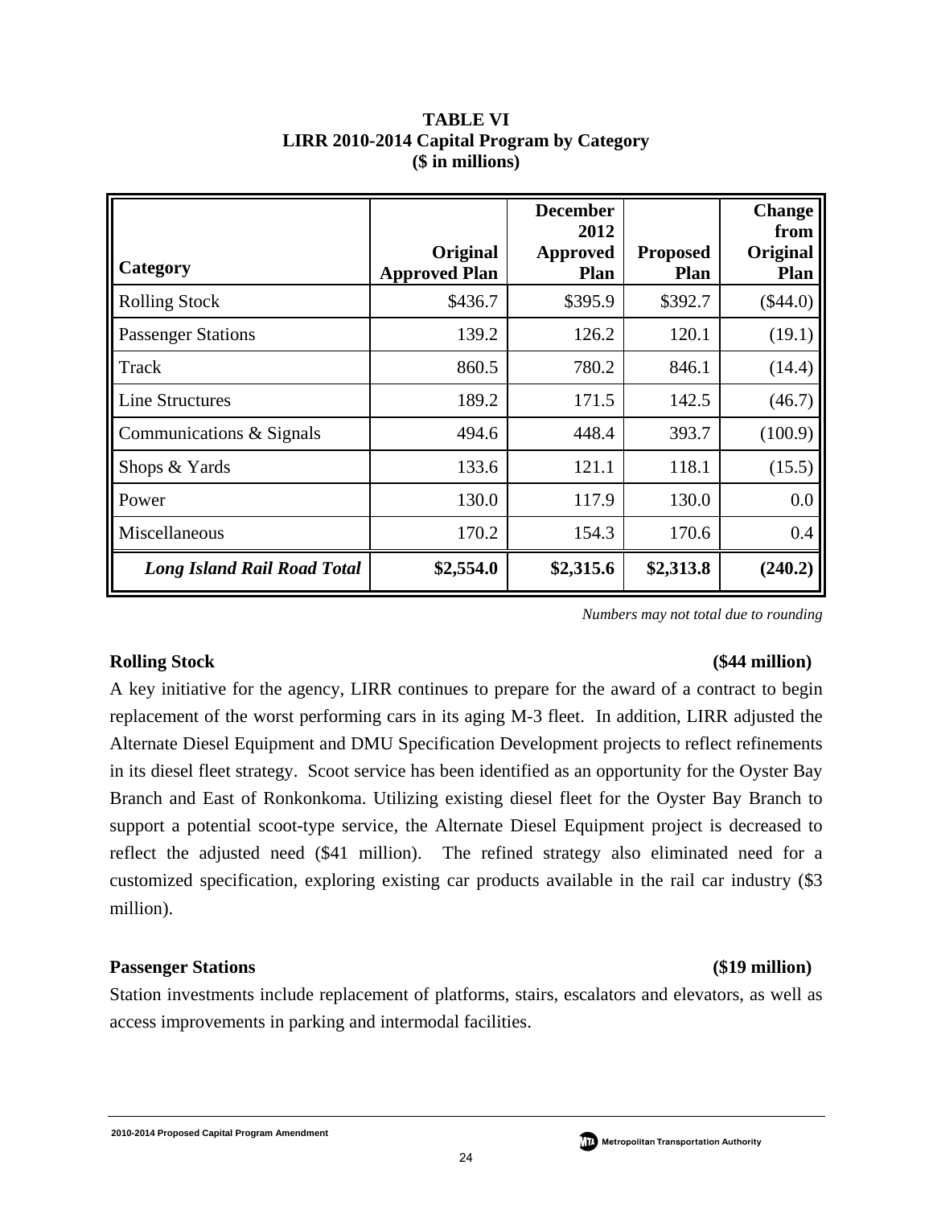**TABLE VI**
**LIRR 2010-2014 Capital Program by Category**
**($ in millions)**

| Category | Original Approved Plan | December 2012 Approved Plan | Proposed Plan | Change from Original Plan |
|---|---|---|---|---|
| Rolling Stock | $436.7 | $395.9 | $392.7 | ($44.0) |
| Passenger Stations | 139.2 | 126.2 | 120.1 | (19.1) |
| Track | 860.5 | 780.2 | 846.1 | (14.4) |
| Line Structures | 189.2 | 171.5 | 142.5 | (46.7) |
| Communications & Signals | 494.6 | 448.4 | 393.7 | (100.9) |
| Shops & Yards | 133.6 | 121.1 | 118.1 | (15.5) |
| Power | 130.0 | 117.9 | 130.0 | 0.0 |
| Miscellaneous | 170.2 | 154.3 | 170.6 | 0.4 |
| ***Long Island Rail Road Total*** | **$2,554.0** | **$2,315.6** | **$2,313.8** | **(240.2)** |

*Numbers may not total due to rounding*

**Rolling Stock** **($44 million)**

A key initiative for the agency, LIRR continues to prepare for the award of a contract to begin replacement of the worst performing cars in its aging M-3 fleet. In addition, LIRR adjusted the Alternate Diesel Equipment and DMU Specification Development projects to reflect refinements in its diesel fleet strategy. Scoot service has been identified as an opportunity for the Oyster Bay Branch and East of Ronkonkoma. Utilizing existing diesel fleet for the Oyster Bay Branch to support a potential scoot-type service, the Alternate Diesel Equipment project is decreased to reflect the adjusted need ($41 million). The refined strategy also eliminated need for a customized specification, exploring existing car products available in the rail car industry ($3 million).

**Passenger Stations** **($19 million)**

Station investments include replacement of platforms, stairs, escalators and elevators, as well as access improvements in parking and intermodal facilities.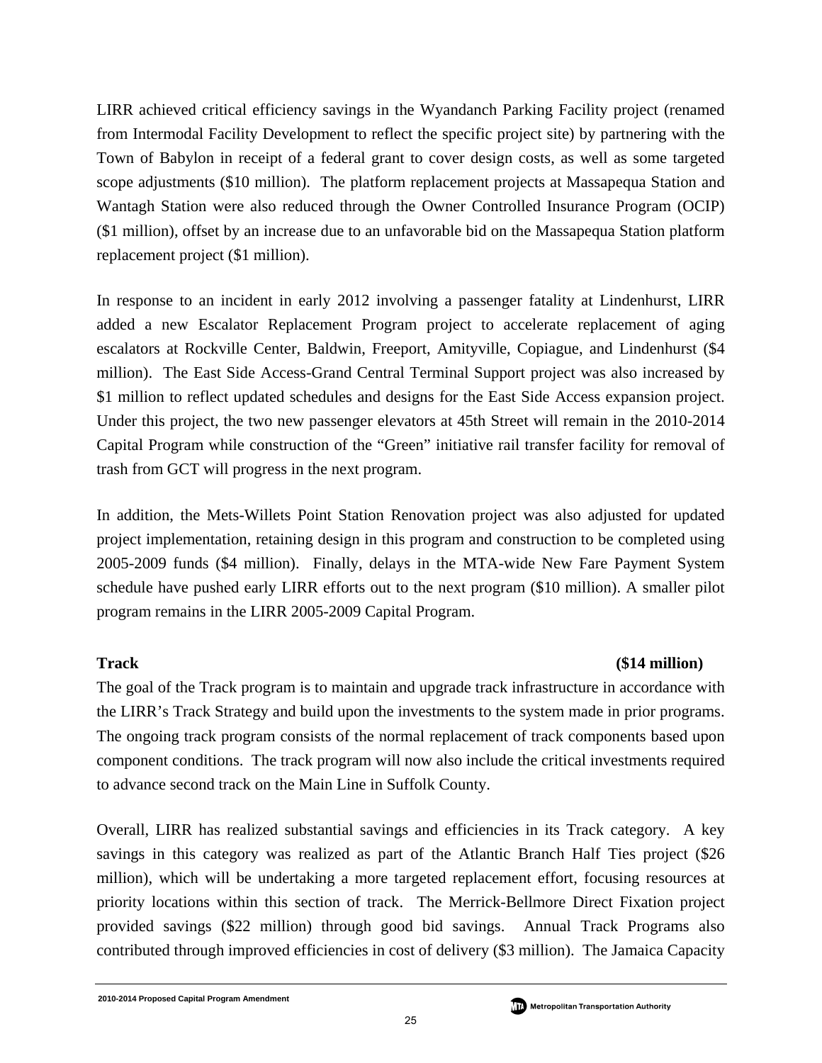LIRR achieved critical efficiency savings in the Wyandanch Parking Facility project (renamed from Intermodal Facility Development to reflect the specific project site) by partnering with the Town of Babylon in receipt of a federal grant to cover design costs, as well as some targeted scope adjustments ($10 million). The platform replacement projects at Massapequa Station and Wantagh Station were also reduced through the Owner Controlled Insurance Program (OCIP) ($1 million), offset by an increase due to an unfavorable bid on the Massapequa Station platform replacement project ($1 million).

In response to an incident in early 2012 involving a passenger fatality at Lindenhurst, LIRR added a new Escalator Replacement Program project to accelerate replacement of aging escalators at Rockville Center, Baldwin, Freeport, Amityville, Copiague, and Lindenhurst ($4 million). The East Side Access-Grand Central Terminal Support project was also increased by $1 million to reflect updated schedules and designs for the East Side Access expansion project. Under this project, the two new passenger elevators at 45th Street will remain in the 2010-2014 Capital Program while construction of the "Green" initiative rail transfer facility for removal of trash from GCT will progress in the next program.

In addition, the Mets-Willets Point Station Renovation project was also adjusted for updated project implementation, retaining design in this program and construction to be completed using 2005-2009 funds ($4 million). Finally, delays in the MTA-wide New Fare Payment System schedule have pushed early LIRR efforts out to the next program ($10 million). A smaller pilot program remains in the LIRR 2005-2009 Capital Program.

**Track** **($14 million)**

The goal of the Track program is to maintain and upgrade track infrastructure in accordance with the LIRR's Track Strategy and build upon the investments to the system made in prior programs. The ongoing track program consists of the normal replacement of track components based upon component conditions. The track program will now also include the critical investments required to advance second track on the Main Line in Suffolk County.

Overall, LIRR has realized substantial savings and efficiencies in its Track category. A key savings in this category was realized as part of the Atlantic Branch Half Ties project ($26 million), which will be undertaking a more targeted replacement effort, focusing resources at priority locations within this section of track. The Merrick-Bellmore Direct Fixation project provided savings ($22 million) through good bid savings. Annual Track Programs also contributed through improved efficiencies in cost of delivery ($3 million). The Jamaica Capacity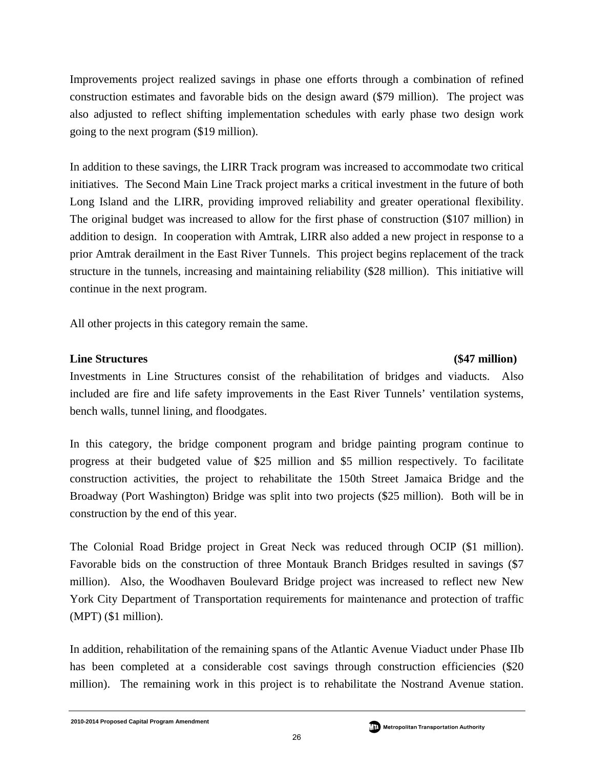Improvements project realized savings in phase one efforts through a combination of refined construction estimates and favorable bids on the design award ($79 million). The project was also adjusted to reflect shifting implementation schedules with early phase two design work going to the next program ($19 million).

In addition to these savings, the LIRR Track program was increased to accommodate two critical initiatives. The Second Main Line Track project marks a critical investment in the future of both Long Island and the LIRR, providing improved reliability and greater operational flexibility. The original budget was increased to allow for the first phase of construction ($107 million) in addition to design. In cooperation with Amtrak, LIRR also added a new project in response to a prior Amtrak derailment in the East River Tunnels. This project begins replacement of the track structure in the tunnels, increasing and maintaining reliability ($28 million). This initiative will continue in the next program.

All other projects in this category remain the same.

**Line Structures** **($47 million)**

Investments in Line Structures consist of the rehabilitation of bridges and viaducts. Also included are fire and life safety improvements in the East River Tunnels' ventilation systems, bench walls, tunnel lining, and floodgates.

In this category, the bridge component program and bridge painting program continue to progress at their budgeted value of $25 million and $5 million respectively. To facilitate construction activities, the project to rehabilitate the 150th Street Jamaica Bridge and the Broadway (Port Washington) Bridge was split into two projects ($25 million). Both will be in construction by the end of this year.

The Colonial Road Bridge project in Great Neck was reduced through OCIP ($1 million). Favorable bids on the construction of three Montauk Branch Bridges resulted in savings ($7 million). Also, the Woodhaven Boulevard Bridge project was increased to reflect new New York City Department of Transportation requirements for maintenance and protection of traffic (MPT) ($1 million).

In addition, rehabilitation of the remaining spans of the Atlantic Avenue Viaduct under Phase IIb has been completed at a considerable cost savings through construction efficiencies ($20 million). The remaining work in this project is to rehabilitate the Nostrand Avenue station.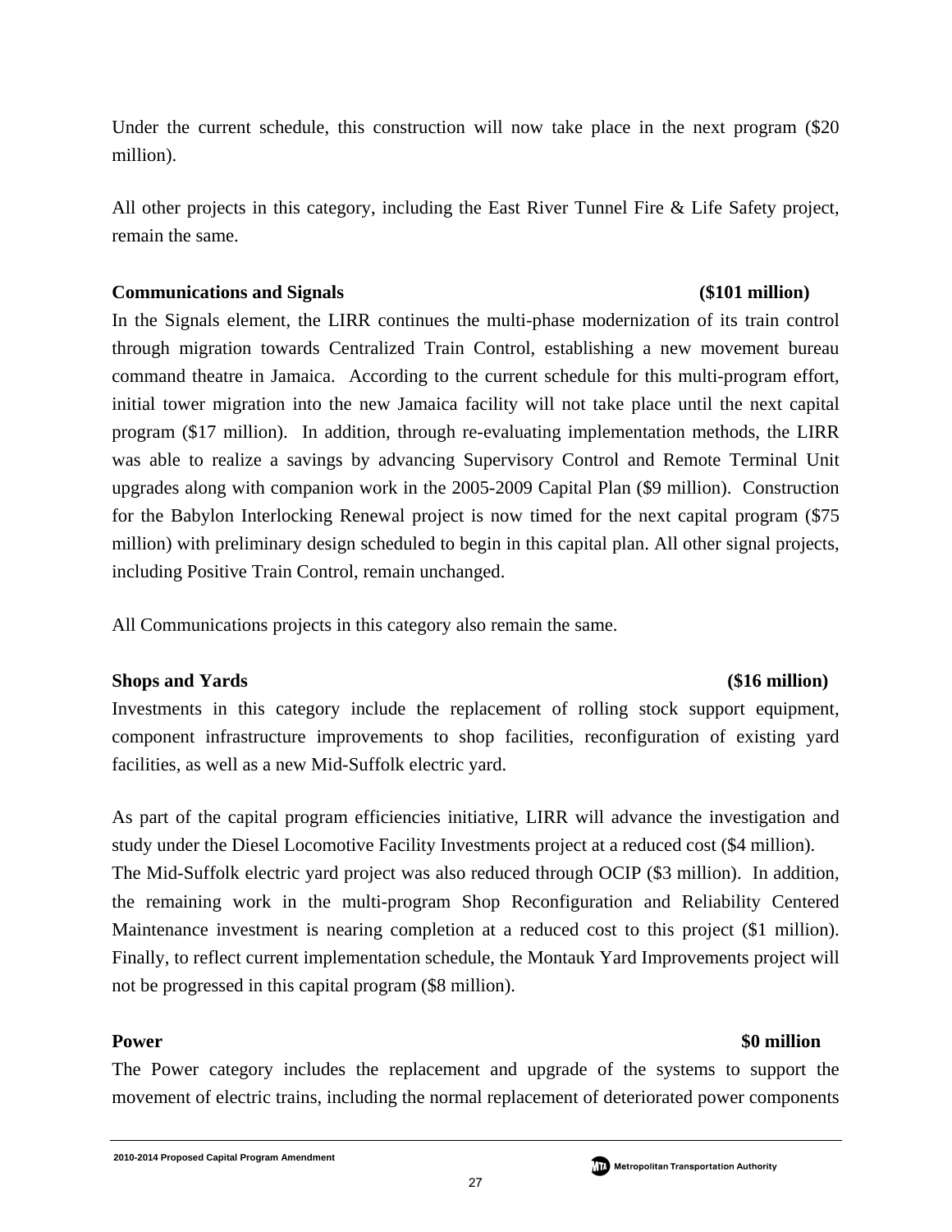Under the current schedule, this construction will now take place in the next program ($20 million).

All other projects in this category, including the East River Tunnel Fire & Life Safety project, remain the same.

**Communications and Signals** **($101 million)**

In the Signals element, the LIRR continues the multi-phase modernization of its train control through migration towards Centralized Train Control, establishing a new movement bureau command theatre in Jamaica. According to the current schedule for this multi-program effort, initial tower migration into the new Jamaica facility will not take place until the next capital program ($17 million). In addition, through re-evaluating implementation methods, the LIRR was able to realize a savings by advancing Supervisory Control and Remote Terminal Unit upgrades along with companion work in the 2005-2009 Capital Plan ($9 million). Construction for the Babylon Interlocking Renewal project is now timed for the next capital program ($75 million) with preliminary design scheduled to begin in this capital plan. All other signal projects, including Positive Train Control, remain unchanged.

All Communications projects in this category also remain the same.

**Shops and Yards** **($16 million)**

Investments in this category include the replacement of rolling stock support equipment, component infrastructure improvements to shop facilities, reconfiguration of existing yard facilities, as well as a new Mid-Suffolk electric yard.

As part of the capital program efficiencies initiative, LIRR will advance the investigation and study under the Diesel Locomotive Facility Investments project at a reduced cost ($4 million). The Mid-Suffolk electric yard project was also reduced through OCIP ($3 million). In addition, the remaining work in the multi-program Shop Reconfiguration and Reliability Centered Maintenance investment is nearing completion at a reduced cost to this project ($1 million). Finally, to reflect current implementation schedule, the Montauk Yard Improvements project will not be progressed in this capital program ($8 million).

**Power** **$0 million**

The Power category includes the replacement and upgrade of the systems to support the movement of electric trains, including the normal replacement of deteriorated power components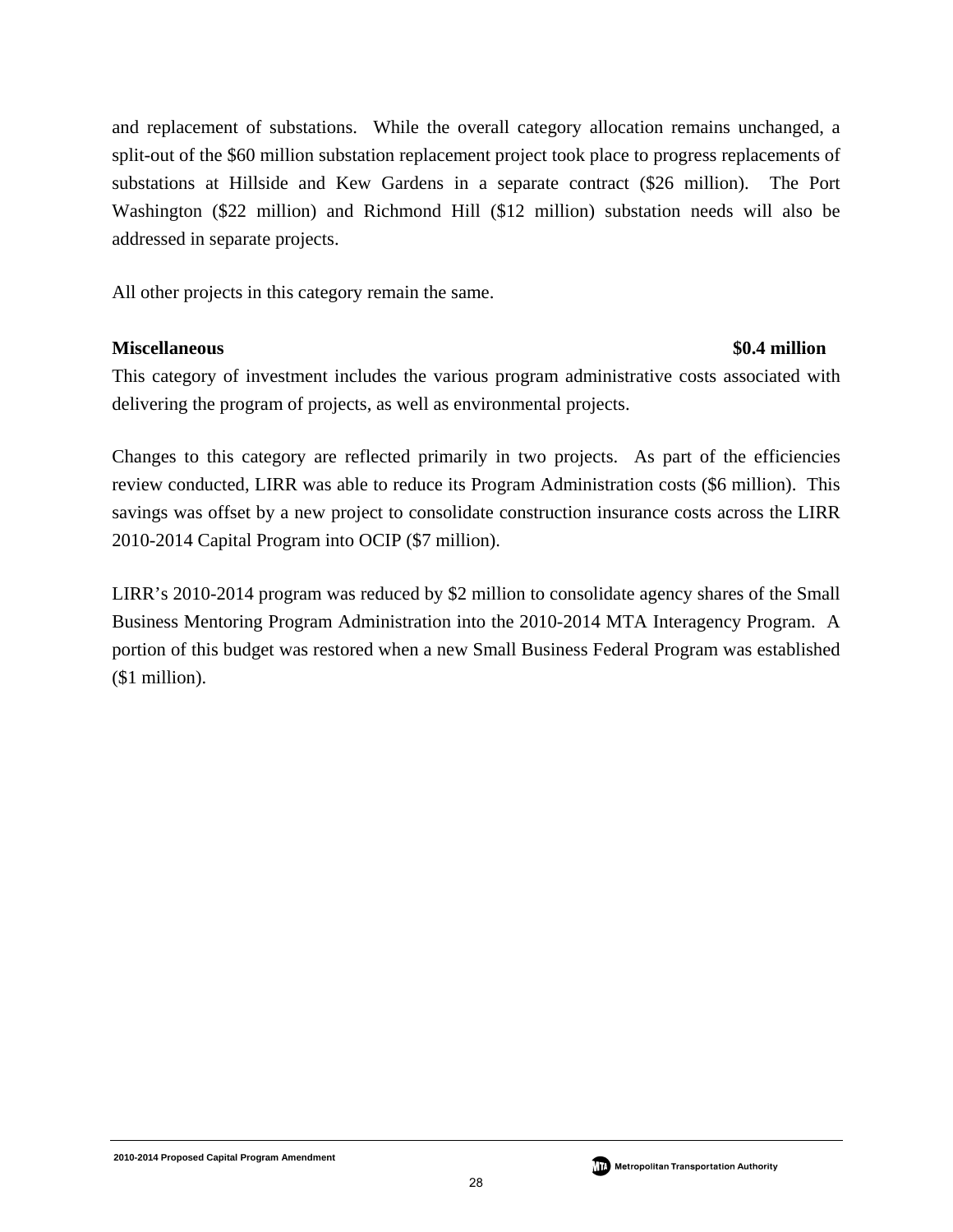and replacement of substations. While the overall category allocation remains unchanged, a split-out of the $60 million substation replacement project took place to progress replacements of substations at Hillside and Kew Gardens in a separate contract ($26 million). The Port Washington ($22 million) and Richmond Hill ($12 million) substation needs will also be addressed in separate projects.

All other projects in this category remain the same.

**Miscellaneous** **$0.4 million**

This category of investment includes the various program administrative costs associated with delivering the program of projects, as well as environmental projects.

Changes to this category are reflected primarily in two projects. As part of the efficiencies review conducted, LIRR was able to reduce its Program Administration costs ($6 million). This savings was offset by a new project to consolidate construction insurance costs across the LIRR 2010-2014 Capital Program into OCIP ($7 million).

LIRR's 2010-2014 program was reduced by $2 million to consolidate agency shares of the Small Business Mentoring Program Administration into the 2010-2014 MTA Interagency Program. A portion of this budget was restored when a new Small Business Federal Program was established ($1 million).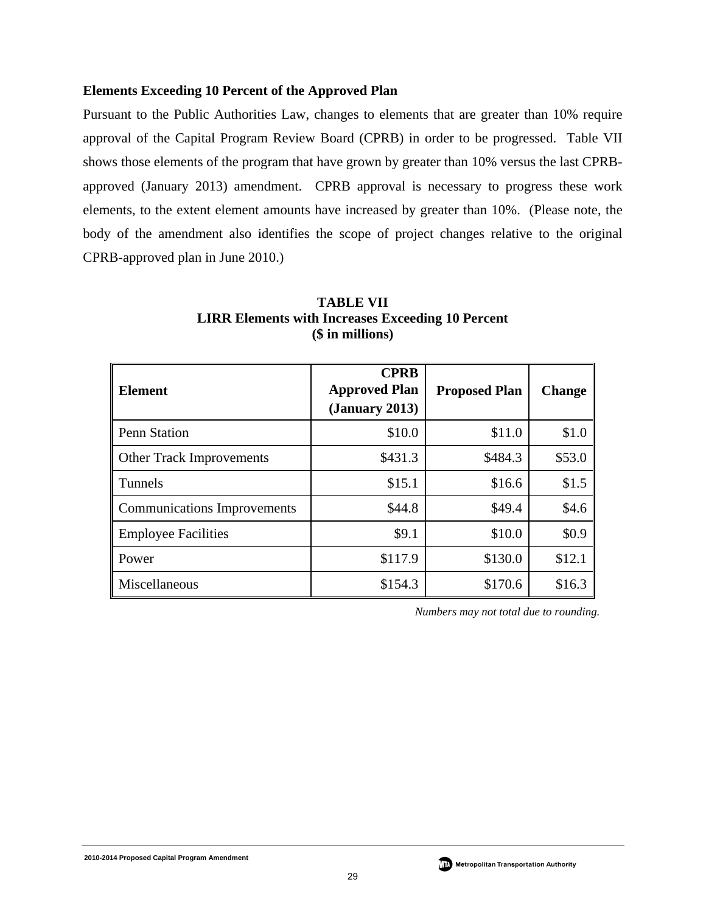### Elements Exceeding 10 Percent of the Approved Plan

Pursuant to the Public Authorities Law, changes to elements that are greater than 10% require approval of the Capital Program Review Board (CPRB) in order to be progressed. Table VII shows those elements of the program that have grown by greater than 10% versus the last CPRB-approved (January 2013) amendment. CPRB approval is necessary to progress these work elements, to the extent element amounts have increased by greater than 10%. (Please note, the body of the amendment also identifies the scope of project changes relative to the original CPRB-approved plan in June 2010.)

**TABLE VII**
**LIRR Elements with Increases Exceeding 10 Percent**
**($ in millions)**

| Element | CPRB Approved Plan (January 2013) | Proposed Plan | Change |
|---|---|---|---|
| Penn Station | $10.0 | $11.0 | $1.0 |
| Other Track Improvements | $431.3 | $484.3 | $53.0 |
| Tunnels | $15.1 | $16.6 | $1.5 |
| Communications Improvements | $44.8 | $49.4 | $4.6 |
| Employee Facilities | $9.1 | $10.0 | $0.9 |
| Power | $117.9 | $130.0 | $12.1 |
| Miscellaneous | $154.3 | $170.6 | $16.3 |

*Numbers may not total due to rounding.*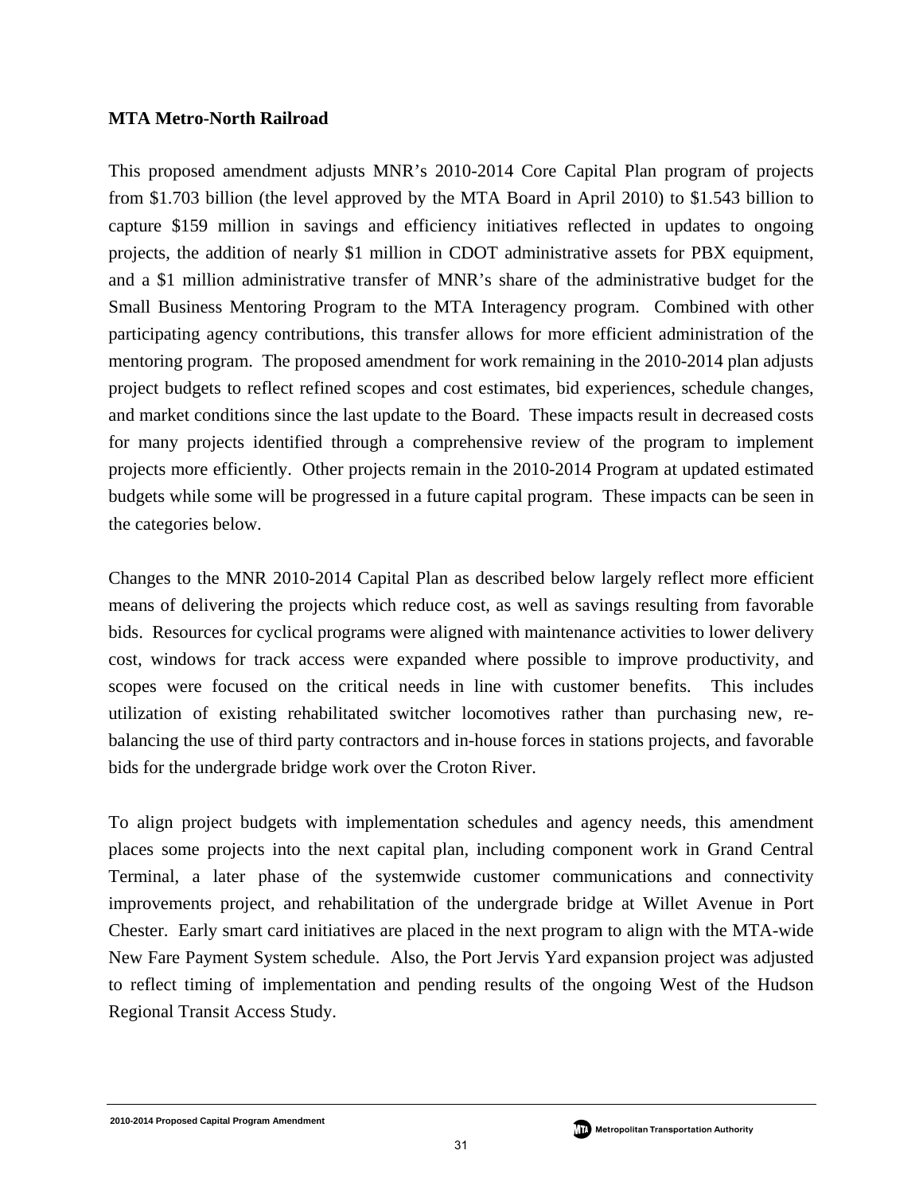**MTA Metro-North Railroad**

This proposed amendment adjusts MNR's 2010-2014 Core Capital Plan program of projects from $1.703 billion (the level approved by the MTA Board in April 2010) to $1.543 billion to capture $159 million in savings and efficiency initiatives reflected in updates to ongoing projects, the addition of nearly $1 million in CDOT administrative assets for PBX equipment, and a $1 million administrative transfer of MNR's share of the administrative budget for the Small Business Mentoring Program to the MTA Interagency program. Combined with other participating agency contributions, this transfer allows for more efficient administration of the mentoring program. The proposed amendment for work remaining in the 2010-2014 plan adjusts project budgets to reflect refined scopes and cost estimates, bid experiences, schedule changes, and market conditions since the last update to the Board. These impacts result in decreased costs for many projects identified through a comprehensive review of the program to implement projects more efficiently. Other projects remain in the 2010-2014 Program at updated estimated budgets while some will be progressed in a future capital program. These impacts can be seen in the categories below.

Changes to the MNR 2010-2014 Capital Plan as described below largely reflect more efficient means of delivering the projects which reduce cost, as well as savings resulting from favorable bids. Resources for cyclical programs were aligned with maintenance activities to lower delivery cost, windows for track access were expanded where possible to improve productivity, and scopes were focused on the critical needs in line with customer benefits. This includes utilization of existing rehabilitated switcher locomotives rather than purchasing new, re-balancing the use of third party contractors and in-house forces in stations projects, and favorable bids for the undergrade bridge work over the Croton River.

To align project budgets with implementation schedules and agency needs, this amendment places some projects into the next capital plan, including component work in Grand Central Terminal, a later phase of the systemwide customer communications and connectivity improvements project, and rehabilitation of the undergrade bridge at Willet Avenue in Port Chester. Early smart card initiatives are placed in the next program to align with the MTA-wide New Fare Payment System schedule. Also, the Port Jervis Yard expansion project was adjusted to reflect timing of implementation and pending results of the ongoing West of the Hudson Regional Transit Access Study.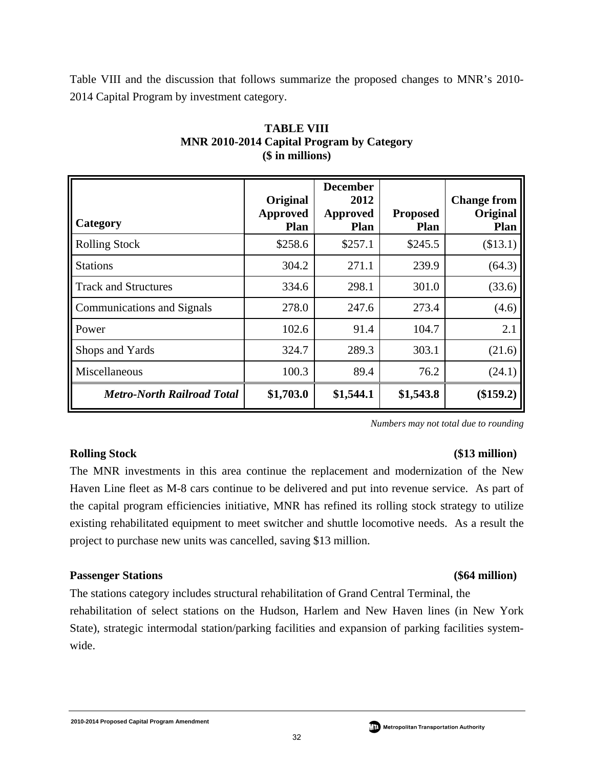Table VIII and the discussion that follows summarize the proposed changes to MNR's 2010-2014 Capital Program by investment category.

**TABLE VIII**
**MNR 2010-2014 Capital Program by Category**
**($ in millions)**

| Category | Original Approved Plan | December 2012 Approved Plan | Proposed Plan | Change from Original Plan |
|---|---|---|---|---|
| Rolling Stock | $258.6 | $257.1 | $245.5 | ($13.1) |
| Stations | 304.2 | 271.1 | 239.9 | (64.3) |
| Track and Structures | 334.6 | 298.1 | 301.0 | (33.6) |
| Communications and Signals | 278.0 | 247.6 | 273.4 | (4.6) |
| Power | 102.6 | 91.4 | 104.7 | 2.1 |
| Shops and Yards | 324.7 | 289.3 | 303.1 | (21.6) |
| Miscellaneous | 100.3 | 89.4 | 76.2 | (24.1) |
| ***Metro-North Railroad Total*** | **$1,703.0** | **$1,544.1** | **$1,543.8** | **($159.2)** |

*Numbers may not total due to rounding*

**Rolling Stock** **($13 million)**

The MNR investments in this area continue the replacement and modernization of the New Haven Line fleet as M-8 cars continue to be delivered and put into revenue service. As part of the capital program efficiencies initiative, MNR has refined its rolling stock strategy to utilize existing rehabilitated equipment to meet switcher and shuttle locomotive needs. As a result the project to purchase new units was cancelled, saving $13 million.

**Passenger Stations** **($64 million)**

The stations category includes structural rehabilitation of Grand Central Terminal, the rehabilitation of select stations on the Hudson, Harlem and New Haven lines (in New York State), strategic intermodal station/parking facilities and expansion of parking facilities system-wide.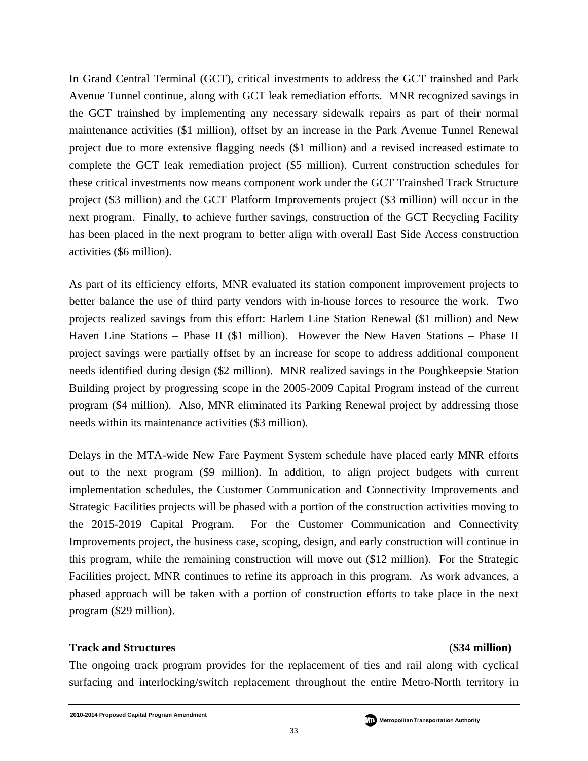In Grand Central Terminal (GCT), critical investments to address the GCT trainshed and Park Avenue Tunnel continue, along with GCT leak remediation efforts. MNR recognized savings in the GCT trainshed by implementing any necessary sidewalk repairs as part of their normal maintenance activities ($1 million), offset by an increase in the Park Avenue Tunnel Renewal project due to more extensive flagging needs ($1 million) and a revised increased estimate to complete the GCT leak remediation project ($5 million). Current construction schedules for these critical investments now means component work under the GCT Trainshed Track Structure project ($3 million) and the GCT Platform Improvements project ($3 million) will occur in the next program. Finally, to achieve further savings, construction of the GCT Recycling Facility has been placed in the next program to better align with overall East Side Access construction activities ($6 million).

As part of its efficiency efforts, MNR evaluated its station component improvement projects to better balance the use of third party vendors with in-house forces to resource the work. Two projects realized savings from this effort: Harlem Line Station Renewal ($1 million) and New Haven Line Stations – Phase II ($1 million). However the New Haven Stations – Phase II project savings were partially offset by an increase for scope to address additional component needs identified during design ($2 million). MNR realized savings in the Poughkeepsie Station Building project by progressing scope in the 2005-2009 Capital Program instead of the current program ($4 million). Also, MNR eliminated its Parking Renewal project by addressing those needs within its maintenance activities ($3 million).

Delays in the MTA-wide New Fare Payment System schedule have placed early MNR efforts out to the next program ($9 million). In addition, to align project budgets with current implementation schedules, the Customer Communication and Connectivity Improvements and Strategic Facilities projects will be phased with a portion of the construction activities moving to the 2015-2019 Capital Program. For the Customer Communication and Connectivity Improvements project, the business case, scoping, design, and early construction will continue in this program, while the remaining construction will move out ($12 million). For the Strategic Facilities project, MNR continues to refine its approach in this program. As work advances, a phased approach will be taken with a portion of construction efforts to take place in the next program ($29 million).

**Track and Structures** (**$34 million)**

The ongoing track program provides for the replacement of ties and rail along with cyclical surfacing and interlocking/switch replacement throughout the entire Metro-North territory in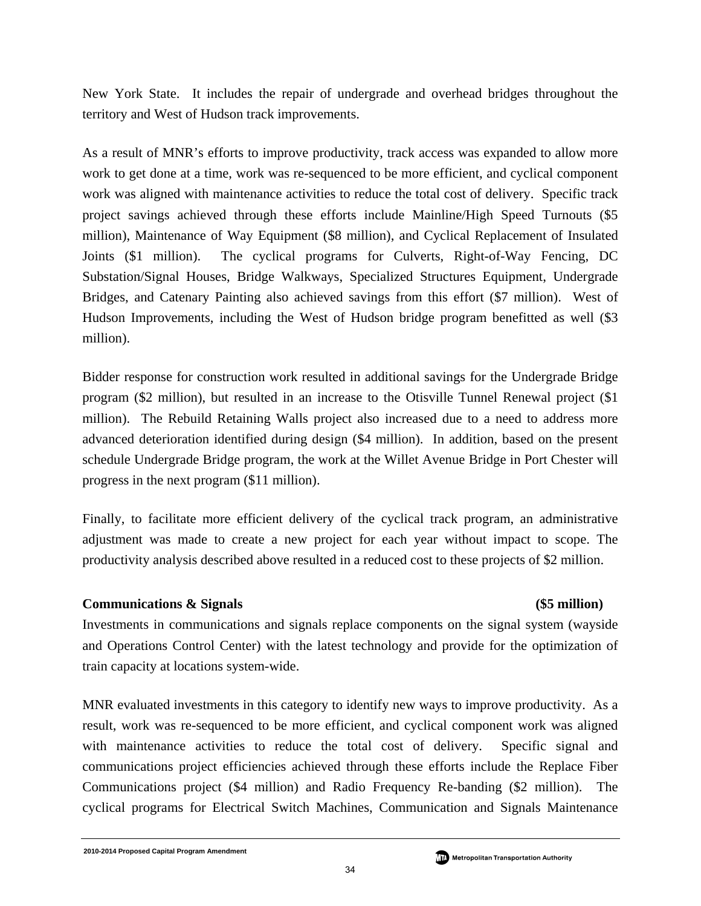New York State. It includes the repair of undergrade and overhead bridges throughout the territory and West of Hudson track improvements.

As a result of MNR's efforts to improve productivity, track access was expanded to allow more work to get done at a time, work was re-sequenced to be more efficient, and cyclical component work was aligned with maintenance activities to reduce the total cost of delivery. Specific track project savings achieved through these efforts include Mainline/High Speed Turnouts ($5 million), Maintenance of Way Equipment ($8 million), and Cyclical Replacement of Insulated Joints ($1 million). The cyclical programs for Culverts, Right-of-Way Fencing, DC Substation/Signal Houses, Bridge Walkways, Specialized Structures Equipment, Undergrade Bridges, and Catenary Painting also achieved savings from this effort ($7 million). West of Hudson Improvements, including the West of Hudson bridge program benefitted as well ($3 million).

Bidder response for construction work resulted in additional savings for the Undergrade Bridge program ($2 million), but resulted in an increase to the Otisville Tunnel Renewal project ($1 million). The Rebuild Retaining Walls project also increased due to a need to address more advanced deterioration identified during design ($4 million). In addition, based on the present schedule Undergrade Bridge program, the work at the Willet Avenue Bridge in Port Chester will progress in the next program ($11 million).

Finally, to facilitate more efficient delivery of the cyclical track program, an administrative adjustment was made to create a new project for each year without impact to scope. The productivity analysis described above resulted in a reduced cost to these projects of $2 million.

**Communications & Signals** **($5 million)**

Investments in communications and signals replace components on the signal system (wayside and Operations Control Center) with the latest technology and provide for the optimization of train capacity at locations system-wide.

MNR evaluated investments in this category to identify new ways to improve productivity. As a result, work was re-sequenced to be more efficient, and cyclical component work was aligned with maintenance activities to reduce the total cost of delivery. Specific signal and communications project efficiencies achieved through these efforts include the Replace Fiber Communications project ($4 million) and Radio Frequency Re-banding ($2 million). The cyclical programs for Electrical Switch Machines, Communication and Signals Maintenance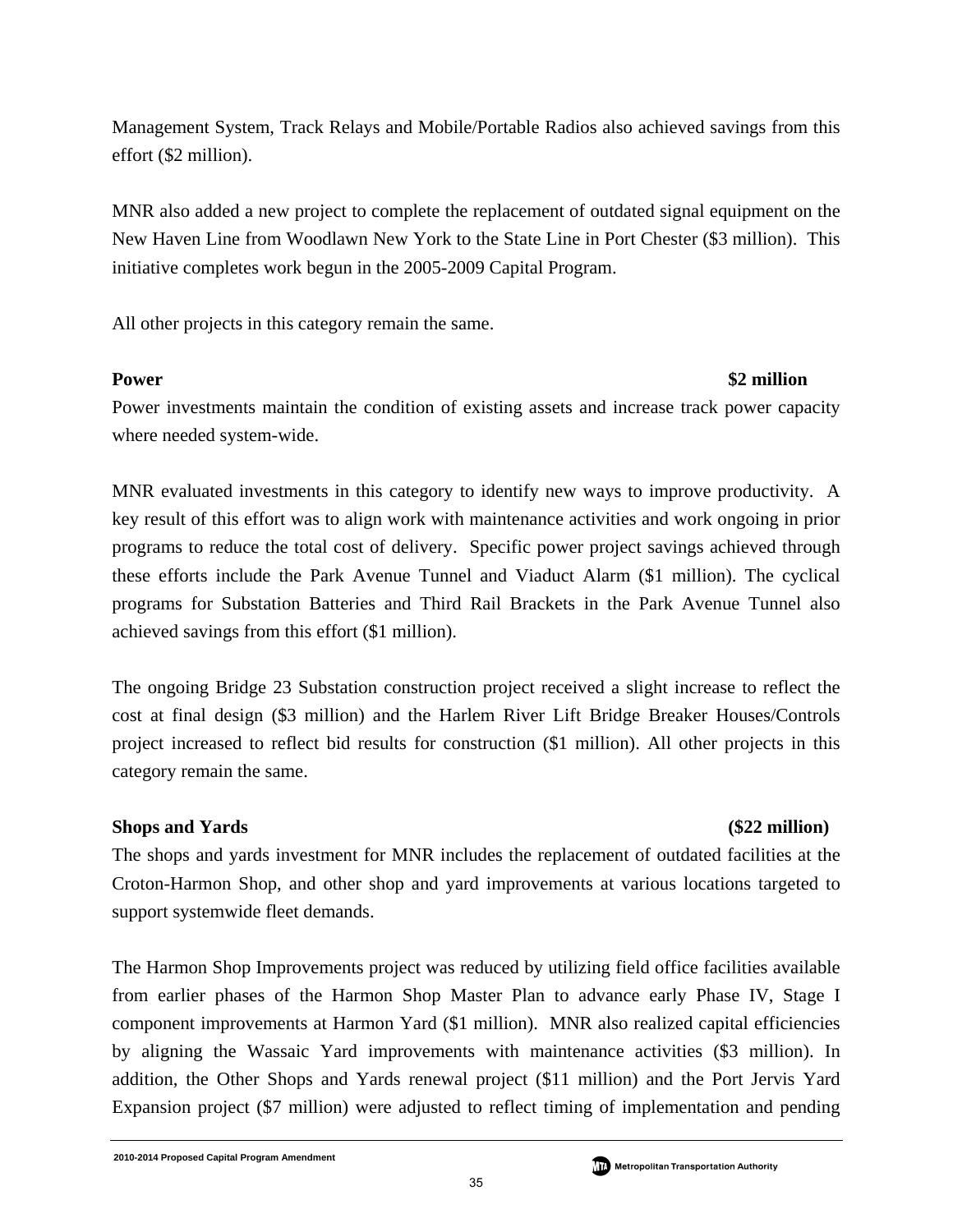Management System, Track Relays and Mobile/Portable Radios also achieved savings from this effort ($2 million).

MNR also added a new project to complete the replacement of outdated signal equipment on the New Haven Line from Woodlawn New York to the State Line in Port Chester ($3 million). This initiative completes work begun in the 2005-2009 Capital Program.

All other projects in this category remain the same.

**Power** **$2 million**

Power investments maintain the condition of existing assets and increase track power capacity where needed system-wide.

MNR evaluated investments in this category to identify new ways to improve productivity. A key result of this effort was to align work with maintenance activities and work ongoing in prior programs to reduce the total cost of delivery. Specific power project savings achieved through these efforts include the Park Avenue Tunnel and Viaduct Alarm ($1 million). The cyclical programs for Substation Batteries and Third Rail Brackets in the Park Avenue Tunnel also achieved savings from this effort ($1 million).

The ongoing Bridge 23 Substation construction project received a slight increase to reflect the cost at final design ($3 million) and the Harlem River Lift Bridge Breaker Houses/Controls project increased to reflect bid results for construction ($1 million). All other projects in this category remain the same.

**Shops and Yards** **($22 million)**

The shops and yards investment for MNR includes the replacement of outdated facilities at the Croton-Harmon Shop, and other shop and yard improvements at various locations targeted to support systemwide fleet demands.

The Harmon Shop Improvements project was reduced by utilizing field office facilities available from earlier phases of the Harmon Shop Master Plan to advance early Phase IV, Stage I component improvements at Harmon Yard ($1 million). MNR also realized capital efficiencies by aligning the Wassaic Yard improvements with maintenance activities ($3 million). In addition, the Other Shops and Yards renewal project ($11 million) and the Port Jervis Yard Expansion project ($7 million) were adjusted to reflect timing of implementation and pending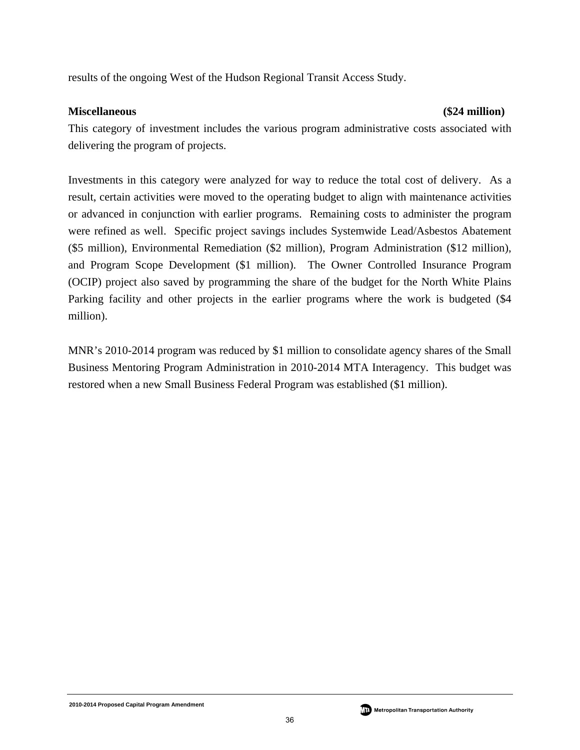results of the ongoing West of the Hudson Regional Transit Access Study.

**Miscellaneous** **($24 million)**

This category of investment includes the various program administrative costs associated with delivering the program of projects.

Investments in this category were analyzed for way to reduce the total cost of delivery. As a result, certain activities were moved to the operating budget to align with maintenance activities or advanced in conjunction with earlier programs. Remaining costs to administer the program were refined as well. Specific project savings includes Systemwide Lead/Asbestos Abatement ($5 million), Environmental Remediation ($2 million), Program Administration ($12 million), and Program Scope Development ($1 million). The Owner Controlled Insurance Program (OCIP) project also saved by programming the share of the budget for the North White Plains Parking facility and other projects in the earlier programs where the work is budgeted ($4 million).

MNR's 2010-2014 program was reduced by $1 million to consolidate agency shares of the Small Business Mentoring Program Administration in 2010-2014 MTA Interagency. This budget was restored when a new Small Business Federal Program was established ($1 million).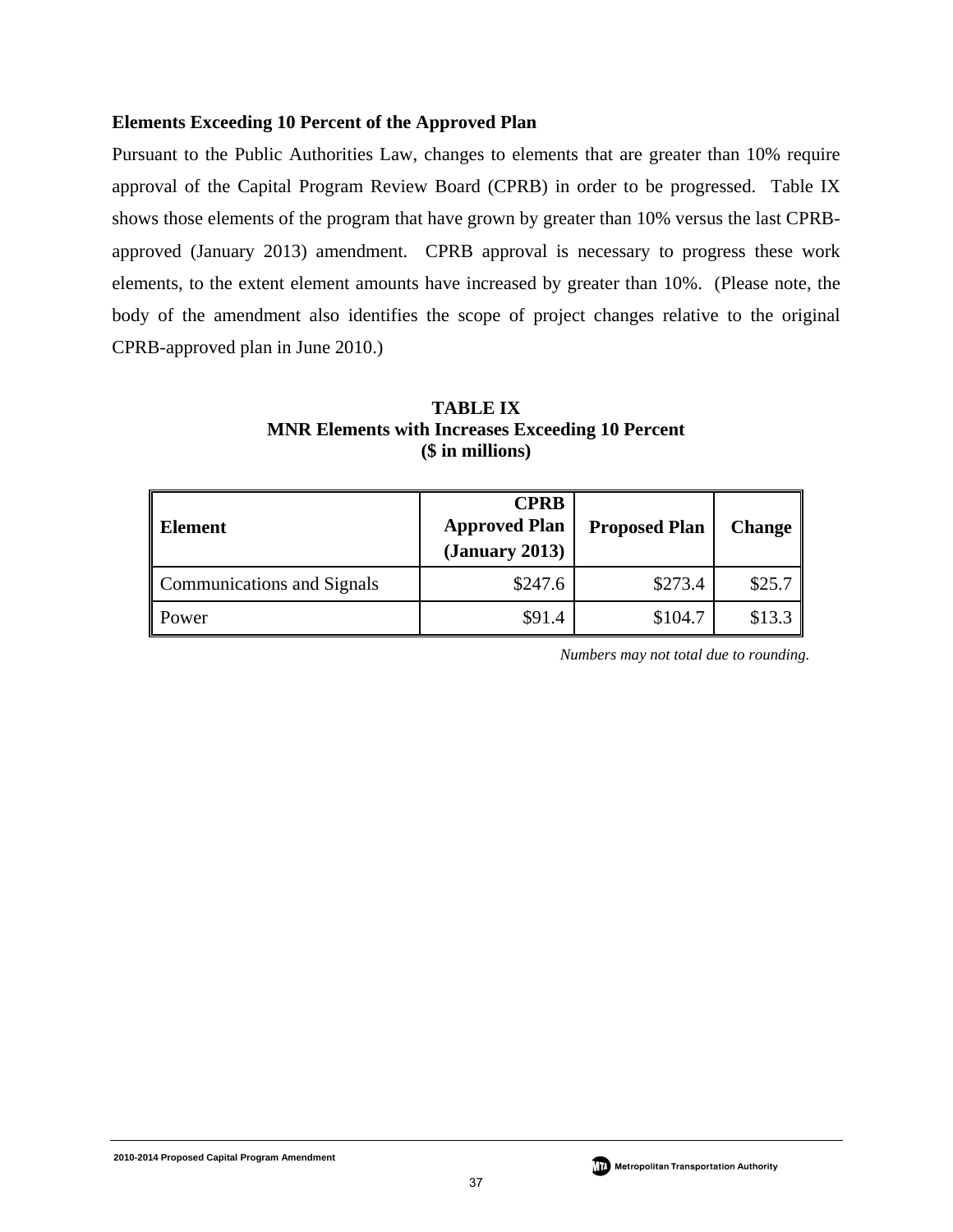### Elements Exceeding 10 Percent of the Approved Plan

Pursuant to the Public Authorities Law, changes to elements that are greater than 10% require approval of the Capital Program Review Board (CPRB) in order to be progressed. Table IX shows those elements of the program that have grown by greater than 10% versus the last CPRB-approved (January 2013) amendment. CPRB approval is necessary to progress these work elements, to the extent element amounts have increased by greater than 10%. (Please note, the body of the amendment also identifies the scope of project changes relative to the original CPRB-approved plan in June 2010.)

**TABLE IX**
**MNR Elements with Increases Exceeding 10 Percent**
**($ in millions)**

| Element | CPRB Approved Plan (January 2013) | Proposed Plan | Change |
|---|---|---|---|
| Communications and Signals | $247.6 | $273.4 | $25.7 |
| Power | $91.4 | $104.7 | $13.3 |

*Numbers may not total due to rounding.*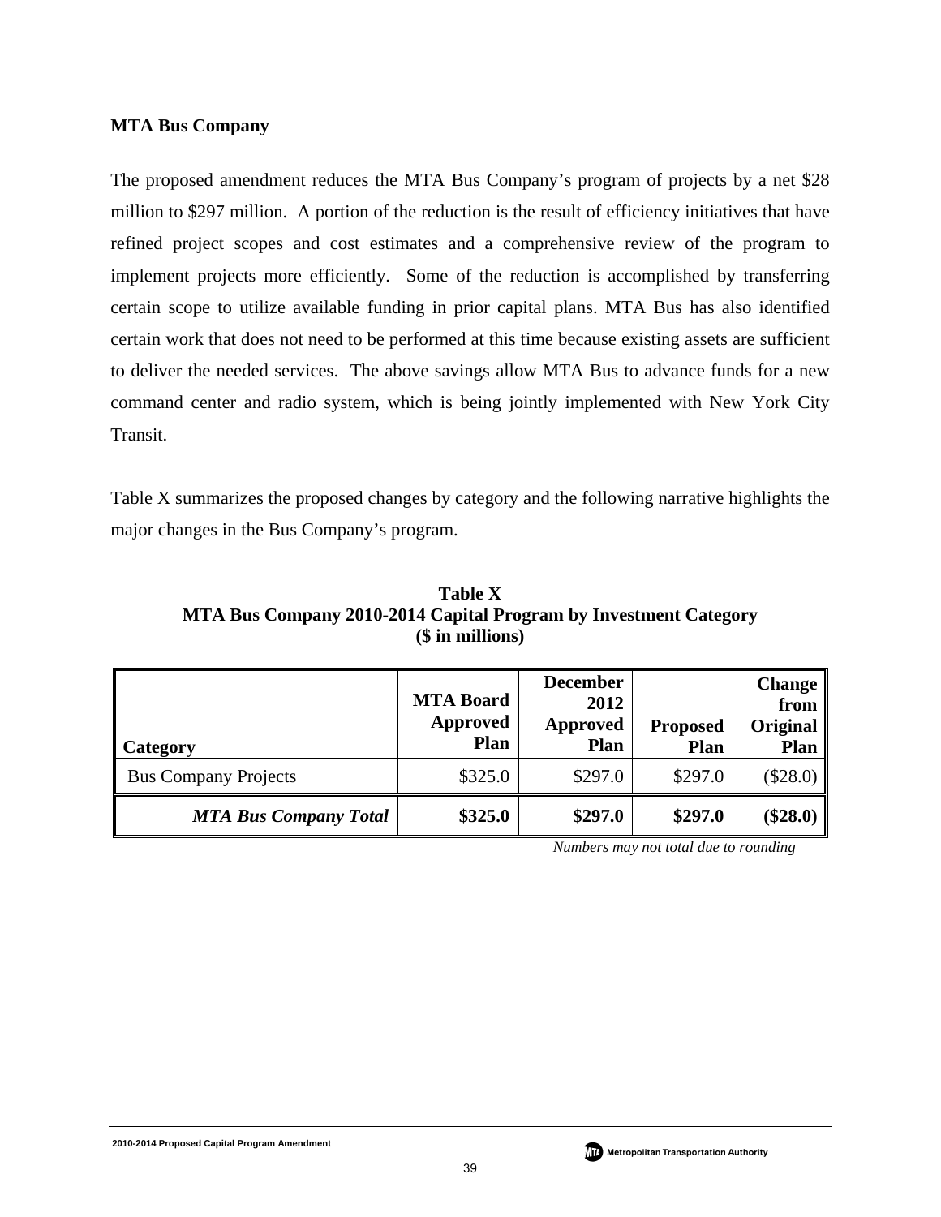## MTA Bus Company

The proposed amendment reduces the MTA Bus Company's program of projects by a net $28 million to $297 million. A portion of the reduction is the result of efficiency initiatives that have refined project scopes and cost estimates and a comprehensive review of the program to implement projects more efficiently. Some of the reduction is accomplished by transferring certain scope to utilize available funding in prior capital plans. MTA Bus has also identified certain work that does not need to be performed at this time because existing assets are sufficient to deliver the needed services. The above savings allow MTA Bus to advance funds for a new command center and radio system, which is being jointly implemented with New York City Transit.

Table X summarizes the proposed changes by category and the following narrative highlights the major changes in the Bus Company's program.

**Table X**
**MTA Bus Company 2010-2014 Capital Program by Investment Category**
**($ in millions)**

| Category | MTA Board Approved Plan | December 2012 Approved Plan | Proposed Plan | Change from Original Plan |
|---|---|---|---|---|
| Bus Company Projects | $325.0 | $297.0 | $297.0 | ($28.0) |
| ***MTA Bus Company Total*** | **$325.0** | **$297.0** | **$297.0** | **($28.0)** |

*Numbers may not total due to rounding*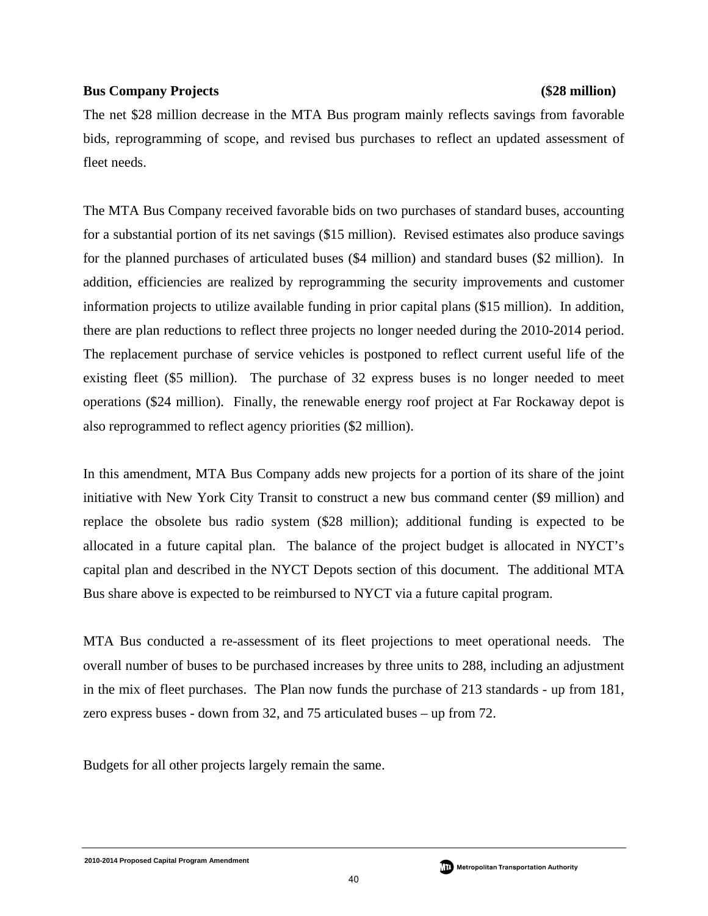**Bus Company Projects** **($28 million)**

The net $28 million decrease in the MTA Bus program mainly reflects savings from favorable bids, reprogramming of scope, and revised bus purchases to reflect an updated assessment of fleet needs.

The MTA Bus Company received favorable bids on two purchases of standard buses, accounting for a substantial portion of its net savings ($15 million). Revised estimates also produce savings for the planned purchases of articulated buses ($4 million) and standard buses ($2 million). In addition, efficiencies are realized by reprogramming the security improvements and customer information projects to utilize available funding in prior capital plans ($15 million). In addition, there are plan reductions to reflect three projects no longer needed during the 2010-2014 period. The replacement purchase of service vehicles is postponed to reflect current useful life of the existing fleet ($5 million). The purchase of 32 express buses is no longer needed to meet operations ($24 million). Finally, the renewable energy roof project at Far Rockaway depot is also reprogrammed to reflect agency priorities ($2 million).

In this amendment, MTA Bus Company adds new projects for a portion of its share of the joint initiative with New York City Transit to construct a new bus command center ($9 million) and replace the obsolete bus radio system ($28 million); additional funding is expected to be allocated in a future capital plan. The balance of the project budget is allocated in NYCT's capital plan and described in the NYCT Depots section of this document. The additional MTA Bus share above is expected to be reimbursed to NYCT via a future capital program.

MTA Bus conducted a re-assessment of its fleet projections to meet operational needs. The overall number of buses to be purchased increases by three units to 288, including an adjustment in the mix of fleet purchases. The Plan now funds the purchase of 213 standards - up from 181, zero express buses - down from 32, and 75 articulated buses – up from 72.

Budgets for all other projects largely remain the same.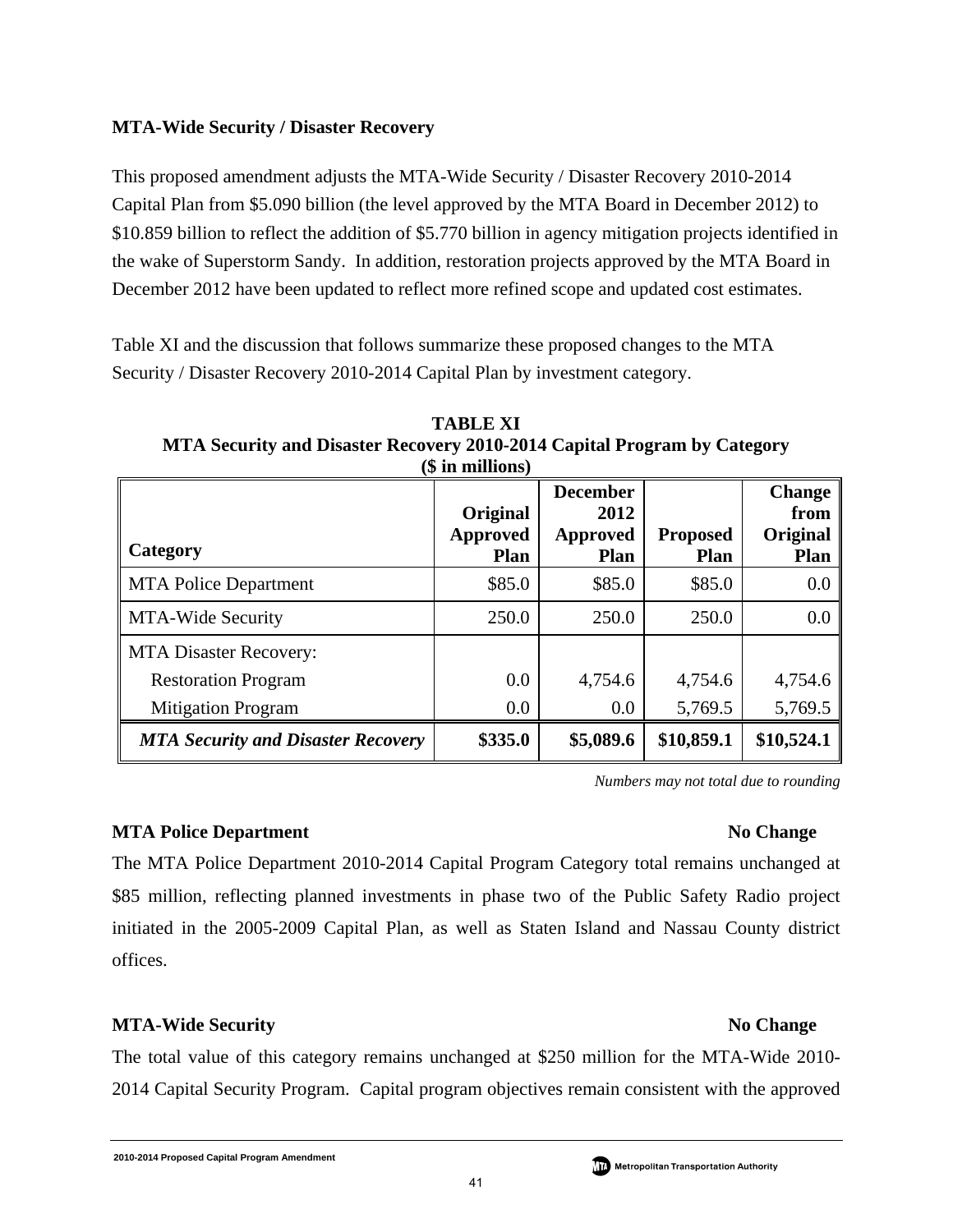## MTA-Wide Security / Disaster Recovery

This proposed amendment adjusts the MTA-Wide Security / Disaster Recovery 2010-2014 Capital Plan from $5.090 billion (the level approved by the MTA Board in December 2012) to $10.859 billion to reflect the addition of $5.770 billion in agency mitigation projects identified in the wake of Superstorm Sandy. In addition, restoration projects approved by the MTA Board in December 2012 have been updated to reflect more refined scope and updated cost estimates.

Table XI and the discussion that follows summarize these proposed changes to the MTA Security / Disaster Recovery 2010-2014 Capital Plan by investment category.

**TABLE XI**
**MTA Security and Disaster Recovery 2010-2014 Capital Program by Category**
**($ in millions)**

| Category | Original Approved Plan | December 2012 Approved Plan | Proposed Plan | Change from Original Plan |
|---|---|---|---|---|
| MTA Police Department | $85.0 | $85.0 | $85.0 | 0.0 |
| MTA-Wide Security | 250.0 | 250.0 | 250.0 | 0.0 |
| MTA Disaster Recovery: | | | | |
| Restoration Program | 0.0 | 4,754.6 | 4,754.6 | 4,754.6 |
| Mitigation Program | 0.0 | 0.0 | 5,769.5 | 5,769.5 |
| ***MTA Security and Disaster Recovery*** | **$335.0** | **$5,089.6** | **$10,859.1** | **$10,524.1** |

*Numbers may not total due to rounding*

### MTA Police Department — No Change

The MTA Police Department 2010-2014 Capital Program Category total remains unchanged at $85 million, reflecting planned investments in phase two of the Public Safety Radio project initiated in the 2005-2009 Capital Plan, as well as Staten Island and Nassau County district offices.

### MTA-Wide Security — No Change

The total value of this category remains unchanged at $250 million for the MTA-Wide 2010-2014 Capital Security Program. Capital program objectives remain consistent with the approved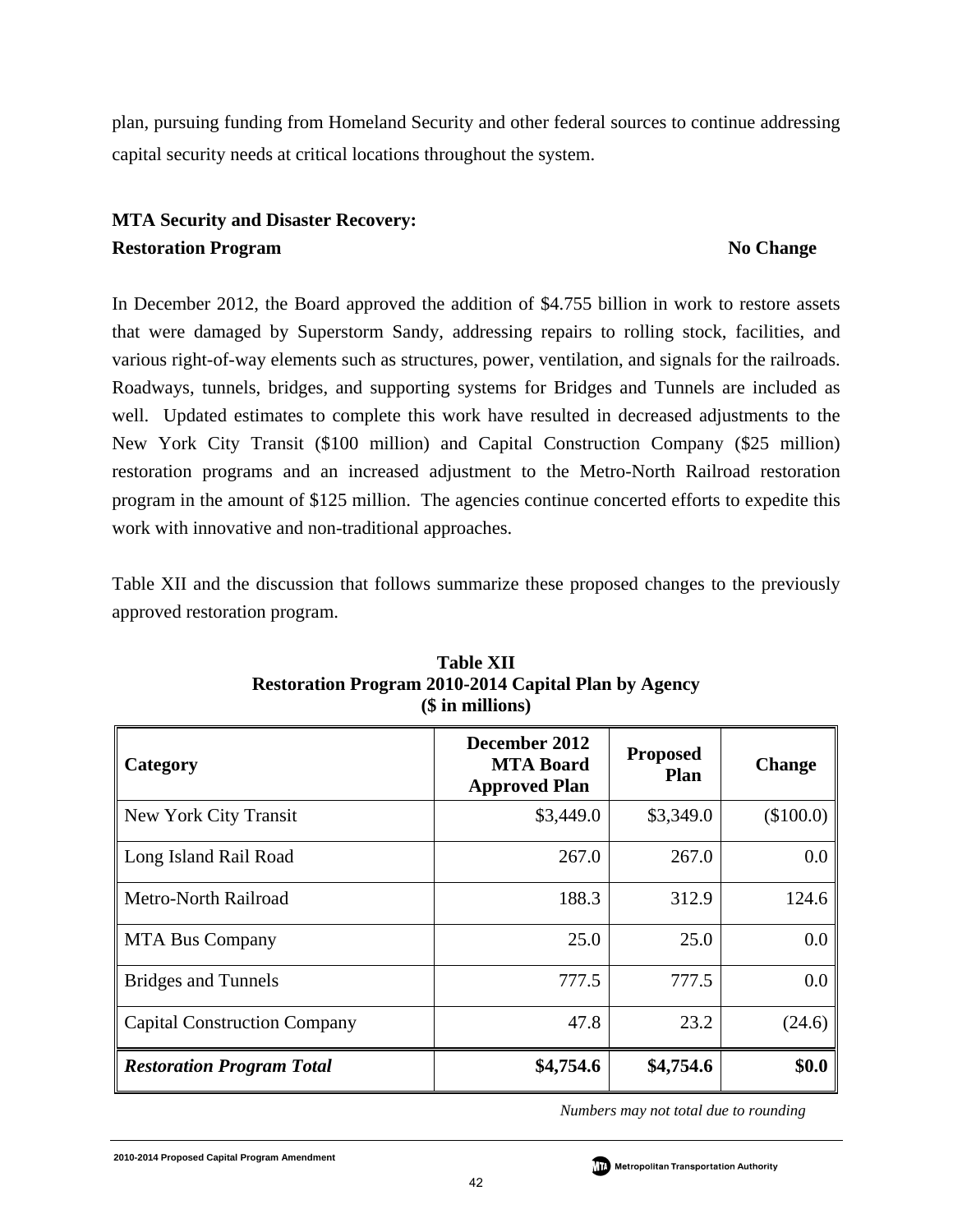plan, pursuing funding from Homeland Security and other federal sources to continue addressing capital security needs at critical locations throughout the system.

**MTA Security and Disaster Recovery:**
**Restoration Program** **No Change**

In December 2012, the Board approved the addition of $4.755 billion in work to restore assets that were damaged by Superstorm Sandy, addressing repairs to rolling stock, facilities, and various right-of-way elements such as structures, power, ventilation, and signals for the railroads. Roadways, tunnels, bridges, and supporting systems for Bridges and Tunnels are included as well. Updated estimates to complete this work have resulted in decreased adjustments to the New York City Transit ($100 million) and Capital Construction Company ($25 million) restoration programs and an increased adjustment to the Metro-North Railroad restoration program in the amount of $125 million. The agencies continue concerted efforts to expedite this work with innovative and non-traditional approaches.

Table XII and the discussion that follows summarize these proposed changes to the previously approved restoration program.

**Table XII**
**Restoration Program 2010-2014 Capital Plan by Agency**
**($ in millions)**

| Category | December 2012 MTA Board Approved Plan | Proposed Plan | Change |
|---|---|---|---|
| New York City Transit | $3,449.0 | $3,349.0 | ($100.0) |
| Long Island Rail Road | 267.0 | 267.0 | 0.0 |
| Metro-North Railroad | 188.3 | 312.9 | 124.6 |
| MTA Bus Company | 25.0 | 25.0 | 0.0 |
| Bridges and Tunnels | 777.5 | 777.5 | 0.0 |
| Capital Construction Company | 47.8 | 23.2 | (24.6) |
| ***Restoration Program Total*** | **$4,754.6** | **$4,754.6** | **$0.0** |

*Numbers may not total due to rounding*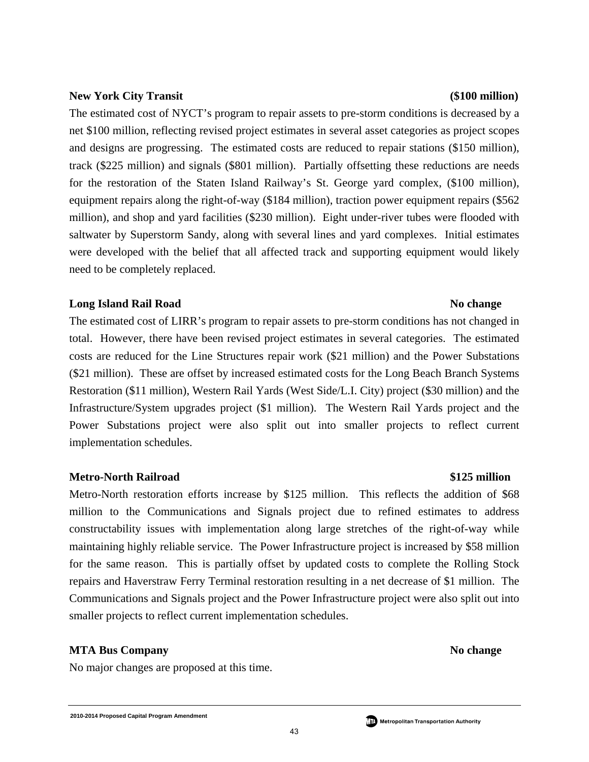**New York City Transit** **($100 million)**

The estimated cost of NYCT's program to repair assets to pre-storm conditions is decreased by a net $100 million, reflecting revised project estimates in several asset categories as project scopes and designs are progressing. The estimated costs are reduced to repair stations ($150 million), track ($225 million) and signals ($801 million). Partially offsetting these reductions are needs for the restoration of the Staten Island Railway's St. George yard complex, ($100 million), equipment repairs along the right-of-way ($184 million), traction power equipment repairs ($562 million), and shop and yard facilities ($230 million). Eight under-river tubes were flooded with saltwater by Superstorm Sandy, along with several lines and yard complexes. Initial estimates were developed with the belief that all affected track and supporting equipment would likely need to be completely replaced.

**Long Island Rail Road** **No change**

The estimated cost of LIRR's program to repair assets to pre-storm conditions has not changed in total. However, there have been revised project estimates in several categories. The estimated costs are reduced for the Line Structures repair work ($21 million) and the Power Substations ($21 million). These are offset by increased estimated costs for the Long Beach Branch Systems Restoration ($11 million), Western Rail Yards (West Side/L.I. City) project ($30 million) and the Infrastructure/System upgrades project ($1 million). The Western Rail Yards project and the Power Substations project were also split out into smaller projects to reflect current implementation schedules.

**Metro-North Railroad** **$125 million**

Metro-North restoration efforts increase by $125 million. This reflects the addition of $68 million to the Communications and Signals project due to refined estimates to address constructability issues with implementation along large stretches of the right-of-way while maintaining highly reliable service. The Power Infrastructure project is increased by $58 million for the same reason. This is partially offset by updated costs to complete the Rolling Stock repairs and Haverstraw Ferry Terminal restoration resulting in a net decrease of $1 million. The Communications and Signals project and the Power Infrastructure project were also split out into smaller projects to reflect current implementation schedules.

**MTA Bus Company** **No change**

No major changes are proposed at this time.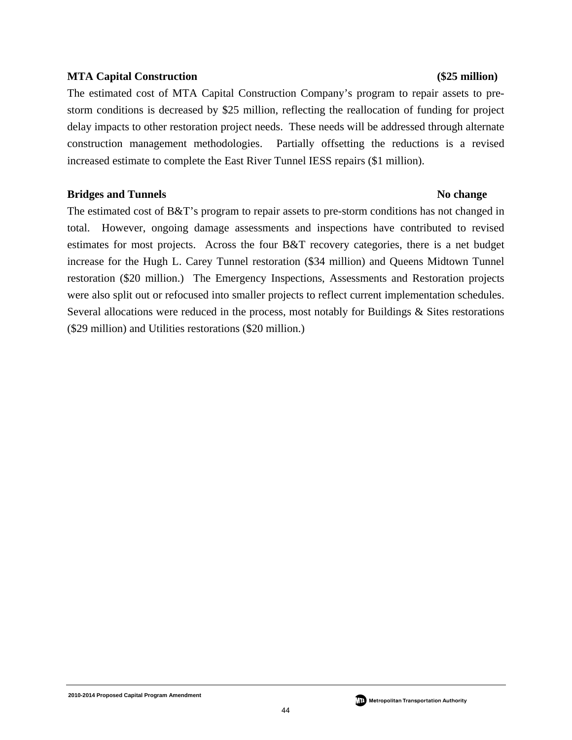**MTA Capital Construction** **($25 million)**

The estimated cost of MTA Capital Construction Company's program to repair assets to pre-storm conditions is decreased by $25 million, reflecting the reallocation of funding for project delay impacts to other restoration project needs. These needs will be addressed through alternate construction management methodologies. Partially offsetting the reductions is a revised increased estimate to complete the East River Tunnel IESS repairs ($1 million).

**Bridges and Tunnels** **No change**

The estimated cost of B&T's program to repair assets to pre-storm conditions has not changed in total. However, ongoing damage assessments and inspections have contributed to revised estimates for most projects. Across the four B&T recovery categories, there is a net budget increase for the Hugh L. Carey Tunnel restoration ($34 million) and Queens Midtown Tunnel restoration ($20 million.) The Emergency Inspections, Assessments and Restoration projects were also split out or refocused into smaller projects to reflect current implementation schedules. Several allocations were reduced in the process, most notably for Buildings & Sites restorations ($29 million) and Utilities restorations ($20 million.)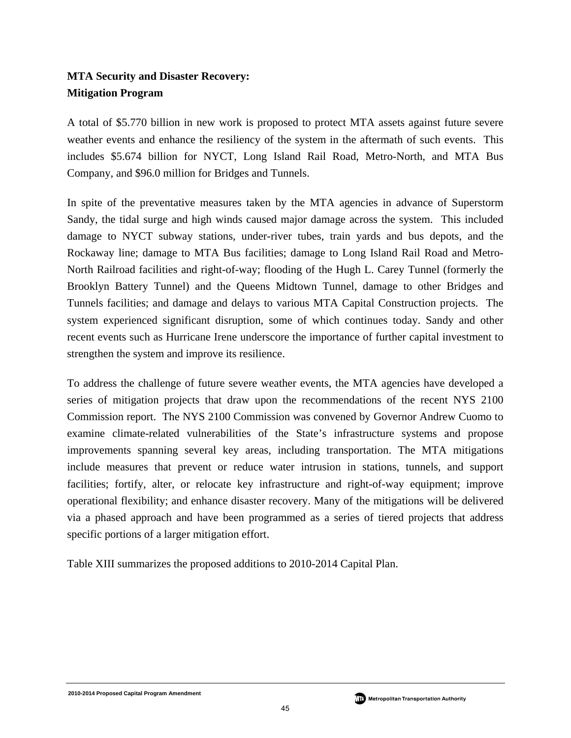**MTA Security and Disaster Recovery:**
**Mitigation Program**

A total of $5.770 billion in new work is proposed to protect MTA assets against future severe weather events and enhance the resiliency of the system in the aftermath of such events. This includes $5.674 billion for NYCT, Long Island Rail Road, Metro-North, and MTA Bus Company, and $96.0 million for Bridges and Tunnels.

In spite of the preventative measures taken by the MTA agencies in advance of Superstorm Sandy, the tidal surge and high winds caused major damage across the system. This included damage to NYCT subway stations, under-river tubes, train yards and bus depots, and the Rockaway line; damage to MTA Bus facilities; damage to Long Island Rail Road and Metro-North Railroad facilities and right-of-way; flooding of the Hugh L. Carey Tunnel (formerly the Brooklyn Battery Tunnel) and the Queens Midtown Tunnel, damage to other Bridges and Tunnels facilities; and damage and delays to various MTA Capital Construction projects. The system experienced significant disruption, some of which continues today. Sandy and other recent events such as Hurricane Irene underscore the importance of further capital investment to strengthen the system and improve its resilience.

To address the challenge of future severe weather events, the MTA agencies have developed a series of mitigation projects that draw upon the recommendations of the recent NYS 2100 Commission report. The NYS 2100 Commission was convened by Governor Andrew Cuomo to examine climate-related vulnerabilities of the State's infrastructure systems and propose improvements spanning several key areas, including transportation. The MTA mitigations include measures that prevent or reduce water intrusion in stations, tunnels, and support facilities; fortify, alter, or relocate key infrastructure and right-of-way equipment; improve operational flexibility; and enhance disaster recovery. Many of the mitigations will be delivered via a phased approach and have been programmed as a series of tiered projects that address specific portions of a larger mitigation effort.

Table XIII summarizes the proposed additions to 2010-2014 Capital Plan.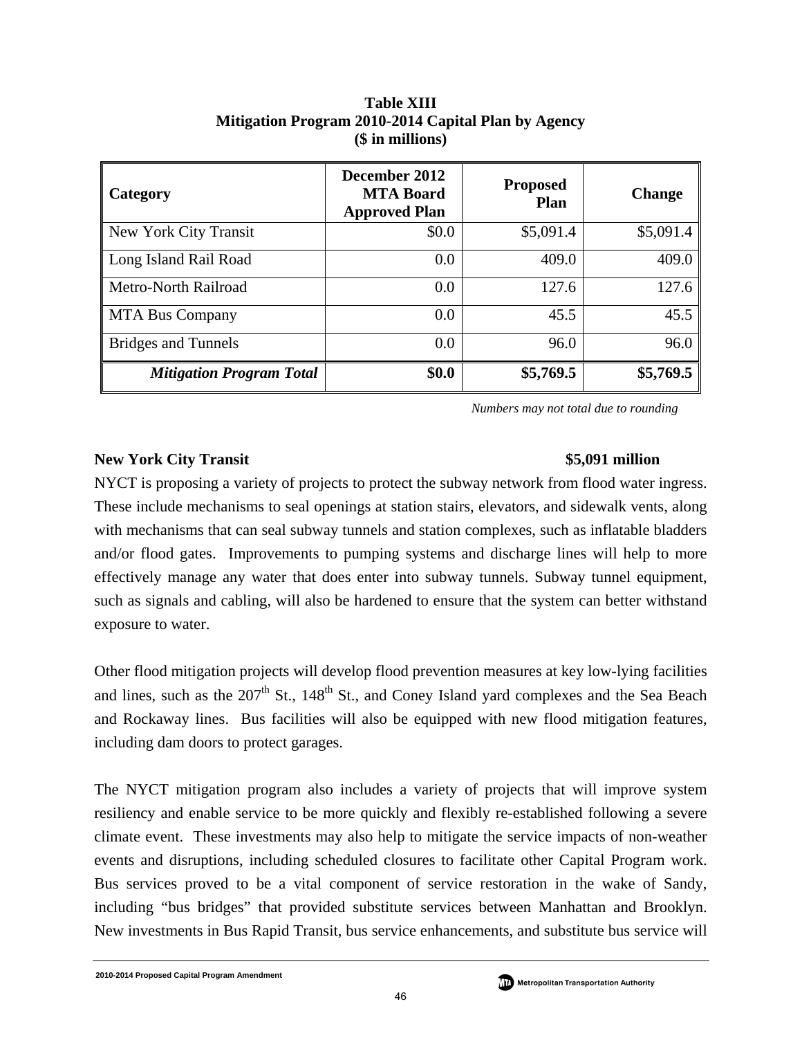**Table XIII**
**Mitigation Program 2010-2014 Capital Plan by Agency**
**($ in millions)**

| Category | December 2012 MTA Board Approved Plan | Proposed Plan | Change |
|---|---|---|---|
| New York City Transit | $0.0 | $5,091.4 | $5,091.4 |
| Long Island Rail Road | 0.0 | 409.0 | 409.0 |
| Metro-North Railroad | 0.0 | 127.6 | 127.6 |
| MTA Bus Company | 0.0 | 45.5 | 45.5 |
| Bridges and Tunnels | 0.0 | 96.0 | 96.0 |
| ***Mitigation Program Total*** | **$0.0** | **$5,769.5** | **$5,769.5** |

*Numbers may not total due to rounding*

**New York City Transit** **$5,091 million**

NYCT is proposing a variety of projects to protect the subway network from flood water ingress. These include mechanisms to seal openings at station stairs, elevators, and sidewalk vents, along with mechanisms that can seal subway tunnels and station complexes, such as inflatable bladders and/or flood gates. Improvements to pumping systems and discharge lines will help to more effectively manage any water that does enter into subway tunnels. Subway tunnel equipment, such as signals and cabling, will also be hardened to ensure that the system can better withstand exposure to water.

Other flood mitigation projects will develop flood prevention measures at key low-lying facilities and lines, such as the 207th St., 148th St., and Coney Island yard complexes and the Sea Beach and Rockaway lines. Bus facilities will also be equipped with new flood mitigation features, including dam doors to protect garages.

The NYCT mitigation program also includes a variety of projects that will improve system resiliency and enable service to be more quickly and flexibly re-established following a severe climate event. These investments may also help to mitigate the service impacts of non-weather events and disruptions, including scheduled closures to facilitate other Capital Program work. Bus services proved to be a vital component of service restoration in the wake of Sandy, including "bus bridges" that provided substitute services between Manhattan and Brooklyn. New investments in Bus Rapid Transit, bus service enhancements, and substitute bus service will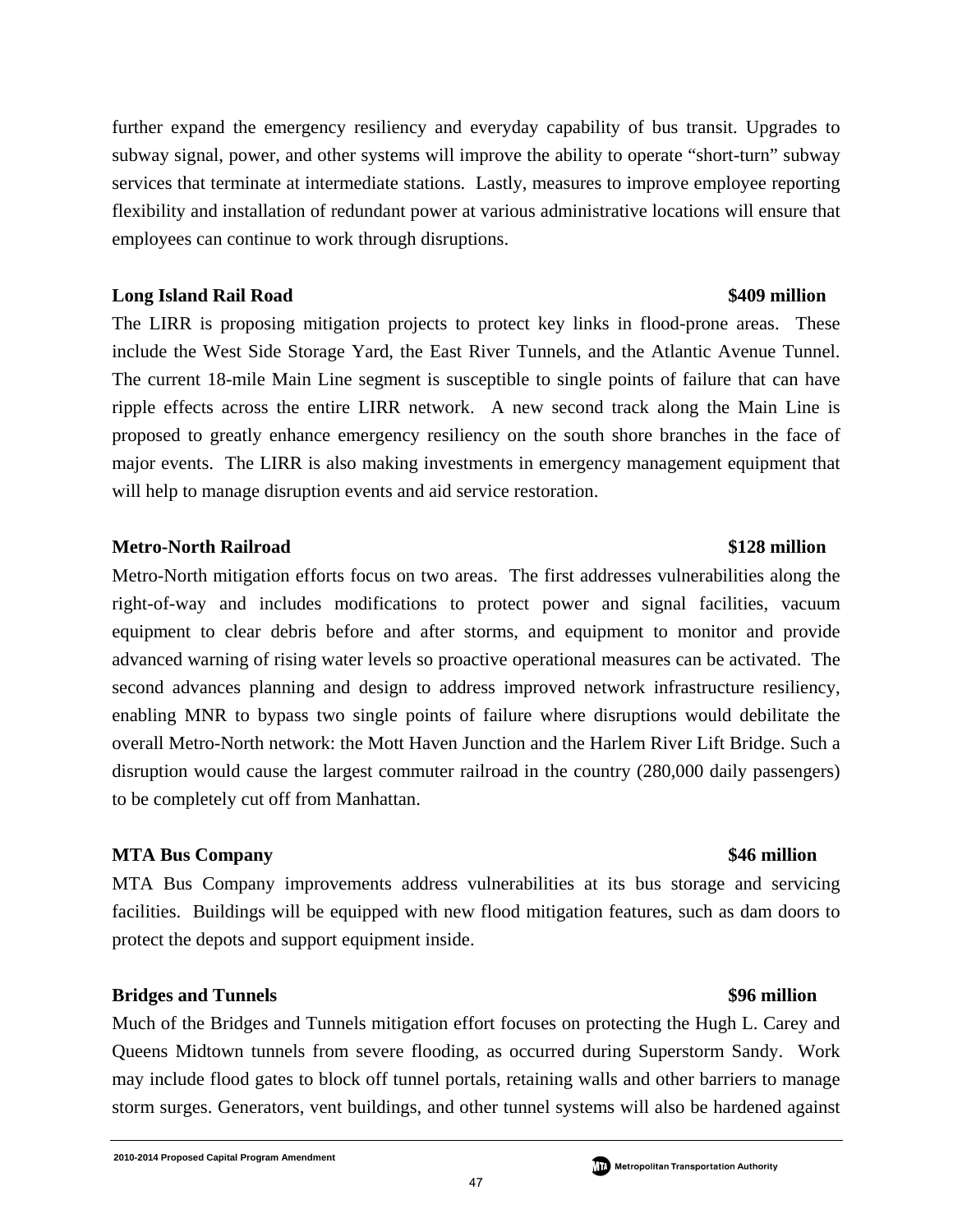further expand the emergency resiliency and everyday capability of bus transit. Upgrades to subway signal, power, and other systems will improve the ability to operate "short-turn" subway services that terminate at intermediate stations. Lastly, measures to improve employee reporting flexibility and installation of redundant power at various administrative locations will ensure that employees can continue to work through disruptions.

**Long Island Rail Road** **$409 million**

The LIRR is proposing mitigation projects to protect key links in flood-prone areas. These include the West Side Storage Yard, the East River Tunnels, and the Atlantic Avenue Tunnel. The current 18-mile Main Line segment is susceptible to single points of failure that can have ripple effects across the entire LIRR network. A new second track along the Main Line is proposed to greatly enhance emergency resiliency on the south shore branches in the face of major events. The LIRR is also making investments in emergency management equipment that will help to manage disruption events and aid service restoration.

**Metro-North Railroad** **$128 million**

Metro-North mitigation efforts focus on two areas. The first addresses vulnerabilities along the right-of-way and includes modifications to protect power and signal facilities, vacuum equipment to clear debris before and after storms, and equipment to monitor and provide advanced warning of rising water levels so proactive operational measures can be activated. The second advances planning and design to address improved network infrastructure resiliency, enabling MNR to bypass two single points of failure where disruptions would debilitate the overall Metro-North network: the Mott Haven Junction and the Harlem River Lift Bridge. Such a disruption would cause the largest commuter railroad in the country (280,000 daily passengers) to be completely cut off from Manhattan.

**MTA Bus Company** **$46 million**

MTA Bus Company improvements address vulnerabilities at its bus storage and servicing facilities. Buildings will be equipped with new flood mitigation features, such as dam doors to protect the depots and support equipment inside.

**Bridges and Tunnels** **$96 million**

Much of the Bridges and Tunnels mitigation effort focuses on protecting the Hugh L. Carey and Queens Midtown tunnels from severe flooding, as occurred during Superstorm Sandy. Work may include flood gates to block off tunnel portals, retaining walls and other barriers to manage storm surges. Generators, vent buildings, and other tunnel systems will also be hardened against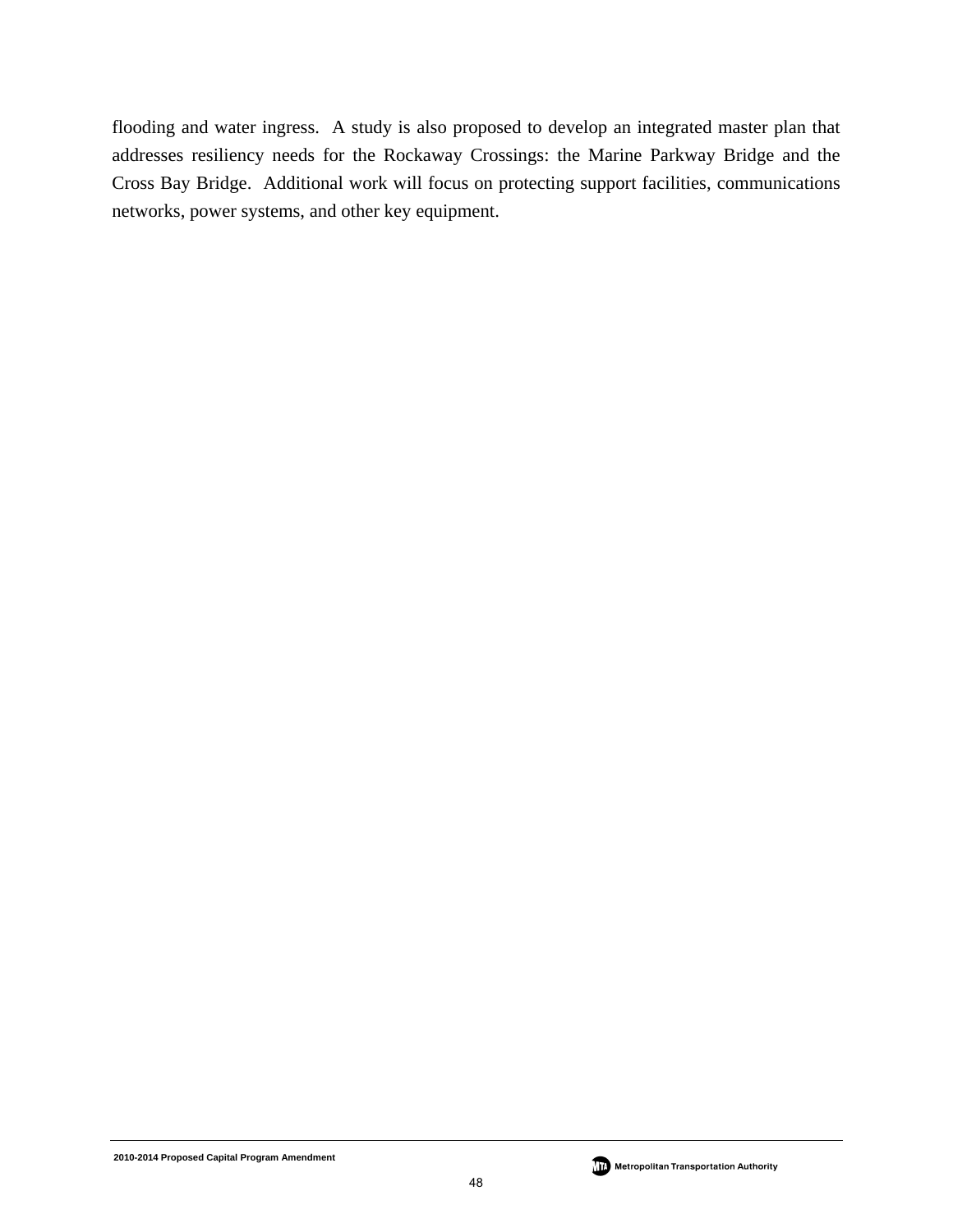flooding and water ingress. A study is also proposed to develop an integrated master plan that addresses resiliency needs for the Rockaway Crossings: the Marine Parkway Bridge and the Cross Bay Bridge. Additional work will focus on protecting support facilities, communications networks, power systems, and other key equipment.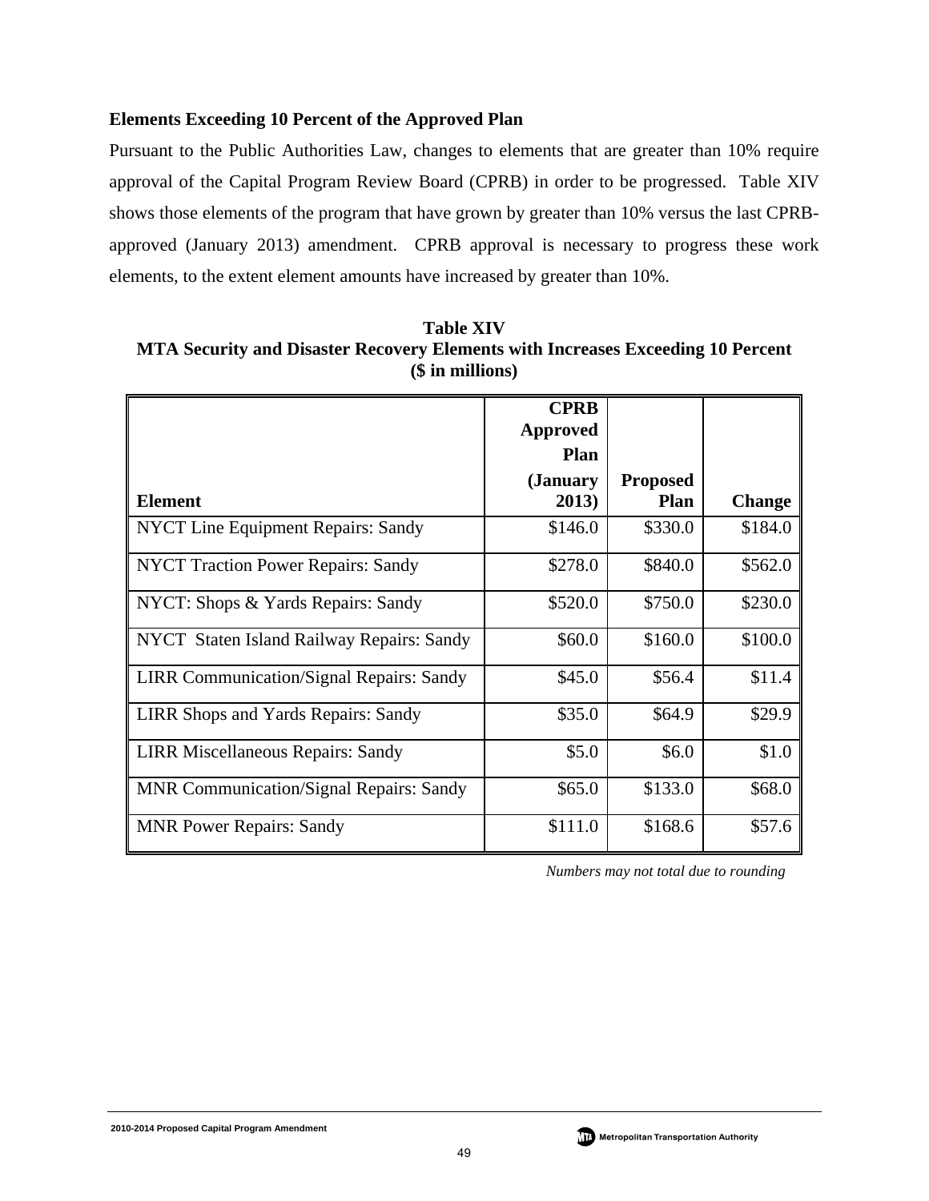## Elements Exceeding 10 Percent of the Approved Plan

Pursuant to the Public Authorities Law, changes to elements that are greater than 10% require approval of the Capital Program Review Board (CPRB) in order to be progressed. Table XIV shows those elements of the program that have grown by greater than 10% versus the last CPRB-approved (January 2013) amendment. CPRB approval is necessary to progress these work elements, to the extent element amounts have increased by greater than 10%.

**Table XIV**
**MTA Security and Disaster Recovery Elements with Increases Exceeding 10 Percent**
**($ in millions)**

| Element | CPRB Approved Plan (January 2013) | Proposed Plan | Change |
|---|---|---|---|
| NYCT Line Equipment Repairs: Sandy | $146.0 | $330.0 | $184.0 |
| NYCT Traction Power Repairs: Sandy | $278.0 | $840.0 | $562.0 |
| NYCT: Shops & Yards Repairs: Sandy | $520.0 | $750.0 | $230.0 |
| NYCT Staten Island Railway Repairs: Sandy | $60.0 | $160.0 | $100.0 |
| LIRR Communication/Signal Repairs: Sandy | $45.0 | $56.4 | $11.4 |
| LIRR Shops and Yards Repairs: Sandy | $35.0 | $64.9 | $29.9 |
| LIRR Miscellaneous Repairs: Sandy | $5.0 | $6.0 | $1.0 |
| MNR Communication/Signal Repairs: Sandy | $65.0 | $133.0 | $68.0 |
| MNR Power Repairs: Sandy | $111.0 | $168.6 | $57.6 |

*Numbers may not total due to rounding*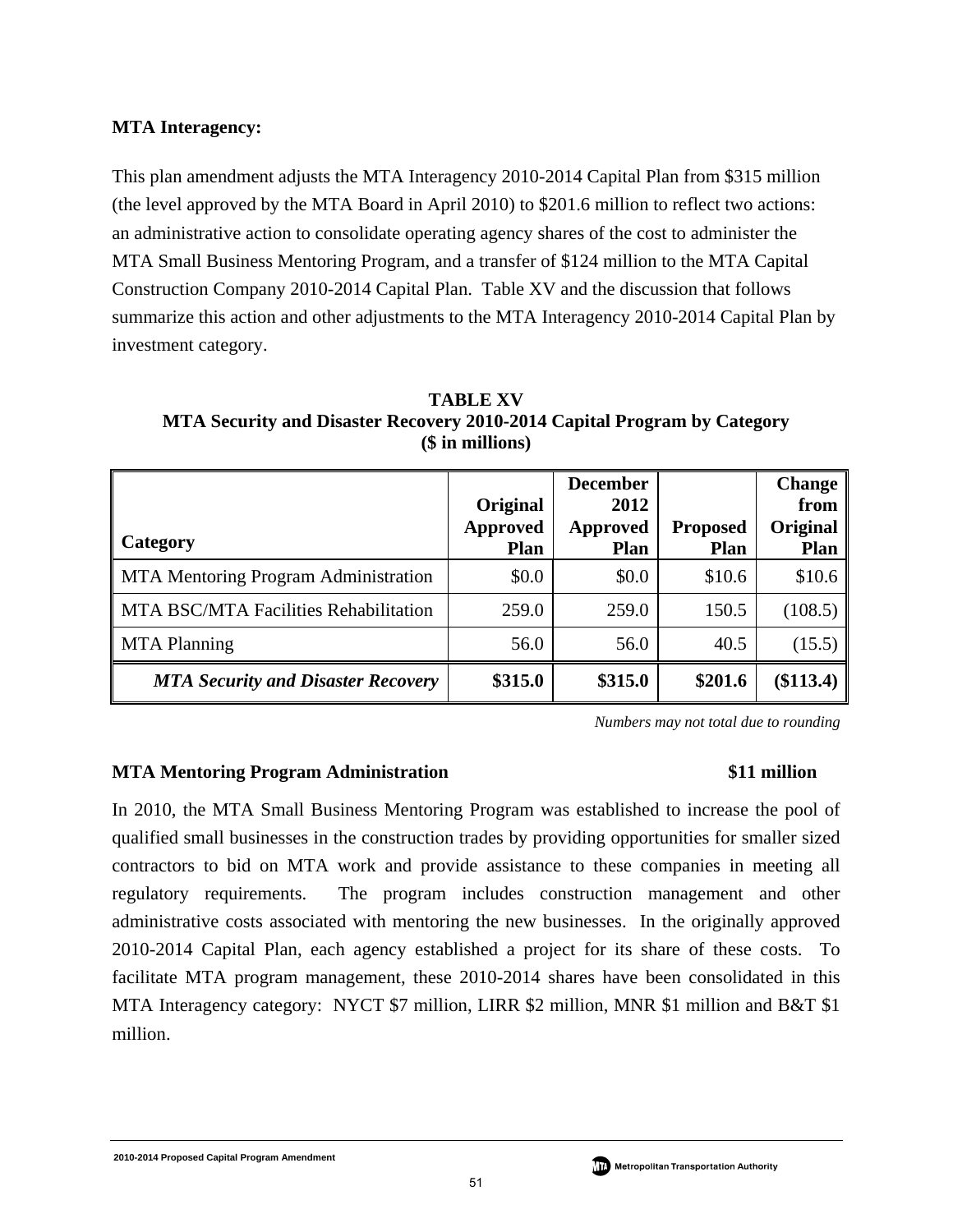**MTA Interagency:**

This plan amendment adjusts the MTA Interagency 2010-2014 Capital Plan from $315 million (the level approved by the MTA Board in April 2010) to $201.6 million to reflect two actions: an administrative action to consolidate operating agency shares of the cost to administer the MTA Small Business Mentoring Program, and a transfer of $124 million to the MTA Capital Construction Company 2010-2014 Capital Plan. Table XV and the discussion that follows summarize this action and other adjustments to the MTA Interagency 2010-2014 Capital Plan by investment category.

**TABLE XV**
**MTA Security and Disaster Recovery 2010-2014 Capital Program by Category**
**($ in millions)**

| Category | Original Approved Plan | December 2012 Approved Plan | Proposed Plan | Change from Original Plan |
|---|---|---|---|---|
| MTA Mentoring Program Administration | $0.0 | $0.0 | $10.6 | $10.6 |
| MTA BSC/MTA Facilities Rehabilitation | 259.0 | 259.0 | 150.5 | (108.5) |
| MTA Planning | 56.0 | 56.0 | 40.5 | (15.5) |
| ***MTA Security and Disaster Recovery*** | **$315.0** | **$315.0** | **$201.6** | **($113.4)** |

*Numbers may not total due to rounding*

**MTA Mentoring Program Administration $11 million**

In 2010, the MTA Small Business Mentoring Program was established to increase the pool of qualified small businesses in the construction trades by providing opportunities for smaller sized contractors to bid on MTA work and provide assistance to these companies in meeting all regulatory requirements. The program includes construction management and other administrative costs associated with mentoring the new businesses. In the originally approved 2010-2014 Capital Plan, each agency established a project for its share of these costs. To facilitate MTA program management, these 2010-2014 shares have been consolidated in this MTA Interagency category: NYCT $7 million, LIRR $2 million, MNR $1 million and B&T $1 million.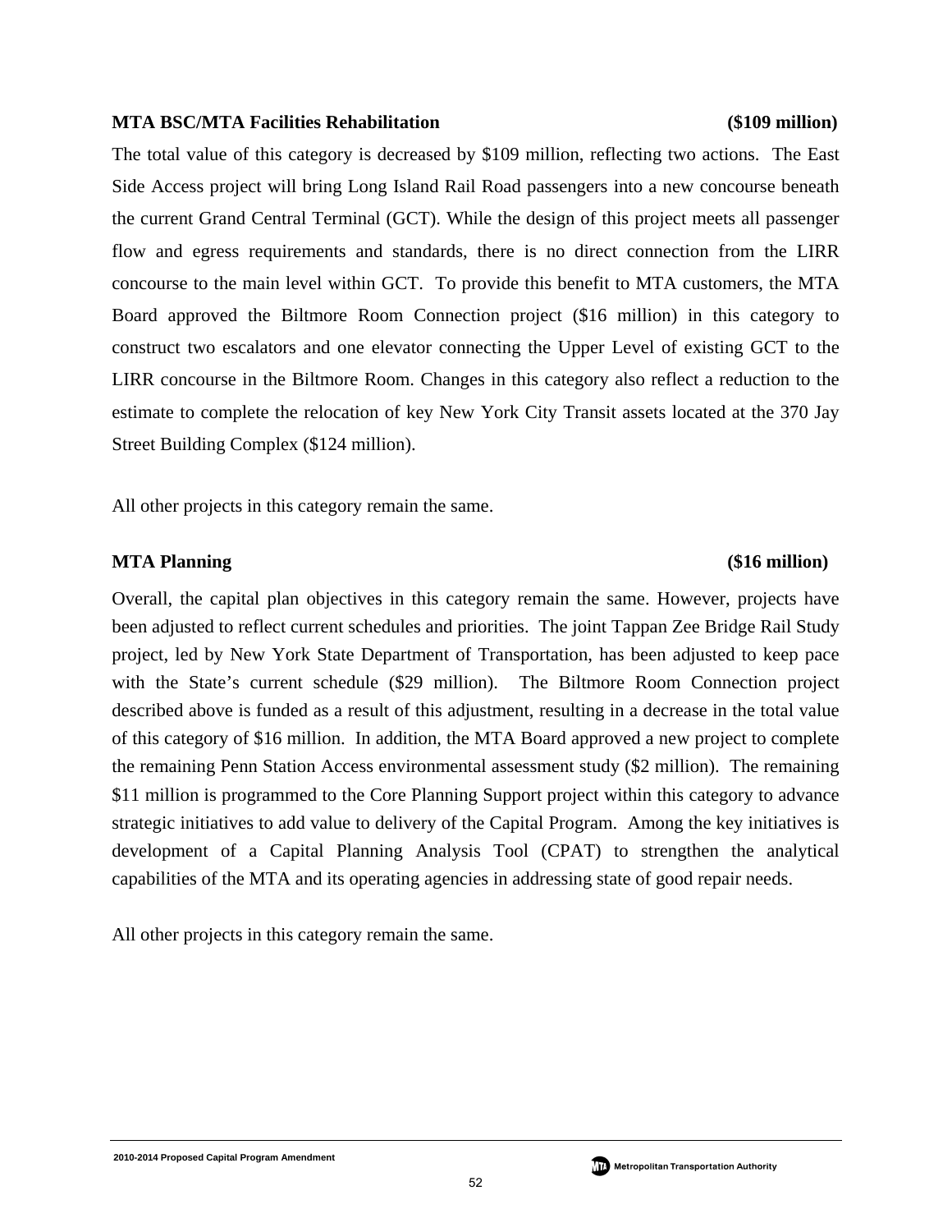**MTA BSC/MTA Facilities Rehabilitation** **($109 million)**

The total value of this category is decreased by $109 million, reflecting two actions. The East Side Access project will bring Long Island Rail Road passengers into a new concourse beneath the current Grand Central Terminal (GCT). While the design of this project meets all passenger flow and egress requirements and standards, there is no direct connection from the LIRR concourse to the main level within GCT. To provide this benefit to MTA customers, the MTA Board approved the Biltmore Room Connection project ($16 million) in this category to construct two escalators and one elevator connecting the Upper Level of existing GCT to the LIRR concourse in the Biltmore Room. Changes in this category also reflect a reduction to the estimate to complete the relocation of key New York City Transit assets located at the 370 Jay Street Building Complex ($124 million).

All other projects in this category remain the same.

**MTA Planning** **($16 million)**

Overall, the capital plan objectives in this category remain the same. However, projects have been adjusted to reflect current schedules and priorities. The joint Tappan Zee Bridge Rail Study project, led by New York State Department of Transportation, has been adjusted to keep pace with the State's current schedule ($29 million). The Biltmore Room Connection project described above is funded as a result of this adjustment, resulting in a decrease in the total value of this category of $16 million. In addition, the MTA Board approved a new project to complete the remaining Penn Station Access environmental assessment study ($2 million). The remaining $11 million is programmed to the Core Planning Support project within this category to advance strategic initiatives to add value to delivery of the Capital Program. Among the key initiatives is development of a Capital Planning Analysis Tool (CPAT) to strengthen the analytical capabilities of the MTA and its operating agencies in addressing state of good repair needs.

All other projects in this category remain the same.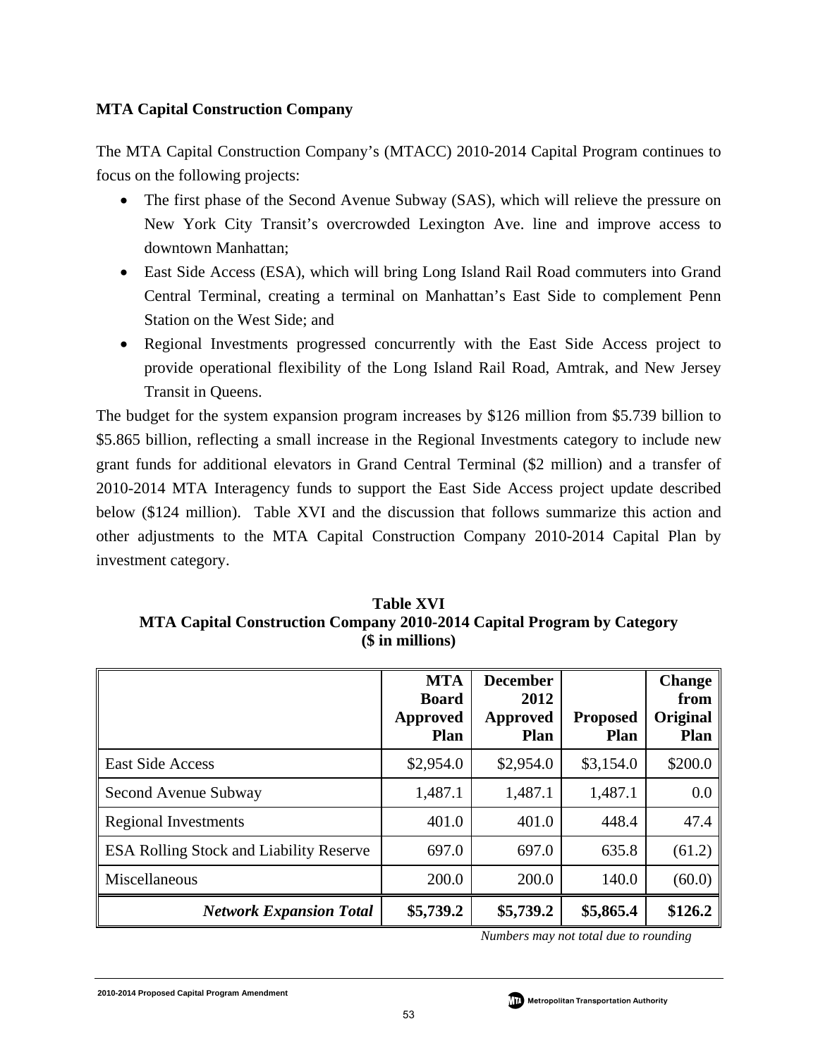## MTA Capital Construction Company

The MTA Capital Construction Company's (MTACC) 2010-2014 Capital Program continues to focus on the following projects:

- The first phase of the Second Avenue Subway (SAS), which will relieve the pressure on New York City Transit's overcrowded Lexington Ave. line and improve access to downtown Manhattan;
- East Side Access (ESA), which will bring Long Island Rail Road commuters into Grand Central Terminal, creating a terminal on Manhattan's East Side to complement Penn Station on the West Side; and
- Regional Investments progressed concurrently with the East Side Access project to provide operational flexibility of the Long Island Rail Road, Amtrak, and New Jersey Transit in Queens.

The budget for the system expansion program increases by $126 million from $5.739 billion to $5.865 billion, reflecting a small increase in the Regional Investments category to include new grant funds for additional elevators in Grand Central Terminal ($2 million) and a transfer of 2010-2014 MTA Interagency funds to support the East Side Access project update described below ($124 million). Table XVI and the discussion that follows summarize this action and other adjustments to the MTA Capital Construction Company 2010-2014 Capital Plan by investment category.

**Table XVI**
**MTA Capital Construction Company 2010-2014 Capital Program by Category**
**($ in millions)**

| | MTA Board Approved Plan | December 2012 Approved Plan | Proposed Plan | Change from Original Plan |
|---|---|---|---|---|
| East Side Access | $2,954.0 | $2,954.0 | $3,154.0 | $200.0 |
| Second Avenue Subway | 1,487.1 | 1,487.1 | 1,487.1 | 0.0 |
| Regional Investments | 401.0 | 401.0 | 448.4 | 47.4 |
| ESA Rolling Stock and Liability Reserve | 697.0 | 697.0 | 635.8 | (61.2) |
| Miscellaneous | 200.0 | 200.0 | 140.0 | (60.0) |
| ***Network Expansion Total*** | **$5,739.2** | **$5,739.2** | **$5,865.4** | **$126.2** |

*Numbers may not total due to rounding*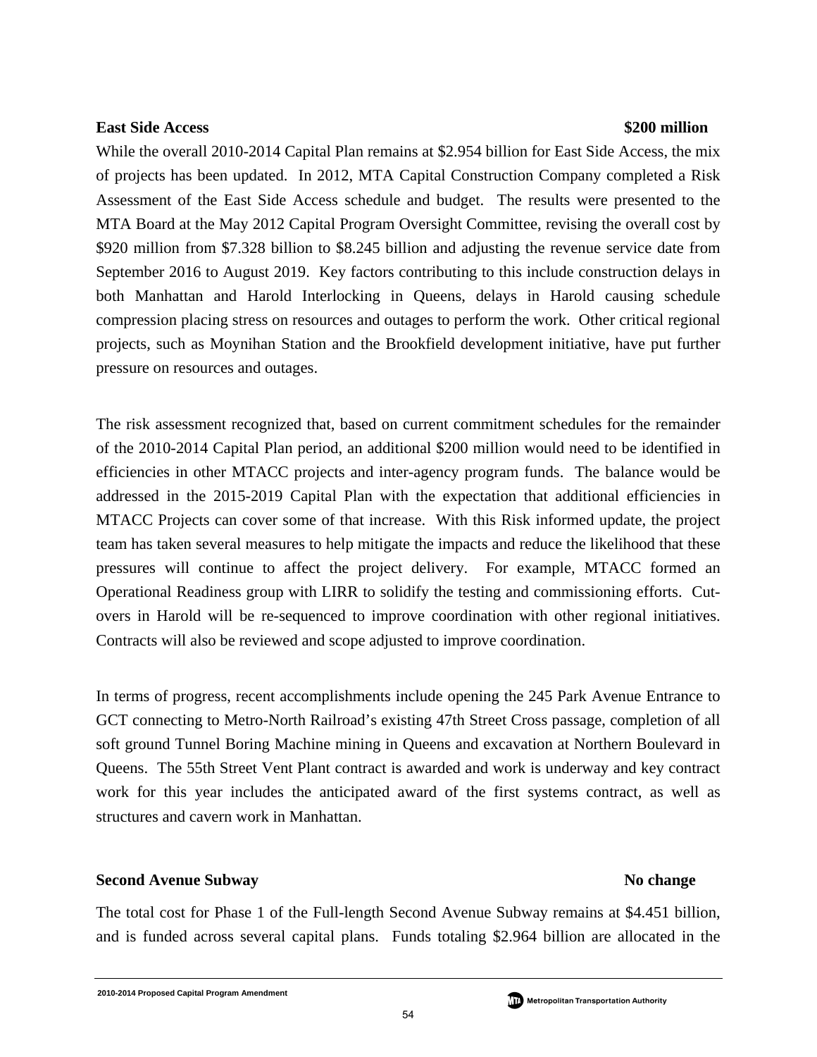**East Side Access** **$200 million**

While the overall 2010-2014 Capital Plan remains at $2.954 billion for East Side Access, the mix of projects has been updated. In 2012, MTA Capital Construction Company completed a Risk Assessment of the East Side Access schedule and budget. The results were presented to the MTA Board at the May 2012 Capital Program Oversight Committee, revising the overall cost by $920 million from $7.328 billion to $8.245 billion and adjusting the revenue service date from September 2016 to August 2019. Key factors contributing to this include construction delays in both Manhattan and Harold Interlocking in Queens, delays in Harold causing schedule compression placing stress on resources and outages to perform the work. Other critical regional projects, such as Moynihan Station and the Brookfield development initiative, have put further pressure on resources and outages.

The risk assessment recognized that, based on current commitment schedules for the remainder of the 2010-2014 Capital Plan period, an additional $200 million would need to be identified in efficiencies in other MTACC projects and inter-agency program funds. The balance would be addressed in the 2015-2019 Capital Plan with the expectation that additional efficiencies in MTACC Projects can cover some of that increase. With this Risk informed update, the project team has taken several measures to help mitigate the impacts and reduce the likelihood that these pressures will continue to affect the project delivery. For example, MTACC formed an Operational Readiness group with LIRR to solidify the testing and commissioning efforts. Cut-overs in Harold will be re-sequenced to improve coordination with other regional initiatives. Contracts will also be reviewed and scope adjusted to improve coordination.

In terms of progress, recent accomplishments include opening the 245 Park Avenue Entrance to GCT connecting to Metro-North Railroad's existing 47th Street Cross passage, completion of all soft ground Tunnel Boring Machine mining in Queens and excavation at Northern Boulevard in Queens. The 55th Street Vent Plant contract is awarded and work is underway and key contract work for this year includes the anticipated award of the first systems contract, as well as structures and cavern work in Manhattan.

**Second Avenue Subway** **No change**

The total cost for Phase 1 of the Full-length Second Avenue Subway remains at $4.451 billion, and is funded across several capital plans. Funds totaling $2.964 billion are allocated in the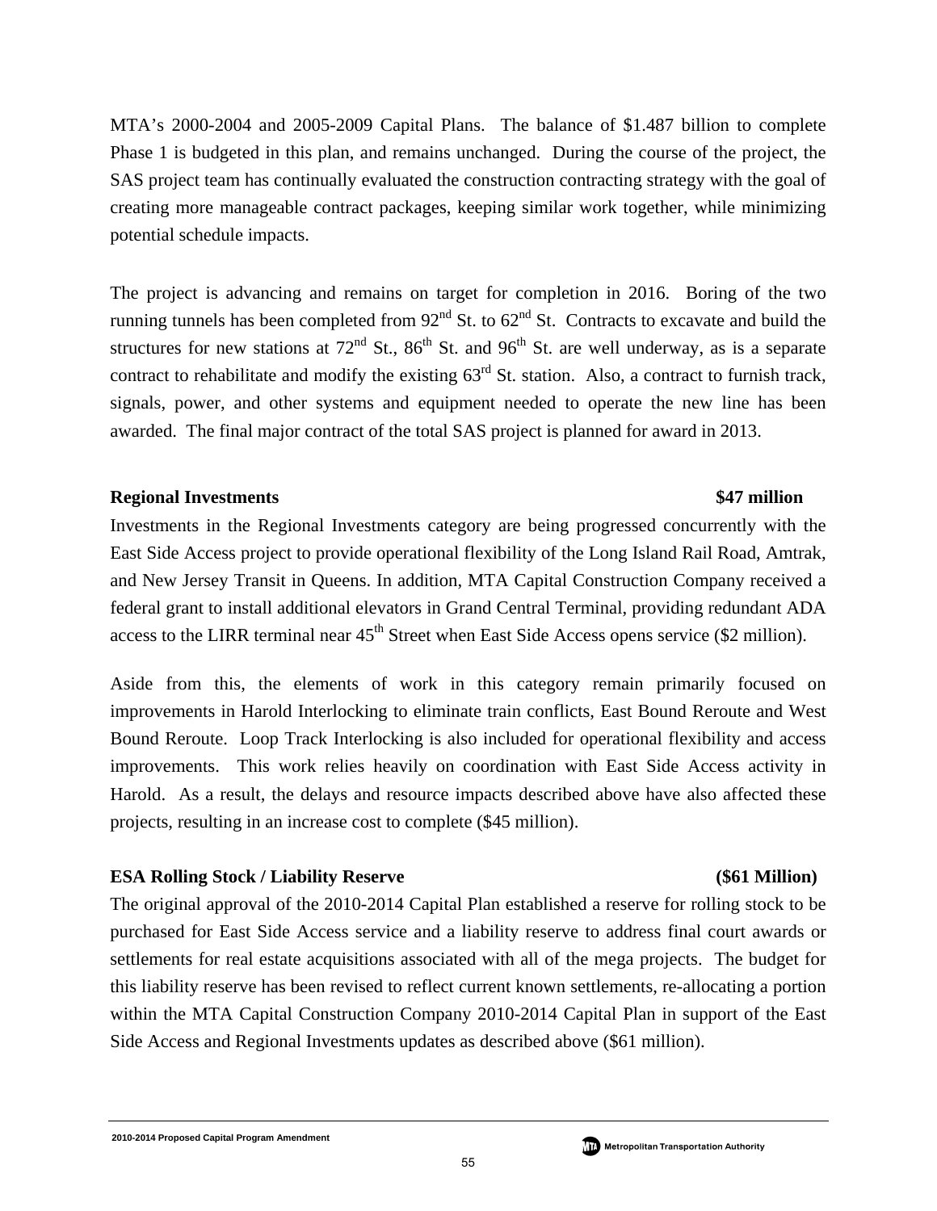MTA's 2000-2004 and 2005-2009 Capital Plans. The balance of $1.487 billion to complete Phase 1 is budgeted in this plan, and remains unchanged. During the course of the project, the SAS project team has continually evaluated the construction contracting strategy with the goal of creating more manageable contract packages, keeping similar work together, while minimizing potential schedule impacts.

The project is advancing and remains on target for completion in 2016. Boring of the two running tunnels has been completed from 92nd St. to 62nd St. Contracts to excavate and build the structures for new stations at 72nd St., 86th St. and 96th St. are well underway, as is a separate contract to rehabilitate and modify the existing 63rd St. station. Also, a contract to furnish track, signals, power, and other systems and equipment needed to operate the new line has been awarded. The final major contract of the total SAS project is planned for award in 2013.

**Regional Investments** **$47 million**

Investments in the Regional Investments category are being progressed concurrently with the East Side Access project to provide operational flexibility of the Long Island Rail Road, Amtrak, and New Jersey Transit in Queens. In addition, MTA Capital Construction Company received a federal grant to install additional elevators in Grand Central Terminal, providing redundant ADA access to the LIRR terminal near 45th Street when East Side Access opens service ($2 million).

Aside from this, the elements of work in this category remain primarily focused on improvements in Harold Interlocking to eliminate train conflicts, East Bound Reroute and West Bound Reroute. Loop Track Interlocking is also included for operational flexibility and access improvements. This work relies heavily on coordination with East Side Access activity in Harold. As a result, the delays and resource impacts described above have also affected these projects, resulting in an increase cost to complete ($45 million).

**ESA Rolling Stock / Liability Reserve** **($61 Million)**

The original approval of the 2010-2014 Capital Plan established a reserve for rolling stock to be purchased for East Side Access service and a liability reserve to address final court awards or settlements for real estate acquisitions associated with all of the mega projects. The budget for this liability reserve has been revised to reflect current known settlements, re-allocating a portion within the MTA Capital Construction Company 2010-2014 Capital Plan in support of the East Side Access and Regional Investments updates as described above ($61 million).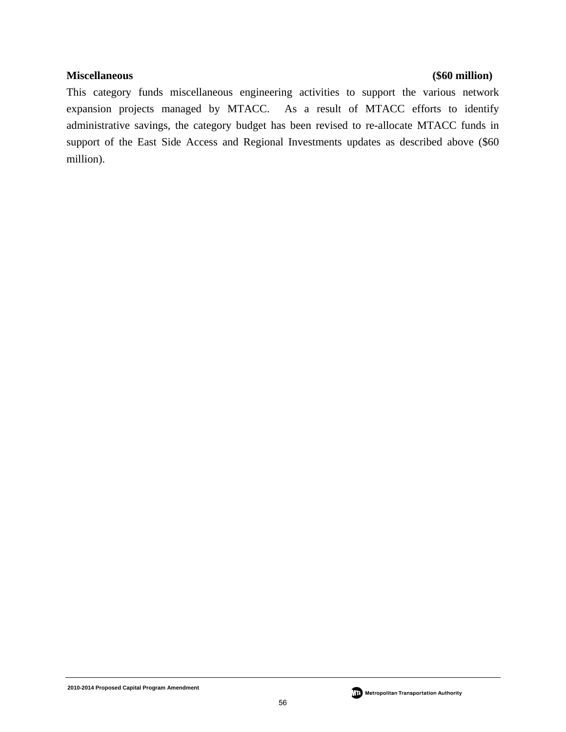**Miscellaneous** **($60 million)**

This category funds miscellaneous engineering activities to support the various network expansion projects managed by MTACC. As a result of MTACC efforts to identify administrative savings, the category budget has been revised to re-allocate MTACC funds in support of the East Side Access and Regional Investments updates as described above ($60 million).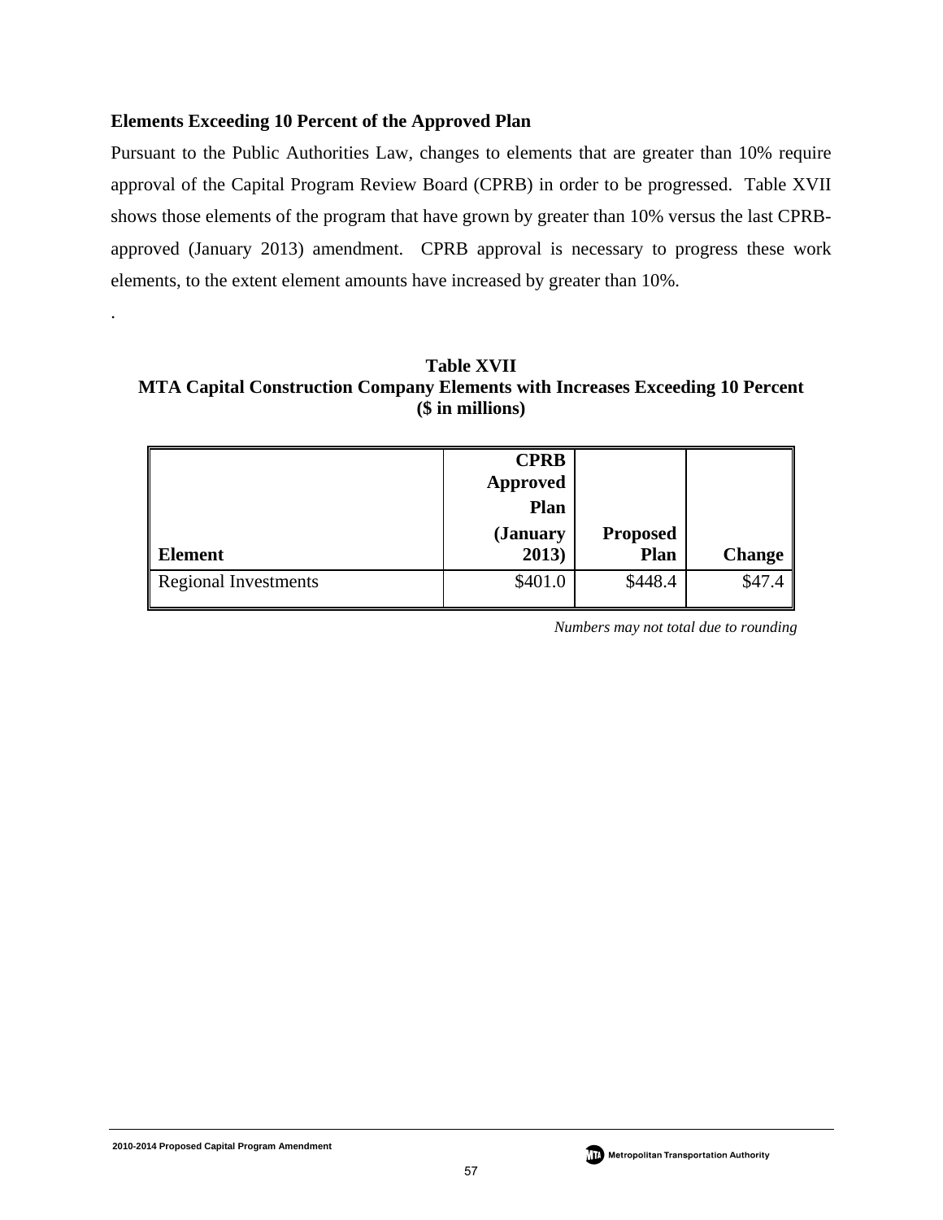## Elements Exceeding 10 Percent of the Approved Plan

Pursuant to the Public Authorities Law, changes to elements that are greater than 10% require approval of the Capital Program Review Board (CPRB) in order to be progressed. Table XVII shows those elements of the program that have grown by greater than 10% versus the last CPRB-approved (January 2013) amendment. CPRB approval is necessary to progress these work elements, to the extent element amounts have increased by greater than 10%.

.

**Table XVII**
**MTA Capital Construction Company Elements with Increases Exceeding 10 Percent**
**($ in millions)**

| Element | CPRB Approved Plan (January 2013) | Proposed Plan | Change |
|---|---|---|---|
| Regional Investments | $401.0 | $448.4 | $47.4 |

*Numbers may not total due to rounding*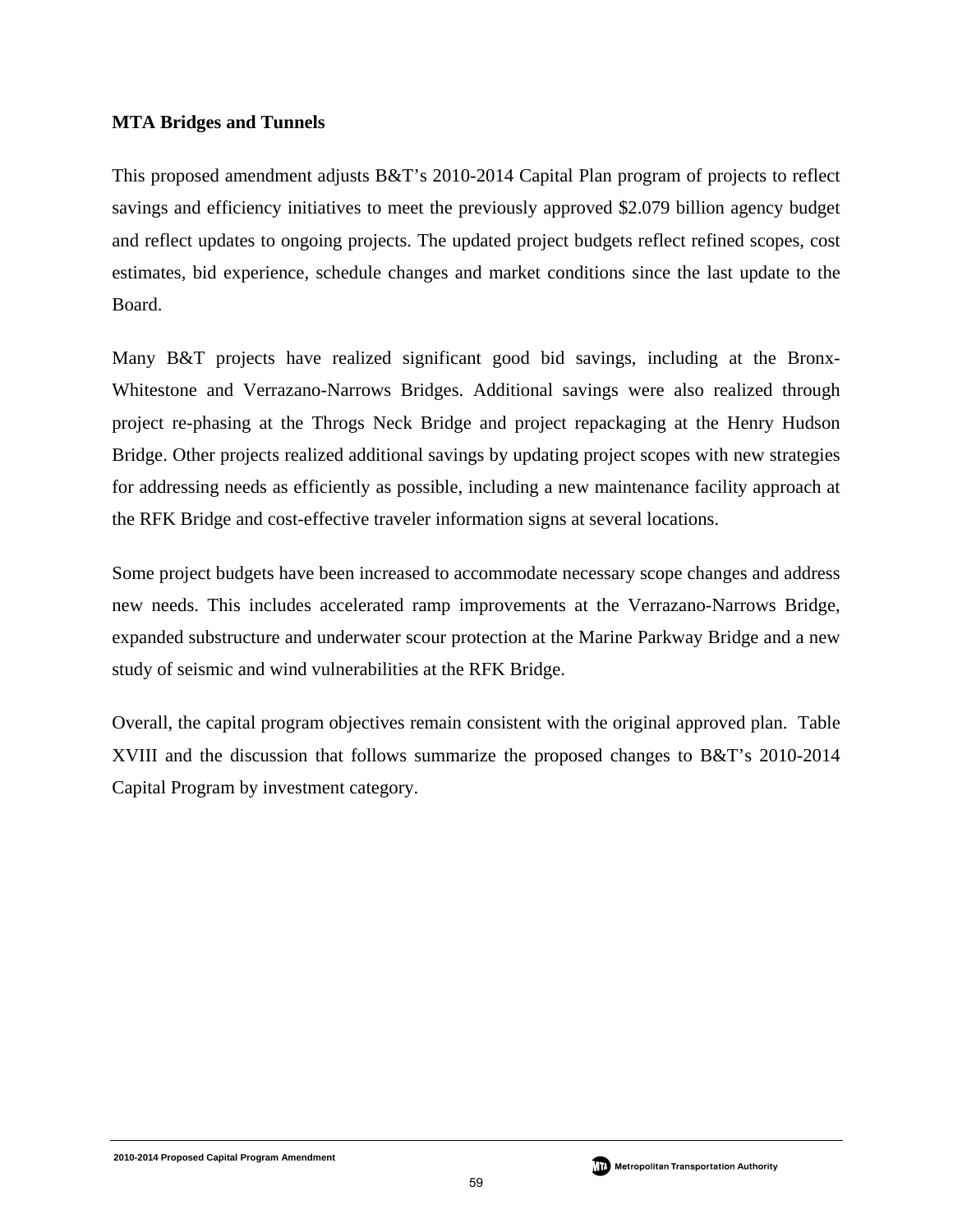**MTA Bridges and Tunnels**

This proposed amendment adjusts B&T's 2010-2014 Capital Plan program of projects to reflect savings and efficiency initiatives to meet the previously approved $2.079 billion agency budget and reflect updates to ongoing projects. The updated project budgets reflect refined scopes, cost estimates, bid experience, schedule changes and market conditions since the last update to the Board.

Many B&T projects have realized significant good bid savings, including at the Bronx-Whitestone and Verrazano-Narrows Bridges. Additional savings were also realized through project re-phasing at the Throgs Neck Bridge and project repackaging at the Henry Hudson Bridge. Other projects realized additional savings by updating project scopes with new strategies for addressing needs as efficiently as possible, including a new maintenance facility approach at the RFK Bridge and cost-effective traveler information signs at several locations.

Some project budgets have been increased to accommodate necessary scope changes and address new needs. This includes accelerated ramp improvements at the Verrazano-Narrows Bridge, expanded substructure and underwater scour protection at the Marine Parkway Bridge and a new study of seismic and wind vulnerabilities at the RFK Bridge.

Overall, the capital program objectives remain consistent with the original approved plan. Table XVIII and the discussion that follows summarize the proposed changes to B&T's 2010-2014 Capital Program by investment category.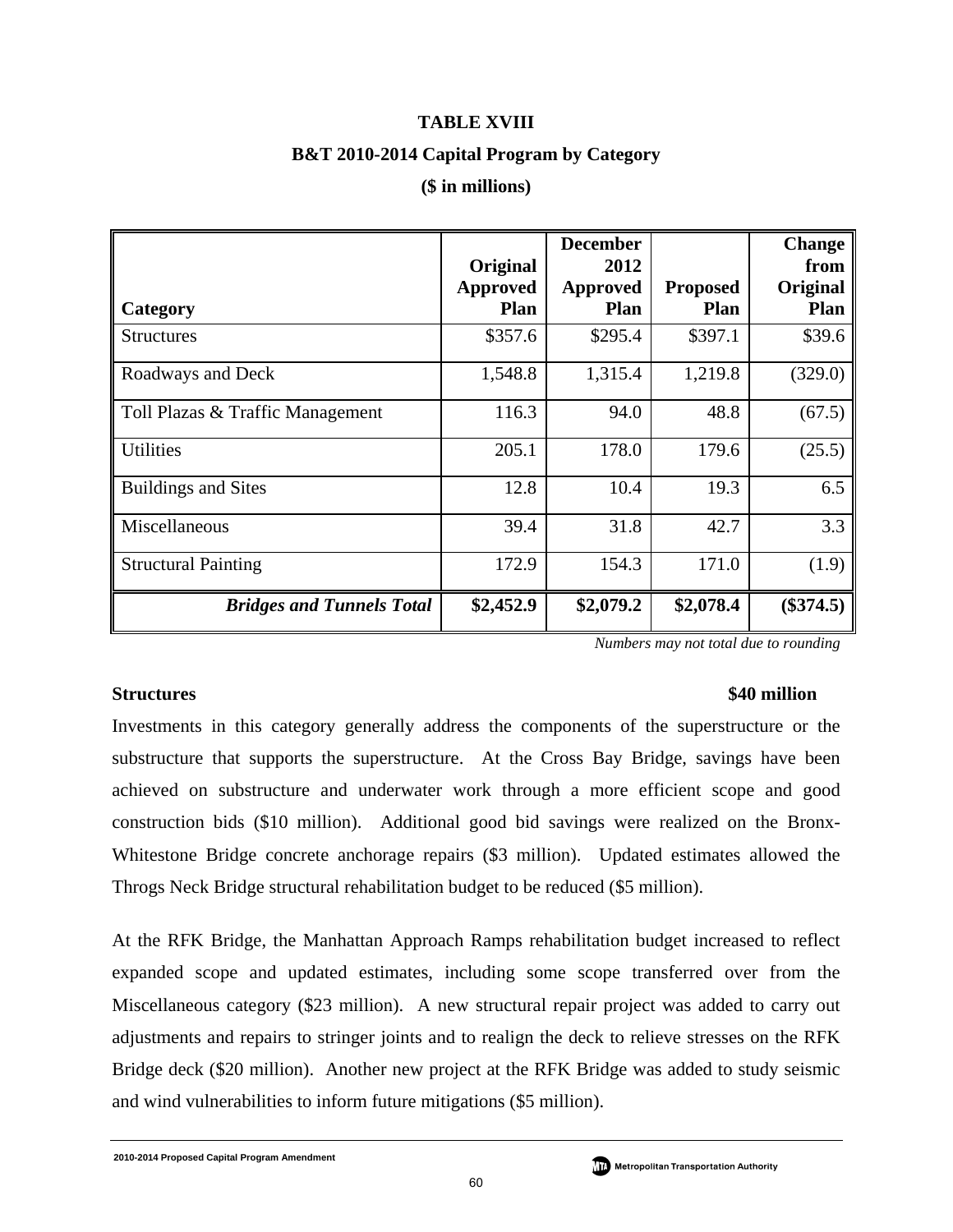**TABLE XVIII**

**B&T 2010-2014 Capital Program by Category**

**($ in millions)**

| Category | Original Approved Plan | December 2012 Approved Plan | Proposed Plan | Change from Original Plan |
|---|---|---|---|---|
| Structures | $357.6 | $295.4 | $397.1 | $39.6 |
| Roadways and Deck | 1,548.8 | 1,315.4 | 1,219.8 | (329.0) |
| Toll Plazas & Traffic Management | 116.3 | 94.0 | 48.8 | (67.5) |
| Utilities | 205.1 | 178.0 | 179.6 | (25.5) |
| Buildings and Sites | 12.8 | 10.4 | 19.3 | 6.5 |
| Miscellaneous | 39.4 | 31.8 | 42.7 | 3.3 |
| Structural Painting | 172.9 | 154.3 | 171.0 | (1.9) |
| ***Bridges and Tunnels Total*** | **$2,452.9** | **$2,079.2** | **$2,078.4** | **($374.5)** |

*Numbers may not total due to rounding*

**Structures** **$40 million**

Investments in this category generally address the components of the superstructure or the substructure that supports the superstructure. At the Cross Bay Bridge, savings have been achieved on substructure and underwater work through a more efficient scope and good construction bids ($10 million). Additional good bid savings were realized on the Bronx-Whitestone Bridge concrete anchorage repairs ($3 million). Updated estimates allowed the Throgs Neck Bridge structural rehabilitation budget to be reduced ($5 million).

At the RFK Bridge, the Manhattan Approach Ramps rehabilitation budget increased to reflect expanded scope and updated estimates, including some scope transferred over from the Miscellaneous category ($23 million). A new structural repair project was added to carry out adjustments and repairs to stringer joints and to realign the deck to relieve stresses on the RFK Bridge deck ($20 million). Another new project at the RFK Bridge was added to study seismic and wind vulnerabilities to inform future mitigations ($5 million).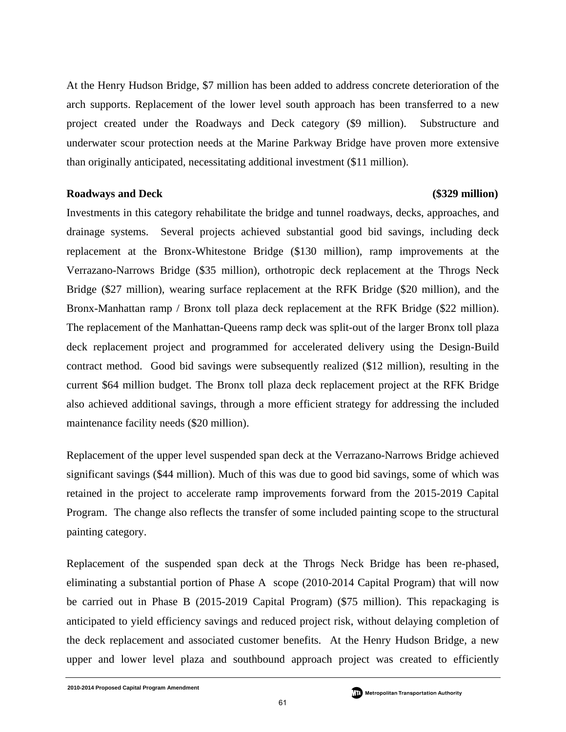At the Henry Hudson Bridge, $7 million has been added to address concrete deterioration of the arch supports. Replacement of the lower level south approach has been transferred to a new project created under the Roadways and Deck category ($9 million). Substructure and underwater scour protection needs at the Marine Parkway Bridge have proven more extensive than originally anticipated, necessitating additional investment ($11 million).

**Roadways and Deck** **($329 million)**

Investments in this category rehabilitate the bridge and tunnel roadways, decks, approaches, and drainage systems. Several projects achieved substantial good bid savings, including deck replacement at the Bronx-Whitestone Bridge ($130 million), ramp improvements at the Verrazano-Narrows Bridge ($35 million), orthotropic deck replacement at the Throgs Neck Bridge ($27 million), wearing surface replacement at the RFK Bridge ($20 million), and the Bronx-Manhattan ramp / Bronx toll plaza deck replacement at the RFK Bridge ($22 million). The replacement of the Manhattan-Queens ramp deck was split-out of the larger Bronx toll plaza deck replacement project and programmed for accelerated delivery using the Design-Build contract method. Good bid savings were subsequently realized ($12 million), resulting in the current $64 million budget. The Bronx toll plaza deck replacement project at the RFK Bridge also achieved additional savings, through a more efficient strategy for addressing the included maintenance facility needs ($20 million).

Replacement of the upper level suspended span deck at the Verrazano-Narrows Bridge achieved significant savings ($44 million). Much of this was due to good bid savings, some of which was retained in the project to accelerate ramp improvements forward from the 2015-2019 Capital Program. The change also reflects the transfer of some included painting scope to the structural painting category.

Replacement of the suspended span deck at the Throgs Neck Bridge has been re-phased, eliminating a substantial portion of Phase A scope (2010-2014 Capital Program) that will now be carried out in Phase B (2015-2019 Capital Program) ($75 million). This repackaging is anticipated to yield efficiency savings and reduced project risk, without delaying completion of the deck replacement and associated customer benefits. At the Henry Hudson Bridge, a new upper and lower level plaza and southbound approach project was created to efficiently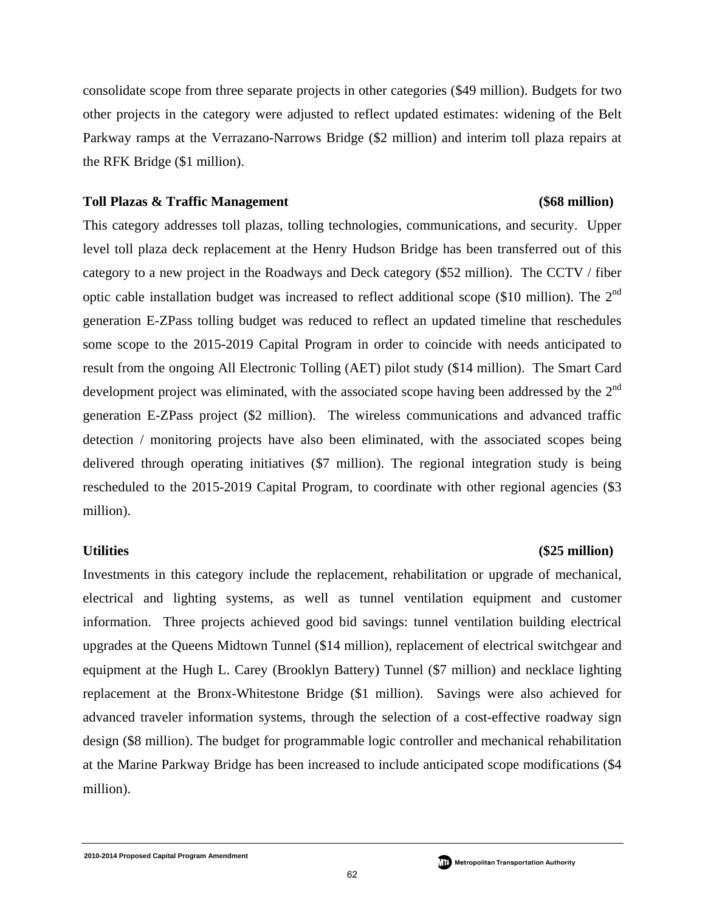consolidate scope from three separate projects in other categories ($49 million). Budgets for two other projects in the category were adjusted to reflect updated estimates: widening of the Belt Parkway ramps at the Verrazano-Narrows Bridge ($2 million) and interim toll plaza repairs at the RFK Bridge ($1 million).

**Toll Plazas & Traffic Management ($68 million)**

This category addresses toll plazas, tolling technologies, communications, and security. Upper level toll plaza deck replacement at the Henry Hudson Bridge has been transferred out of this category to a new project in the Roadways and Deck category ($52 million). The CCTV / fiber optic cable installation budget was increased to reflect additional scope ($10 million). The 2nd generation E-ZPass tolling budget was reduced to reflect an updated timeline that reschedules some scope to the 2015-2019 Capital Program in order to coincide with needs anticipated to result from the ongoing All Electronic Tolling (AET) pilot study ($14 million). The Smart Card development project was eliminated, with the associated scope having been addressed by the 2nd generation E-ZPass project ($2 million). The wireless communications and advanced traffic detection / monitoring projects have also been eliminated, with the associated scopes being delivered through operating initiatives ($7 million). The regional integration study is being rescheduled to the 2015-2019 Capital Program, to coordinate with other regional agencies ($3 million).

**Utilities ($25 million)**

Investments in this category include the replacement, rehabilitation or upgrade of mechanical, electrical and lighting systems, as well as tunnel ventilation equipment and customer information. Three projects achieved good bid savings: tunnel ventilation building electrical upgrades at the Queens Midtown Tunnel ($14 million), replacement of electrical switchgear and equipment at the Hugh L. Carey (Brooklyn Battery) Tunnel ($7 million) and necklace lighting replacement at the Bronx-Whitestone Bridge ($1 million). Savings were also achieved for advanced traveler information systems, through the selection of a cost-effective roadway sign design ($8 million). The budget for programmable logic controller and mechanical rehabilitation at the Marine Parkway Bridge has been increased to include anticipated scope modifications ($4 million).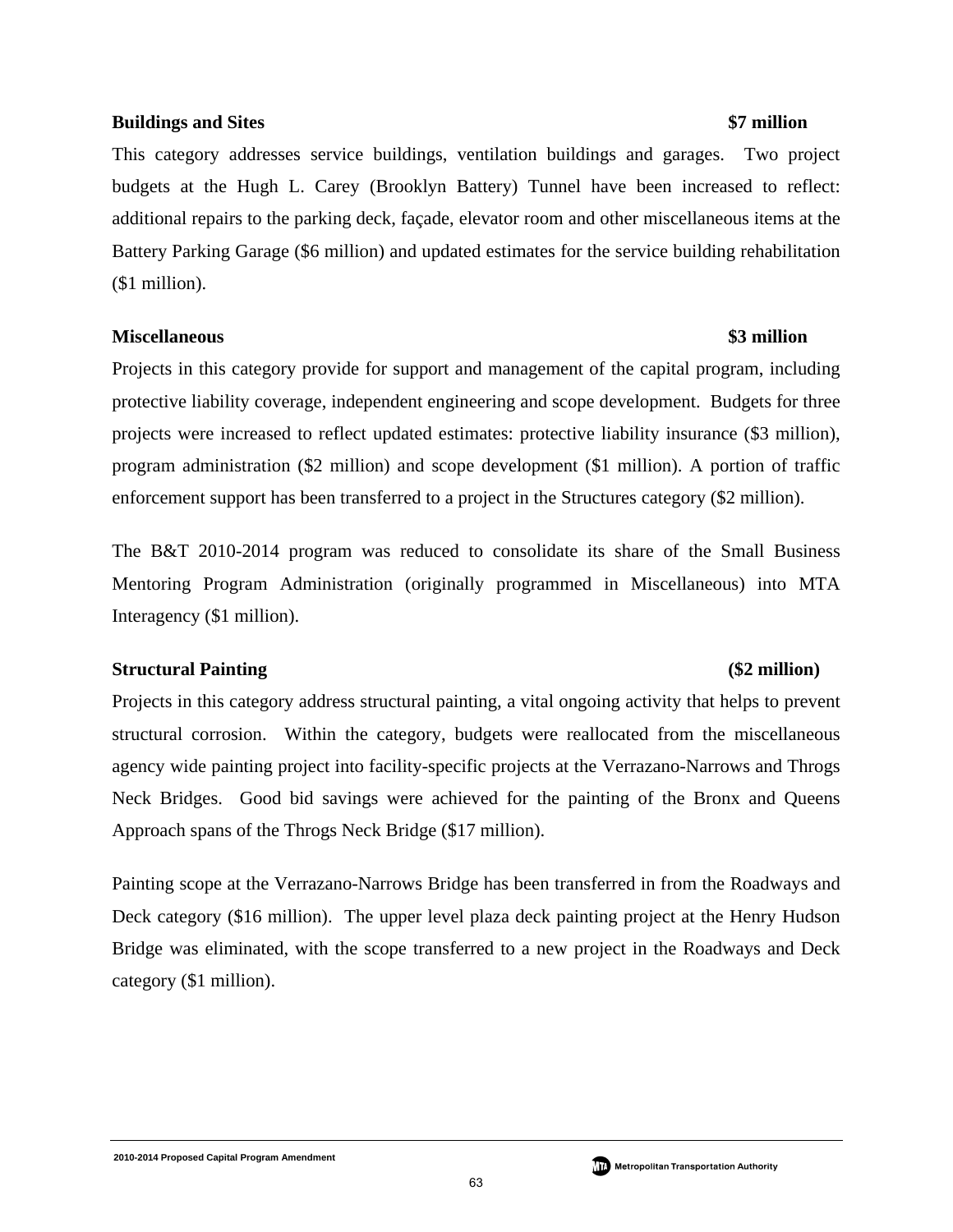**Buildings and Sites** **$7 million**

This category addresses service buildings, ventilation buildings and garages. Two project budgets at the Hugh L. Carey (Brooklyn Battery) Tunnel have been increased to reflect: additional repairs to the parking deck, façade, elevator room and other miscellaneous items at the Battery Parking Garage ($6 million) and updated estimates for the service building rehabilitation ($1 million).

**Miscellaneous** **$3 million**

Projects in this category provide for support and management of the capital program, including protective liability coverage, independent engineering and scope development. Budgets for three projects were increased to reflect updated estimates: protective liability insurance ($3 million), program administration ($2 million) and scope development ($1 million). A portion of traffic enforcement support has been transferred to a project in the Structures category ($2 million).

The B&T 2010-2014 program was reduced to consolidate its share of the Small Business Mentoring Program Administration (originally programmed in Miscellaneous) into MTA Interagency ($1 million).

**Structural Painting** **($2 million)**

Projects in this category address structural painting, a vital ongoing activity that helps to prevent structural corrosion. Within the category, budgets were reallocated from the miscellaneous agency wide painting project into facility-specific projects at the Verrazano-Narrows and Throgs Neck Bridges. Good bid savings were achieved for the painting of the Bronx and Queens Approach spans of the Throgs Neck Bridge ($17 million).

Painting scope at the Verrazano-Narrows Bridge has been transferred in from the Roadways and Deck category ($16 million). The upper level plaza deck painting project at the Henry Hudson Bridge was eliminated, with the scope transferred to a new project in the Roadways and Deck category ($1 million).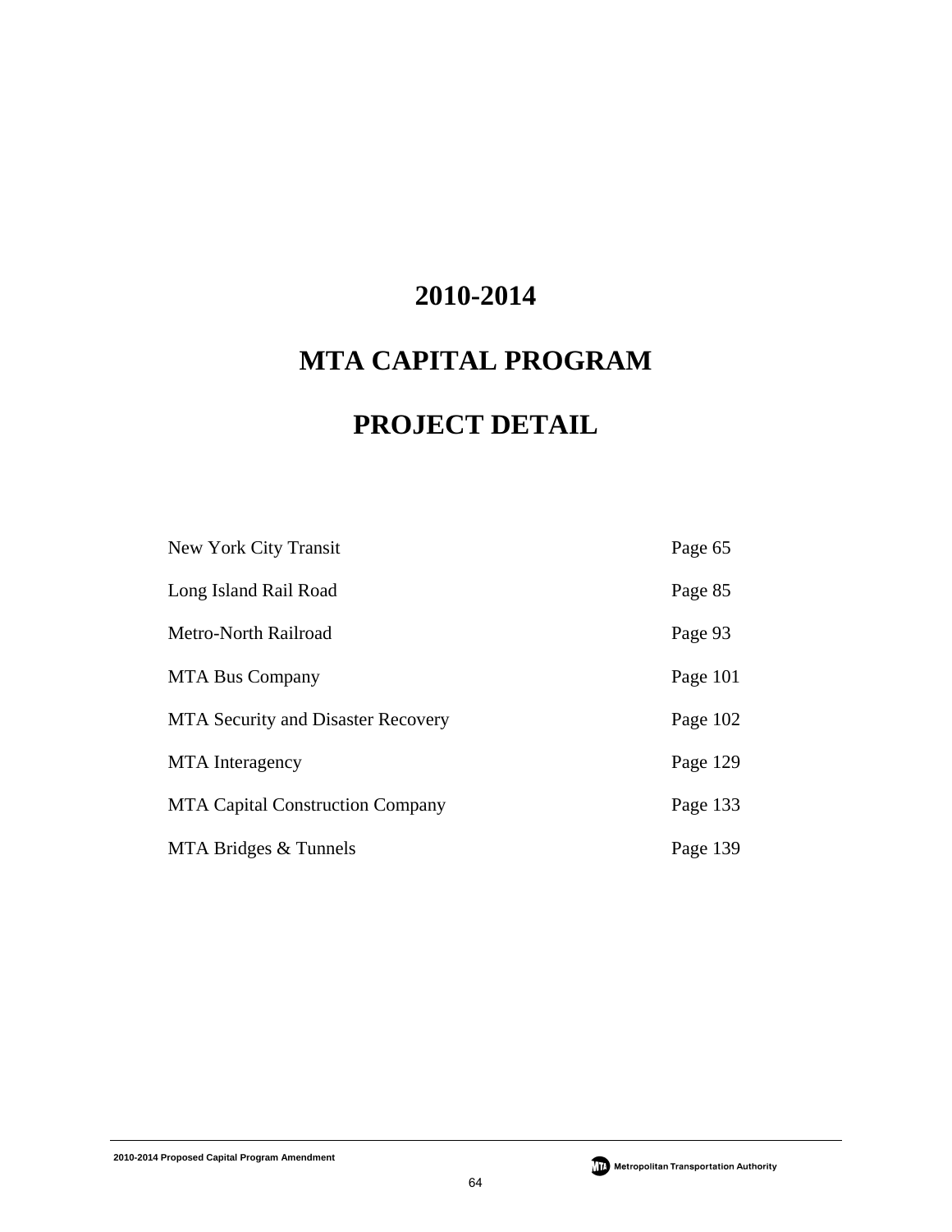# 2010-2014

# MTA CAPITAL PROGRAM

# PROJECT DETAIL

| | |
|---|---|
| New York City Transit | Page 65 |
| Long Island Rail Road | Page 85 |
| Metro-North Railroad | Page 93 |
| MTA Bus Company | Page 101 |
| MTA Security and Disaster Recovery | Page 102 |
| MTA Interagency | Page 129 |
| MTA Capital Construction Company | Page 133 |
| MTA Bridges & Tunnels | Page 139 |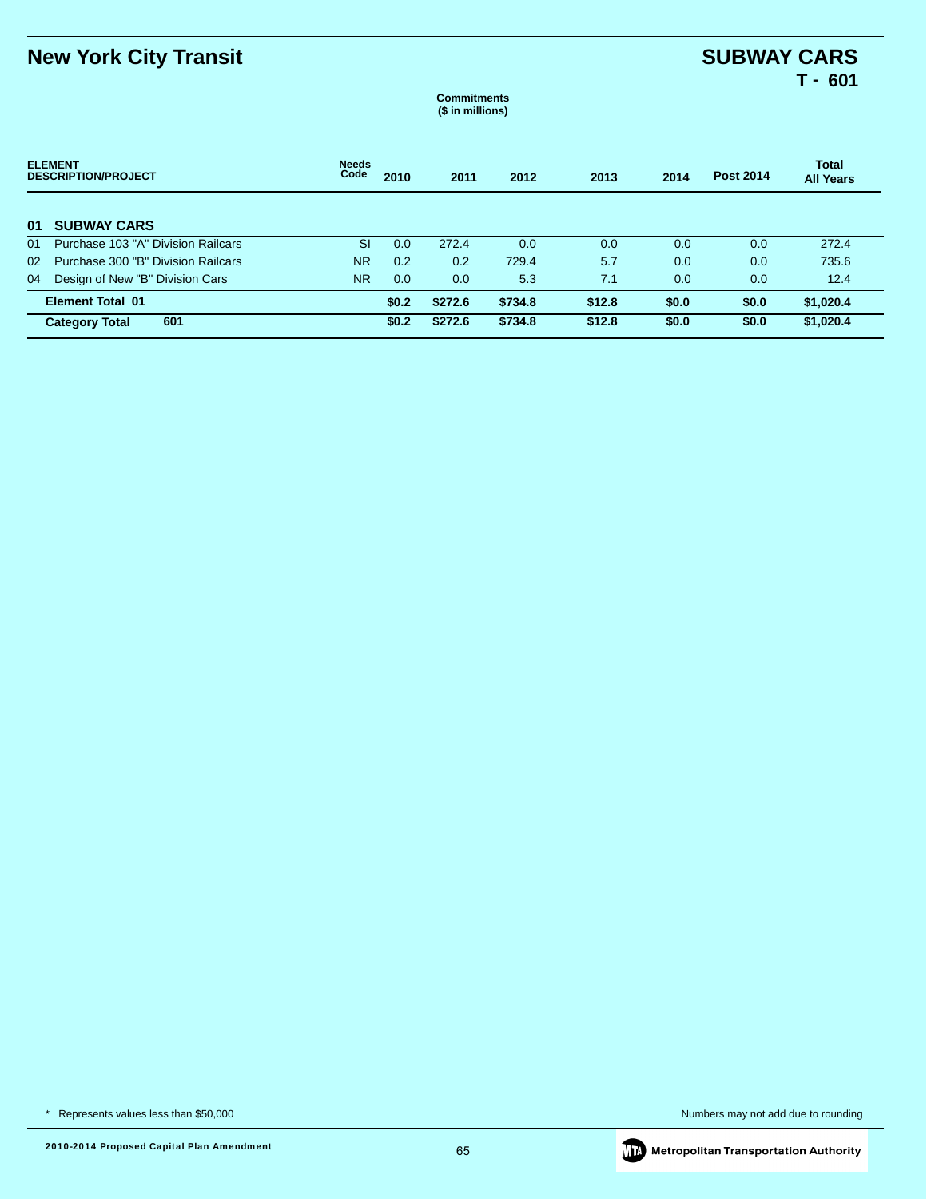# New York City Transit

## SUBWAY CARS
### T - 601

**Commitments**
**($ in millions)**

| ELEMENT DESCRIPTION/PROJECT | | Needs Code | 2010 | 2011 | 2012 | 2013 | 2014 | Post 2014 | Total All Years |
|---|---|---|---|---|---|---|---|---|---|
| **01** | **SUBWAY CARS** | | | | | | | | |
| 01 | Purchase 103 "A" Division Railcars | SI | 0.0 | 272.4 | 0.0 | 0.0 | 0.0 | 0.0 | 272.4 |
| 02 | Purchase 300 "B" Division Railcars | NR | 0.2 | 0.2 | 729.4 | 5.7 | 0.0 | 0.0 | 735.6 |
| 04 | Design of New "B" Division Cars | NR | 0.0 | 0.0 | 5.3 | 7.1 | 0.0 | 0.0 | 12.4 |
| | **Element Total 01** | | **$0.2** | **$272.6** | **$734.8** | **$12.8** | **$0.0** | **$0.0** | **$1,020.4** |
| | **Category Total 601** | | **$0.2** | **$272.6** | **$734.8** | **$12.8** | **$0.0** | **$0.0** | **$1,020.4** |

* Represents values less than $50,000

Numbers may not add due to rounding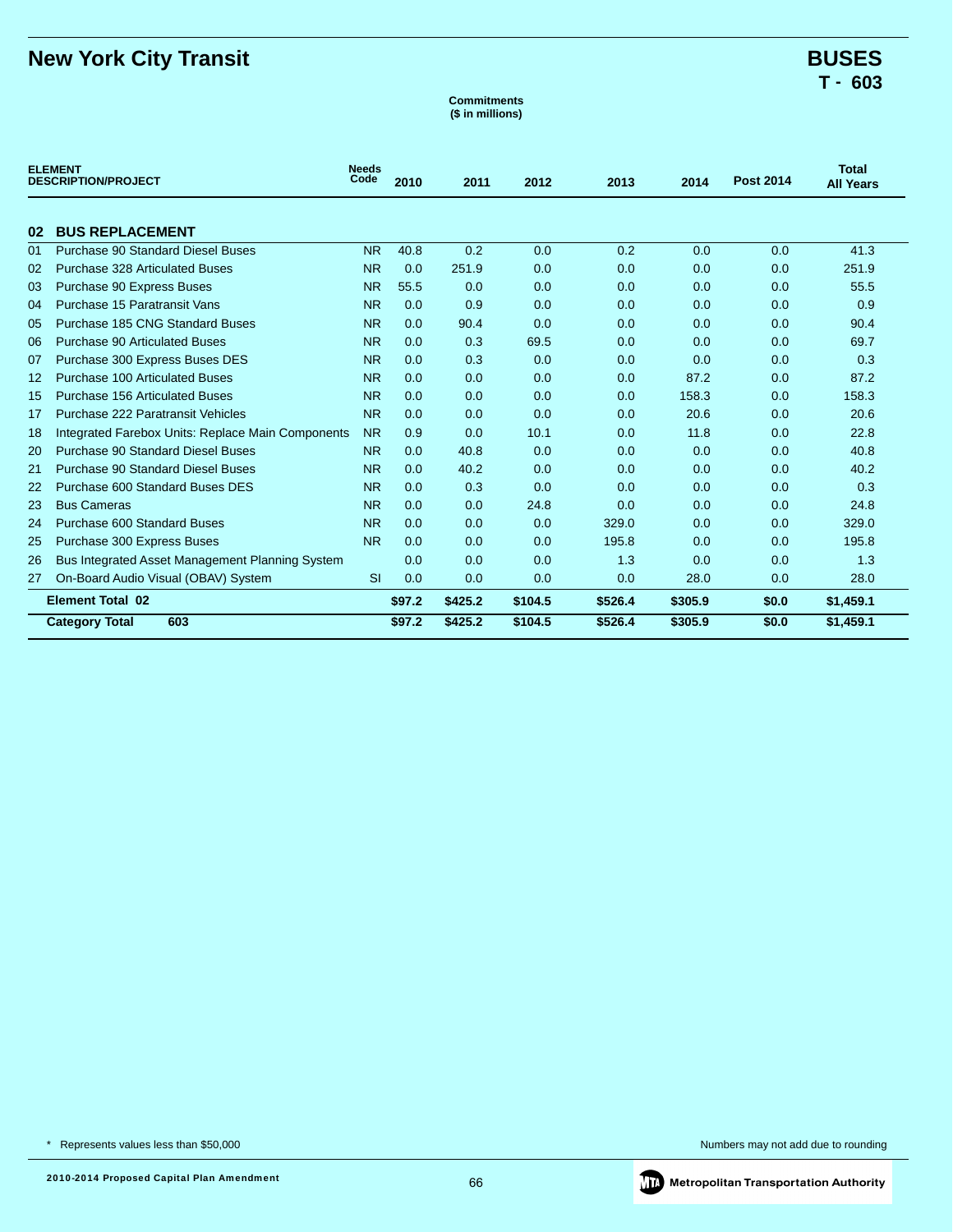# New York City Transit

## BUSES
## T - 603

**Commitments**
**($ in millions)**

| ELEMENT | DESCRIPTION/PROJECT | Needs Code | 2010 | 2011 | 2012 | 2013 | 2014 | Post 2014 | Total All Years |
|---|---|---|---|---|---|---|---|---|---|
| **02** | **BUS REPLACEMENT** | | | | | | | | |
| 01 | Purchase 90 Standard Diesel Buses | NR | 40.8 | 0.2 | 0.0 | 0.2 | 0.0 | 0.0 | 41.3 |
| 02 | Purchase 328 Articulated Buses | NR | 0.0 | 251.9 | 0.0 | 0.0 | 0.0 | 0.0 | 251.9 |
| 03 | Purchase 90 Express Buses | NR | 55.5 | 0.0 | 0.0 | 0.0 | 0.0 | 0.0 | 55.5 |
| 04 | Purchase 15 Paratransit Vans | NR | 0.0 | 0.9 | 0.0 | 0.0 | 0.0 | 0.0 | 0.9 |
| 05 | Purchase 185 CNG Standard Buses | NR | 0.0 | 90.4 | 0.0 | 0.0 | 0.0 | 0.0 | 90.4 |
| 06 | Purchase 90 Articulated Buses | NR | 0.0 | 0.3 | 69.5 | 0.0 | 0.0 | 0.0 | 69.7 |
| 07 | Purchase 300 Express Buses DES | NR | 0.0 | 0.3 | 0.0 | 0.0 | 0.0 | 0.0 | 0.3 |
| 12 | Purchase 100 Articulated Buses | NR | 0.0 | 0.0 | 0.0 | 0.0 | 87.2 | 0.0 | 87.2 |
| 15 | Purchase 156 Articulated Buses | NR | 0.0 | 0.0 | 0.0 | 0.0 | 158.3 | 0.0 | 158.3 |
| 17 | Purchase 222 Paratransit Vehicles | NR | 0.0 | 0.0 | 0.0 | 0.0 | 20.6 | 0.0 | 20.6 |
| 18 | Integrated Farebox Units: Replace Main Components | NR | 0.9 | 0.0 | 10.1 | 0.0 | 11.8 | 0.0 | 22.8 |
| 20 | Purchase 90 Standard Diesel Buses | NR | 0.0 | 40.8 | 0.0 | 0.0 | 0.0 | 0.0 | 40.8 |
| 21 | Purchase 90 Standard Diesel Buses | NR | 0.0 | 40.2 | 0.0 | 0.0 | 0.0 | 0.0 | 40.2 |
| 22 | Purchase 600 Standard Buses DES | NR | 0.0 | 0.3 | 0.0 | 0.0 | 0.0 | 0.0 | 0.3 |
| 23 | Bus Cameras | NR | 0.0 | 0.0 | 24.8 | 0.0 | 0.0 | 0.0 | 24.8 |
| 24 | Purchase 600 Standard Buses | NR | 0.0 | 0.0 | 0.0 | 329.0 | 0.0 | 0.0 | 329.0 |
| 25 | Purchase 300 Express Buses | NR | 0.0 | 0.0 | 0.0 | 195.8 | 0.0 | 0.0 | 195.8 |
| 26 | Bus Integrated Asset Management Planning System | | 0.0 | 0.0 | 0.0 | 1.3 | 0.0 | 0.0 | 1.3 |
| 27 | On-Board Audio Visual (OBAV) System | SI | 0.0 | 0.0 | 0.0 | 0.0 | 28.0 | 0.0 | 28.0 |
| | **Element Total 02** | | **$97.2** | **$425.2** | **$104.5** | **$526.4** | **$305.9** | **$0.0** | **$1,459.1** |
| | **Category Total 603** | | **$97.2** | **$425.2** | **$104.5** | **$526.4** | **$305.9** | **$0.0** | **$1,459.1** |

\* Represents values less than $50,000

Numbers may not add due to rounding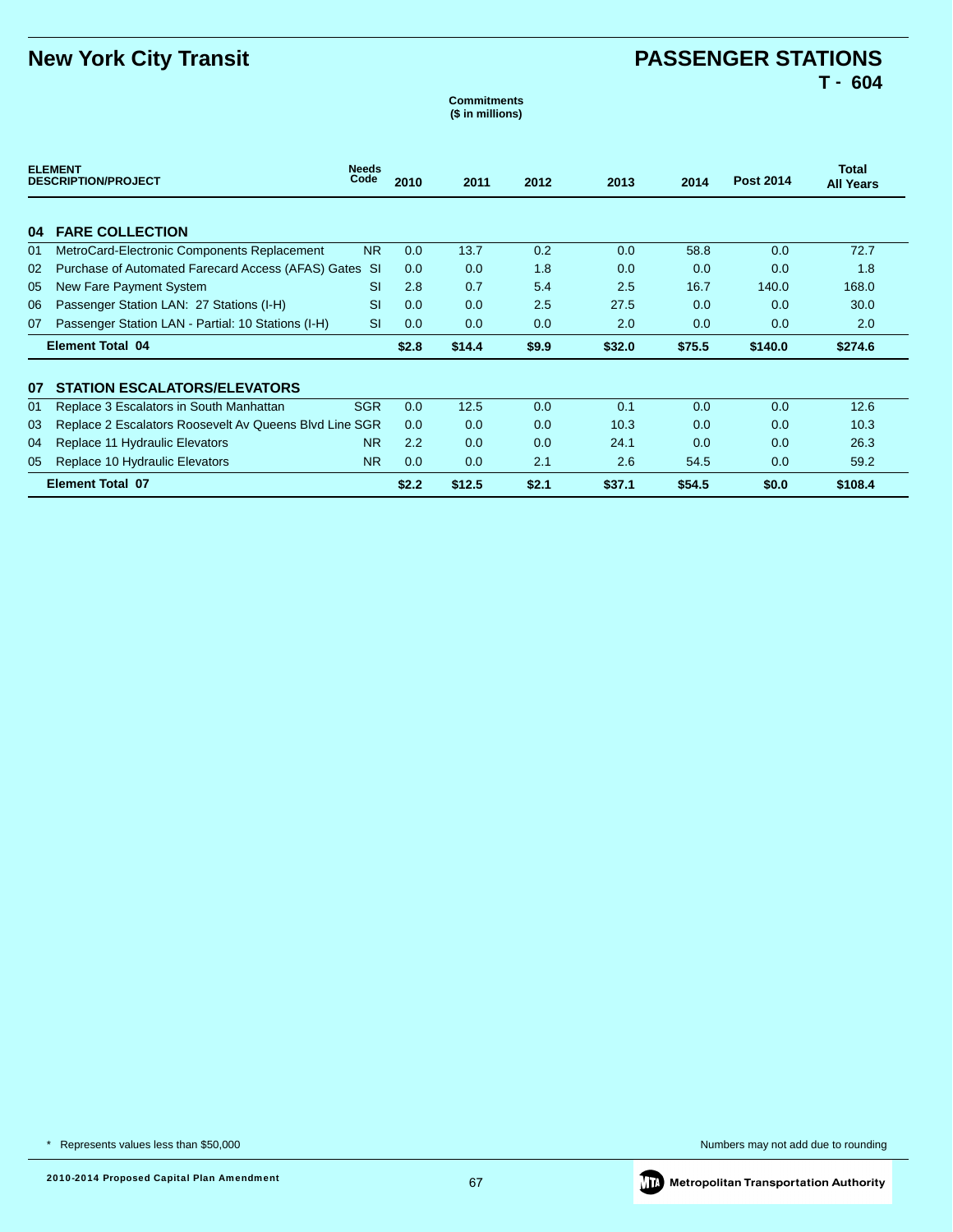# New York City Transit

## PASSENGER STATIONS
### T - 604

**Commitments**
**($ in millions)**

| ELEMENT | DESCRIPTION/PROJECT | Needs Code | 2010 | 2011 | 2012 | 2013 | 2014 | Post 2014 | Total All Years |
|---|---|---|---|---|---|---|---|---|---|
| **04** | **FARE COLLECTION** | | | | | | | | |
| 01 | MetroCard-Electronic Components Replacement | NR | 0.0 | 13.7 | 0.2 | 0.0 | 58.8 | 0.0 | 72.7 |
| 02 | Purchase of Automated Farecard Access (AFAS) Gates | SI | 0.0 | 0.0 | 1.8 | 0.0 | 0.0 | 0.0 | 1.8 |
| 05 | New Fare Payment System | SI | 2.8 | 0.7 | 5.4 | 2.5 | 16.7 | 140.0 | 168.0 |
| 06 | Passenger Station LAN: 27 Stations (I-H) | SI | 0.0 | 0.0 | 2.5 | 27.5 | 0.0 | 0.0 | 30.0 |
| 07 | Passenger Station LAN - Partial: 10 Stations (I-H) | SI | 0.0 | 0.0 | 0.0 | 2.0 | 0.0 | 0.0 | 2.0 |
| | **Element Total 04** | | **$2.8** | **$14.4** | **$9.9** | **$32.0** | **$75.5** | **$140.0** | **$274.6** |
| **07** | **STATION ESCALATORS/ELEVATORS** | | | | | | | | |
| 01 | Replace 3 Escalators in South Manhattan | SGR | 0.0 | 12.5 | 0.0 | 0.1 | 0.0 | 0.0 | 12.6 |
| 03 | Replace 2 Escalators Roosevelt Av Queens Blvd Line | SGR | 0.0 | 0.0 | 0.0 | 10.3 | 0.0 | 0.0 | 10.3 |
| 04 | Replace 11 Hydraulic Elevators | NR | 2.2 | 0.0 | 0.0 | 24.1 | 0.0 | 0.0 | 26.3 |
| 05 | Replace 10 Hydraulic Elevators | NR | 0.0 | 0.0 | 2.1 | 2.6 | 54.5 | 0.0 | 59.2 |
| | **Element Total 07** | | **$2.2** | **$12.5** | **$2.1** | **$37.1** | **$54.5** | **$0.0** | **$108.4** |

\* Represents values less than $50,000

Numbers may not add due to rounding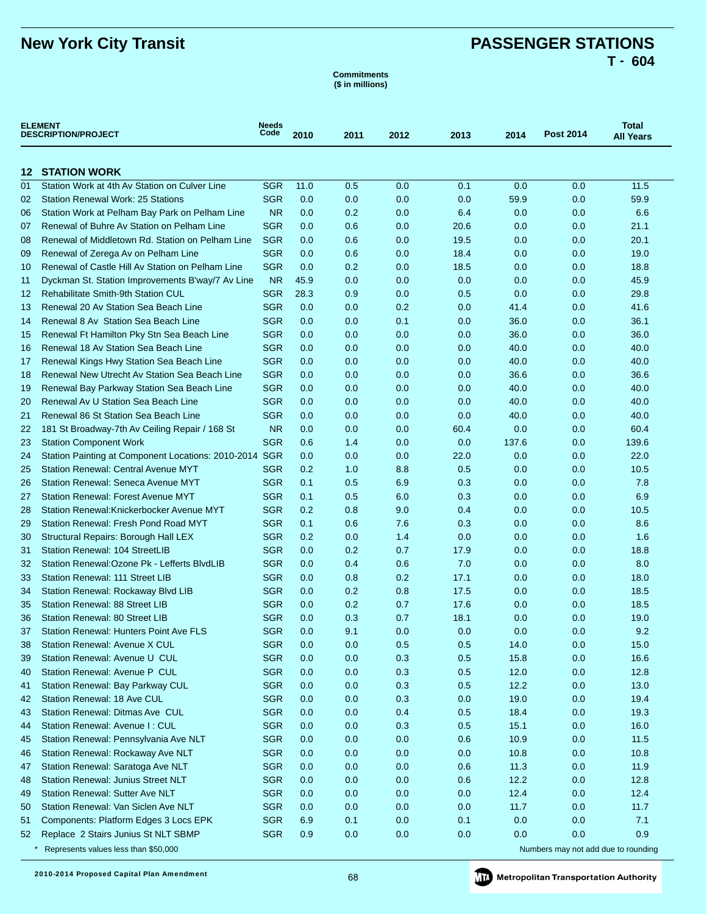# New York City Transit

## PASSENGER STATIONS
**T - 604**

**Commitments ($ in millions)**

| ELEMENT | DESCRIPTION/PROJECT | Needs Code | 2010 | 2011 | 2012 | 2013 | 2014 | Post 2014 | Total All Years |
|---|---|---|---|---|---|---|---|---|---|
| **12** | **STATION WORK** | | | | | | | | |
| 01 | Station Work at 4th Av Station on Culver Line | SGR | 11.0 | 0.5 | 0.0 | 0.1 | 0.0 | 0.0 | 11.5 |
| 02 | Station Renewal Work: 25 Stations | SGR | 0.0 | 0.0 | 0.0 | 0.0 | 59.9 | 0.0 | 59.9 |
| 06 | Station Work at Pelham Bay Park on Pelham Line | NR | 0.0 | 0.2 | 0.0 | 6.4 | 0.0 | 0.0 | 6.6 |
| 07 | Renewal of Buhre Av Station on Pelham Line | SGR | 0.0 | 0.6 | 0.0 | 20.6 | 0.0 | 0.0 | 21.1 |
| 08 | Renewal of Middletown Rd. Station on Pelham Line | SGR | 0.0 | 0.6 | 0.0 | 19.5 | 0.0 | 0.0 | 20.1 |
| 09 | Renewal of Zerega Av on Pelham Line | SGR | 0.0 | 0.6 | 0.0 | 18.4 | 0.0 | 0.0 | 19.0 |
| 10 | Renewal of Castle Hill Av Station on Pelham Line | SGR | 0.0 | 0.2 | 0.0 | 18.5 | 0.0 | 0.0 | 18.8 |
| 11 | Dyckman St. Station Improvements B'way/7 Av Line | NR | 45.9 | 0.0 | 0.0 | 0.0 | 0.0 | 0.0 | 45.9 |
| 12 | Rehabilitate Smith-9th Station CUL | SGR | 28.3 | 0.9 | 0.0 | 0.5 | 0.0 | 0.0 | 29.8 |
| 13 | Renewal 20 Av Station Sea Beach Line | SGR | 0.0 | 0.0 | 0.2 | 0.0 | 41.4 | 0.0 | 41.6 |
| 14 | Renewal 8 Av Station Sea Beach Line | SGR | 0.0 | 0.0 | 0.1 | 0.0 | 36.0 | 0.0 | 36.1 |
| 15 | Renewal Ft Hamilton Pky Stn Sea Beach Line | SGR | 0.0 | 0.0 | 0.0 | 0.0 | 36.0 | 0.0 | 36.0 |
| 16 | Renewal 18 Av Station Sea Beach Line | SGR | 0.0 | 0.0 | 0.0 | 0.0 | 40.0 | 0.0 | 40.0 |
| 17 | Renewal Kings Hwy Station Sea Beach Line | SGR | 0.0 | 0.0 | 0.0 | 0.0 | 40.0 | 0.0 | 40.0 |
| 18 | Renewal New Utrecht Av Station Sea Beach Line | SGR | 0.0 | 0.0 | 0.0 | 0.0 | 36.6 | 0.0 | 36.6 |
| 19 | Renewal Bay Parkway Station Sea Beach Line | SGR | 0.0 | 0.0 | 0.0 | 0.0 | 40.0 | 0.0 | 40.0 |
| 20 | Renewal Av U Station Sea Beach Line | SGR | 0.0 | 0.0 | 0.0 | 0.0 | 40.0 | 0.0 | 40.0 |
| 21 | Renewal 86 St Station Sea Beach Line | SGR | 0.0 | 0.0 | 0.0 | 0.0 | 40.0 | 0.0 | 40.0 |
| 22 | 181 St Broadway-7th Av Ceiling Repair / 168 St | NR | 0.0 | 0.0 | 0.0 | 60.4 | 0.0 | 0.0 | 60.4 |
| 23 | Station Component Work | SGR | 0.6 | 1.4 | 0.0 | 0.0 | 137.6 | 0.0 | 139.6 |
| 24 | Station Painting at Component Locations: 2010-2014 | SGR | 0.0 | 0.0 | 0.0 | 22.0 | 0.0 | 0.0 | 22.0 |
| 25 | Station Renewal: Central Avenue MYT | SGR | 0.2 | 1.0 | 8.8 | 0.5 | 0.0 | 0.0 | 10.5 |
| 26 | Station Renewal: Seneca Avenue MYT | SGR | 0.1 | 0.5 | 6.9 | 0.3 | 0.0 | 0.0 | 7.8 |
| 27 | Station Renewal: Forest Avenue MYT | SGR | 0.1 | 0.5 | 6.0 | 0.3 | 0.0 | 0.0 | 6.9 |
| 28 | Station Renewal:Knickerbocker Avenue MYT | SGR | 0.2 | 0.8 | 9.0 | 0.4 | 0.0 | 0.0 | 10.5 |
| 29 | Station Renewal: Fresh Pond Road MYT | SGR | 0.1 | 0.6 | 7.6 | 0.3 | 0.0 | 0.0 | 8.6 |
| 30 | Structural Repairs: Borough Hall LEX | SGR | 0.2 | 0.0 | 1.4 | 0.0 | 0.0 | 0.0 | 1.6 |
| 31 | Station Renewal: 104 StreetLIB | SGR | 0.0 | 0.2 | 0.7 | 17.9 | 0.0 | 0.0 | 18.8 |
| 32 | Station Renewal:Ozone Pk - Lefferts BlvdLIB | SGR | 0.0 | 0.4 | 0.6 | 7.0 | 0.0 | 0.0 | 8.0 |
| 33 | Station Renewal: 111 Street LIB | SGR | 0.0 | 0.8 | 0.2 | 17.1 | 0.0 | 0.0 | 18.0 |
| 34 | Station Renewal: Rockaway Blvd LIB | SGR | 0.0 | 0.2 | 0.8 | 17.5 | 0.0 | 0.0 | 18.5 |
| 35 | Station Renewal: 88 Street LIB | SGR | 0.0 | 0.2 | 0.7 | 17.6 | 0.0 | 0.0 | 18.5 |
| 36 | Station Renewal: 80 Street LIB | SGR | 0.0 | 0.3 | 0.7 | 18.1 | 0.0 | 0.0 | 19.0 |
| 37 | Station Renewal: Hunters Point Ave FLS | SGR | 0.0 | 9.1 | 0.0 | 0.0 | 0.0 | 0.0 | 9.2 |
| 38 | Station Renewal: Avenue X CUL | SGR | 0.0 | 0.0 | 0.5 | 0.5 | 14.0 | 0.0 | 15.0 |
| 39 | Station Renewal: Avenue U CUL | SGR | 0.0 | 0.0 | 0.3 | 0.5 | 15.8 | 0.0 | 16.6 |
| 40 | Station Renewal: Avenue P CUL | SGR | 0.0 | 0.0 | 0.3 | 0.5 | 12.0 | 0.0 | 12.8 |
| 41 | Station Renewal: Bay Parkway CUL | SGR | 0.0 | 0.0 | 0.3 | 0.5 | 12.2 | 0.0 | 13.0 |
| 42 | Station Renewal: 18 Ave CUL | SGR | 0.0 | 0.0 | 0.3 | 0.0 | 19.0 | 0.0 | 19.4 |
| 43 | Station Renewal: Ditmas Ave CUL | SGR | 0.0 | 0.0 | 0.4 | 0.5 | 18.4 | 0.0 | 19.3 |
| 44 | Station Renewal: Avenue I : CUL | SGR | 0.0 | 0.0 | 0.3 | 0.5 | 15.1 | 0.0 | 16.0 |
| 45 | Station Renewal: Pennsylvania Ave NLT | SGR | 0.0 | 0.0 | 0.0 | 0.6 | 10.9 | 0.0 | 11.5 |
| 46 | Station Renewal: Rockaway Ave NLT | SGR | 0.0 | 0.0 | 0.0 | 0.0 | 10.8 | 0.0 | 10.8 |
| 47 | Station Renewal: Saratoga Ave NLT | SGR | 0.0 | 0.0 | 0.0 | 0.6 | 11.3 | 0.0 | 11.9 |
| 48 | Station Renewal: Junius Street NLT | SGR | 0.0 | 0.0 | 0.0 | 0.6 | 12.2 | 0.0 | 12.8 |
| 49 | Station Renewal: Sutter Ave NLT | SGR | 0.0 | 0.0 | 0.0 | 0.0 | 12.4 | 0.0 | 12.4 |
| 50 | Station Renewal: Van Siclen Ave NLT | SGR | 0.0 | 0.0 | 0.0 | 0.0 | 11.7 | 0.0 | 11.7 |
| 51 | Components: Platform Edges 3 Locs EPK | SGR | 6.9 | 0.1 | 0.0 | 0.1 | 0.0 | 0.0 | 7.1 |
| 52 | Replace 2 Stairs Junius St NLT SBMP | SGR | 0.9 | 0.0 | 0.0 | 0.0 | 0.0 | 0.0 | 0.9 |

\* Represents values less than $50,000

Numbers may not add due to rounding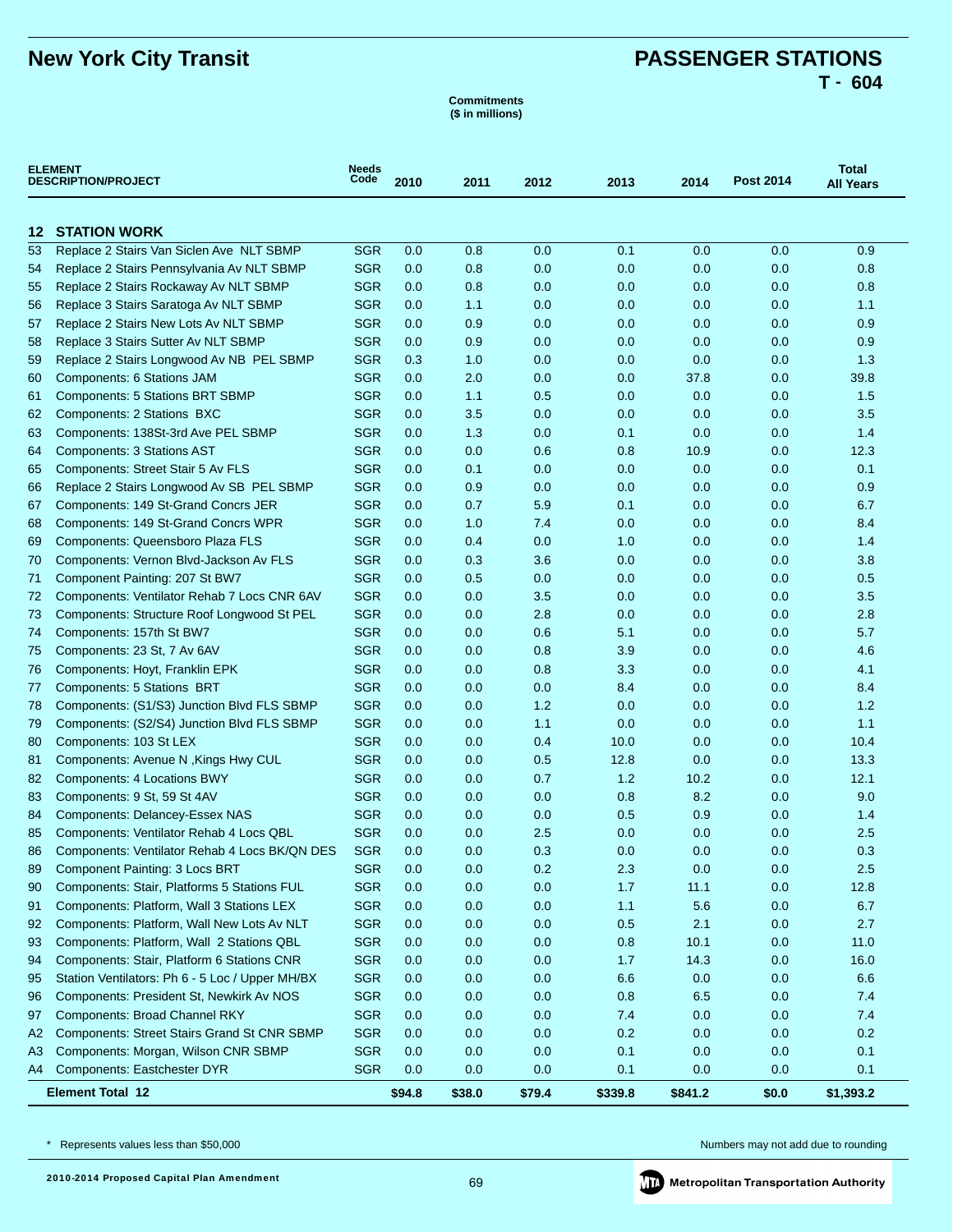# New York City Transit

## PASSENGER STATIONS
**T - 604**

**Commitments**
**($ in millions)**

| ELEMENT DESCRIPTION/PROJECT | | Needs Code | 2010 | 2011 | 2012 | 2013 | 2014 | Post 2014 | Total All Years |
|---|---|---|---|---|---|---|---|---|---|
| **12** | **STATION WORK** | | | | | | | | |
| 53 | Replace 2 Stairs Van Siclen Ave NLT SBMP | SGR | 0.0 | 0.8 | 0.0 | 0.1 | 0.0 | 0.0 | 0.9 |
| 54 | Replace 2 Stairs Pennsylvania Av NLT SBMP | SGR | 0.0 | 0.8 | 0.0 | 0.0 | 0.0 | 0.0 | 0.8 |
| 55 | Replace 2 Stairs Rockaway Av NLT SBMP | SGR | 0.0 | 0.8 | 0.0 | 0.0 | 0.0 | 0.0 | 0.8 |
| 56 | Replace 3 Stairs Saratoga Av NLT SBMP | SGR | 0.0 | 1.1 | 0.0 | 0.0 | 0.0 | 0.0 | 1.1 |
| 57 | Replace 2 Stairs New Lots Av NLT SBMP | SGR | 0.0 | 0.9 | 0.0 | 0.0 | 0.0 | 0.0 | 0.9 |
| 58 | Replace 3 Stairs Sutter Av NLT SBMP | SGR | 0.0 | 0.9 | 0.0 | 0.0 | 0.0 | 0.0 | 0.9 |
| 59 | Replace 2 Stairs Longwood Av NB PEL SBMP | SGR | 0.3 | 1.0 | 0.0 | 0.0 | 0.0 | 0.0 | 1.3 |
| 60 | Components: 6 Stations JAM | SGR | 0.0 | 2.0 | 0.0 | 0.0 | 37.8 | 0.0 | 39.8 |
| 61 | Components: 5 Stations BRT SBMP | SGR | 0.0 | 1.1 | 0.5 | 0.0 | 0.0 | 0.0 | 1.5 |
| 62 | Components: 2 Stations BXC | SGR | 0.0 | 3.5 | 0.0 | 0.0 | 0.0 | 0.0 | 3.5 |
| 63 | Components: 138St-3rd Ave PEL SBMP | SGR | 0.0 | 1.3 | 0.0 | 0.1 | 0.0 | 0.0 | 1.4 |
| 64 | Components: 3 Stations AST | SGR | 0.0 | 0.0 | 0.6 | 0.8 | 10.9 | 0.0 | 12.3 |
| 65 | Components: Street Stair 5 Av FLS | SGR | 0.0 | 0.1 | 0.0 | 0.0 | 0.0 | 0.0 | 0.1 |
| 66 | Replace 2 Stairs Longwood Av SB PEL SBMP | SGR | 0.0 | 0.9 | 0.0 | 0.0 | 0.0 | 0.0 | 0.9 |
| 67 | Components: 149 St-Grand Concrs JER | SGR | 0.0 | 0.7 | 5.9 | 0.1 | 0.0 | 0.0 | 6.7 |
| 68 | Components: 149 St-Grand Concrs WPR | SGR | 0.0 | 1.0 | 7.4 | 0.0 | 0.0 | 0.0 | 8.4 |
| 69 | Components: Queensboro Plaza FLS | SGR | 0.0 | 0.4 | 0.0 | 1.0 | 0.0 | 0.0 | 1.4 |
| 70 | Components: Vernon Blvd-Jackson Av FLS | SGR | 0.0 | 0.3 | 3.6 | 0.0 | 0.0 | 0.0 | 3.8 |
| 71 | Component Painting: 207 St BW7 | SGR | 0.0 | 0.5 | 0.0 | 0.0 | 0.0 | 0.0 | 0.5 |
| 72 | Components: Ventilator Rehab 7 Locs CNR 6AV | SGR | 0.0 | 0.0 | 3.5 | 0.0 | 0.0 | 0.0 | 3.5 |
| 73 | Components: Structure Roof Longwood St PEL | SGR | 0.0 | 0.0 | 2.8 | 0.0 | 0.0 | 0.0 | 2.8 |
| 74 | Components: 157th St BW7 | SGR | 0.0 | 0.0 | 0.6 | 5.1 | 0.0 | 0.0 | 5.7 |
| 75 | Components: 23 St, 7 Av 6AV | SGR | 0.0 | 0.0 | 0.8 | 3.9 | 0.0 | 0.0 | 4.6 |
| 76 | Components: Hoyt, Franklin EPK | SGR | 0.0 | 0.0 | 0.8 | 3.3 | 0.0 | 0.0 | 4.1 |
| 77 | Components: 5 Stations BRT | SGR | 0.0 | 0.0 | 0.0 | 8.4 | 0.0 | 0.0 | 8.4 |
| 78 | Components: (S1/S3) Junction Blvd FLS SBMP | SGR | 0.0 | 0.0 | 1.2 | 0.0 | 0.0 | 0.0 | 1.2 |
| 79 | Components: (S2/S4) Junction Blvd FLS SBMP | SGR | 0.0 | 0.0 | 1.1 | 0.0 | 0.0 | 0.0 | 1.1 |
| 80 | Components: 103 St LEX | SGR | 0.0 | 0.0 | 0.4 | 10.0 | 0.0 | 0.0 | 10.4 |
| 81 | Components: Avenue N ,Kings Hwy CUL | SGR | 0.0 | 0.0 | 0.5 | 12.8 | 0.0 | 0.0 | 13.3 |
| 82 | Components: 4 Locations BWY | SGR | 0.0 | 0.0 | 0.7 | 1.2 | 10.2 | 0.0 | 12.1 |
| 83 | Components: 9 St, 59 St 4AV | SGR | 0.0 | 0.0 | 0.0 | 0.8 | 8.2 | 0.0 | 9.0 |
| 84 | Components: Delancey-Essex NAS | SGR | 0.0 | 0.0 | 0.0 | 0.5 | 0.9 | 0.0 | 1.4 |
| 85 | Components: Ventilator Rehab 4 Locs QBL | SGR | 0.0 | 0.0 | 2.5 | 0.0 | 0.0 | 0.0 | 2.5 |
| 86 | Components: Ventilator Rehab 4 Locs BK/QN DES | SGR | 0.0 | 0.0 | 0.3 | 0.0 | 0.0 | 0.0 | 0.3 |
| 89 | Component Painting: 3 Locs BRT | SGR | 0.0 | 0.0 | 0.2 | 2.3 | 0.0 | 0.0 | 2.5 |
| 90 | Components: Stair, Platforms 5 Stations FUL | SGR | 0.0 | 0.0 | 0.0 | 1.7 | 11.1 | 0.0 | 12.8 |
| 91 | Components: Platform, Wall 3 Stations LEX | SGR | 0.0 | 0.0 | 0.0 | 1.1 | 5.6 | 0.0 | 6.7 |
| 92 | Components: Platform, Wall New Lots Av NLT | SGR | 0.0 | 0.0 | 0.0 | 0.5 | 2.1 | 0.0 | 2.7 |
| 93 | Components: Platform, Wall 2 Stations QBL | SGR | 0.0 | 0.0 | 0.0 | 0.8 | 10.1 | 0.0 | 11.0 |
| 94 | Components: Stair, Platform 6 Stations CNR | SGR | 0.0 | 0.0 | 0.0 | 1.7 | 14.3 | 0.0 | 16.0 |
| 95 | Station Ventilators: Ph 6 - 5 Loc / Upper MH/BX | SGR | 0.0 | 0.0 | 0.0 | 6.6 | 0.0 | 0.0 | 6.6 |
| 96 | Components: President St, Newkirk Av NOS | SGR | 0.0 | 0.0 | 0.0 | 0.8 | 6.5 | 0.0 | 7.4 |
| 97 | Components: Broad Channel RKY | SGR | 0.0 | 0.0 | 0.0 | 7.4 | 0.0 | 0.0 | 7.4 |
| A2 | Components: Street Stairs Grand St CNR SBMP | SGR | 0.0 | 0.0 | 0.0 | 0.2 | 0.0 | 0.0 | 0.2 |
| A3 | Components: Morgan, Wilson CNR SBMP | SGR | 0.0 | 0.0 | 0.0 | 0.1 | 0.0 | 0.0 | 0.1 |
| A4 | Components: Eastchester DYR | SGR | 0.0 | 0.0 | 0.0 | 0.1 | 0.0 | 0.0 | 0.1 |
| **Element Total 12** | | | **$94.8** | **$38.0** | **$79.4** | **$339.8** | **$841.2** | **$0.0** | **$1,393.2** |

\* Represents values less than $50,000

Numbers may not add due to rounding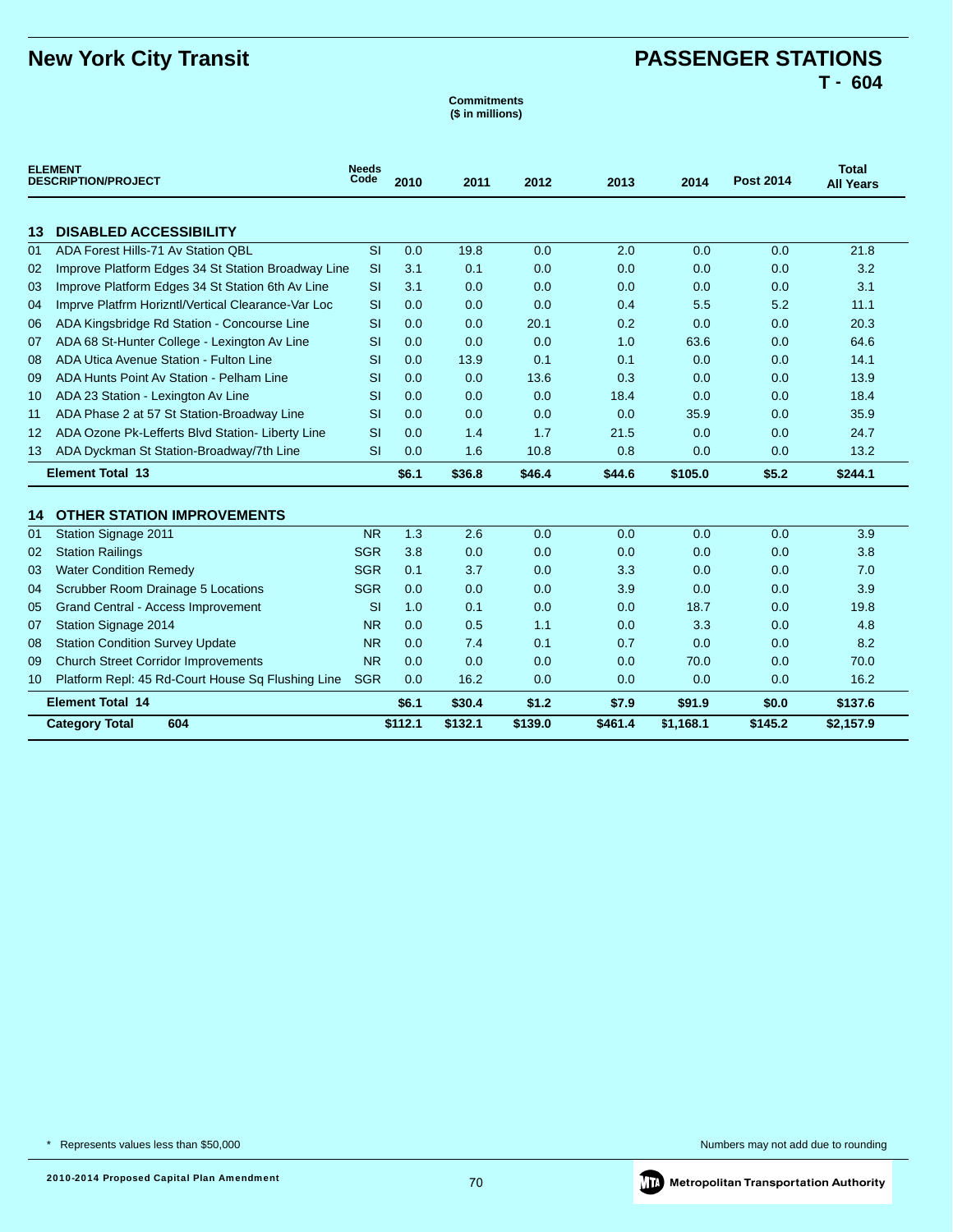# New York City Transit

## PASSENGER STATIONS
### T - 604

**Commitments ($ in millions)**

| ELEMENT DESCRIPTION/PROJECT | | Needs Code | 2010 | 2011 | 2012 | 2013 | 2014 | Post 2014 | Total All Years |
|---|---|---|---|---|---|---|---|---|---|
| **13** | **DISABLED ACCESSIBILITY** | | | | | | | | |
| 01 | ADA Forest Hills-71 Av Station QBL | SI | 0.0 | 19.8 | 0.0 | 2.0 | 0.0 | 0.0 | 21.8 |
| 02 | Improve Platform Edges 34 St Station Broadway Line | SI | 3.1 | 0.1 | 0.0 | 0.0 | 0.0 | 0.0 | 3.2 |
| 03 | Improve Platform Edges 34 St Station 6th Av Line | SI | 3.1 | 0.0 | 0.0 | 0.0 | 0.0 | 0.0 | 3.1 |
| 04 | Imprve Platfrm Horizntl/Vertical Clearance-Var Loc | SI | 0.0 | 0.0 | 0.0 | 0.4 | 5.5 | 5.2 | 11.1 |
| 06 | ADA Kingsbridge Rd Station - Concourse Line | SI | 0.0 | 0.0 | 20.1 | 0.2 | 0.0 | 0.0 | 20.3 |
| 07 | ADA 68 St-Hunter College - Lexington Av Line | SI | 0.0 | 0.0 | 0.0 | 1.0 | 63.6 | 0.0 | 64.6 |
| 08 | ADA Utica Avenue Station - Fulton Line | SI | 0.0 | 13.9 | 0.1 | 0.1 | 0.0 | 0.0 | 14.1 |
| 09 | ADA Hunts Point Av Station - Pelham Line | SI | 0.0 | 0.0 | 13.6 | 0.3 | 0.0 | 0.0 | 13.9 |
| 10 | ADA 23 Station - Lexington Av Line | SI | 0.0 | 0.0 | 0.0 | 18.4 | 0.0 | 0.0 | 18.4 |
| 11 | ADA Phase 2 at 57 St Station-Broadway Line | SI | 0.0 | 0.0 | 0.0 | 0.0 | 35.9 | 0.0 | 35.9 |
| 12 | ADA Ozone Pk-Lefferts Blvd Station- Liberty Line | SI | 0.0 | 1.4 | 1.7 | 21.5 | 0.0 | 0.0 | 24.7 |
| 13 | ADA Dyckman St Station-Broadway/7th Line | SI | 0.0 | 1.6 | 10.8 | 0.8 | 0.0 | 0.0 | 13.2 |
| | **Element Total 13** | | **$6.1** | **$36.8** | **$46.4** | **$44.6** | **$105.0** | **$5.2** | **$244.1** |
| **14** | **OTHER STATION IMPROVEMENTS** | | | | | | | | |
| 01 | Station Signage 2011 | NR | 1.3 | 2.6 | 0.0 | 0.0 | 0.0 | 0.0 | 3.9 |
| 02 | Station Railings | SGR | 3.8 | 0.0 | 0.0 | 0.0 | 0.0 | 0.0 | 3.8 |
| 03 | Water Condition Remedy | SGR | 0.1 | 3.7 | 0.0 | 3.3 | 0.0 | 0.0 | 7.0 |
| 04 | Scrubber Room Drainage 5 Locations | SGR | 0.0 | 0.0 | 0.0 | 3.9 | 0.0 | 0.0 | 3.9 |
| 05 | Grand Central - Access Improvement | SI | 1.0 | 0.1 | 0.0 | 0.0 | 18.7 | 0.0 | 19.8 |
| 07 | Station Signage 2014 | NR | 0.0 | 0.5 | 1.1 | 0.0 | 3.3 | 0.0 | 4.8 |
| 08 | Station Condition Survey Update | NR | 0.0 | 7.4 | 0.1 | 0.7 | 0.0 | 0.0 | 8.2 |
| 09 | Church Street Corridor Improvements | NR | 0.0 | 0.0 | 0.0 | 0.0 | 70.0 | 0.0 | 70.0 |
| 10 | Platform Repl: 45 Rd-Court House Sq Flushing Line | SGR | 0.0 | 16.2 | 0.0 | 0.0 | 0.0 | 0.0 | 16.2 |
| | **Element Total 14** | | **$6.1** | **$30.4** | **$1.2** | **$7.9** | **$91.9** | **$0.0** | **$137.6** |
| | **Category Total 604** | | **$112.1** | **$132.1** | **$139.0** | **$461.4** | **$1,168.1** | **$145.2** | **$2,157.9** |

\* Represents values less than $50,000

Numbers may not add due to rounding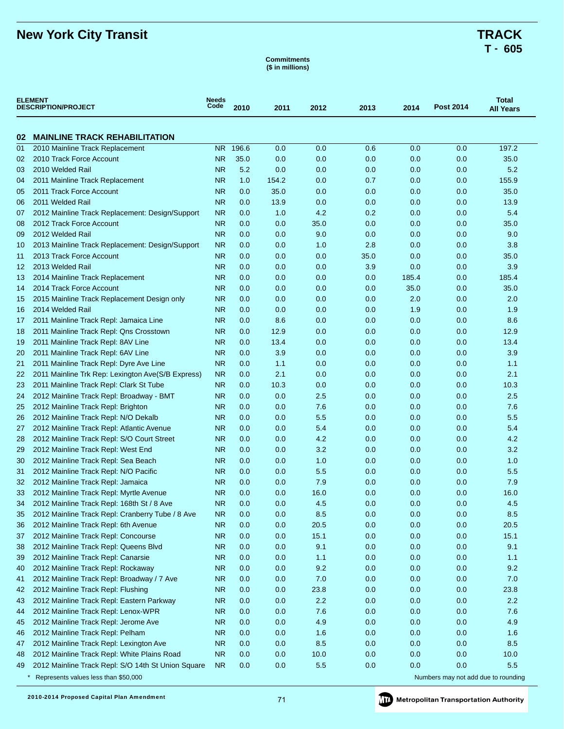# New York City Transit

## TRACK
## T - 605

**Commitments**
**($ in millions)**

| ELEMENT | DESCRIPTION/PROJECT | Needs Code | 2010 | 2011 | 2012 | 2013 | 2014 | Post 2014 | Total All Years |
|---|---|---|---|---|---|---|---|---|---|
| **02** | **MAINLINE TRACK REHABILITATION** | | | | | | | | |
| 01 | 2010 Mainline Track Replacement | NR | 196.6 | 0.0 | 0.0 | 0.6 | 0.0 | 0.0 | 197.2 |
| 02 | 2010 Track Force Account | NR | 35.0 | 0.0 | 0.0 | 0.0 | 0.0 | 0.0 | 35.0 |
| 03 | 2010 Welded Rail | NR | 5.2 | 0.0 | 0.0 | 0.0 | 0.0 | 0.0 | 5.2 |
| 04 | 2011 Mainline Track Replacement | NR | 1.0 | 154.2 | 0.0 | 0.7 | 0.0 | 0.0 | 155.9 |
| 05 | 2011 Track Force Account | NR | 0.0 | 35.0 | 0.0 | 0.0 | 0.0 | 0.0 | 35.0 |
| 06 | 2011 Welded Rail | NR | 0.0 | 13.9 | 0.0 | 0.0 | 0.0 | 0.0 | 13.9 |
| 07 | 2012 Mainline Track Replacement: Design/Support | NR | 0.0 | 1.0 | 4.2 | 0.2 | 0.0 | 0.0 | 5.4 |
| 08 | 2012 Track Force Account | NR | 0.0 | 0.0 | 35.0 | 0.0 | 0.0 | 0.0 | 35.0 |
| 09 | 2012 Welded Rail | NR | 0.0 | 0.0 | 9.0 | 0.0 | 0.0 | 0.0 | 9.0 |
| 10 | 2013 Mainline Track Replacement: Design/Support | NR | 0.0 | 0.0 | 1.0 | 2.8 | 0.0 | 0.0 | 3.8 |
| 11 | 2013 Track Force Account | NR | 0.0 | 0.0 | 0.0 | 35.0 | 0.0 | 0.0 | 35.0 |
| 12 | 2013 Welded Rail | NR | 0.0 | 0.0 | 0.0 | 3.9 | 0.0 | 0.0 | 3.9 |
| 13 | 2014 Mainline Track Replacement | NR | 0.0 | 0.0 | 0.0 | 0.0 | 185.4 | 0.0 | 185.4 |
| 14 | 2014 Track Force Account | NR | 0.0 | 0.0 | 0.0 | 0.0 | 35.0 | 0.0 | 35.0 |
| 15 | 2015 Mainline Track Replacement Design only | NR | 0.0 | 0.0 | 0.0 | 0.0 | 2.0 | 0.0 | 2.0 |
| 16 | 2014 Welded Rail | NR | 0.0 | 0.0 | 0.0 | 0.0 | 1.9 | 0.0 | 1.9 |
| 17 | 2011 Mainline Track Repl: Jamaica Line | NR | 0.0 | 8.6 | 0.0 | 0.0 | 0.0 | 0.0 | 8.6 |
| 18 | 2011 Mainline Track Repl: Qns Crosstown | NR | 0.0 | 12.9 | 0.0 | 0.0 | 0.0 | 0.0 | 12.9 |
| 19 | 2011 Mainline Track Repl: 8AV Line | NR | 0.0 | 13.4 | 0.0 | 0.0 | 0.0 | 0.0 | 13.4 |
| 20 | 2011 Mainline Track Repl: 6AV Line | NR | 0.0 | 3.9 | 0.0 | 0.0 | 0.0 | 0.0 | 3.9 |
| 21 | 2011 Mainline Track Repl: Dyre Ave Line | NR | 0.0 | 1.1 | 0.0 | 0.0 | 0.0 | 0.0 | 1.1 |
| 22 | 2011 Mainline Trk Rep: Lexington Ave(S/B Express) | NR | 0.0 | 2.1 | 0.0 | 0.0 | 0.0 | 0.0 | 2.1 |
| 23 | 2011 Mainline Track Repl: Clark St Tube | NR | 0.0 | 10.3 | 0.0 | 0.0 | 0.0 | 0.0 | 10.3 |
| 24 | 2012 Mainline Track Repl: Broadway - BMT | NR | 0.0 | 0.0 | 2.5 | 0.0 | 0.0 | 0.0 | 2.5 |
| 25 | 2012 Mainline Track Repl: Brighton | NR | 0.0 | 0.0 | 7.6 | 0.0 | 0.0 | 0.0 | 7.6 |
| 26 | 2012 Mainline Track Repl: N/O Dekalb | NR | 0.0 | 0.0 | 5.5 | 0.0 | 0.0 | 0.0 | 5.5 |
| 27 | 2012 Mainline Track Repl: Atlantic Avenue | NR | 0.0 | 0.0 | 5.4 | 0.0 | 0.0 | 0.0 | 5.4 |
| 28 | 2012 Mainline Track Repl: S/O Court Street | NR | 0.0 | 0.0 | 4.2 | 0.0 | 0.0 | 0.0 | 4.2 |
| 29 | 2012 Mainline Track Repl: West End | NR | 0.0 | 0.0 | 3.2 | 0.0 | 0.0 | 0.0 | 3.2 |
| 30 | 2012 Mainline Track Repl: Sea Beach | NR | 0.0 | 0.0 | 1.0 | 0.0 | 0.0 | 0.0 | 1.0 |
| 31 | 2012 Mainline Track Repl: N/O Pacific | NR | 0.0 | 0.0 | 5.5 | 0.0 | 0.0 | 0.0 | 5.5 |
| 32 | 2012 Mainline Track Repl: Jamaica | NR | 0.0 | 0.0 | 7.9 | 0.0 | 0.0 | 0.0 | 7.9 |
| 33 | 2012 Mainline Track Repl: Myrtle Avenue | NR | 0.0 | 0.0 | 16.0 | 0.0 | 0.0 | 0.0 | 16.0 |
| 34 | 2012 Mainline Track Repl: 168th St / 8 Ave | NR | 0.0 | 0.0 | 4.5 | 0.0 | 0.0 | 0.0 | 4.5 |
| 35 | 2012 Mainline Track Repl: Cranberry Tube / 8 Ave | NR | 0.0 | 0.0 | 8.5 | 0.0 | 0.0 | 0.0 | 8.5 |
| 36 | 2012 Mainline Track Repl: 6th Avenue | NR | 0.0 | 0.0 | 20.5 | 0.0 | 0.0 | 0.0 | 20.5 |
| 37 | 2012 Mainline Track Repl: Concourse | NR | 0.0 | 0.0 | 15.1 | 0.0 | 0.0 | 0.0 | 15.1 |
| 38 | 2012 Mainline Track Repl: Queens Blvd | NR | 0.0 | 0.0 | 9.1 | 0.0 | 0.0 | 0.0 | 9.1 |
| 39 | 2012 Mainline Track Repl: Canarsie | NR | 0.0 | 0.0 | 1.1 | 0.0 | 0.0 | 0.0 | 1.1 |
| 40 | 2012 Mainline Track Repl: Rockaway | NR | 0.0 | 0.0 | 9.2 | 0.0 | 0.0 | 0.0 | 9.2 |
| 41 | 2012 Mainline Track Repl: Broadway / 7 Ave | NR | 0.0 | 0.0 | 7.0 | 0.0 | 0.0 | 0.0 | 7.0 |
| 42 | 2012 Mainline Track Repl: Flushing | NR | 0.0 | 0.0 | 23.8 | 0.0 | 0.0 | 0.0 | 23.8 |
| 43 | 2012 Mainline Track Repl: Eastern Parkway | NR | 0.0 | 0.0 | 2.2 | 0.0 | 0.0 | 0.0 | 2.2 |
| 44 | 2012 Mainline Track Repl: Lenox-WPR | NR | 0.0 | 0.0 | 7.6 | 0.0 | 0.0 | 0.0 | 7.6 |
| 45 | 2012 Mainline Track Repl: Jerome Ave | NR | 0.0 | 0.0 | 4.9 | 0.0 | 0.0 | 0.0 | 4.9 |
| 46 | 2012 Mainline Track Repl: Pelham | NR | 0.0 | 0.0 | 1.6 | 0.0 | 0.0 | 0.0 | 1.6 |
| 47 | 2012 Mainline Track Repl: Lexington Ave | NR | 0.0 | 0.0 | 8.5 | 0.0 | 0.0 | 0.0 | 8.5 |
| 48 | 2012 Mainline Track Repl: White Plains Road | NR | 0.0 | 0.0 | 10.0 | 0.0 | 0.0 | 0.0 | 10.0 |
| 49 | 2012 Mainline Track Repl: S/O 14th St Union Square | NR | 0.0 | 0.0 | 5.5 | 0.0 | 0.0 | 0.0 | 5.5 |

\* Represents values less than $50,000

Numbers may not add due to rounding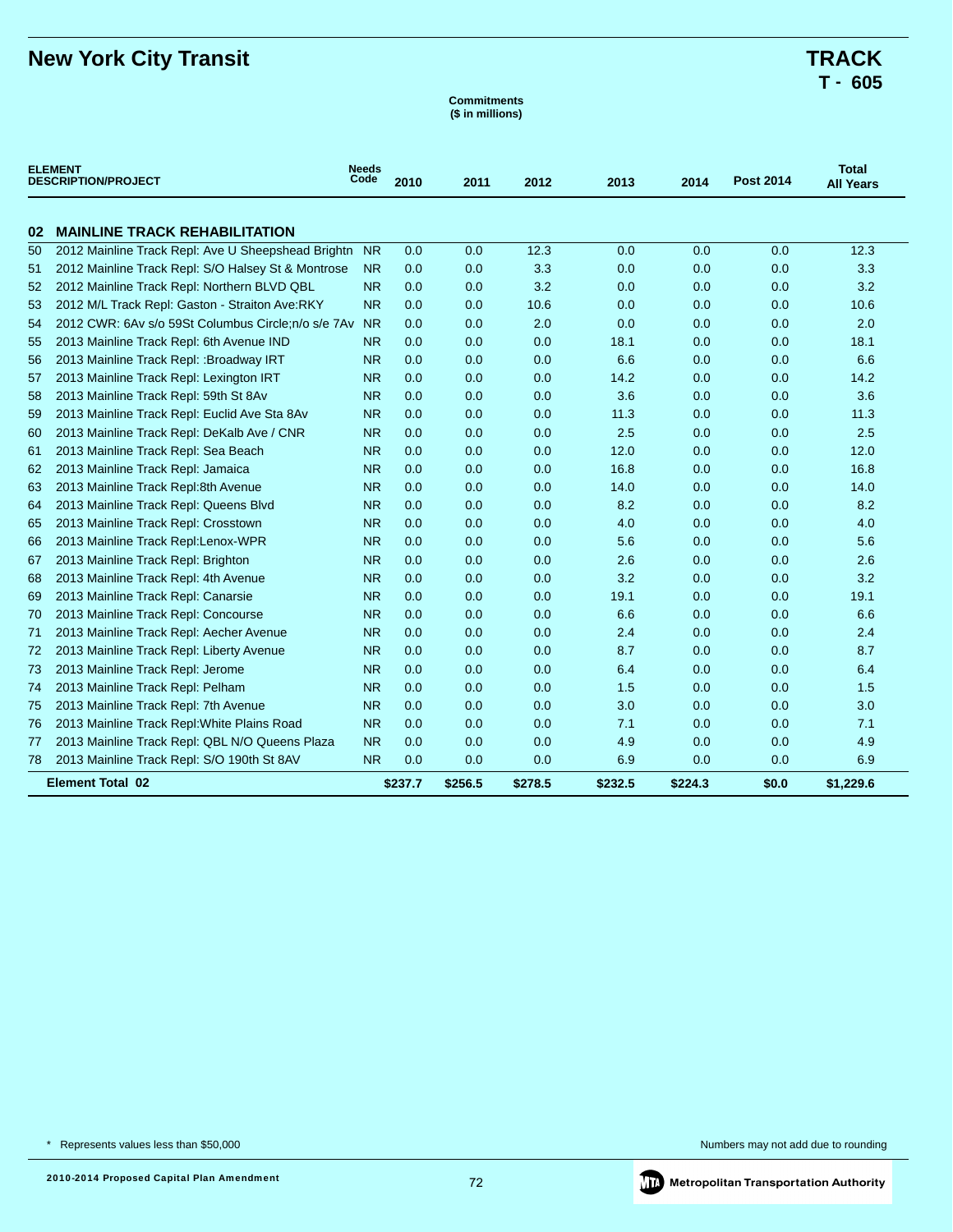## New York City Transit

## TRACK
**T - 605**

**Commitments**
**($ in millions)**

| ELEMENT DESCRIPTION/PROJECT | | Needs Code | 2010 | 2011 | 2012 | 2013 | 2014 | Post 2014 | Total All Years |
|---|---|---|---|---|---|---|---|---|---|
| **02** | **MAINLINE TRACK REHABILITATION** | | | | | | | | |
| 50 | 2012 Mainline Track Repl: Ave U Sheepshead Brightn | NR | 0.0 | 0.0 | 12.3 | 0.0 | 0.0 | 0.0 | 12.3 |
| 51 | 2012 Mainline Track Repl: S/O Halsey St & Montrose | NR | 0.0 | 0.0 | 3.3 | 0.0 | 0.0 | 0.0 | 3.3 |
| 52 | 2012 Mainline Track Repl: Northern BLVD QBL | NR | 0.0 | 0.0 | 3.2 | 0.0 | 0.0 | 0.0 | 3.2 |
| 53 | 2012 M/L Track Repl: Gaston - Straiton Ave:RKY | NR | 0.0 | 0.0 | 10.6 | 0.0 | 0.0 | 0.0 | 10.6 |
| 54 | 2012 CWR: 6Av s/o 59St Columbus Circle;n/o s/e 7Av | NR | 0.0 | 0.0 | 2.0 | 0.0 | 0.0 | 0.0 | 2.0 |
| 55 | 2013 Mainline Track Repl: 6th Avenue IND | NR | 0.0 | 0.0 | 0.0 | 18.1 | 0.0 | 0.0 | 18.1 |
| 56 | 2013 Mainline Track Repl: :Broadway IRT | NR | 0.0 | 0.0 | 0.0 | 6.6 | 0.0 | 0.0 | 6.6 |
| 57 | 2013 Mainline Track Repl: Lexington IRT | NR | 0.0 | 0.0 | 0.0 | 14.2 | 0.0 | 0.0 | 14.2 |
| 58 | 2013 Mainline Track Repl: 59th St 8Av | NR | 0.0 | 0.0 | 0.0 | 3.6 | 0.0 | 0.0 | 3.6 |
| 59 | 2013 Mainline Track Repl: Euclid Ave Sta 8Av | NR | 0.0 | 0.0 | 0.0 | 11.3 | 0.0 | 0.0 | 11.3 |
| 60 | 2013 Mainline Track Repl: DeKalb Ave / CNR | NR | 0.0 | 0.0 | 0.0 | 2.5 | 0.0 | 0.0 | 2.5 |
| 61 | 2013 Mainline Track Repl: Sea Beach | NR | 0.0 | 0.0 | 0.0 | 12.0 | 0.0 | 0.0 | 12.0 |
| 62 | 2013 Mainline Track Repl: Jamaica | NR | 0.0 | 0.0 | 0.0 | 16.8 | 0.0 | 0.0 | 16.8 |
| 63 | 2013 Mainline Track Repl:8th Avenue | NR | 0.0 | 0.0 | 0.0 | 14.0 | 0.0 | 0.0 | 14.0 |
| 64 | 2013 Mainline Track Repl: Queens Blvd | NR | 0.0 | 0.0 | 0.0 | 8.2 | 0.0 | 0.0 | 8.2 |
| 65 | 2013 Mainline Track Repl: Crosstown | NR | 0.0 | 0.0 | 0.0 | 4.0 | 0.0 | 0.0 | 4.0 |
| 66 | 2013 Mainline Track Repl:Lenox-WPR | NR | 0.0 | 0.0 | 0.0 | 5.6 | 0.0 | 0.0 | 5.6 |
| 67 | 2013 Mainline Track Repl: Brighton | NR | 0.0 | 0.0 | 0.0 | 2.6 | 0.0 | 0.0 | 2.6 |
| 68 | 2013 Mainline Track Repl: 4th Avenue | NR | 0.0 | 0.0 | 0.0 | 3.2 | 0.0 | 0.0 | 3.2 |
| 69 | 2013 Mainline Track Repl: Canarsie | NR | 0.0 | 0.0 | 0.0 | 19.1 | 0.0 | 0.0 | 19.1 |
| 70 | 2013 Mainline Track Repl: Concourse | NR | 0.0 | 0.0 | 0.0 | 6.6 | 0.0 | 0.0 | 6.6 |
| 71 | 2013 Mainline Track Repl: Aecher Avenue | NR | 0.0 | 0.0 | 0.0 | 2.4 | 0.0 | 0.0 | 2.4 |
| 72 | 2013 Mainline Track Repl: Liberty Avenue | NR | 0.0 | 0.0 | 0.0 | 8.7 | 0.0 | 0.0 | 8.7 |
| 73 | 2013 Mainline Track Repl: Jerome | NR | 0.0 | 0.0 | 0.0 | 6.4 | 0.0 | 0.0 | 6.4 |
| 74 | 2013 Mainline Track Repl: Pelham | NR | 0.0 | 0.0 | 0.0 | 1.5 | 0.0 | 0.0 | 1.5 |
| 75 | 2013 Mainline Track Repl: 7th Avenue | NR | 0.0 | 0.0 | 0.0 | 3.0 | 0.0 | 0.0 | 3.0 |
| 76 | 2013 Mainline Track Repl:White Plains Road | NR | 0.0 | 0.0 | 0.0 | 7.1 | 0.0 | 0.0 | 7.1 |
| 77 | 2013 Mainline Track Repl: QBL N/O Queens Plaza | NR | 0.0 | 0.0 | 0.0 | 4.9 | 0.0 | 0.0 | 4.9 |
| 78 | 2013 Mainline Track Repl: S/O 190th St 8AV | NR | 0.0 | 0.0 | 0.0 | 6.9 | 0.0 | 0.0 | 6.9 |
| | **Element Total 02** | | **$237.7** | **$256.5** | **$278.5** | **$232.5** | **$224.3** | **$0.0** | **$1,229.6** |

\* Represents values less than $50,000

Numbers may not add due to rounding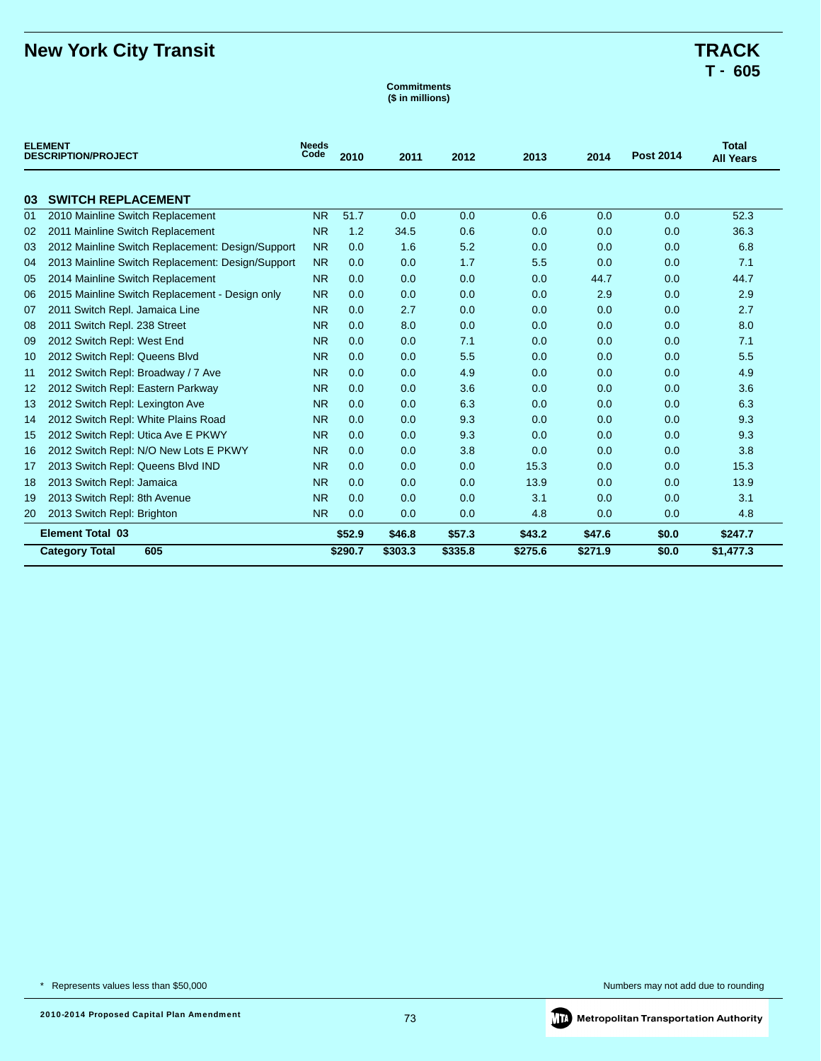# New York City Transit

## TRACK
## T - 605

**Commitments**
**($ in millions)**

| ELEMENT | DESCRIPTION/PROJECT | Needs Code | 2010 | 2011 | 2012 | 2013 | 2014 | Post 2014 | Total All Years |
|---|---|---|---|---|---|---|---|---|---|
| **03** | **SWITCH REPLACEMENT** | | | | | | | | |
| 01 | 2010 Mainline Switch Replacement | NR | 51.7 | 0.0 | 0.0 | 0.6 | 0.0 | 0.0 | 52.3 |
| 02 | 2011 Mainline Switch Replacement | NR | 1.2 | 34.5 | 0.6 | 0.0 | 0.0 | 0.0 | 36.3 |
| 03 | 2012 Mainline Switch Replacement: Design/Support | NR | 0.0 | 1.6 | 5.2 | 0.0 | 0.0 | 0.0 | 6.8 |
| 04 | 2013 Mainline Switch Replacement: Design/Support | NR | 0.0 | 0.0 | 1.7 | 5.5 | 0.0 | 0.0 | 7.1 |
| 05 | 2014 Mainline Switch Replacement | NR | 0.0 | 0.0 | 0.0 | 0.0 | 44.7 | 0.0 | 44.7 |
| 06 | 2015 Mainline Switch Replacement - Design only | NR | 0.0 | 0.0 | 0.0 | 0.0 | 2.9 | 0.0 | 2.9 |
| 07 | 2011 Switch Repl. Jamaica Line | NR | 0.0 | 2.7 | 0.0 | 0.0 | 0.0 | 0.0 | 2.7 |
| 08 | 2011 Switch Repl. 238 Street | NR | 0.0 | 8.0 | 0.0 | 0.0 | 0.0 | 0.0 | 8.0 |
| 09 | 2012 Switch Repl: West End | NR | 0.0 | 0.0 | 7.1 | 0.0 | 0.0 | 0.0 | 7.1 |
| 10 | 2012 Switch Repl: Queens Blvd | NR | 0.0 | 0.0 | 5.5 | 0.0 | 0.0 | 0.0 | 5.5 |
| 11 | 2012 Switch Repl: Broadway / 7 Ave | NR | 0.0 | 0.0 | 4.9 | 0.0 | 0.0 | 0.0 | 4.9 |
| 12 | 2012 Switch Repl: Eastern Parkway | NR | 0.0 | 0.0 | 3.6 | 0.0 | 0.0 | 0.0 | 3.6 |
| 13 | 2012 Switch Repl: Lexington Ave | NR | 0.0 | 0.0 | 6.3 | 0.0 | 0.0 | 0.0 | 6.3 |
| 14 | 2012 Switch Repl: White Plains Road | NR | 0.0 | 0.0 | 9.3 | 0.0 | 0.0 | 0.0 | 9.3 |
| 15 | 2012 Switch Repl: Utica Ave E PKWY | NR | 0.0 | 0.0 | 9.3 | 0.0 | 0.0 | 0.0 | 9.3 |
| 16 | 2012 Switch Repl: N/O New Lots E PKWY | NR | 0.0 | 0.0 | 3.8 | 0.0 | 0.0 | 0.0 | 3.8 |
| 17 | 2013 Switch Repl: Queens Blvd IND | NR | 0.0 | 0.0 | 0.0 | 15.3 | 0.0 | 0.0 | 15.3 |
| 18 | 2013 Switch Repl: Jamaica | NR | 0.0 | 0.0 | 0.0 | 13.9 | 0.0 | 0.0 | 13.9 |
| 19 | 2013 Switch Repl: 8th Avenue | NR | 0.0 | 0.0 | 0.0 | 3.1 | 0.0 | 0.0 | 3.1 |
| 20 | 2013 Switch Repl: Brighton | NR | 0.0 | 0.0 | 0.0 | 4.8 | 0.0 | 0.0 | 4.8 |
| | **Element Total 03** | | **$52.9** | **$46.8** | **$57.3** | **$43.2** | **$47.6** | **$0.0** | **$247.7** |
| | **Category Total 605** | | **$290.7** | **$303.3** | **$335.8** | **$275.6** | **$271.9** | **$0.0** | **$1,477.3** |

* Represents values less than $50,000

Numbers may not add due to rounding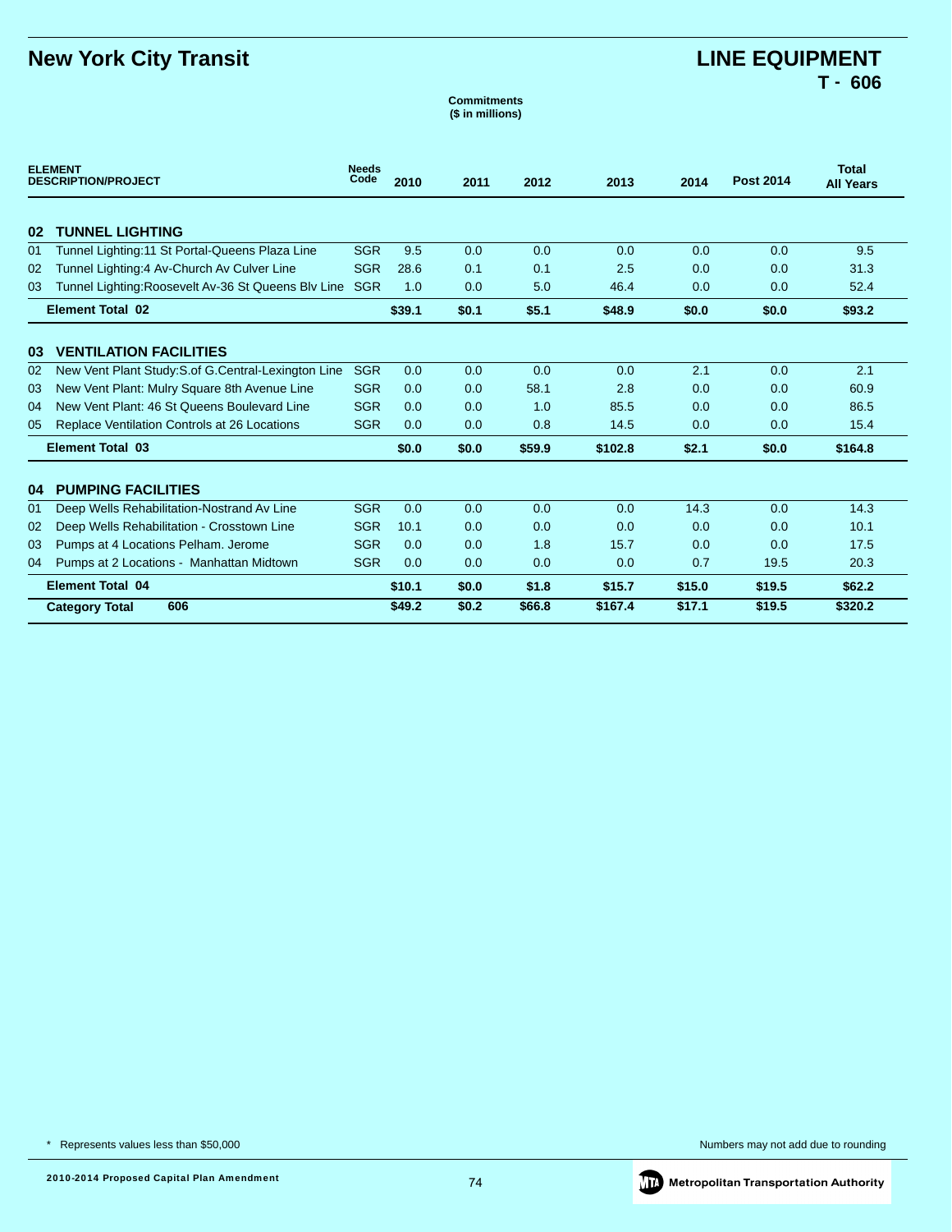# New York City Transit

# LINE EQUIPMENT
## T - 606

**Commitments**
**($ in millions)**

| ELEMENT DESCRIPTION/PROJECT | | Needs Code | 2010 | 2011 | 2012 | 2013 | 2014 | Post 2014 | Total All Years |
|---|---|---|---|---|---|---|---|---|---|
| **02** | **TUNNEL LIGHTING** | | | | | | | | |
| 01 | Tunnel Lighting:11 St Portal-Queens Plaza Line | SGR | 9.5 | 0.0 | 0.0 | 0.0 | 0.0 | 0.0 | 9.5 |
| 02 | Tunnel Lighting:4 Av-Church Av Culver Line | SGR | 28.6 | 0.1 | 0.1 | 2.5 | 0.0 | 0.0 | 31.3 |
| 03 | Tunnel Lighting:Roosevelt Av-36 St Queens Blv Line | SGR | 1.0 | 0.0 | 5.0 | 46.4 | 0.0 | 0.0 | 52.4 |
| | **Element Total 02** | | **$39.1** | **$0.1** | **$5.1** | **$48.9** | **$0.0** | **$0.0** | **$93.2** |
| **03** | **VENTILATION FACILITIES** | | | | | | | | |
| 02 | New Vent Plant Study:S.of G.Central-Lexington Line | SGR | 0.0 | 0.0 | 0.0 | 0.0 | 2.1 | 0.0 | 2.1 |
| 03 | New Vent Plant: Mulry Square 8th Avenue Line | SGR | 0.0 | 0.0 | 58.1 | 2.8 | 0.0 | 0.0 | 60.9 |
| 04 | New Vent Plant: 46 St Queens Boulevard Line | SGR | 0.0 | 0.0 | 1.0 | 85.5 | 0.0 | 0.0 | 86.5 |
| 05 | Replace Ventilation Controls at 26 Locations | SGR | 0.0 | 0.0 | 0.8 | 14.5 | 0.0 | 0.0 | 15.4 |
| | **Element Total 03** | | **$0.0** | **$0.0** | **$59.9** | **$102.8** | **$2.1** | **$0.0** | **$164.8** |
| **04** | **PUMPING FACILITIES** | | | | | | | | |
| 01 | Deep Wells Rehabilitation-Nostrand Av Line | SGR | 0.0 | 0.0 | 0.0 | 0.0 | 14.3 | 0.0 | 14.3 |
| 02 | Deep Wells Rehabilitation - Crosstown Line | SGR | 10.1 | 0.0 | 0.0 | 0.0 | 0.0 | 0.0 | 10.1 |
| 03 | Pumps at 4 Locations Pelham. Jerome | SGR | 0.0 | 0.0 | 1.8 | 15.7 | 0.0 | 0.0 | 17.5 |
| 04 | Pumps at 2 Locations - Manhattan Midtown | SGR | 0.0 | 0.0 | 0.0 | 0.0 | 0.7 | 19.5 | 20.3 |
| | **Element Total 04** | | **$10.1** | **$0.0** | **$1.8** | **$15.7** | **$15.0** | **$19.5** | **$62.2** |
| | **Category Total 606** | | **$49.2** | **$0.2** | **$66.8** | **$167.4** | **$17.1** | **$19.5** | **$320.2** |

\* Represents values less than $50,000

Numbers may not add due to rounding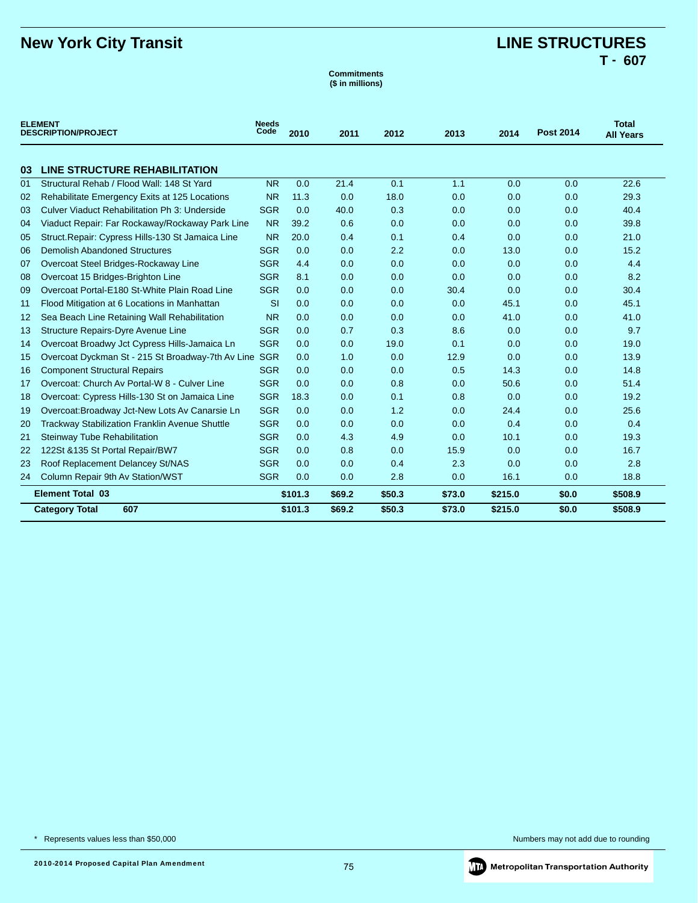# New York City Transit

## LINE STRUCTURES
### T - 607

**Commitments**
**($ in millions)**

| ELEMENT DESCRIPTION/PROJECT | | Needs Code | 2010 | 2011 | 2012 | 2013 | 2014 | Post 2014 | Total All Years |
|---|---|---|---|---|---|---|---|---|---|
| **03** | **LINE STRUCTURE REHABILITATION** | | | | | | | | |
| 01 | Structural Rehab / Flood Wall: 148 St Yard | NR | 0.0 | 21.4 | 0.1 | 1.1 | 0.0 | 0.0 | 22.6 |
| 02 | Rehabilitate Emergency Exits at 125 Locations | NR | 11.3 | 0.0 | 18.0 | 0.0 | 0.0 | 0.0 | 29.3 |
| 03 | Culver Viaduct Rehabilitation Ph 3: Underside | SGR | 0.0 | 40.0 | 0.3 | 0.0 | 0.0 | 0.0 | 40.4 |
| 04 | Viaduct Repair: Far Rockaway/Rockaway Park Line | NR | 39.2 | 0.6 | 0.0 | 0.0 | 0.0 | 0.0 | 39.8 |
| 05 | Struct.Repair: Cypress Hills-130 St Jamaica Line | NR | 20.0 | 0.4 | 0.1 | 0.4 | 0.0 | 0.0 | 21.0 |
| 06 | Demolish Abandoned Structures | SGR | 0.0 | 0.0 | 2.2 | 0.0 | 13.0 | 0.0 | 15.2 |
| 07 | Overcoat Steel Bridges-Rockaway Line | SGR | 4.4 | 0.0 | 0.0 | 0.0 | 0.0 | 0.0 | 4.4 |
| 08 | Overcoat 15 Bridges-Brighton Line | SGR | 8.1 | 0.0 | 0.0 | 0.0 | 0.0 | 0.0 | 8.2 |
| 09 | Overcoat Portal-E180 St-White Plain Road Line | SGR | 0.0 | 0.0 | 0.0 | 30.4 | 0.0 | 0.0 | 30.4 |
| 11 | Flood Mitigation at 6 Locations in Manhattan | SI | 0.0 | 0.0 | 0.0 | 0.0 | 45.1 | 0.0 | 45.1 |
| 12 | Sea Beach Line Retaining Wall Rehabilitation | NR | 0.0 | 0.0 | 0.0 | 0.0 | 41.0 | 0.0 | 41.0 |
| 13 | Structure Repairs-Dyre Avenue Line | SGR | 0.0 | 0.7 | 0.3 | 8.6 | 0.0 | 0.0 | 9.7 |
| 14 | Overcoat Broadwy Jct Cypress Hills-Jamaica Ln | SGR | 0.0 | 0.0 | 19.0 | 0.1 | 0.0 | 0.0 | 19.0 |
| 15 | Overcoat Dyckman St - 215 St Broadway-7th Av Line | SGR | 0.0 | 1.0 | 0.0 | 12.9 | 0.0 | 0.0 | 13.9 |
| 16 | Component Structural Repairs | SGR | 0.0 | 0.0 | 0.0 | 0.5 | 14.3 | 0.0 | 14.8 |
| 17 | Overcoat: Church Av Portal-W 8 - Culver Line | SGR | 0.0 | 0.0 | 0.8 | 0.0 | 50.6 | 0.0 | 51.4 |
| 18 | Overcoat: Cypress Hills-130 St on Jamaica Line | SGR | 18.3 | 0.0 | 0.1 | 0.8 | 0.0 | 0.0 | 19.2 |
| 19 | Overcoat:Broadway Jct-New Lots Av Canarsie Ln | SGR | 0.0 | 0.0 | 1.2 | 0.0 | 24.4 | 0.0 | 25.6 |
| 20 | Trackway Stabilization Franklin Avenue Shuttle | SGR | 0.0 | 0.0 | 0.0 | 0.0 | 0.4 | 0.0 | 0.4 |
| 21 | Steinway Tube Rehabilitation | SGR | 0.0 | 4.3 | 4.9 | 0.0 | 10.1 | 0.0 | 19.3 |
| 22 | 122St &135 St Portal Repair/BW7 | SGR | 0.0 | 0.8 | 0.0 | 15.9 | 0.0 | 0.0 | 16.7 |
| 23 | Roof Replacement Delancey St/NAS | SGR | 0.0 | 0.0 | 0.4 | 2.3 | 0.0 | 0.0 | 2.8 |
| 24 | Column Repair 9th Av Station/WST | SGR | 0.0 | 0.0 | 2.8 | 0.0 | 16.1 | 0.0 | 18.8 |
| | **Element Total 03** | | **$101.3** | **$69.2** | **$50.3** | **$73.0** | **$215.0** | **$0.0** | **$508.9** |
| | **Category Total 607** | | **$101.3** | **$69.2** | **$50.3** | **$73.0** | **$215.0** | **$0.0** | **$508.9** |

* Represents values less than $50,000

Numbers may not add due to rounding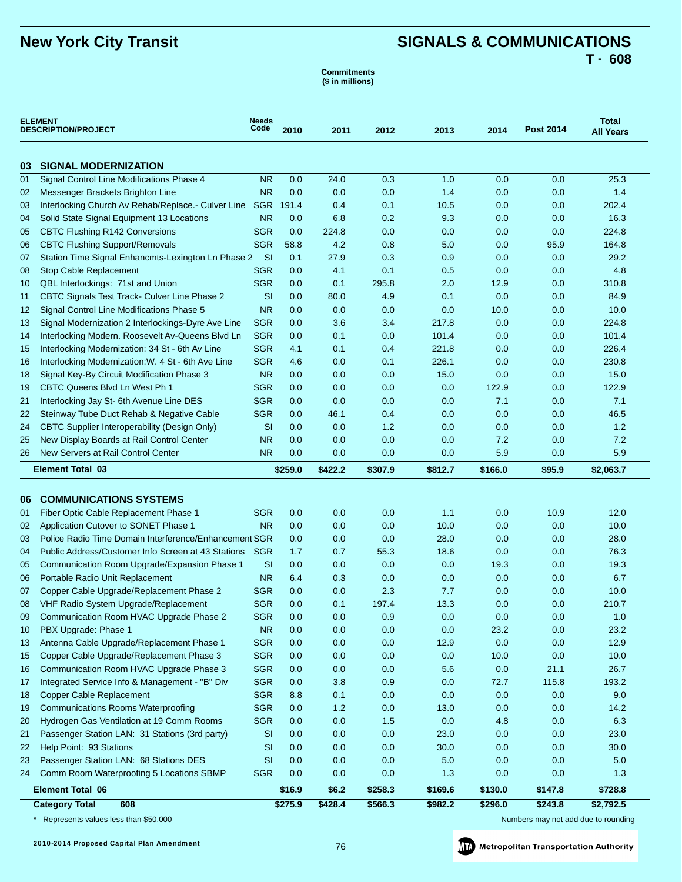# New York City Transit

## SIGNALS & COMMUNICATIONS

**T - 608**

**Commitments ($ in millions)**

| ELEMENT DESCRIPTION/PROJECT | | Needs Code | 2010 | 2011 | 2012 | 2013 | 2014 | Post 2014 | Total All Years |
|---|---|---|---|---|---|---|---|---|---|
| **03** | **SIGNAL MODERNIZATION** | | | | | | | | |
| 01 | Signal Control Line Modifications Phase 4 | NR | 0.0 | 24.0 | 0.3 | 1.0 | 0.0 | 0.0 | 25.3 |
| 02 | Messenger Brackets Brighton Line | NR | 0.0 | 0.0 | 0.0 | 1.4 | 0.0 | 0.0 | 1.4 |
| 03 | Interlocking Church Av Rehab/Replace.- Culver Line | SGR | 191.4 | 0.4 | 0.1 | 10.5 | 0.0 | 0.0 | 202.4 |
| 04 | Solid State Signal Equipment 13 Locations | NR | 0.0 | 6.8 | 0.2 | 9.3 | 0.0 | 0.0 | 16.3 |
| 05 | CBTC Flushing R142 Conversions | SGR | 0.0 | 224.8 | 0.0 | 0.0 | 0.0 | 0.0 | 224.8 |
| 06 | CBTC Flushing Support/Removals | SGR | 58.8 | 4.2 | 0.8 | 5.0 | 0.0 | 95.9 | 164.8 |
| 07 | Station Time Signal Enhancmts-Lexington Ln Phase 2 | SI | 0.1 | 27.9 | 0.3 | 0.9 | 0.0 | 0.0 | 29.2 |
| 08 | Stop Cable Replacement | SGR | 0.0 | 4.1 | 0.1 | 0.5 | 0.0 | 0.0 | 4.8 |
| 10 | QBL Interlockings: 71st and Union | SGR | 0.0 | 0.1 | 295.8 | 2.0 | 12.9 | 0.0 | 310.8 |
| 11 | CBTC Signals Test Track- Culver Line Phase 2 | SI | 0.0 | 80.0 | 4.9 | 0.1 | 0.0 | 0.0 | 84.9 |
| 12 | Signal Control Line Modifications Phase 5 | NR | 0.0 | 0.0 | 0.0 | 0.0 | 10.0 | 0.0 | 10.0 |
| 13 | Signal Modernization 2 Interlockings-Dyre Ave Line | SGR | 0.0 | 3.6 | 3.4 | 217.8 | 0.0 | 0.0 | 224.8 |
| 14 | Interlocking Modern. Roosevelt Av-Queens Blvd Ln | SGR | 0.0 | 0.1 | 0.0 | 101.4 | 0.0 | 0.0 | 101.4 |
| 15 | Interlocking Modernization: 34 St - 6th Av Line | SGR | 4.1 | 0.1 | 0.4 | 221.8 | 0.0 | 0.0 | 226.4 |
| 16 | Interlocking Modernization:W. 4 St - 6th Ave Line | SGR | 4.6 | 0.0 | 0.1 | 226.1 | 0.0 | 0.0 | 230.8 |
| 18 | Signal Key-By Circuit Modification Phase 3 | NR | 0.0 | 0.0 | 0.0 | 15.0 | 0.0 | 0.0 | 15.0 |
| 19 | CBTC Queens Blvd Ln West Ph 1 | SGR | 0.0 | 0.0 | 0.0 | 0.0 | 122.9 | 0.0 | 122.9 |
| 21 | Interlocking Jay St- 6th Avenue Line DES | SGR | 0.0 | 0.0 | 0.0 | 0.0 | 7.1 | 0.0 | 7.1 |
| 22 | Steinway Tube Duct Rehab & Negative Cable | SGR | 0.0 | 46.1 | 0.4 | 0.0 | 0.0 | 0.0 | 46.5 |
| 24 | CBTC Supplier Interoperability (Design Only) | SI | 0.0 | 0.0 | 1.2 | 0.0 | 0.0 | 0.0 | 1.2 |
| 25 | New Display Boards at Rail Control Center | NR | 0.0 | 0.0 | 0.0 | 0.0 | 7.2 | 0.0 | 7.2 |
| 26 | New Servers at Rail Control Center | NR | 0.0 | 0.0 | 0.0 | 0.0 | 5.9 | 0.0 | 5.9 |
| | **Element Total 03** | | **$259.0** | **$422.2** | **$307.9** | **$812.7** | **$166.0** | **$95.9** | **$2,063.7** |
| **06** | **COMMUNICATIONS SYSTEMS** | | | | | | | | |
| 01 | Fiber Optic Cable Replacement Phase 1 | SGR | 0.0 | 0.0 | 0.0 | 1.1 | 0.0 | 10.9 | 12.0 |
| 02 | Application Cutover to SONET Phase 1 | NR | 0.0 | 0.0 | 0.0 | 10.0 | 0.0 | 0.0 | 10.0 |
| 03 | Police Radio Time Domain Interference/Enhancement | SGR | 0.0 | 0.0 | 0.0 | 28.0 | 0.0 | 0.0 | 28.0 |
| 04 | Public Address/Customer Info Screen at 43 Stations | SGR | 1.7 | 0.7 | 55.3 | 18.6 | 0.0 | 0.0 | 76.3 |
| 05 | Communication Room Upgrade/Expansion Phase 1 | SI | 0.0 | 0.0 | 0.0 | 0.0 | 19.3 | 0.0 | 19.3 |
| 06 | Portable Radio Unit Replacement | NR | 6.4 | 0.3 | 0.0 | 0.0 | 0.0 | 0.0 | 6.7 |
| 07 | Copper Cable Upgrade/Replacement Phase 2 | SGR | 0.0 | 0.0 | 2.3 | 7.7 | 0.0 | 0.0 | 10.0 |
| 08 | VHF Radio System Upgrade/Replacement | SGR | 0.0 | 0.1 | 197.4 | 13.3 | 0.0 | 0.0 | 210.7 |
| 09 | Communication Room HVAC Upgrade Phase 2 | SGR | 0.0 | 0.0 | 0.9 | 0.0 | 0.0 | 0.0 | 1.0 |
| 10 | PBX Upgrade: Phase 1 | NR | 0.0 | 0.0 | 0.0 | 0.0 | 23.2 | 0.0 | 23.2 |
| 13 | Antenna Cable Upgrade/Replacement Phase 1 | SGR | 0.0 | 0.0 | 0.0 | 12.9 | 0.0 | 0.0 | 12.9 |
| 15 | Copper Cable Upgrade/Replacement Phase 3 | SGR | 0.0 | 0.0 | 0.0 | 0.0 | 10.0 | 0.0 | 10.0 |
| 16 | Communication Room HVAC Upgrade Phase 3 | SGR | 0.0 | 0.0 | 0.0 | 5.6 | 0.0 | 21.1 | 26.7 |
| 17 | Integrated Service Info & Management - "B" Div | SGR | 0.0 | 3.8 | 0.9 | 0.0 | 72.7 | 115.8 | 193.2 |
| 18 | Copper Cable Replacement | SGR | 8.8 | 0.1 | 0.0 | 0.0 | 0.0 | 0.0 | 9.0 |
| 19 | Communications Rooms Waterproofing | SGR | 0.0 | 1.2 | 0.0 | 13.0 | 0.0 | 0.0 | 14.2 |
| 20 | Hydrogen Gas Ventilation at 19 Comm Rooms | SGR | 0.0 | 0.0 | 1.5 | 0.0 | 4.8 | 0.0 | 6.3 |
| 21 | Passenger Station LAN: 31 Stations (3rd party) | SI | 0.0 | 0.0 | 0.0 | 23.0 | 0.0 | 0.0 | 23.0 |
| 22 | Help Point: 93 Stations | SI | 0.0 | 0.0 | 0.0 | 30.0 | 0.0 | 0.0 | 30.0 |
| 23 | Passenger Station LAN: 68 Stations DES | SI | 0.0 | 0.0 | 0.0 | 5.0 | 0.0 | 0.0 | 5.0 |
| 24 | Comm Room Waterproofing 5 Locations SBMP | SGR | 0.0 | 0.0 | 0.0 | 1.3 | 0.0 | 0.0 | 1.3 |
| | **Element Total 06** | | **$16.9** | **$6.2** | **$258.3** | **$169.6** | **$130.0** | **$147.8** | **$728.8** |
| | **Category Total 608** | | **$275.9** | **$428.4** | **$566.3** | **$982.2** | **$296.0** | **$243.8** | **$2,792.5** |

\* Represents values less than $50,000

Numbers may not add due to rounding

2010-2014 Proposed Capital Plan Amendment

Metropolitan Transportation Authority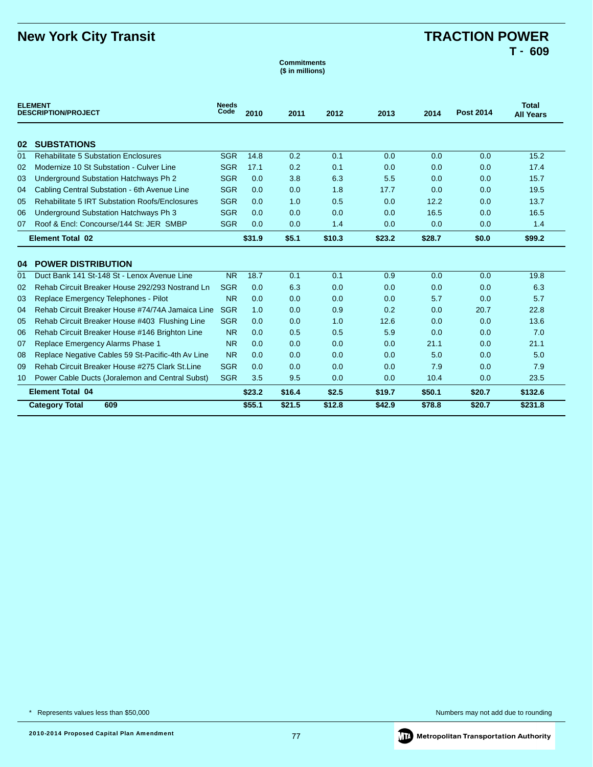# New York City Transit

# TRACTION POWER
## T - 609

**Commitments**
**($ in millions)**

| ELEMENT DESCRIPTION/PROJECT | | Needs Code | 2010 | 2011 | 2012 | 2013 | 2014 | Post 2014 | Total All Years |
|---|---|---|---|---|---|---|---|---|---|
| **02** | **SUBSTATIONS** | | | | | | | | |
| 01 | Rehabilitate 5 Substation Enclosures | SGR | 14.8 | 0.2 | 0.1 | 0.0 | 0.0 | 0.0 | 15.2 |
| 02 | Modernize 10 St Substation - Culver Line | SGR | 17.1 | 0.2 | 0.1 | 0.0 | 0.0 | 0.0 | 17.4 |
| 03 | Underground Substation Hatchways Ph 2 | SGR | 0.0 | 3.8 | 6.3 | 5.5 | 0.0 | 0.0 | 15.7 |
| 04 | Cabling Central Substation - 6th Avenue Line | SGR | 0.0 | 0.0 | 1.8 | 17.7 | 0.0 | 0.0 | 19.5 |
| 05 | Rehabilitate 5 IRT Substation Roofs/Enclosures | SGR | 0.0 | 1.0 | 0.5 | 0.0 | 12.2 | 0.0 | 13.7 |
| 06 | Underground Substation Hatchways Ph 3 | SGR | 0.0 | 0.0 | 0.0 | 0.0 | 16.5 | 0.0 | 16.5 |
| 07 | Roof & Encl: Concourse/144 St: JER SMBP | SGR | 0.0 | 0.0 | 1.4 | 0.0 | 0.0 | 0.0 | 1.4 |
| | **Element Total 02** | | **$31.9** | **$5.1** | **$10.3** | **$23.2** | **$28.7** | **$0.0** | **$99.2** |
| **04** | **POWER DISTRIBUTION** | | | | | | | | |
| 01 | Duct Bank 141 St-148 St - Lenox Avenue Line | NR | 18.7 | 0.1 | 0.1 | 0.9 | 0.0 | 0.0 | 19.8 |
| 02 | Rehab Circuit Breaker House 292/293 Nostrand Ln | SGR | 0.0 | 6.3 | 0.0 | 0.0 | 0.0 | 0.0 | 6.3 |
| 03 | Replace Emergency Telephones - Pilot | NR | 0.0 | 0.0 | 0.0 | 0.0 | 5.7 | 0.0 | 5.7 |
| 04 | Rehab Circuit Breaker House #74/74A Jamaica Line | SGR | 1.0 | 0.0 | 0.9 | 0.2 | 0.0 | 20.7 | 22.8 |
| 05 | Rehab Circuit Breaker House #403 Flushing Line | SGR | 0.0 | 0.0 | 1.0 | 12.6 | 0.0 | 0.0 | 13.6 |
| 06 | Rehab Circuit Breaker House #146 Brighton Line | NR | 0.0 | 0.5 | 0.5 | 5.9 | 0.0 | 0.0 | 7.0 |
| 07 | Replace Emergency Alarms Phase 1 | NR | 0.0 | 0.0 | 0.0 | 0.0 | 21.1 | 0.0 | 21.1 |
| 08 | Replace Negative Cables 59 St-Pacific-4th Av Line | NR | 0.0 | 0.0 | 0.0 | 0.0 | 5.0 | 0.0 | 5.0 |
| 09 | Rehab Circuit Breaker House #275 Clark St.Line | SGR | 0.0 | 0.0 | 0.0 | 0.0 | 7.9 | 0.0 | 7.9 |
| 10 | Power Cable Ducts (Joralemon and Central Subst) | SGR | 3.5 | 9.5 | 0.0 | 0.0 | 10.4 | 0.0 | 23.5 |
| | **Element Total 04** | | **$23.2** | **$16.4** | **$2.5** | **$19.7** | **$50.1** | **$20.7** | **$132.6** |
| | **Category Total 609** | | **$55.1** | **$21.5** | **$12.8** | **$42.9** | **$78.8** | **$20.7** | **$231.8** |

\* Represents values less than $50,000

Numbers may not add due to rounding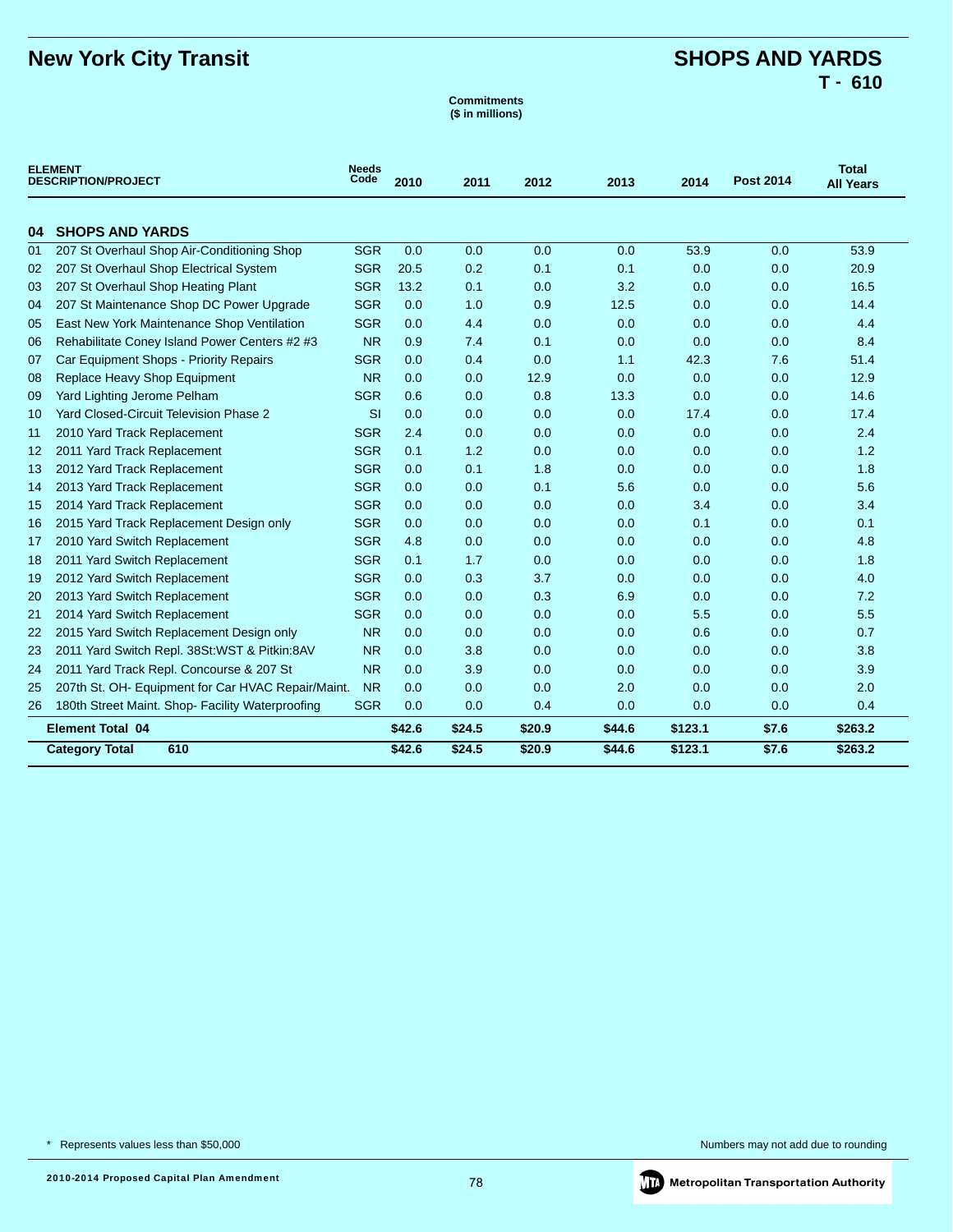# New York City Transit

# SHOPS AND YARDS
## T - 610

**Commitments**
**($ in millions)**

| ELEMENT | DESCRIPTION/PROJECT | Needs Code | 2010 | 2011 | 2012 | 2013 | 2014 | Post 2014 | Total All Years |
|---|---|---|---|---|---|---|---|---|---|
| **04** | **SHOPS AND YARDS** | | | | | | | | |
| 01 | 207 St Overhaul Shop Air-Conditioning Shop | SGR | 0.0 | 0.0 | 0.0 | 0.0 | 53.9 | 0.0 | 53.9 |
| 02 | 207 St Overhaul Shop Electrical System | SGR | 20.5 | 0.2 | 0.1 | 0.1 | 0.0 | 0.0 | 20.9 |
| 03 | 207 St Overhaul Shop Heating Plant | SGR | 13.2 | 0.1 | 0.0 | 3.2 | 0.0 | 0.0 | 16.5 |
| 04 | 207 St Maintenance Shop DC Power Upgrade | SGR | 0.0 | 1.0 | 0.9 | 12.5 | 0.0 | 0.0 | 14.4 |
| 05 | East New York Maintenance Shop Ventilation | SGR | 0.0 | 4.4 | 0.0 | 0.0 | 0.0 | 0.0 | 4.4 |
| 06 | Rehabilitate Coney Island Power Centers #2 #3 | NR | 0.9 | 7.4 | 0.1 | 0.0 | 0.0 | 0.0 | 8.4 |
| 07 | Car Equipment Shops - Priority Repairs | SGR | 0.0 | 0.4 | 0.0 | 1.1 | 42.3 | 7.6 | 51.4 |
| 08 | Replace Heavy Shop Equipment | NR | 0.0 | 0.0 | 12.9 | 0.0 | 0.0 | 0.0 | 12.9 |
| 09 | Yard Lighting Jerome Pelham | SGR | 0.6 | 0.0 | 0.8 | 13.3 | 0.0 | 0.0 | 14.6 |
| 10 | Yard Closed-Circuit Television Phase 2 | SI | 0.0 | 0.0 | 0.0 | 0.0 | 17.4 | 0.0 | 17.4 |
| 11 | 2010 Yard Track Replacement | SGR | 2.4 | 0.0 | 0.0 | 0.0 | 0.0 | 0.0 | 2.4 |
| 12 | 2011 Yard Track Replacement | SGR | 0.1 | 1.2 | 0.0 | 0.0 | 0.0 | 0.0 | 1.2 |
| 13 | 2012 Yard Track Replacement | SGR | 0.0 | 0.1 | 1.8 | 0.0 | 0.0 | 0.0 | 1.8 |
| 14 | 2013 Yard Track Replacement | SGR | 0.0 | 0.0 | 0.1 | 5.6 | 0.0 | 0.0 | 5.6 |
| 15 | 2014 Yard Track Replacement | SGR | 0.0 | 0.0 | 0.0 | 0.0 | 3.4 | 0.0 | 3.4 |
| 16 | 2015 Yard Track Replacement Design only | SGR | 0.0 | 0.0 | 0.0 | 0.0 | 0.1 | 0.0 | 0.1 |
| 17 | 2010 Yard Switch Replacement | SGR | 4.8 | 0.0 | 0.0 | 0.0 | 0.0 | 0.0 | 4.8 |
| 18 | 2011 Yard Switch Replacement | SGR | 0.1 | 1.7 | 0.0 | 0.0 | 0.0 | 0.0 | 1.8 |
| 19 | 2012 Yard Switch Replacement | SGR | 0.0 | 0.3 | 3.7 | 0.0 | 0.0 | 0.0 | 4.0 |
| 20 | 2013 Yard Switch Replacement | SGR | 0.0 | 0.0 | 0.3 | 6.9 | 0.0 | 0.0 | 7.2 |
| 21 | 2014 Yard Switch Replacement | SGR | 0.0 | 0.0 | 0.0 | 0.0 | 5.5 | 0.0 | 5.5 |
| 22 | 2015 Yard Switch Replacement Design only | NR | 0.0 | 0.0 | 0.0 | 0.0 | 0.6 | 0.0 | 0.7 |
| 23 | 2011 Yard Switch Repl. 38St:WST & Pitkin:8AV | NR | 0.0 | 3.8 | 0.0 | 0.0 | 0.0 | 0.0 | 3.8 |
| 24 | 2011 Yard Track Repl. Concourse & 207 St | NR | 0.0 | 3.9 | 0.0 | 0.0 | 0.0 | 0.0 | 3.9 |
| 25 | 207th St. OH- Equipment for Car HVAC Repair/Maint. | NR | 0.0 | 0.0 | 0.0 | 2.0 | 0.0 | 0.0 | 2.0 |
| 26 | 180th Street Maint. Shop- Facility Waterproofing | SGR | 0.0 | 0.0 | 0.4 | 0.0 | 0.0 | 0.0 | 0.4 |
| | **Element Total 04** | | **$42.6** | **$24.5** | **$20.9** | **$44.6** | **$123.1** | **$7.6** | **$263.2** |
| | **Category Total 610** | | **$42.6** | **$24.5** | **$20.9** | **$44.6** | **$123.1** | **$7.6** | **$263.2** |

\* Represents values less than $50,000

Numbers may not add due to rounding

2010-2014 Proposed Capital Plan Amendment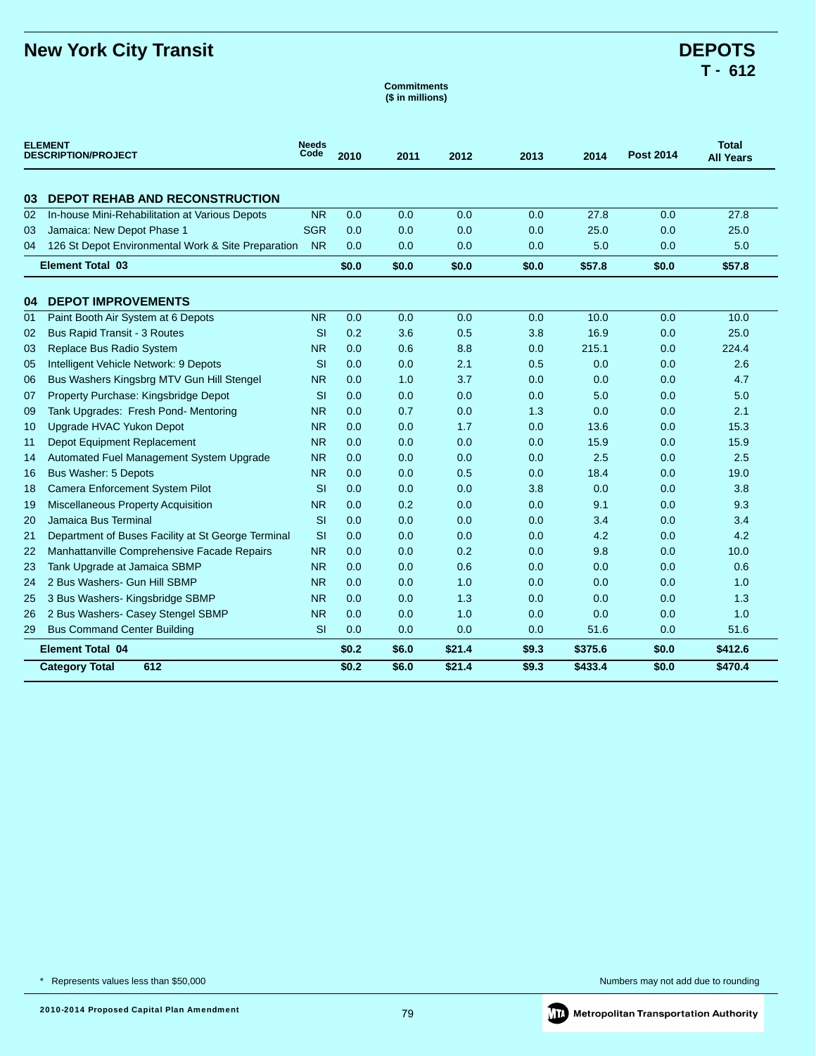# New York City Transit

## DEPOTS
### T - 612

**Commitments**
**($ in millions)**

| ELEMENT | DESCRIPTION/PROJECT | Needs Code | 2010 | 2011 | 2012 | 2013 | 2014 | Post 2014 | Total All Years |
|---|---|---|---|---|---|---|---|---|---|
| **03** | **DEPOT REHAB AND RECONSTRUCTION** | | | | | | | | |
| 02 | In-house Mini-Rehabilitation at Various Depots | NR | 0.0 | 0.0 | 0.0 | 0.0 | 27.8 | 0.0 | 27.8 |
| 03 | Jamaica: New Depot Phase 1 | SGR | 0.0 | 0.0 | 0.0 | 0.0 | 25.0 | 0.0 | 25.0 |
| 04 | 126 St Depot Environmental Work & Site Preparation | NR | 0.0 | 0.0 | 0.0 | 0.0 | 5.0 | 0.0 | 5.0 |
| | **Element Total 03** | | **$0.0** | **$0.0** | **$0.0** | **$0.0** | **$57.8** | **$0.0** | **$57.8** |
| **04** | **DEPOT IMPROVEMENTS** | | | | | | | | |
| 01 | Paint Booth Air System at 6 Depots | NR | 0.0 | 0.0 | 0.0 | 0.0 | 10.0 | 0.0 | 10.0 |
| 02 | Bus Rapid Transit - 3 Routes | SI | 0.2 | 3.6 | 0.5 | 3.8 | 16.9 | 0.0 | 25.0 |
| 03 | Replace Bus Radio System | NR | 0.0 | 0.6 | 8.8 | 0.0 | 215.1 | 0.0 | 224.4 |
| 05 | Intelligent Vehicle Network: 9 Depots | SI | 0.0 | 0.0 | 2.1 | 0.5 | 0.0 | 0.0 | 2.6 |
| 06 | Bus Washers Kingsbrg MTV Gun Hill Stengel | NR | 0.0 | 1.0 | 3.7 | 0.0 | 0.0 | 0.0 | 4.7 |
| 07 | Property Purchase: Kingsbridge Depot | SI | 0.0 | 0.0 | 0.0 | 0.0 | 5.0 | 0.0 | 5.0 |
| 09 | Tank Upgrades: Fresh Pond- Mentoring | NR | 0.0 | 0.7 | 0.0 | 1.3 | 0.0 | 0.0 | 2.1 |
| 10 | Upgrade HVAC Yukon Depot | NR | 0.0 | 0.0 | 1.7 | 0.0 | 13.6 | 0.0 | 15.3 |
| 11 | Depot Equipment Replacement | NR | 0.0 | 0.0 | 0.0 | 0.0 | 15.9 | 0.0 | 15.9 |
| 14 | Automated Fuel Management System Upgrade | NR | 0.0 | 0.0 | 0.0 | 0.0 | 2.5 | 0.0 | 2.5 |
| 16 | Bus Washer: 5 Depots | NR | 0.0 | 0.0 | 0.5 | 0.0 | 18.4 | 0.0 | 19.0 |
| 18 | Camera Enforcement System Pilot | SI | 0.0 | 0.0 | 0.0 | 3.8 | 0.0 | 0.0 | 3.8 |
| 19 | Miscellaneous Property Acquisition | NR | 0.0 | 0.2 | 0.0 | 0.0 | 9.1 | 0.0 | 9.3 |
| 20 | Jamaica Bus Terminal | SI | 0.0 | 0.0 | 0.0 | 0.0 | 3.4 | 0.0 | 3.4 |
| 21 | Department of Buses Facility at St George Terminal | SI | 0.0 | 0.0 | 0.0 | 0.0 | 4.2 | 0.0 | 4.2 |
| 22 | Manhattanville Comprehensive Facade Repairs | NR | 0.0 | 0.0 | 0.2 | 0.0 | 9.8 | 0.0 | 10.0 |
| 23 | Tank Upgrade at Jamaica SBMP | NR | 0.0 | 0.0 | 0.6 | 0.0 | 0.0 | 0.0 | 0.6 |
| 24 | 2 Bus Washers- Gun Hill SBMP | NR | 0.0 | 0.0 | 1.0 | 0.0 | 0.0 | 0.0 | 1.0 |
| 25 | 3 Bus Washers- Kingsbridge SBMP | NR | 0.0 | 0.0 | 1.3 | 0.0 | 0.0 | 0.0 | 1.3 |
| 26 | 2 Bus Washers- Casey Stengel SBMP | NR | 0.0 | 0.0 | 1.0 | 0.0 | 0.0 | 0.0 | 1.0 |
| 29 | Bus Command Center Building | SI | 0.0 | 0.0 | 0.0 | 0.0 | 51.6 | 0.0 | 51.6 |
| | **Element Total 04** | | **$0.2** | **$6.0** | **$21.4** | **$9.3** | **$375.6** | **$0.0** | **$412.6** |
| | **Category Total 612** | | **$0.2** | **$6.0** | **$21.4** | **$9.3** | **$433.4** | **$0.0** | **$470.4** |

\* Represents values less than $50,000

Numbers may not add due to rounding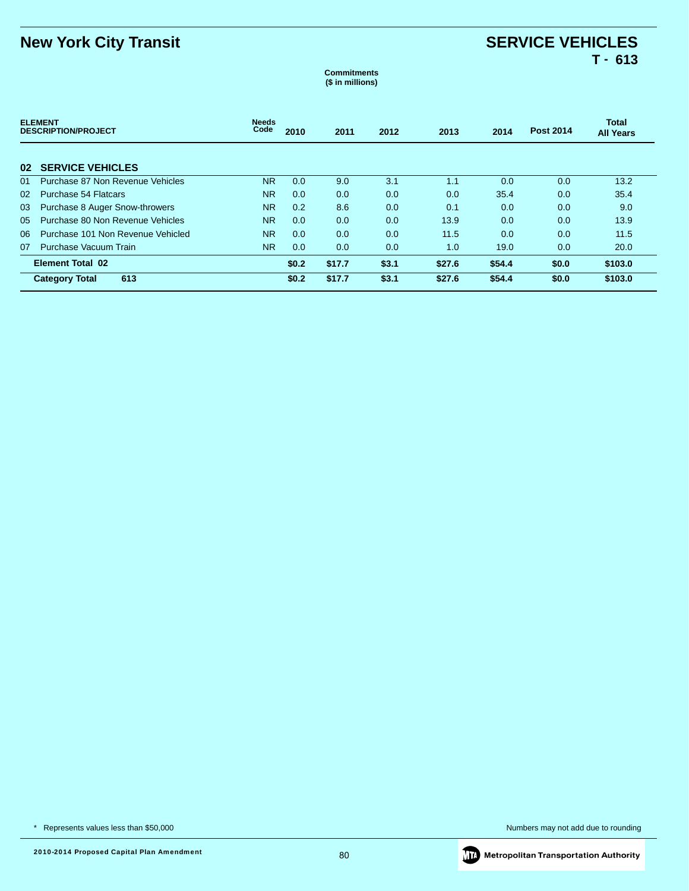# New York City Transit

## SERVICE VEHICLES
### T - 613

Commitments
($ in millions)

| ELEMENT DESCRIPTION/PROJECT | | Needs Code | 2010 | 2011 | 2012 | 2013 | 2014 | Post 2014 | Total All Years |
|---|---|---|---|---|---|---|---|---|---|
| **02** | **SERVICE VEHICLES** | | | | | | | | |
| 01 | Purchase 87 Non Revenue Vehicles | NR | 0.0 | 9.0 | 3.1 | 1.1 | 0.0 | 0.0 | 13.2 |
| 02 | Purchase 54 Flatcars | NR | 0.0 | 0.0 | 0.0 | 0.0 | 35.4 | 0.0 | 35.4 |
| 03 | Purchase 8 Auger Snow-throwers | NR | 0.2 | 8.6 | 0.0 | 0.1 | 0.0 | 0.0 | 9.0 |
| 05 | Purchase 80 Non Revenue Vehicles | NR | 0.0 | 0.0 | 0.0 | 13.9 | 0.0 | 0.0 | 13.9 |
| 06 | Purchase 101 Non Revenue Vehicled | NR | 0.0 | 0.0 | 0.0 | 11.5 | 0.0 | 0.0 | 11.5 |
| 07 | Purchase Vacuum Train | NR | 0.0 | 0.0 | 0.0 | 1.0 | 19.0 | 0.0 | 20.0 |
| | **Element Total 02** | | **$0.2** | **$17.7** | **$3.1** | **$27.6** | **$54.4** | **$0.0** | **$103.0** |
| | **Category Total 613** | | **$0.2** | **$17.7** | **$3.1** | **$27.6** | **$54.4** | **$0.0** | **$103.0** |

\* Represents values less than $50,000

Numbers may not add due to rounding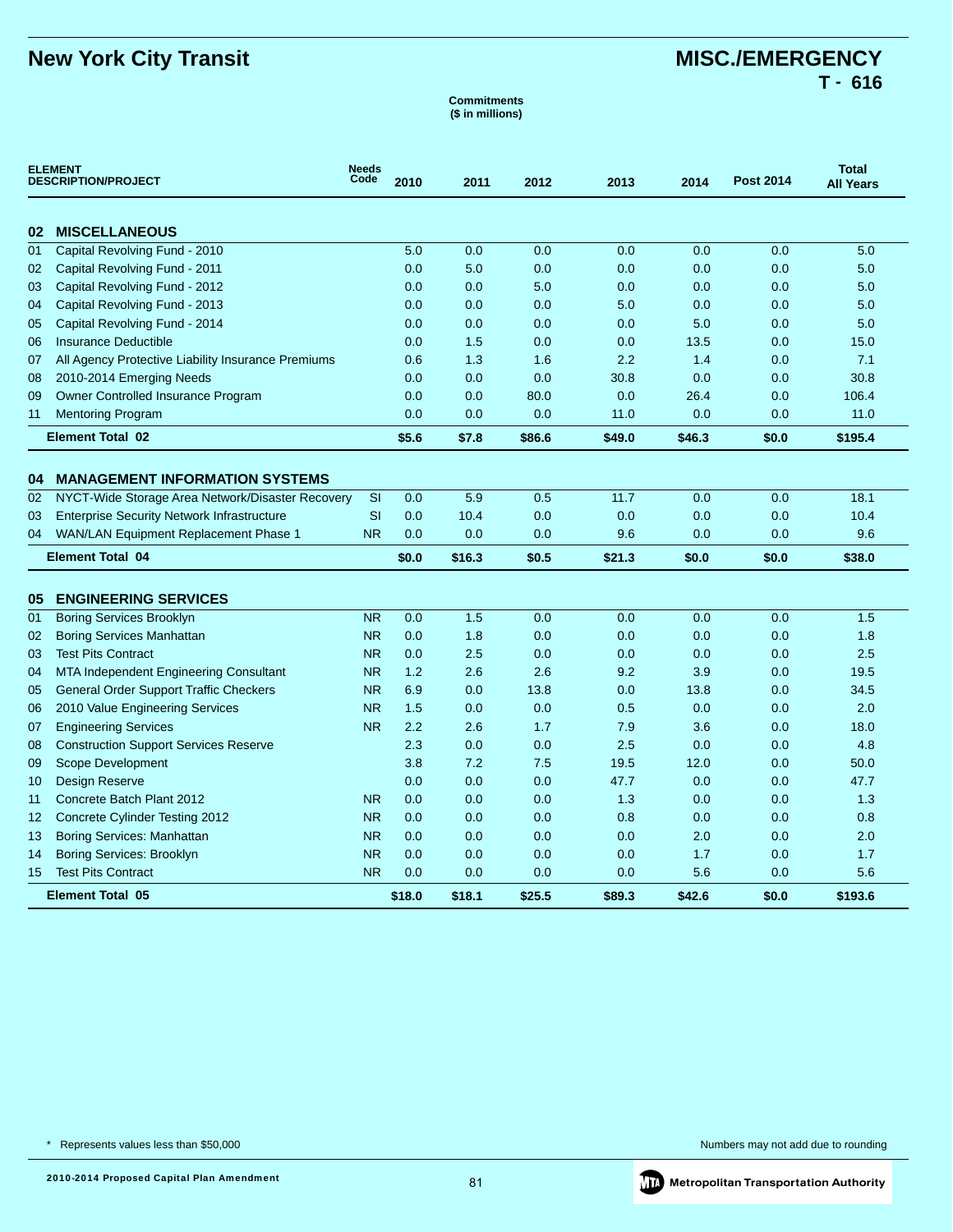# New York City Transit

## MISC./EMERGENCY
**T - 616**

**Commitments**
**($ in millions)**

| ELEMENT | DESCRIPTION/PROJECT | Needs Code | 2010 | 2011 | 2012 | 2013 | 2014 | Post 2014 | Total All Years |
|---|---|---|---|---|---|---|---|---|---|
| **02** | **MISCELLANEOUS** | | | | | | | | |
| 01 | Capital Revolving Fund - 2010 | | 5.0 | 0.0 | 0.0 | 0.0 | 0.0 | 0.0 | 5.0 |
| 02 | Capital Revolving Fund - 2011 | | 0.0 | 5.0 | 0.0 | 0.0 | 0.0 | 0.0 | 5.0 |
| 03 | Capital Revolving Fund - 2012 | | 0.0 | 0.0 | 5.0 | 0.0 | 0.0 | 0.0 | 5.0 |
| 04 | Capital Revolving Fund - 2013 | | 0.0 | 0.0 | 0.0 | 5.0 | 0.0 | 0.0 | 5.0 |
| 05 | Capital Revolving Fund - 2014 | | 0.0 | 0.0 | 0.0 | 0.0 | 5.0 | 0.0 | 5.0 |
| 06 | Insurance Deductible | | 0.0 | 1.5 | 0.0 | 0.0 | 13.5 | 0.0 | 15.0 |
| 07 | All Agency Protective Liability Insurance Premiums | | 0.6 | 1.3 | 1.6 | 2.2 | 1.4 | 0.0 | 7.1 |
| 08 | 2010-2014 Emerging Needs | | 0.0 | 0.0 | 0.0 | 30.8 | 0.0 | 0.0 | 30.8 |
| 09 | Owner Controlled Insurance Program | | 0.0 | 0.0 | 80.0 | 0.0 | 26.4 | 0.0 | 106.4 |
| 11 | Mentoring Program | | 0.0 | 0.0 | 0.0 | 11.0 | 0.0 | 0.0 | 11.0 |
| | **Element Total 02** | | **$5.6** | **$7.8** | **$86.6** | **$49.0** | **$46.3** | **$0.0** | **$195.4** |
| **04** | **MANAGEMENT INFORMATION SYSTEMS** | | | | | | | | |
| 02 | NYCT-Wide Storage Area Network/Disaster Recovery | SI | 0.0 | 5.9 | 0.5 | 11.7 | 0.0 | 0.0 | 18.1 |
| 03 | Enterprise Security Network Infrastructure | SI | 0.0 | 10.4 | 0.0 | 0.0 | 0.0 | 0.0 | 10.4 |
| 04 | WAN/LAN Equipment Replacement Phase 1 | NR | 0.0 | 0.0 | 0.0 | 9.6 | 0.0 | 0.0 | 9.6 |
| | **Element Total 04** | | **$0.0** | **$16.3** | **$0.5** | **$21.3** | **$0.0** | **$0.0** | **$38.0** |
| **05** | **ENGINEERING SERVICES** | | | | | | | | |
| 01 | Boring Services Brooklyn | NR | 0.0 | 1.5 | 0.0 | 0.0 | 0.0 | 0.0 | 1.5 |
| 02 | Boring Services Manhattan | NR | 0.0 | 1.8 | 0.0 | 0.0 | 0.0 | 0.0 | 1.8 |
| 03 | Test Pits Contract | NR | 0.0 | 2.5 | 0.0 | 0.0 | 0.0 | 0.0 | 2.5 |
| 04 | MTA Independent Engineering Consultant | NR | 1.2 | 2.6 | 2.6 | 9.2 | 3.9 | 0.0 | 19.5 |
| 05 | General Order Support Traffic Checkers | NR | 6.9 | 0.0 | 13.8 | 0.0 | 13.8 | 0.0 | 34.5 |
| 06 | 2010 Value Engineering Services | NR | 1.5 | 0.0 | 0.0 | 0.5 | 0.0 | 0.0 | 2.0 |
| 07 | Engineering Services | NR | 2.2 | 2.6 | 1.7 | 7.9 | 3.6 | 0.0 | 18.0 |
| 08 | Construction Support Services Reserve | | 2.3 | 0.0 | 0.0 | 2.5 | 0.0 | 0.0 | 4.8 |
| 09 | Scope Development | | 3.8 | 7.2 | 7.5 | 19.5 | 12.0 | 0.0 | 50.0 |
| 10 | Design Reserve | | 0.0 | 0.0 | 0.0 | 47.7 | 0.0 | 0.0 | 47.7 |
| 11 | Concrete Batch Plant 2012 | NR | 0.0 | 0.0 | 0.0 | 1.3 | 0.0 | 0.0 | 1.3 |
| 12 | Concrete Cylinder Testing 2012 | NR | 0.0 | 0.0 | 0.0 | 0.8 | 0.0 | 0.0 | 0.8 |
| 13 | Boring Services: Manhattan | NR | 0.0 | 0.0 | 0.0 | 0.0 | 2.0 | 0.0 | 2.0 |
| 14 | Boring Services: Brooklyn | NR | 0.0 | 0.0 | 0.0 | 0.0 | 1.7 | 0.0 | 1.7 |
| 15 | Test Pits Contract | NR | 0.0 | 0.0 | 0.0 | 0.0 | 5.6 | 0.0 | 5.6 |
| | **Element Total 05** | | **$18.0** | **$18.1** | **$25.5** | **$89.3** | **$42.6** | **$0.0** | **$193.6** |

\* Represents values less than $50,000

Numbers may not add due to rounding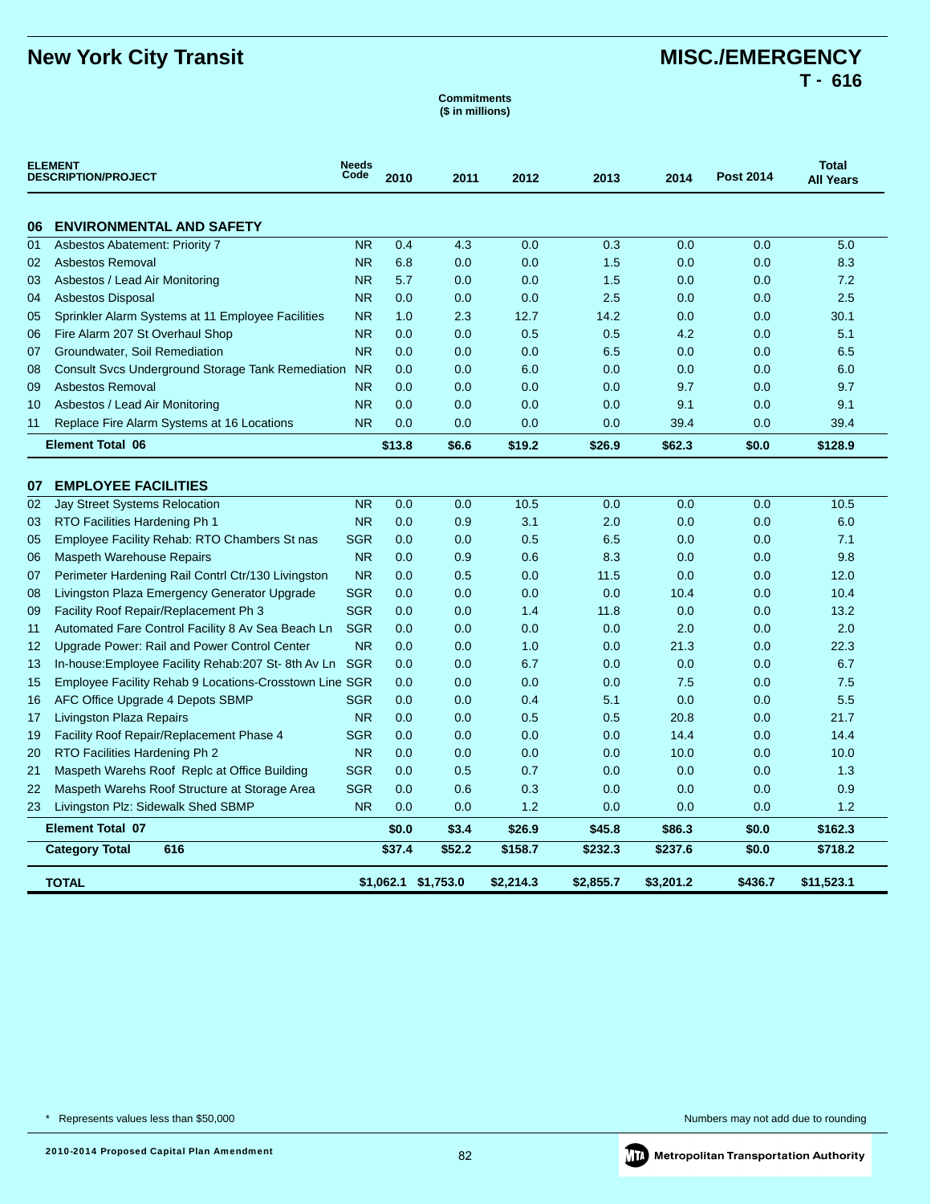# New York City Transit

## MISC./EMERGENCY
**T - 616**

**Commitments**
**($ in millions)**

| ELEMENT DESCRIPTION/PROJECT | | Needs Code | 2010 | 2011 | 2012 | 2013 | 2014 | Post 2014 | Total All Years |
|---|---|---|---|---|---|---|---|---|---|
| **06** | **ENVIRONMENTAL AND SAFETY** | | | | | | | | |
| 01 | Asbestos Abatement: Priority 7 | NR | 0.4 | 4.3 | 0.0 | 0.3 | 0.0 | 0.0 | 5.0 |
| 02 | Asbestos Removal | NR | 6.8 | 0.0 | 0.0 | 1.5 | 0.0 | 0.0 | 8.3 |
| 03 | Asbestos / Lead Air Monitoring | NR | 5.7 | 0.0 | 0.0 | 1.5 | 0.0 | 0.0 | 7.2 |
| 04 | Asbestos Disposal | NR | 0.0 | 0.0 | 0.0 | 2.5 | 0.0 | 0.0 | 2.5 |
| 05 | Sprinkler Alarm Systems at 11 Employee Facilities | NR | 1.0 | 2.3 | 12.7 | 14.2 | 0.0 | 0.0 | 30.1 |
| 06 | Fire Alarm 207 St Overhaul Shop | NR | 0.0 | 0.0 | 0.5 | 0.5 | 4.2 | 0.0 | 5.1 |
| 07 | Groundwater, Soil Remediation | NR | 0.0 | 0.0 | 0.0 | 6.5 | 0.0 | 0.0 | 6.5 |
| 08 | Consult Svcs Underground Storage Tank Remediation | NR | 0.0 | 0.0 | 6.0 | 0.0 | 0.0 | 0.0 | 6.0 |
| 09 | Asbestos Removal | NR | 0.0 | 0.0 | 0.0 | 0.0 | 9.7 | 0.0 | 9.7 |
| 10 | Asbestos / Lead Air Monitoring | NR | 0.0 | 0.0 | 0.0 | 0.0 | 9.1 | 0.0 | 9.1 |
| 11 | Replace Fire Alarm Systems at 16 Locations | NR | 0.0 | 0.0 | 0.0 | 0.0 | 39.4 | 0.0 | 39.4 |
| **Element Total 06** | | | **$13.8** | **$6.6** | **$19.2** | **$26.9** | **$62.3** | **$0.0** | **$128.9** |
| **07** | **EMPLOYEE FACILITIES** | | | | | | | | |
| 02 | Jay Street Systems Relocation | NR | 0.0 | 0.0 | 10.5 | 0.0 | 0.0 | 0.0 | 10.5 |
| 03 | RTO Facilities Hardening Ph 1 | NR | 0.0 | 0.9 | 3.1 | 2.0 | 0.0 | 0.0 | 6.0 |
| 05 | Employee Facility Rehab: RTO Chambers St nas | SGR | 0.0 | 0.0 | 0.5 | 6.5 | 0.0 | 0.0 | 7.1 |
| 06 | Maspeth Warehouse Repairs | NR | 0.0 | 0.9 | 0.6 | 8.3 | 0.0 | 0.0 | 9.8 |
| 07 | Perimeter Hardening Rail Contrl Ctr/130 Livingston | NR | 0.0 | 0.5 | 0.0 | 11.5 | 0.0 | 0.0 | 12.0 |
| 08 | Livingston Plaza Emergency Generator Upgrade | SGR | 0.0 | 0.0 | 0.0 | 0.0 | 10.4 | 0.0 | 10.4 |
| 09 | Facility Roof Repair/Replacement Ph 3 | SGR | 0.0 | 0.0 | 1.4 | 11.8 | 0.0 | 0.0 | 13.2 |
| 11 | Automated Fare Control Facility 8 Av Sea Beach Ln | SGR | 0.0 | 0.0 | 0.0 | 0.0 | 2.0 | 0.0 | 2.0 |
| 12 | Upgrade Power: Rail and Power Control Center | NR | 0.0 | 0.0 | 1.0 | 0.0 | 21.3 | 0.0 | 22.3 |
| 13 | In-house:Employee Facility Rehab:207 St- 8th Av Ln | SGR | 0.0 | 0.0 | 6.7 | 0.0 | 0.0 | 0.0 | 6.7 |
| 15 | Employee Facility Rehab 9 Locations-Crosstown Line | SGR | 0.0 | 0.0 | 0.0 | 0.0 | 7.5 | 0.0 | 7.5 |
| 16 | AFC Office Upgrade 4 Depots SBMP | SGR | 0.0 | 0.0 | 0.4 | 5.1 | 0.0 | 0.0 | 5.5 |
| 17 | Livingston Plaza Repairs | NR | 0.0 | 0.0 | 0.5 | 0.5 | 20.8 | 0.0 | 21.7 |
| 19 | Facility Roof Repair/Replacement Phase 4 | SGR | 0.0 | 0.0 | 0.0 | 0.0 | 14.4 | 0.0 | 14.4 |
| 20 | RTO Facilities Hardening Ph 2 | NR | 0.0 | 0.0 | 0.0 | 0.0 | 10.0 | 0.0 | 10.0 |
| 21 | Maspeth Warehs Roof Replc at Office Building | SGR | 0.0 | 0.5 | 0.7 | 0.0 | 0.0 | 0.0 | 1.3 |
| 22 | Maspeth Warehs Roof Structure at Storage Area | SGR | 0.0 | 0.6 | 0.3 | 0.0 | 0.0 | 0.0 | 0.9 |
| 23 | Livingston Plz: Sidewalk Shed SBMP | NR | 0.0 | 0.0 | 1.2 | 0.0 | 0.0 | 0.0 | 1.2 |
| **Element Total 07** | | | **$0.0** | **$3.4** | **$26.9** | **$45.8** | **$86.3** | **$0.0** | **$162.3** |
| **Category Total 616** | | | **$37.4** | **$52.2** | **$158.7** | **$232.3** | **$237.6** | **$0.0** | **$718.2** |
| **TOTAL** | | | **$1,062.1** | **$1,753.0** | **$2,214.3** | **$2,855.7** | **$3,201.2** | **$436.7** | **$11,523.1** |

\* Represents values less than $50,000

Numbers may not add due to rounding

2010-2014 Proposed Capital Plan Amendment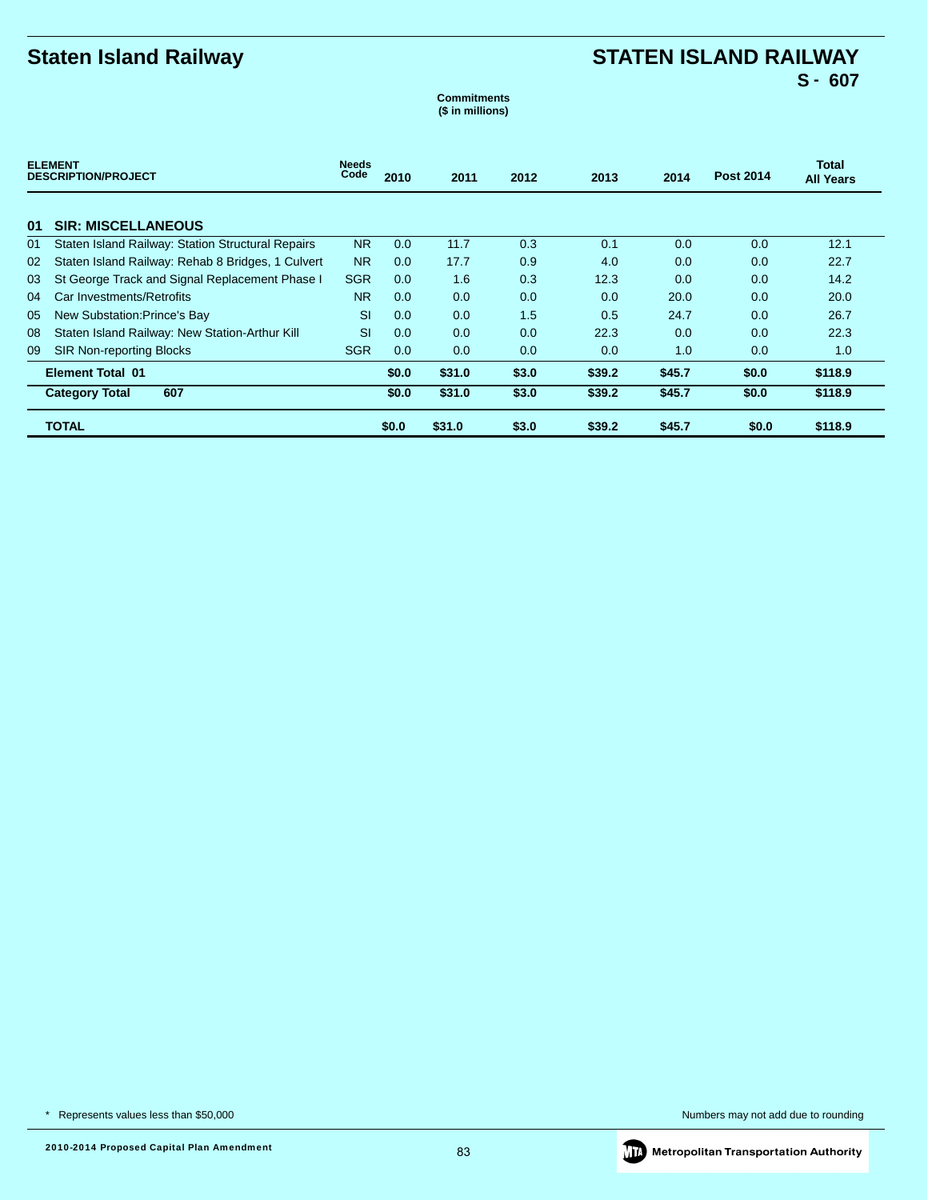# Staten Island Railway

## STATEN ISLAND RAILWAY
**S - 607**

**Commitments**
**($ in millions)**

| ELEMENT DESCRIPTION/PROJECT | | Needs Code | 2010 | 2011 | 2012 | 2013 | 2014 | Post 2014 | Total All Years |
|---|---|---|---|---|---|---|---|---|---|
| **01** | **SIR: MISCELLANEOUS** | | | | | | | | |
| 01 | Staten Island Railway: Station Structural Repairs | NR | 0.0 | 11.7 | 0.3 | 0.1 | 0.0 | 0.0 | 12.1 |
| 02 | Staten Island Railway: Rehab 8 Bridges, 1 Culvert | NR | 0.0 | 17.7 | 0.9 | 4.0 | 0.0 | 0.0 | 22.7 |
| 03 | St George Track and Signal Replacement Phase I | SGR | 0.0 | 1.6 | 0.3 | 12.3 | 0.0 | 0.0 | 14.2 |
| 04 | Car Investments/Retrofits | NR | 0.0 | 0.0 | 0.0 | 0.0 | 20.0 | 0.0 | 20.0 |
| 05 | New Substation:Prince's Bay | SI | 0.0 | 0.0 | 1.5 | 0.5 | 24.7 | 0.0 | 26.7 |
| 08 | Staten Island Railway: New Station-Arthur Kill | SI | 0.0 | 0.0 | 0.0 | 22.3 | 0.0 | 0.0 | 22.3 |
| 09 | SIR Non-reporting Blocks | SGR | 0.0 | 0.0 | 0.0 | 0.0 | 1.0 | 0.0 | 1.0 |
| | **Element Total 01** | | **$0.0** | **$31.0** | **$3.0** | **$39.2** | **$45.7** | **$0.0** | **$118.9** |
| | **Category Total 607** | | **$0.0** | **$31.0** | **$3.0** | **$39.2** | **$45.7** | **$0.0** | **$118.9** |
| | **TOTAL** | | **$0.0** | **$31.0** | **$3.0** | **$39.2** | **$45.7** | **$0.0** | **$118.9** |

\* Represents values less than $50,000

Numbers may not add due to rounding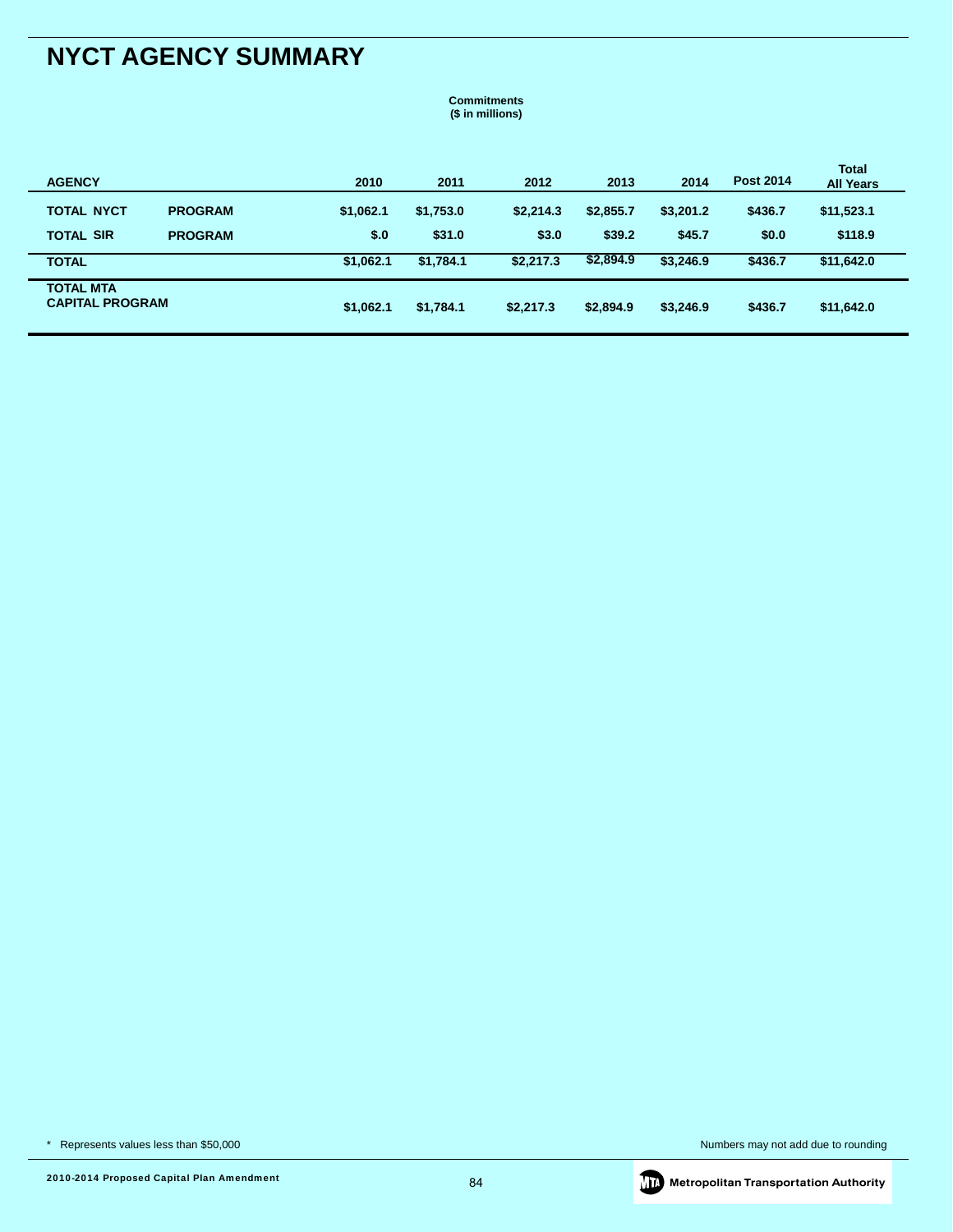# NYCT AGENCY SUMMARY

**Commitments**
**($ in millions)**

| AGENCY | | 2010 | 2011 | 2012 | 2013 | 2014 | Post 2014 | Total All Years |
|---|---|---|---|---|---|---|---|---|
| **TOTAL NYCT** | **PROGRAM** | $1,062.1 | $1,753.0 | $2,214.3 | $2,855.7 | $3,201.2 | $436.7 | $11,523.1 |
| **TOTAL SIR** | **PROGRAM** | $.0 | $31.0 | $3.0 | $39.2 | $45.7 | $0.0 | $118.9 |
| **TOTAL** | | $1,062.1 | $1,784.1 | $2,217.3 | $2,894.9 | $3,246.9 | $436.7 | $11,642.0 |
| **TOTAL MTA CAPITAL PROGRAM** | | $1,062.1 | $1,784.1 | $2,217.3 | $2,894.9 | $3,246.9 | $436.7 | $11,642.0 |

* Represents values less than $50,000

Numbers may not add due to rounding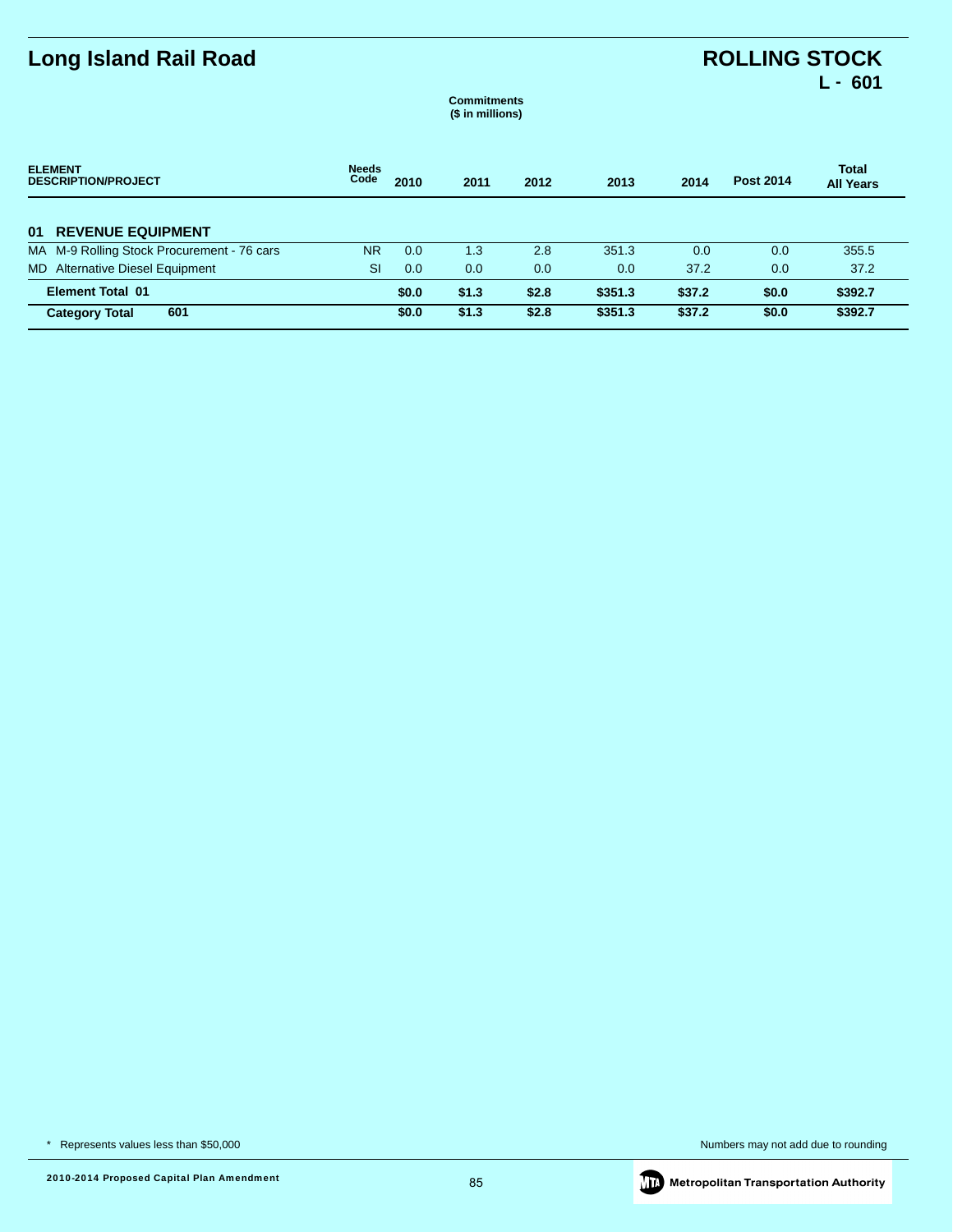# Long Island Rail Road

## ROLLING STOCK
## L - 601

**Commitments**
**($ in millions)**

| ELEMENT DESCRIPTION/PROJECT | Needs Code | 2010 | 2011 | 2012 | 2013 | 2014 | Post 2014 | Total All Years |
|---|---|---|---|---|---|---|---|---|
| **01 REVENUE EQUIPMENT** | | | | | | | | |
| MA M-9 Rolling Stock Procurement - 76 cars | NR | 0.0 | 1.3 | 2.8 | 351.3 | 0.0 | 0.0 | 355.5 |
| MD Alternative Diesel Equipment | SI | 0.0 | 0.0 | 0.0 | 0.0 | 37.2 | 0.0 | 37.2 |
| **Element Total 01** | | **$0.0** | **$1.3** | **$2.8** | **$351.3** | **$37.2** | **$0.0** | **$392.7** |
| **Category Total 601** | | **$0.0** | **$1.3** | **$2.8** | **$351.3** | **$37.2** | **$0.0** | **$392.7** |

* Represents values less than $50,000

Numbers may not add due to rounding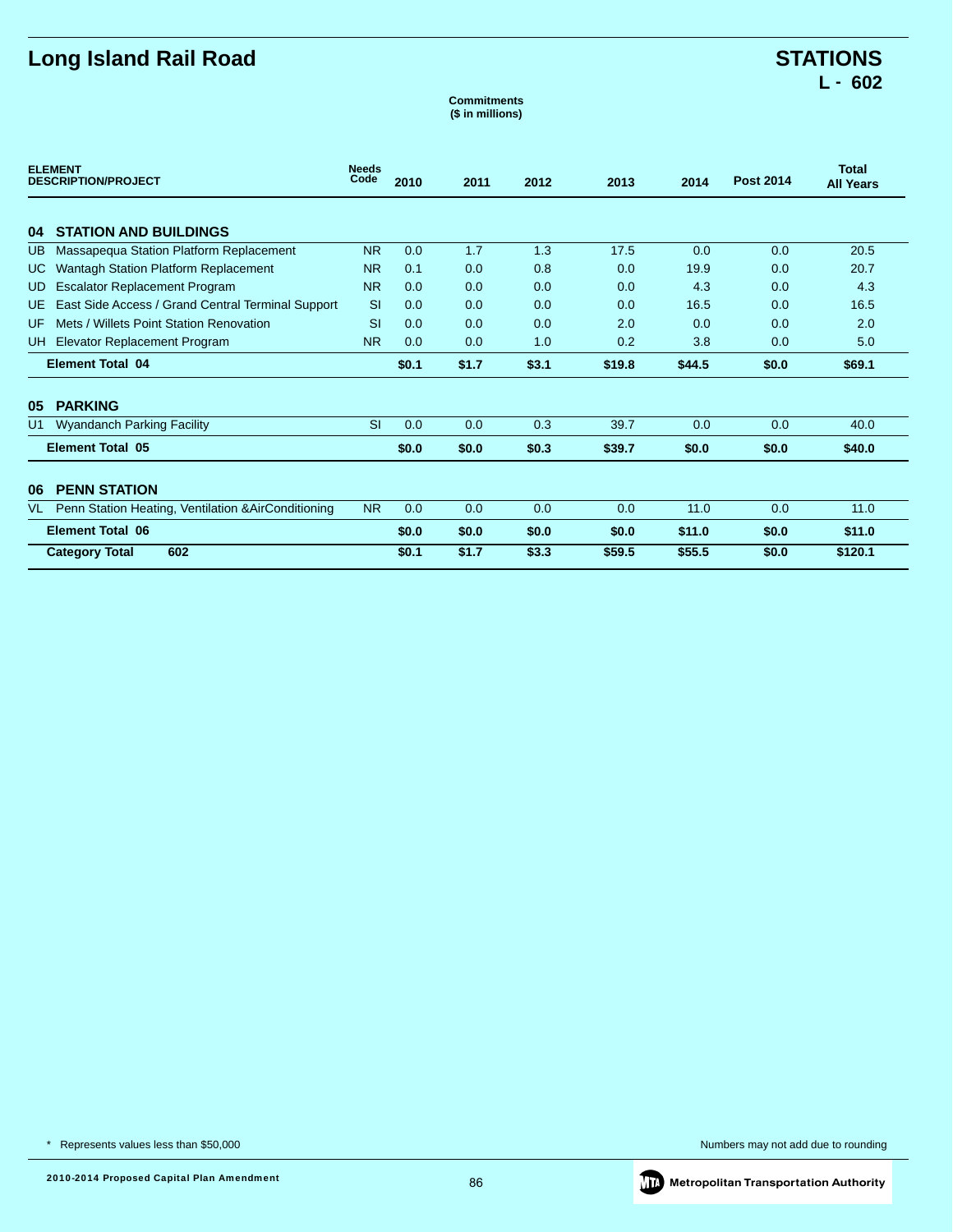# Long Island Rail Road

## STATIONS
## L - 602

**Commitments**
**($ in millions)**

| ELEMENT DESCRIPTION/PROJECT | Needs Code | 2010 | 2011 | 2012 | 2013 | 2014 | Post 2014 | Total All Years |
|---|---|---|---|---|---|---|---|---|
| **04 STATION AND BUILDINGS** | | | | | | | | |
| UB Massapequa Station Platform Replacement | NR | 0.0 | 1.7 | 1.3 | 17.5 | 0.0 | 0.0 | 20.5 |
| UC Wantagh Station Platform Replacement | NR | 0.1 | 0.0 | 0.8 | 0.0 | 19.9 | 0.0 | 20.7 |
| UD Escalator Replacement Program | NR | 0.0 | 0.0 | 0.0 | 0.0 | 4.3 | 0.0 | 4.3 |
| UE East Side Access / Grand Central Terminal Support | SI | 0.0 | 0.0 | 0.0 | 0.0 | 16.5 | 0.0 | 16.5 |
| UF Mets / Willets Point Station Renovation | SI | 0.0 | 0.0 | 0.0 | 2.0 | 0.0 | 0.0 | 2.0 |
| UH Elevator Replacement Program | NR | 0.0 | 0.0 | 1.0 | 0.2 | 3.8 | 0.0 | 5.0 |
| **Element Total 04** | | **$0.1** | **$1.7** | **$3.1** | **$19.8** | **$44.5** | **$0.0** | **$69.1** |
| **05 PARKING** | | | | | | | | |
| U1 Wyandanch Parking Facility | SI | 0.0 | 0.0 | 0.3 | 39.7 | 0.0 | 0.0 | 40.0 |
| **Element Total 05** | | **$0.0** | **$0.0** | **$0.3** | **$39.7** | **$0.0** | **$0.0** | **$40.0** |
| **06 PENN STATION** | | | | | | | | |
| VL Penn Station Heating, Ventilation &AirConditioning | NR | 0.0 | 0.0 | 0.0 | 0.0 | 11.0 | 0.0 | 11.0 |
| **Element Total 06** | | **$0.0** | **$0.0** | **$0.0** | **$0.0** | **$11.0** | **$0.0** | **$11.0** |
| **Category Total 602** | | **$0.1** | **$1.7** | **$3.3** | **$59.5** | **$55.5** | **$0.0** | **$120.1** |

\* Represents values less than $50,000

Numbers may not add due to rounding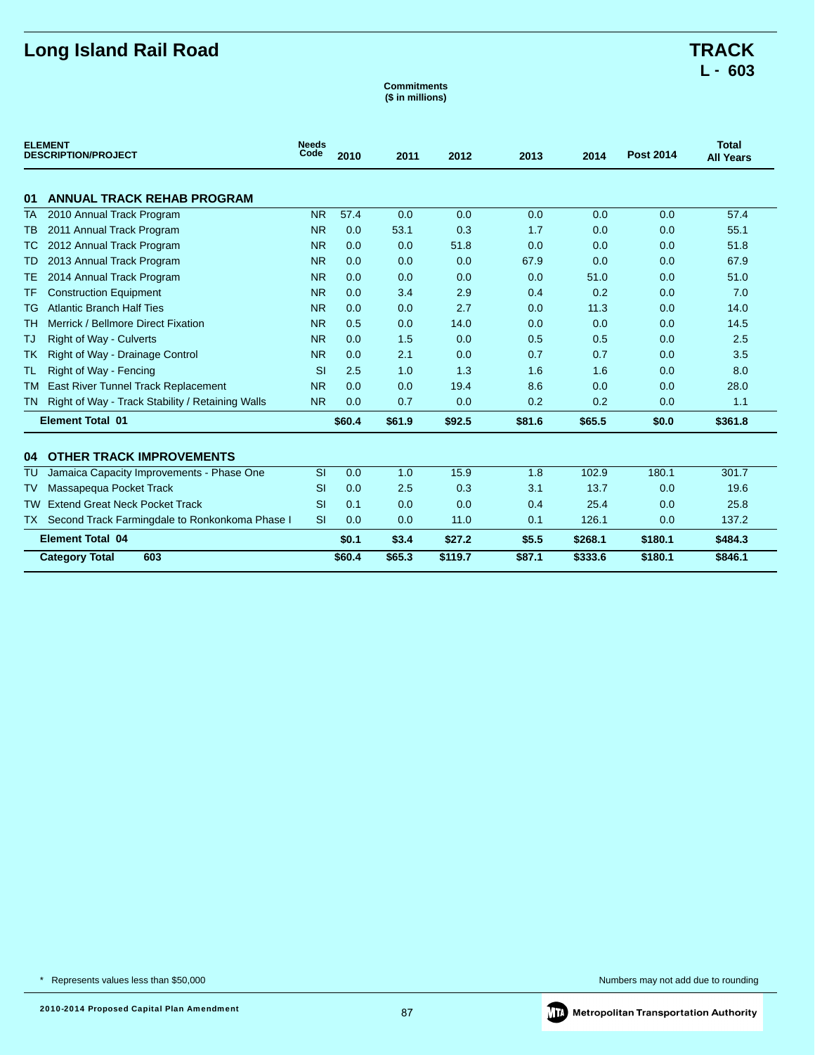# Long Island Rail Road

## TRACK
## L - 603

**Commitments**
**($ in millions)**

| ELEMENT DESCRIPTION/PROJECT | Needs Code | 2010 | 2011 | 2012 | 2013 | 2014 | Post 2014 | Total All Years |
|---|---|---|---|---|---|---|---|---|
| **01 ANNUAL TRACK REHAB PROGRAM** | | | | | | | | |
| TA 2010 Annual Track Program | NR | 57.4 | 0.0 | 0.0 | 0.0 | 0.0 | 0.0 | 57.4 |
| TB 2011 Annual Track Program | NR | 0.0 | 53.1 | 0.3 | 1.7 | 0.0 | 0.0 | 55.1 |
| TC 2012 Annual Track Program | NR | 0.0 | 0.0 | 51.8 | 0.0 | 0.0 | 0.0 | 51.8 |
| TD 2013 Annual Track Program | NR | 0.0 | 0.0 | 0.0 | 67.9 | 0.0 | 0.0 | 67.9 |
| TE 2014 Annual Track Program | NR | 0.0 | 0.0 | 0.0 | 0.0 | 51.0 | 0.0 | 51.0 |
| TF Construction Equipment | NR | 0.0 | 3.4 | 2.9 | 0.4 | 0.2 | 0.0 | 7.0 |
| TG Atlantic Branch Half Ties | NR | 0.0 | 0.0 | 2.7 | 0.0 | 11.3 | 0.0 | 14.0 |
| TH Merrick / Bellmore Direct Fixation | NR | 0.5 | 0.0 | 14.0 | 0.0 | 0.0 | 0.0 | 14.5 |
| TJ Right of Way - Culverts | NR | 0.0 | 1.5 | 0.0 | 0.5 | 0.5 | 0.0 | 2.5 |
| TK Right of Way - Drainage Control | NR | 0.0 | 2.1 | 0.0 | 0.7 | 0.7 | 0.0 | 3.5 |
| TL Right of Way - Fencing | SI | 2.5 | 1.0 | 1.3 | 1.6 | 1.6 | 0.0 | 8.0 |
| TM East River Tunnel Track Replacement | NR | 0.0 | 0.0 | 19.4 | 8.6 | 0.0 | 0.0 | 28.0 |
| TN Right of Way - Track Stability / Retaining Walls | NR | 0.0 | 0.7 | 0.0 | 0.2 | 0.2 | 0.0 | 1.1 |
| **Element Total 01** | | **$60.4** | **$61.9** | **$92.5** | **$81.6** | **$65.5** | **$0.0** | **$361.8** |
| **04 OTHER TRACK IMPROVEMENTS** | | | | | | | | |
| TU Jamaica Capacity Improvements - Phase One | SI | 0.0 | 1.0 | 15.9 | 1.8 | 102.9 | 180.1 | 301.7 |
| TV Massapequa Pocket Track | SI | 0.0 | 2.5 | 0.3 | 3.1 | 13.7 | 0.0 | 19.6 |
| TW Extend Great Neck Pocket Track | SI | 0.1 | 0.0 | 0.0 | 0.4 | 25.4 | 0.0 | 25.8 |
| TX Second Track Farmingdale to Ronkonkoma Phase I | SI | 0.0 | 0.0 | 11.0 | 0.1 | 126.1 | 0.0 | 137.2 |
| **Element Total 04** | | **$0.1** | **$3.4** | **$27.2** | **$5.5** | **$268.1** | **$180.1** | **$484.3** |
| **Category Total 603** | | **$60.4** | **$65.3** | **$119.7** | **$87.1** | **$333.6** | **$180.1** | **$846.1** |

* Represents values less than $50,000

Numbers may not add due to rounding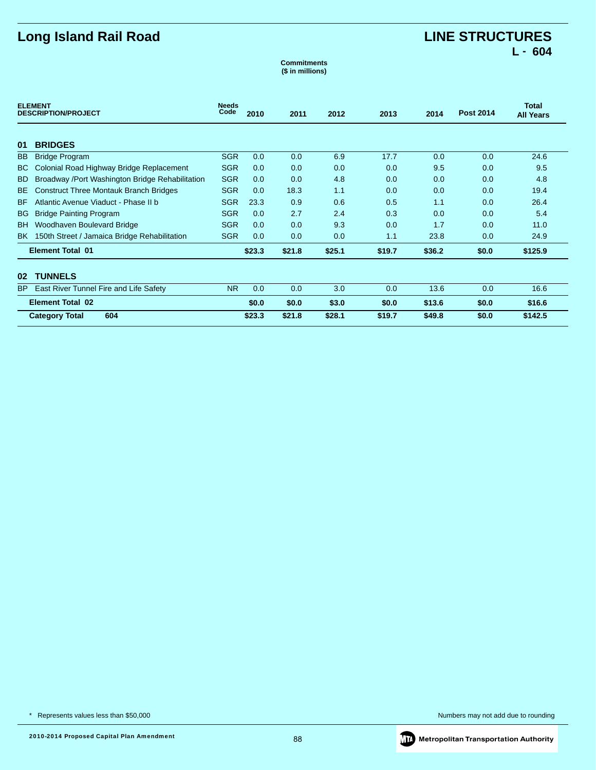# Long Island Rail Road

## LINE STRUCTURES
**L - 604**

**Commitments**
**($ in millions)**

| ELEMENT DESCRIPTION/PROJECT | Needs Code | 2010 | 2011 | 2012 | 2013 | 2014 | Post 2014 | Total All Years |
|---|---|---|---|---|---|---|---|---|
| **01 BRIDGES** | | | | | | | | |
| BB Bridge Program | SGR | 0.0 | 0.0 | 6.9 | 17.7 | 0.0 | 0.0 | 24.6 |
| BC Colonial Road Highway Bridge Replacement | SGR | 0.0 | 0.0 | 0.0 | 0.0 | 9.5 | 0.0 | 9.5 |
| BD Broadway /Port Washington Bridge Rehabilitation | SGR | 0.0 | 0.0 | 4.8 | 0.0 | 0.0 | 0.0 | 4.8 |
| BE Construct Three Montauk Branch Bridges | SGR | 0.0 | 18.3 | 1.1 | 0.0 | 0.0 | 0.0 | 19.4 |
| BF Atlantic Avenue Viaduct - Phase II b | SGR | 23.3 | 0.9 | 0.6 | 0.5 | 1.1 | 0.0 | 26.4 |
| BG Bridge Painting Program | SGR | 0.0 | 2.7 | 2.4 | 0.3 | 0.0 | 0.0 | 5.4 |
| BH Woodhaven Boulevard Bridge | SGR | 0.0 | 0.0 | 9.3 | 0.0 | 1.7 | 0.0 | 11.0 |
| BK 150th Street / Jamaica Bridge Rehabilitation | SGR | 0.0 | 0.0 | 0.0 | 1.1 | 23.8 | 0.0 | 24.9 |
| **Element Total 01** | | **$23.3** | **$21.8** | **$25.1** | **$19.7** | **$36.2** | **$0.0** | **$125.9** |
| **02 TUNNELS** | | | | | | | | |
| BP East River Tunnel Fire and Life Safety | NR | 0.0 | 0.0 | 3.0 | 0.0 | 13.6 | 0.0 | 16.6 |
| **Element Total 02** | | **$0.0** | **$0.0** | **$3.0** | **$0.0** | **$13.6** | **$0.0** | **$16.6** |
| **Category Total 604** | | **$23.3** | **$21.8** | **$28.1** | **$19.7** | **$49.8** | **$0.0** | **$142.5** |

\* Represents values less than $50,000

Numbers may not add due to rounding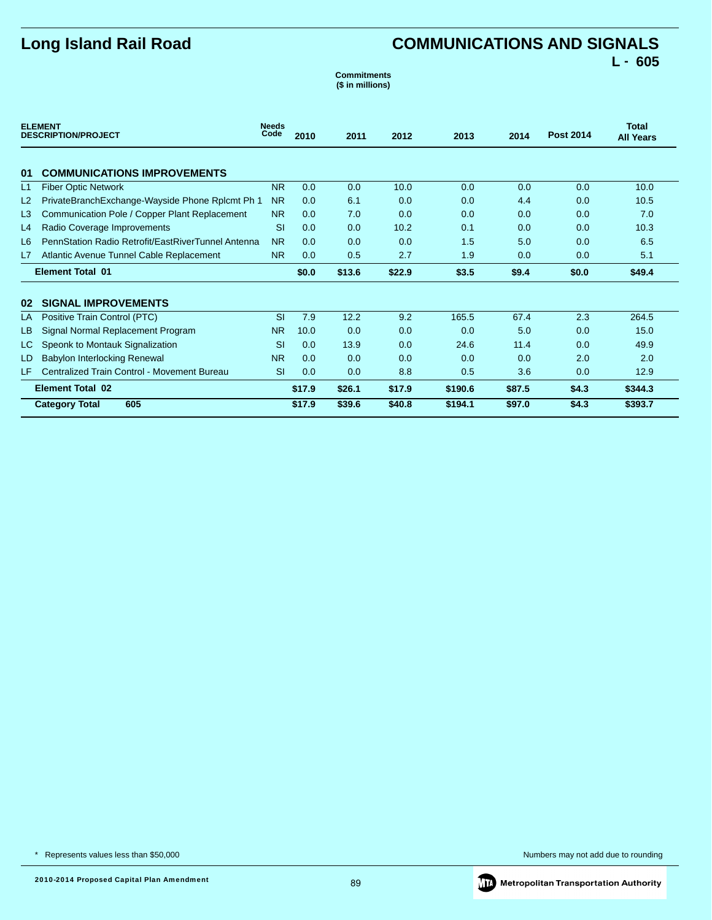# Long Island Rail Road

# COMMUNICATIONS AND SIGNALS

## L - 605

**Commitments**
**($ in millions)**

| | ELEMENT DESCRIPTION/PROJECT | Needs Code | 2010 | 2011 | 2012 | 2013 | 2014 | Post 2014 | Total All Years |
|---|---|---|---|---|---|---|---|---|---|
| **01** | **COMMUNICATIONS IMPROVEMENTS** | | | | | | | | |
| L1 | Fiber Optic Network | NR | 0.0 | 0.0 | 10.0 | 0.0 | 0.0 | 0.0 | 10.0 |
| L2 | PrivateBranchExchange-Wayside Phone Rplcmt Ph 1 | NR | 0.0 | 6.1 | 0.0 | 0.0 | 4.4 | 0.0 | 10.5 |
| L3 | Communication Pole / Copper Plant Replacement | NR | 0.0 | 7.0 | 0.0 | 0.0 | 0.0 | 0.0 | 7.0 |
| L4 | Radio Coverage Improvements | SI | 0.0 | 0.0 | 10.2 | 0.1 | 0.0 | 0.0 | 10.3 |
| L6 | PennStation Radio Retrofit/EastRiverTunnel Antenna | NR | 0.0 | 0.0 | 0.0 | 1.5 | 5.0 | 0.0 | 6.5 |
| L7 | Atlantic Avenue Tunnel Cable Replacement | NR | 0.0 | 0.5 | 2.7 | 1.9 | 0.0 | 0.0 | 5.1 |
| | **Element Total 01** | | **$0.0** | **$13.6** | **$22.9** | **$3.5** | **$9.4** | **$0.0** | **$49.4** |
| **02** | **SIGNAL IMPROVEMENTS** | | | | | | | | |
| LA | Positive Train Control (PTC) | SI | 7.9 | 12.2 | 9.2 | 165.5 | 67.4 | 2.3 | 264.5 |
| LB | Signal Normal Replacement Program | NR | 10.0 | 0.0 | 0.0 | 0.0 | 5.0 | 0.0 | 15.0 |
| LC | Speonk to Montauk Signalization | SI | 0.0 | 13.9 | 0.0 | 24.6 | 11.4 | 0.0 | 49.9 |
| LD | Babylon Interlocking Renewal | NR | 0.0 | 0.0 | 0.0 | 0.0 | 0.0 | 2.0 | 2.0 |
| LF | Centralized Train Control - Movement Bureau | SI | 0.0 | 0.0 | 8.8 | 0.5 | 3.6 | 0.0 | 12.9 |
| | **Element Total 02** | | **$17.9** | **$26.1** | **$17.9** | **$190.6** | **$87.5** | **$4.3** | **$344.3** |
| | **Category Total 605** | | **$17.9** | **$39.6** | **$40.8** | **$194.1** | **$97.0** | **$4.3** | **$393.7** |

\* Represents values less than $50,000

Numbers may not add due to rounding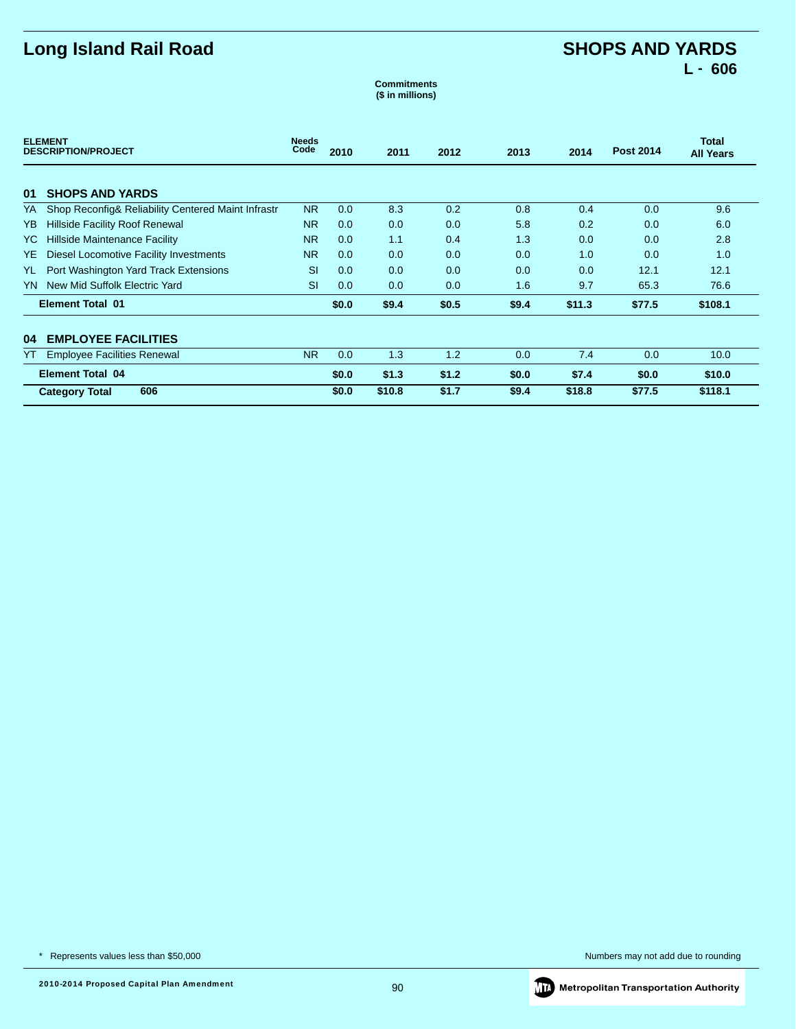# Long Island Rail Road

# SHOPS AND YARDS
## L - 606

**Commitments**
**($ in millions)**

| ELEMENT DESCRIPTION/PROJECT | Needs Code | 2010 | 2011 | 2012 | 2013 | 2014 | Post 2014 | Total All Years |
|---|---|---|---|---|---|---|---|---|
| **01 SHOPS AND YARDS** | | | | | | | | |
| YA Shop Reconfig& Reliability Centered Maint Infrastr | NR | 0.0 | 8.3 | 0.2 | 0.8 | 0.4 | 0.0 | 9.6 |
| YB Hillside Facility Roof Renewal | NR | 0.0 | 0.0 | 0.0 | 5.8 | 0.2 | 0.0 | 6.0 |
| YC Hillside Maintenance Facility | NR | 0.0 | 1.1 | 0.4 | 1.3 | 0.0 | 0.0 | 2.8 |
| YE Diesel Locomotive Facility Investments | NR | 0.0 | 0.0 | 0.0 | 0.0 | 1.0 | 0.0 | 1.0 |
| YL Port Washington Yard Track Extensions | SI | 0.0 | 0.0 | 0.0 | 0.0 | 0.0 | 12.1 | 12.1 |
| YN New Mid Suffolk Electric Yard | SI | 0.0 | 0.0 | 0.0 | 1.6 | 9.7 | 65.3 | 76.6 |
| **Element Total 01** | | **$0.0** | **$9.4** | **$0.5** | **$9.4** | **$11.3** | **$77.5** | **$108.1** |
| **04 EMPLOYEE FACILITIES** | | | | | | | | |
| YT Employee Facilities Renewal | NR | 0.0 | 1.3 | 1.2 | 0.0 | 7.4 | 0.0 | 10.0 |
| **Element Total 04** | | **$0.0** | **$1.3** | **$1.2** | **$0.0** | **$7.4** | **$0.0** | **$10.0** |
| **Category Total 606** | | **$0.0** | **$10.8** | **$1.7** | **$9.4** | **$18.8** | **$77.5** | **$118.1** |

\* Represents values less than $50,000

Numbers may not add due to rounding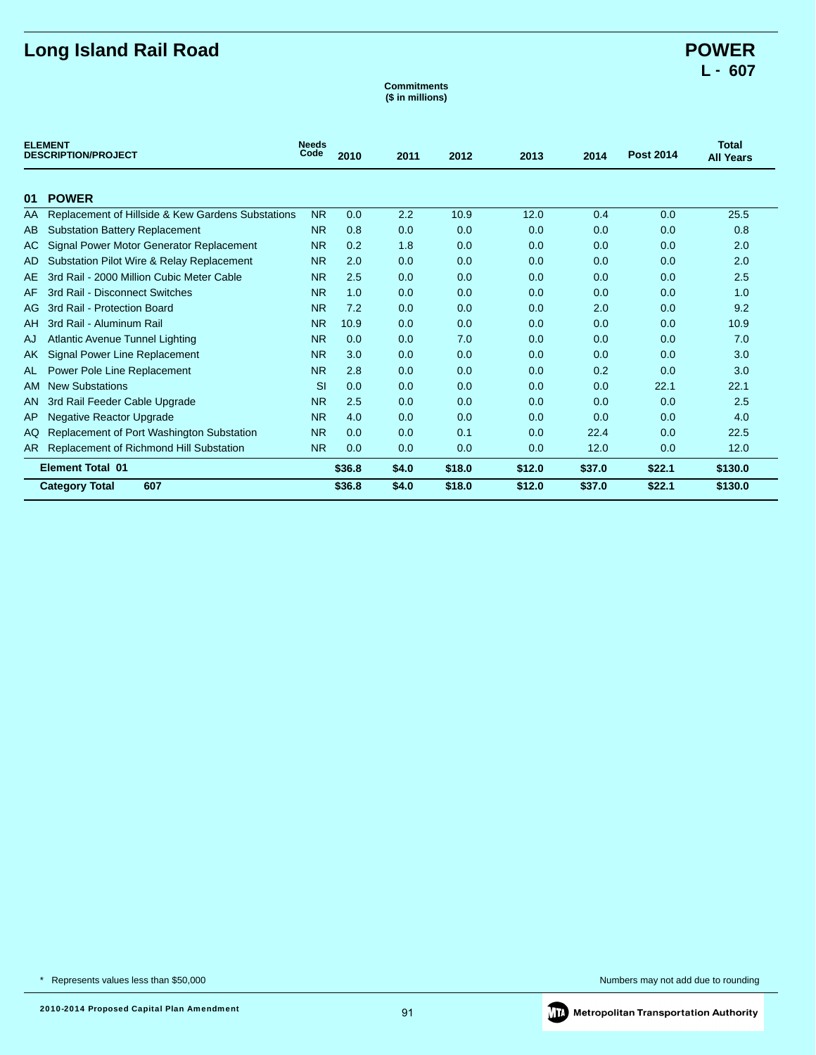# Long Island Rail Road

## POWER
## L - 607

**Commitments**
**($ in millions)**

| ELEMENT DESCRIPTION/PROJECT | | Needs Code | 2010 | 2011 | 2012 | 2013 | 2014 | Post 2014 | Total All Years |
|---|---|---|---|---|---|---|---|---|---|
| **01** | **POWER** | | | | | | | | |
| AA | Replacement of Hillside & Kew Gardens Substations | NR | 0.0 | 2.2 | 10.9 | 12.0 | 0.4 | 0.0 | 25.5 |
| AB | Substation Battery Replacement | NR | 0.8 | 0.0 | 0.0 | 0.0 | 0.0 | 0.0 | 0.8 |
| AC | Signal Power Motor Generator Replacement | NR | 0.2 | 1.8 | 0.0 | 0.0 | 0.0 | 0.0 | 2.0 |
| AD | Substation Pilot Wire & Relay Replacement | NR | 2.0 | 0.0 | 0.0 | 0.0 | 0.0 | 0.0 | 2.0 |
| AE | 3rd Rail - 2000 Million Cubic Meter Cable | NR | 2.5 | 0.0 | 0.0 | 0.0 | 0.0 | 0.0 | 2.5 |
| AF | 3rd Rail - Disconnect Switches | NR | 1.0 | 0.0 | 0.0 | 0.0 | 0.0 | 0.0 | 1.0 |
| AG | 3rd Rail - Protection Board | NR | 7.2 | 0.0 | 0.0 | 0.0 | 2.0 | 0.0 | 9.2 |
| AH | 3rd Rail - Aluminum Rail | NR | 10.9 | 0.0 | 0.0 | 0.0 | 0.0 | 0.0 | 10.9 |
| AJ | Atlantic Avenue Tunnel Lighting | NR | 0.0 | 0.0 | 7.0 | 0.0 | 0.0 | 0.0 | 7.0 |
| AK | Signal Power Line Replacement | NR | 3.0 | 0.0 | 0.0 | 0.0 | 0.0 | 0.0 | 3.0 |
| AL | Power Pole Line Replacement | NR | 2.8 | 0.0 | 0.0 | 0.0 | 0.2 | 0.0 | 3.0 |
| AM | New Substations | SI | 0.0 | 0.0 | 0.0 | 0.0 | 0.0 | 22.1 | 22.1 |
| AN | 3rd Rail Feeder Cable Upgrade | NR | 2.5 | 0.0 | 0.0 | 0.0 | 0.0 | 0.0 | 2.5 |
| AP | Negative Reactor Upgrade | NR | 4.0 | 0.0 | 0.0 | 0.0 | 0.0 | 0.0 | 4.0 |
| AQ | Replacement of Port Washington Substation | NR | 0.0 | 0.0 | 0.1 | 0.0 | 22.4 | 0.0 | 22.5 |
| AR | Replacement of Richmond Hill Substation | NR | 0.0 | 0.0 | 0.0 | 0.0 | 12.0 | 0.0 | 12.0 |
| | **Element Total 01** | | **$36.8** | **$4.0** | **$18.0** | **$12.0** | **$37.0** | **$22.1** | **$130.0** |
| | **Category Total 607** | | **$36.8** | **$4.0** | **$18.0** | **$12.0** | **$37.0** | **$22.1** | **$130.0** |

\* Represents values less than $50,000

Numbers may not add due to rounding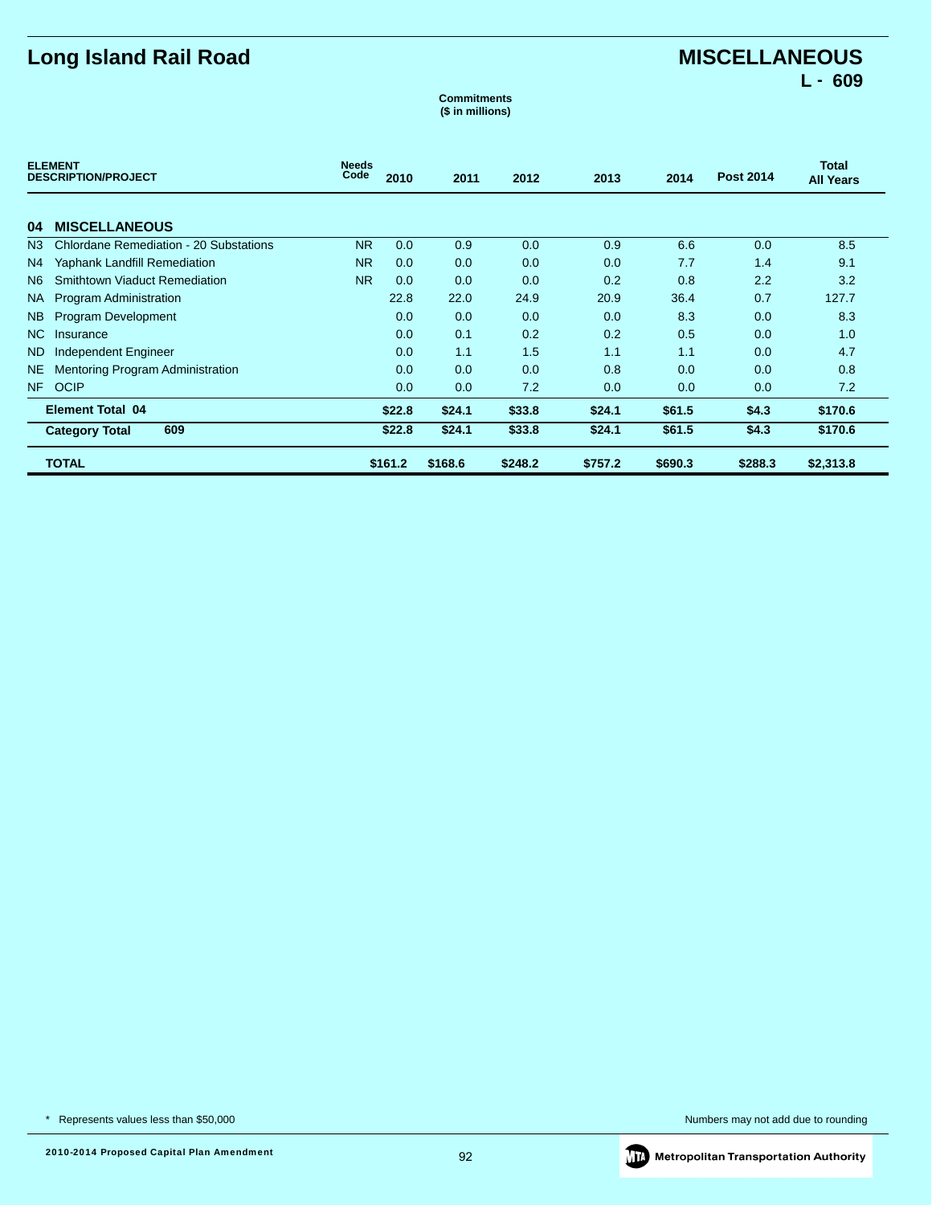# Long Island Rail Road

## MISCELLANEOUS
## L - 609

**Commitments**
**($ in millions)**

| ELEMENT DESCRIPTION/PROJECT | Needs Code | 2010 | 2011 | 2012 | 2013 | 2014 | Post 2014 | Total All Years |
|---|---|---|---|---|---|---|---|---|
| **04 MISCELLANEOUS** | | | | | | | | |
| N3 Chlordane Remediation - 20 Substations | NR | 0.0 | 0.9 | 0.0 | 0.9 | 6.6 | 0.0 | 8.5 |
| N4 Yaphank Landfill Remediation | NR | 0.0 | 0.0 | 0.0 | 0.0 | 7.7 | 1.4 | 9.1 |
| N6 Smithtown Viaduct Remediation | NR | 0.0 | 0.0 | 0.0 | 0.2 | 0.8 | 2.2 | 3.2 |
| NA Program Administration | | 22.8 | 22.0 | 24.9 | 20.9 | 36.4 | 0.7 | 127.7 |
| NB Program Development | | 0.0 | 0.0 | 0.0 | 0.0 | 8.3 | 0.0 | 8.3 |
| NC Insurance | | 0.0 | 0.1 | 0.2 | 0.2 | 0.5 | 0.0 | 1.0 |
| ND Independent Engineer | | 0.0 | 1.1 | 1.5 | 1.1 | 1.1 | 0.0 | 4.7 |
| NE Mentoring Program Administration | | 0.0 | 0.0 | 0.0 | 0.8 | 0.0 | 0.0 | 0.8 |
| NF OCIP | | 0.0 | 0.0 | 7.2 | 0.0 | 0.0 | 0.0 | 7.2 |
| **Element Total 04** | | **$22.8** | **$24.1** | **$33.8** | **$24.1** | **$61.5** | **$4.3** | **$170.6** |
| **Category Total 609** | | **$22.8** | **$24.1** | **$33.8** | **$24.1** | **$61.5** | **$4.3** | **$170.6** |
| **TOTAL** | | **$161.2** | **$168.6** | **$248.2** | **$757.2** | **$690.3** | **$288.3** | **$2,313.8** |

\* Represents values less than $50,000

Numbers may not add due to rounding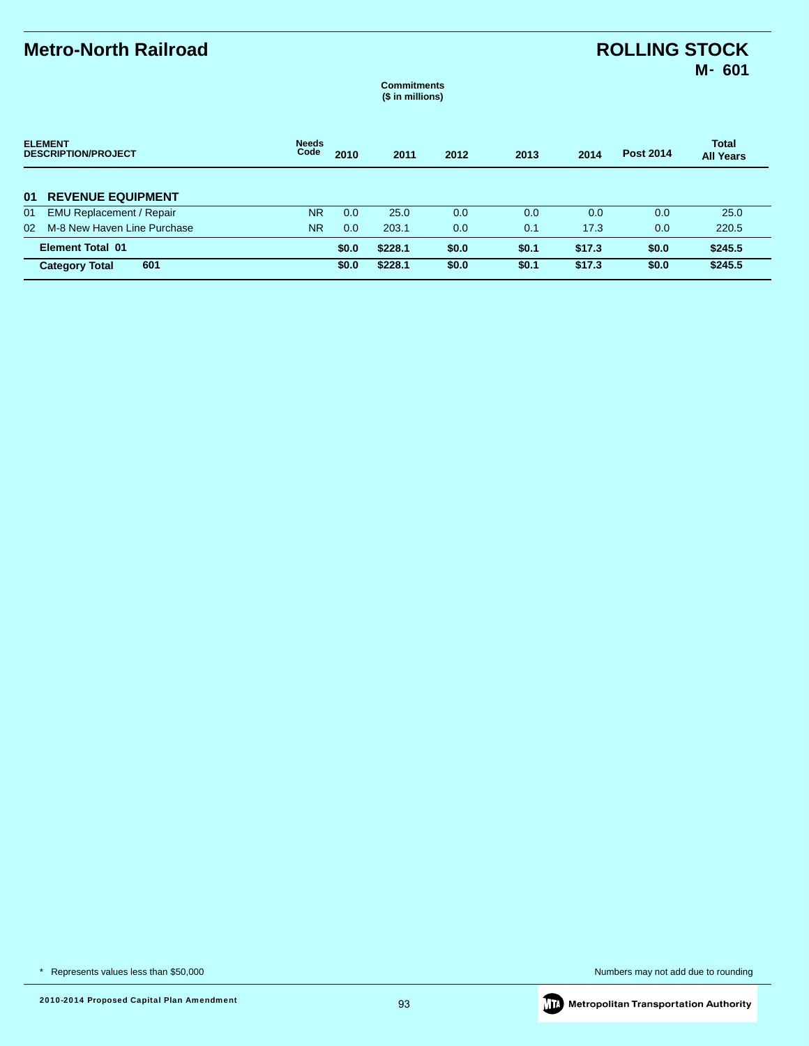# Metro-North Railroad

## ROLLING STOCK
### M- 601

**Commitments**
**($ in millions)**

| ELEMENT DESCRIPTION/PROJECT | Needs Code | 2010 | 2011 | 2012 | 2013 | 2014 | Post 2014 | Total All Years |
|---|---|---|---|---|---|---|---|---|
| **01 REVENUE EQUIPMENT** | | | | | | | | |
| 01 EMU Replacement / Repair | NR | 0.0 | 25.0 | 0.0 | 0.0 | 0.0 | 0.0 | 25.0 |
| 02 M-8 New Haven Line Purchase | NR | 0.0 | 203.1 | 0.0 | 0.1 | 17.3 | 0.0 | 220.5 |
| **Element Total 01** | | **$0.0** | **$228.1** | **$0.0** | **$0.1** | **$17.3** | **$0.0** | **$245.5** |
| **Category Total 601** | | **$0.0** | **$228.1** | **$0.0** | **$0.1** | **$17.3** | **$0.0** | **$245.5** |

* Represents values less than $50,000

Numbers may not add due to rounding

2010-2014 Proposed Capital Plan Amendment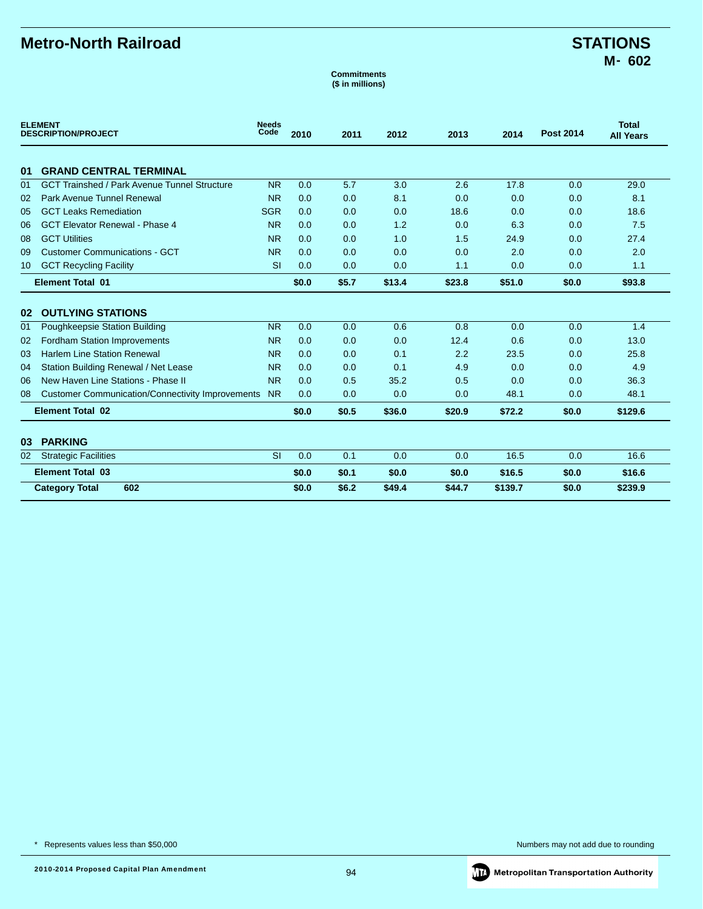# Metro-North Railroad

## STATIONS
## M- 602

**Commitments**
**($ in millions)**

| ELEMENT DESCRIPTION/PROJECT | Needs Code | 2010 | 2011 | 2012 | 2013 | 2014 | Post 2014 | Total All Years |
|---|---|---|---|---|---|---|---|---|
| **01 GRAND CENTRAL TERMINAL** | | | | | | | | |
| 01 GCT Trainshed / Park Avenue Tunnel Structure | NR | 0.0 | 5.7 | 3.0 | 2.6 | 17.8 | 0.0 | 29.0 |
| 02 Park Avenue Tunnel Renewal | NR | 0.0 | 0.0 | 8.1 | 0.0 | 0.0 | 0.0 | 8.1 |
| 05 GCT Leaks Remediation | SGR | 0.0 | 0.0 | 0.0 | 18.6 | 0.0 | 0.0 | 18.6 |
| 06 GCT Elevator Renewal - Phase 4 | NR | 0.0 | 0.0 | 1.2 | 0.0 | 6.3 | 0.0 | 7.5 |
| 08 GCT Utilities | NR | 0.0 | 0.0 | 1.0 | 1.5 | 24.9 | 0.0 | 27.4 |
| 09 Customer Communications - GCT | NR | 0.0 | 0.0 | 0.0 | 0.0 | 2.0 | 0.0 | 2.0 |
| 10 GCT Recycling Facility | SI | 0.0 | 0.0 | 0.0 | 1.1 | 0.0 | 0.0 | 1.1 |
| **Element Total 01** | | **$0.0** | **$5.7** | **$13.4** | **$23.8** | **$51.0** | **$0.0** | **$93.8** |
| **02 OUTLYING STATIONS** | | | | | | | | |
| 01 Poughkeepsie Station Building | NR | 0.0 | 0.0 | 0.6 | 0.8 | 0.0 | 0.0 | 1.4 |
| 02 Fordham Station Improvements | NR | 0.0 | 0.0 | 0.0 | 12.4 | 0.6 | 0.0 | 13.0 |
| 03 Harlem Line Station Renewal | NR | 0.0 | 0.0 | 0.1 | 2.2 | 23.5 | 0.0 | 25.8 |
| 04 Station Building Renewal / Net Lease | NR | 0.0 | 0.0 | 0.1 | 4.9 | 0.0 | 0.0 | 4.9 |
| 06 New Haven Line Stations - Phase II | NR | 0.0 | 0.5 | 35.2 | 0.5 | 0.0 | 0.0 | 36.3 |
| 08 Customer Communication/Connectivity Improvements | NR | 0.0 | 0.0 | 0.0 | 0.0 | 48.1 | 0.0 | 48.1 |
| **Element Total 02** | | **$0.0** | **$0.5** | **$36.0** | **$20.9** | **$72.2** | **$0.0** | **$129.6** |
| **03 PARKING** | | | | | | | | |
| 02 Strategic Facilities | SI | 0.0 | 0.1 | 0.0 | 0.0 | 16.5 | 0.0 | 16.6 |
| **Element Total 03** | | **$0.0** | **$0.1** | **$0.0** | **$0.0** | **$16.5** | **$0.0** | **$16.6** |
| **Category Total 602** | | **$0.0** | **$6.2** | **$49.4** | **$44.7** | **$139.7** | **$0.0** | **$239.9** |

* Represents values less than $50,000

Numbers may not add due to rounding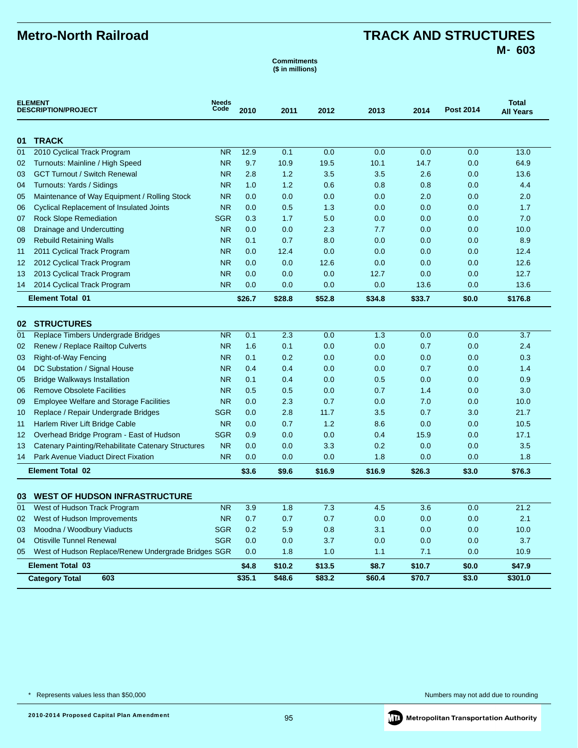# Metro-North Railroad

# TRACK AND STRUCTURES

## M- 603

**Commitments**
**($ in millions)**

| ELEMENT DESCRIPTION/PROJECT | | Needs Code | 2010 | 2011 | 2012 | 2013 | 2014 | Post 2014 | Total All Years |
|---|---|---|---|---|---|---|---|---|---|
| **01** | **TRACK** | | | | | | | | |
| 01 | 2010 Cyclical Track Program | NR | 12.9 | 0.1 | 0.0 | 0.0 | 0.0 | 0.0 | 13.0 |
| 02 | Turnouts: Mainline / High Speed | NR | 9.7 | 10.9 | 19.5 | 10.1 | 14.7 | 0.0 | 64.9 |
| 03 | GCT Turnout / Switch Renewal | NR | 2.8 | 1.2 | 3.5 | 3.5 | 2.6 | 0.0 | 13.6 |
| 04 | Turnouts: Yards / Sidings | NR | 1.0 | 1.2 | 0.6 | 0.8 | 0.8 | 0.0 | 4.4 |
| 05 | Maintenance of Way Equipment / Rolling Stock | NR | 0.0 | 0.0 | 0.0 | 0.0 | 2.0 | 0.0 | 2.0 |
| 06 | Cyclical Replacement of Insulated Joints | NR | 0.0 | 0.5 | 1.3 | 0.0 | 0.0 | 0.0 | 1.7 |
| 07 | Rock Slope Remediation | SGR | 0.3 | 1.7 | 5.0 | 0.0 | 0.0 | 0.0 | 7.0 |
| 08 | Drainage and Undercutting | NR | 0.0 | 0.0 | 2.3 | 7.7 | 0.0 | 0.0 | 10.0 |
| 09 | Rebuild Retaining Walls | NR | 0.1 | 0.7 | 8.0 | 0.0 | 0.0 | 0.0 | 8.9 |
| 11 | 2011 Cyclical Track Program | NR | 0.0 | 12.4 | 0.0 | 0.0 | 0.0 | 0.0 | 12.4 |
| 12 | 2012 Cyclical Track Program | NR | 0.0 | 0.0 | 12.6 | 0.0 | 0.0 | 0.0 | 12.6 |
| 13 | 2013 Cyclical Track Program | NR | 0.0 | 0.0 | 0.0 | 12.7 | 0.0 | 0.0 | 12.7 |
| 14 | 2014 Cyclical Track Program | NR | 0.0 | 0.0 | 0.0 | 0.0 | 13.6 | 0.0 | 13.6 |
| | **Element Total 01** | | **$26.7** | **$28.8** | **$52.8** | **$34.8** | **$33.7** | **$0.0** | **$176.8** |
| **02** | **STRUCTURES** | | | | | | | | |
| 01 | Replace Timbers Undergrade Bridges | NR | 0.1 | 2.3 | 0.0 | 1.3 | 0.0 | 0.0 | 3.7 |
| 02 | Renew / Replace Railtop Culverts | NR | 1.6 | 0.1 | 0.0 | 0.0 | 0.7 | 0.0 | 2.4 |
| 03 | Right-of-Way Fencing | NR | 0.1 | 0.2 | 0.0 | 0.0 | 0.0 | 0.0 | 0.3 |
| 04 | DC Substation / Signal House | NR | 0.4 | 0.4 | 0.0 | 0.0 | 0.7 | 0.0 | 1.4 |
| 05 | Bridge Walkways Installation | NR | 0.1 | 0.4 | 0.0 | 0.5 | 0.0 | 0.0 | 0.9 |
| 06 | Remove Obsolete Facilities | NR | 0.5 | 0.5 | 0.0 | 0.7 | 1.4 | 0.0 | 3.0 |
| 09 | Employee Welfare and Storage Facilities | NR | 0.0 | 2.3 | 0.7 | 0.0 | 7.0 | 0.0 | 10.0 |
| 10 | Replace / Repair Undergrade Bridges | SGR | 0.0 | 2.8 | 11.7 | 3.5 | 0.7 | 3.0 | 21.7 |
| 11 | Harlem River Lift Bridge Cable | NR | 0.0 | 0.7 | 1.2 | 8.6 | 0.0 | 0.0 | 10.5 |
| 12 | Overhead Bridge Program - East of Hudson | SGR | 0.9 | 0.0 | 0.0 | 0.4 | 15.9 | 0.0 | 17.1 |
| 13 | Catenary Painting/Rehabilitate Catenary Structures | NR | 0.0 | 0.0 | 3.3 | 0.2 | 0.0 | 0.0 | 3.5 |
| 14 | Park Avenue Viaduct Direct Fixation | NR | 0.0 | 0.0 | 0.0 | 1.8 | 0.0 | 0.0 | 1.8 |
| | **Element Total 02** | | **$3.6** | **$9.6** | **$16.9** | **$16.9** | **$26.3** | **$3.0** | **$76.3** |
| **03** | **WEST OF HUDSON INFRASTRUCTURE** | | | | | | | | |
| 01 | West of Hudson Track Program | NR | 3.9 | 1.8 | 7.3 | 4.5 | 3.6 | 0.0 | 21.2 |
| 02 | West of Hudson Improvements | NR | 0.7 | 0.7 | 0.7 | 0.0 | 0.0 | 0.0 | 2.1 |
| 03 | Moodna / Woodbury Viaducts | SGR | 0.2 | 5.9 | 0.8 | 3.1 | 0.0 | 0.0 | 10.0 |
| 04 | Otisville Tunnel Renewal | SGR | 0.0 | 0.0 | 3.7 | 0.0 | 0.0 | 0.0 | 3.7 |
| 05 | West of Hudson Replace/Renew Undergrade Bridges | SGR | 0.0 | 1.8 | 1.0 | 1.1 | 7.1 | 0.0 | 10.9 |
| | **Element Total 03** | | **$4.8** | **$10.2** | **$13.5** | **$8.7** | **$10.7** | **$0.0** | **$47.9** |
| | **Category Total 603** | | **$35.1** | **$48.6** | **$83.2** | **$60.4** | **$70.7** | **$3.0** | **$301.0** |

\* Represents values less than $50,000

Numbers may not add due to rounding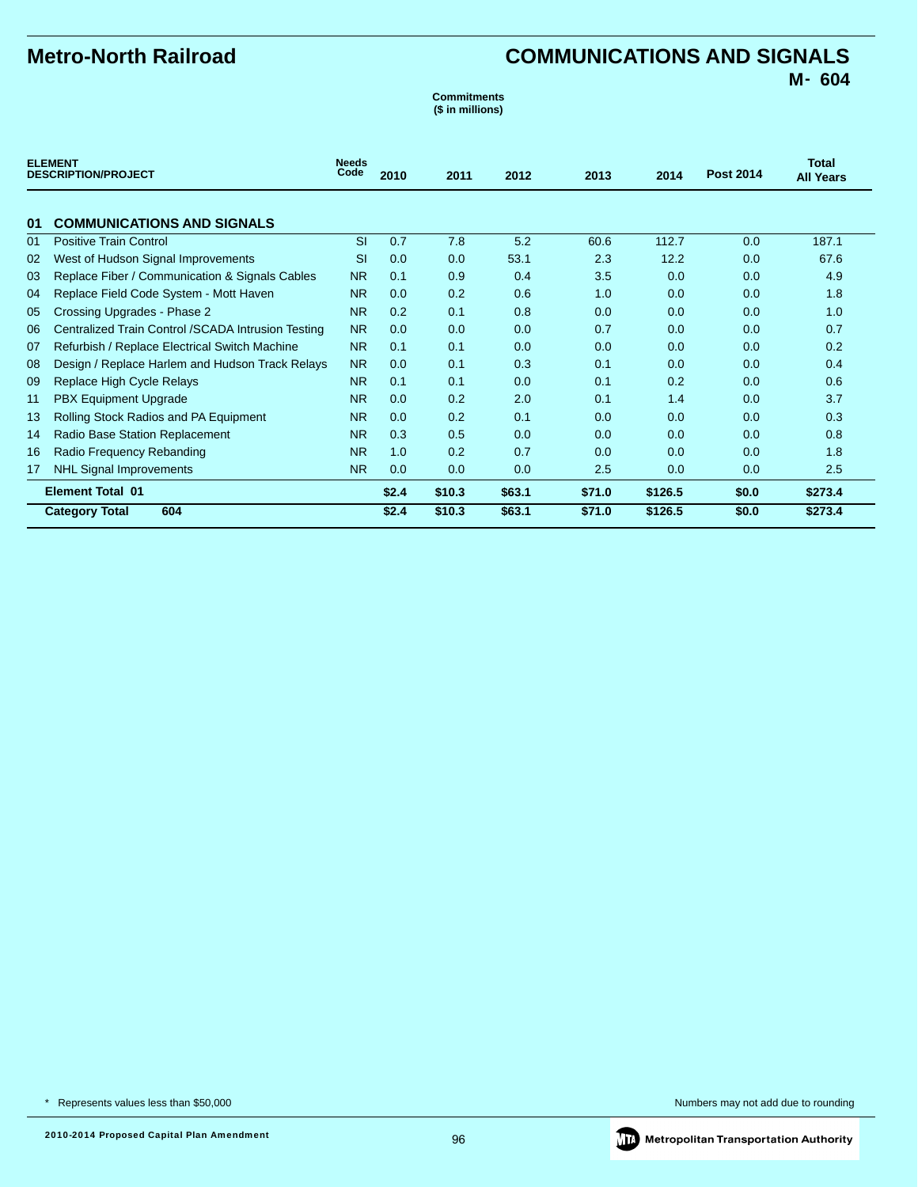# Metro-North Railroad

# COMMUNICATIONS AND SIGNALS

**M- 604**

**Commitments**
**($ in millions)**

| ELEMENT | DESCRIPTION/PROJECT | Needs Code | 2010 | 2011 | 2012 | 2013 | 2014 | Post 2014 | Total All Years |
|---|---|---|---|---|---|---|---|---|---|
| **01** | **COMMUNICATIONS AND SIGNALS** | | | | | | | | |
| 01 | Positive Train Control | SI | 0.7 | 7.8 | 5.2 | 60.6 | 112.7 | 0.0 | 187.1 |
| 02 | West of Hudson Signal Improvements | SI | 0.0 | 0.0 | 53.1 | 2.3 | 12.2 | 0.0 | 67.6 |
| 03 | Replace Fiber / Communication & Signals Cables | NR | 0.1 | 0.9 | 0.4 | 3.5 | 0.0 | 0.0 | 4.9 |
| 04 | Replace Field Code System - Mott Haven | NR | 0.0 | 0.2 | 0.6 | 1.0 | 0.0 | 0.0 | 1.8 |
| 05 | Crossing Upgrades - Phase 2 | NR | 0.2 | 0.1 | 0.8 | 0.0 | 0.0 | 0.0 | 1.0 |
| 06 | Centralized Train Control /SCADA Intrusion Testing | NR | 0.0 | 0.0 | 0.0 | 0.7 | 0.0 | 0.0 | 0.7 |
| 07 | Refurbish / Replace Electrical Switch Machine | NR | 0.1 | 0.1 | 0.0 | 0.0 | 0.0 | 0.0 | 0.2 |
| 08 | Design / Replace Harlem and Hudson Track Relays | NR | 0.0 | 0.1 | 0.3 | 0.1 | 0.0 | 0.0 | 0.4 |
| 09 | Replace High Cycle Relays | NR | 0.1 | 0.1 | 0.0 | 0.1 | 0.2 | 0.0 | 0.6 |
| 11 | PBX Equipment Upgrade | NR | 0.0 | 0.2 | 2.0 | 0.1 | 1.4 | 0.0 | 3.7 |
| 13 | Rolling Stock Radios and PA Equipment | NR | 0.0 | 0.2 | 0.1 | 0.0 | 0.0 | 0.0 | 0.3 |
| 14 | Radio Base Station Replacement | NR | 0.3 | 0.5 | 0.0 | 0.0 | 0.0 | 0.0 | 0.8 |
| 16 | Radio Frequency Rebanding | NR | 1.0 | 0.2 | 0.7 | 0.0 | 0.0 | 0.0 | 1.8 |
| 17 | NHL Signal Improvements | NR | 0.0 | 0.0 | 0.0 | 2.5 | 0.0 | 0.0 | 2.5 |
| | **Element Total 01** | | **$2.4** | **$10.3** | **$63.1** | **$71.0** | **$126.5** | **$0.0** | **$273.4** |
| | **Category Total 604** | | **$2.4** | **$10.3** | **$63.1** | **$71.0** | **$126.5** | **$0.0** | **$273.4** |

\* Represents values less than $50,000

Numbers may not add due to rounding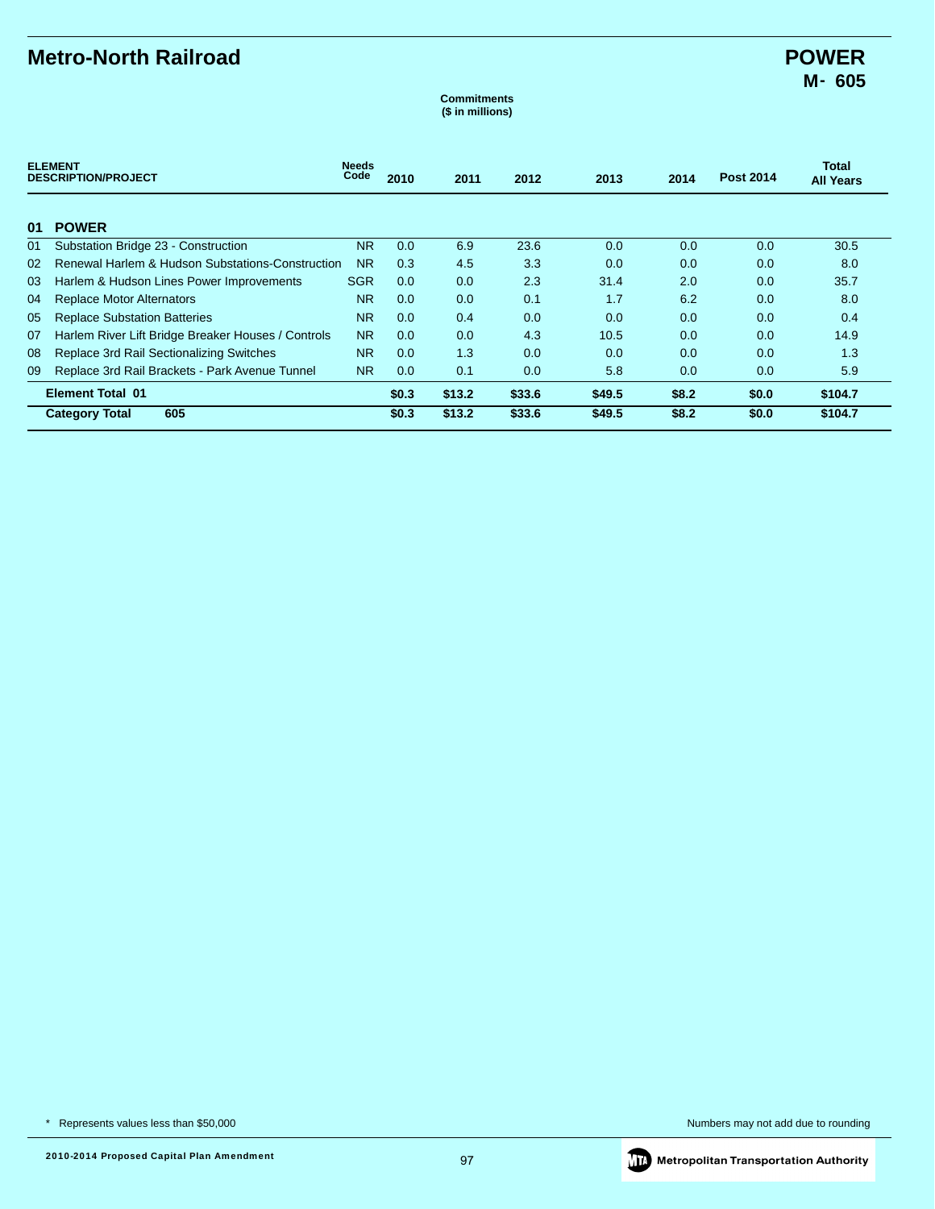# Metro-North Railroad

## POWER
## M- 605

**Commitments**
**($ in millions)**

| ELEMENT | DESCRIPTION/PROJECT | Needs Code | 2010 | 2011 | 2012 | 2013 | 2014 | Post 2014 | Total All Years |
|---|---|---|---|---|---|---|---|---|---|
| **01** | **POWER** | | | | | | | | |
| 01 | Substation Bridge 23 - Construction | NR | 0.0 | 6.9 | 23.6 | 0.0 | 0.0 | 0.0 | 30.5 |
| 02 | Renewal Harlem & Hudson Substations-Construction | NR | 0.3 | 4.5 | 3.3 | 0.0 | 0.0 | 0.0 | 8.0 |
| 03 | Harlem & Hudson Lines Power Improvements | SGR | 0.0 | 0.0 | 2.3 | 31.4 | 2.0 | 0.0 | 35.7 |
| 04 | Replace Motor Alternators | NR | 0.0 | 0.0 | 0.1 | 1.7 | 6.2 | 0.0 | 8.0 |
| 05 | Replace Substation Batteries | NR | 0.0 | 0.4 | 0.0 | 0.0 | 0.0 | 0.0 | 0.4 |
| 07 | Harlem River Lift Bridge Breaker Houses / Controls | NR | 0.0 | 0.0 | 4.3 | 10.5 | 0.0 | 0.0 | 14.9 |
| 08 | Replace 3rd Rail Sectionalizing Switches | NR | 0.0 | 1.3 | 0.0 | 0.0 | 0.0 | 0.0 | 1.3 |
| 09 | Replace 3rd Rail Brackets - Park Avenue Tunnel | NR | 0.0 | 0.1 | 0.0 | 5.8 | 0.0 | 0.0 | 5.9 |
| | **Element Total 01** | | **$0.3** | **$13.2** | **$33.6** | **$49.5** | **$8.2** | **$0.0** | **$104.7** |
| | **Category Total 605** | | **$0.3** | **$13.2** | **$33.6** | **$49.5** | **$8.2** | **$0.0** | **$104.7** |

\* Represents values less than $50,000

Numbers may not add due to rounding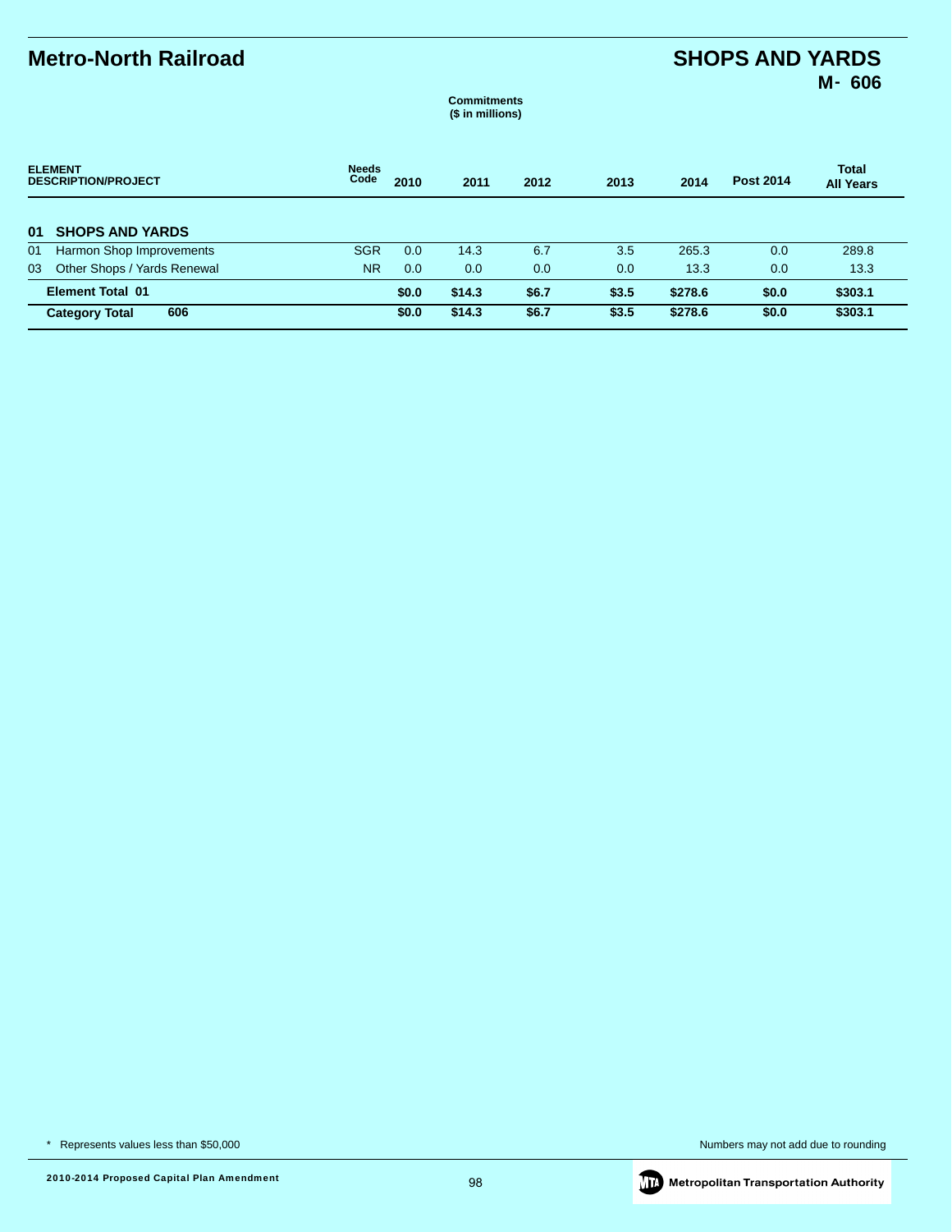# Metro-North Railroad

# SHOPS AND YARDS
## M- 606

**Commitments**
**($ in millions)**

| ELEMENT DESCRIPTION/PROJECT | Needs Code | 2010 | 2011 | 2012 | 2013 | 2014 | Post 2014 | Total All Years |
|---|---|---|---|---|---|---|---|---|
| **01 SHOPS AND YARDS** | | | | | | | | |
| 01 Harmon Shop Improvements | SGR | 0.0 | 14.3 | 6.7 | 3.5 | 265.3 | 0.0 | 289.8 |
| 03 Other Shops / Yards Renewal | NR | 0.0 | 0.0 | 0.0 | 0.0 | 13.3 | 0.0 | 13.3 |
| **Element Total 01** | | **$0.0** | **$14.3** | **$6.7** | **$3.5** | **$278.6** | **$0.0** | **$303.1** |
| **Category Total 606** | | **$0.0** | **$14.3** | **$6.7** | **$3.5** | **$278.6** | **$0.0** | **$303.1** |

\* Represents values less than $50,000

Numbers may not add due to rounding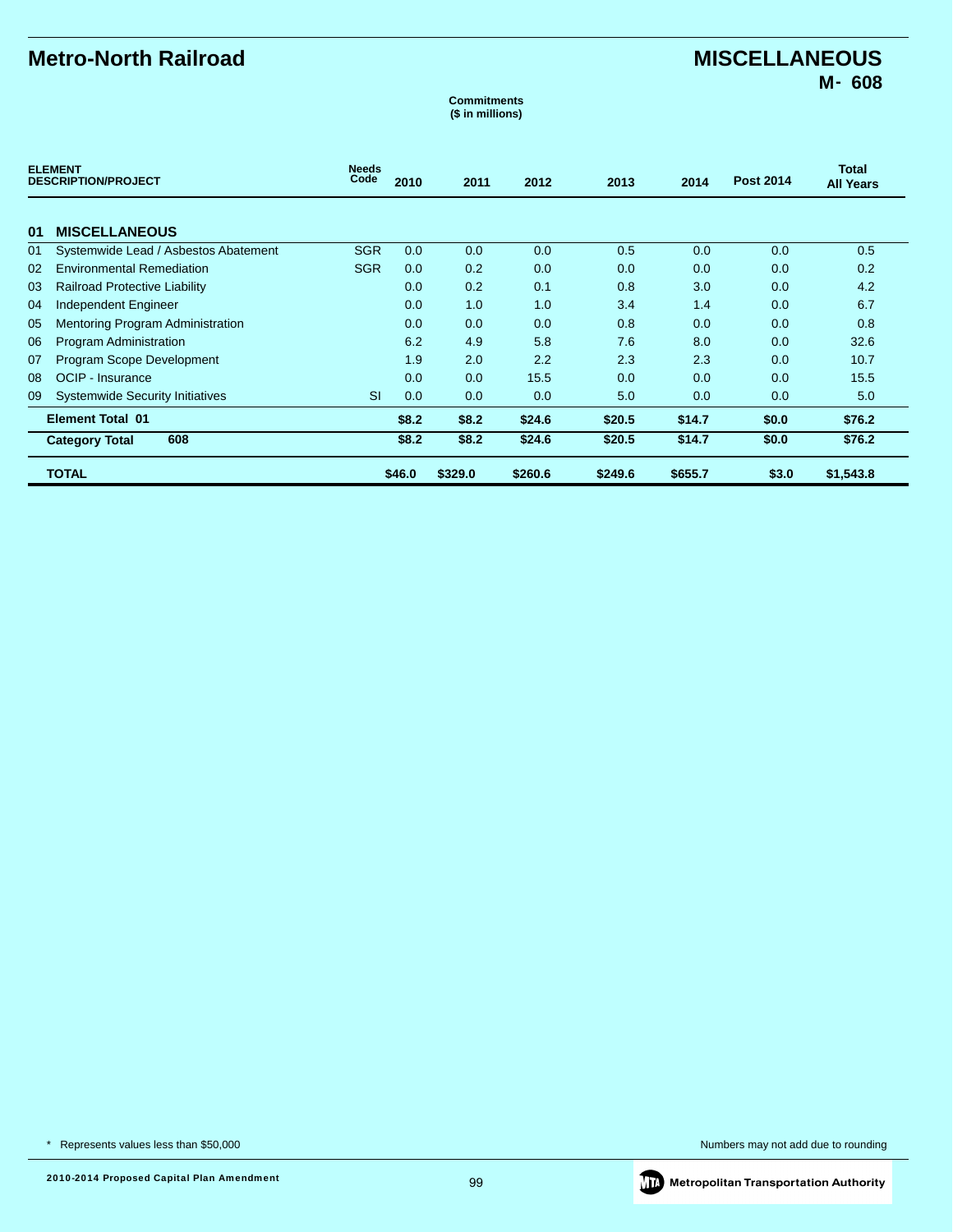# Metro-North Railroad

## MISCELLANEOUS
## M- 608

**Commitments**
**($ in millions)**

| ELEMENT | DESCRIPTION/PROJECT | Needs Code | 2010 | 2011 | 2012 | 2013 | 2014 | Post 2014 | Total All Years |
|---|---|---|---|---|---|---|---|---|---|
| **01** | **MISCELLANEOUS** | | | | | | | | |
| 01 | Systemwide Lead / Asbestos Abatement | SGR | 0.0 | 0.0 | 0.0 | 0.5 | 0.0 | 0.0 | 0.5 |
| 02 | Environmental Remediation | SGR | 0.0 | 0.2 | 0.0 | 0.0 | 0.0 | 0.0 | 0.2 |
| 03 | Railroad Protective Liability | | 0.0 | 0.2 | 0.1 | 0.8 | 3.0 | 0.0 | 4.2 |
| 04 | Independent Engineer | | 0.0 | 1.0 | 1.0 | 3.4 | 1.4 | 0.0 | 6.7 |
| 05 | Mentoring Program Administration | | 0.0 | 0.0 | 0.0 | 0.8 | 0.0 | 0.0 | 0.8 |
| 06 | Program Administration | | 6.2 | 4.9 | 5.8 | 7.6 | 8.0 | 0.0 | 32.6 |
| 07 | Program Scope Development | | 1.9 | 2.0 | 2.2 | 2.3 | 2.3 | 0.0 | 10.7 |
| 08 | OCIP - Insurance | | 0.0 | 0.0 | 15.5 | 0.0 | 0.0 | 0.0 | 15.5 |
| 09 | Systemwide Security Initiatives | SI | 0.0 | 0.0 | 0.0 | 5.0 | 0.0 | 0.0 | 5.0 |
| | **Element Total 01** | | **$8.2** | **$8.2** | **$24.6** | **$20.5** | **$14.7** | **$0.0** | **$76.2** |
| | **Category Total 608** | | **$8.2** | **$8.2** | **$24.6** | **$20.5** | **$14.7** | **$0.0** | **$76.2** |
| | **TOTAL** | | **$46.0** | **$329.0** | **$260.6** | **$249.6** | **$655.7** | **$3.0** | **$1,543.8** |

\* Represents values less than $50,000

Numbers may not add due to rounding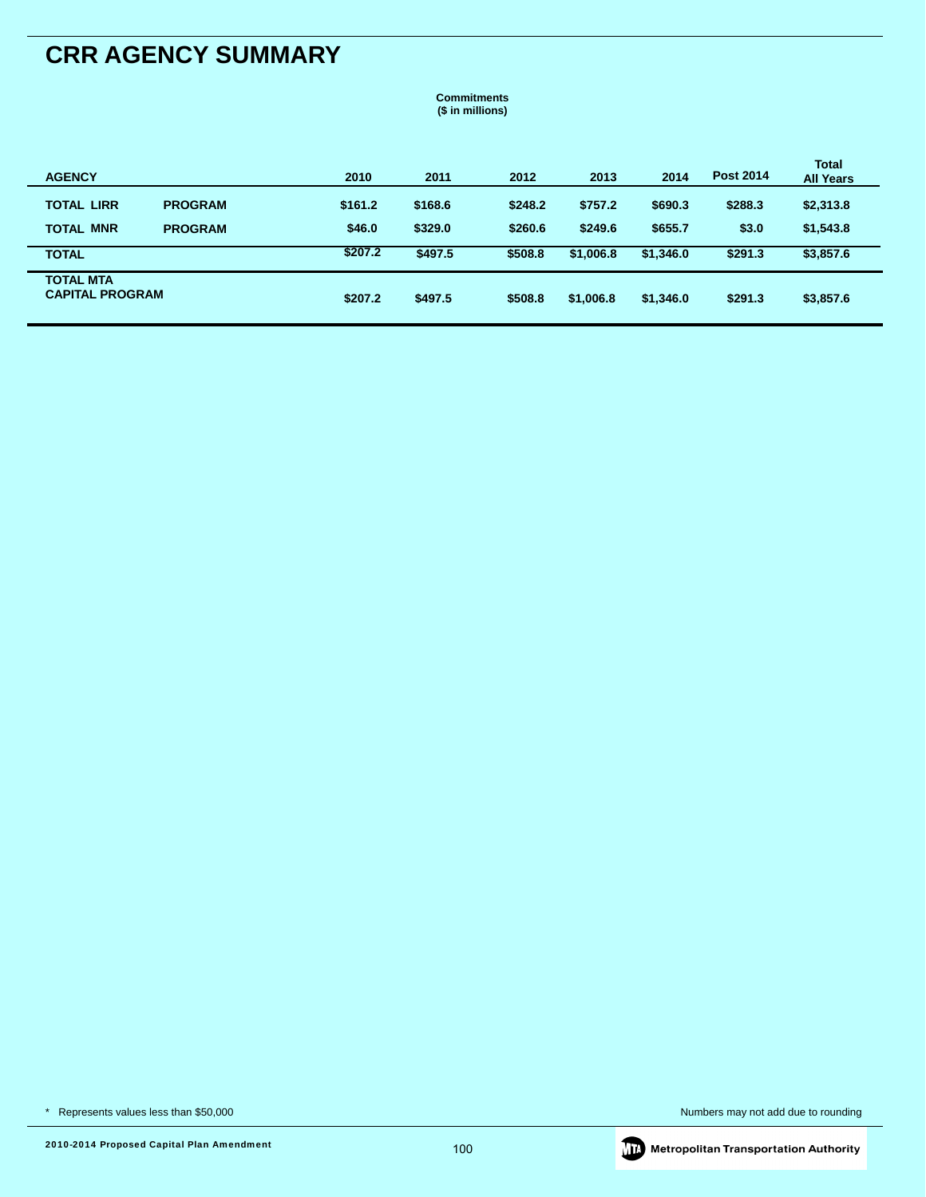# CRR AGENCY SUMMARY

**Commitments**
**($ in millions)**

| AGENCY | | 2010 | 2011 | 2012 | 2013 | 2014 | Post 2014 | Total All Years |
|---|---|---|---|---|---|---|---|---|
| **TOTAL LIRR** | **PROGRAM** | **$161.2** | **$168.6** | **$248.2** | **$757.2** | **$690.3** | **$288.3** | **$2,313.8** |
| **TOTAL MNR** | **PROGRAM** | **$46.0** | **$329.0** | **$260.6** | **$249.6** | **$655.7** | **$3.0** | **$1,543.8** |
| **TOTAL** | | **$207.2** | **$497.5** | **$508.8** | **$1,006.8** | **$1,346.0** | **$291.3** | **$3,857.6** |
| **TOTAL MTA CAPITAL PROGRAM** | | **$207.2** | **$497.5** | **$508.8** | **$1,006.8** | **$1,346.0** | **$291.3** | **$3,857.6** |

* Represents values less than $50,000

Numbers may not add due to rounding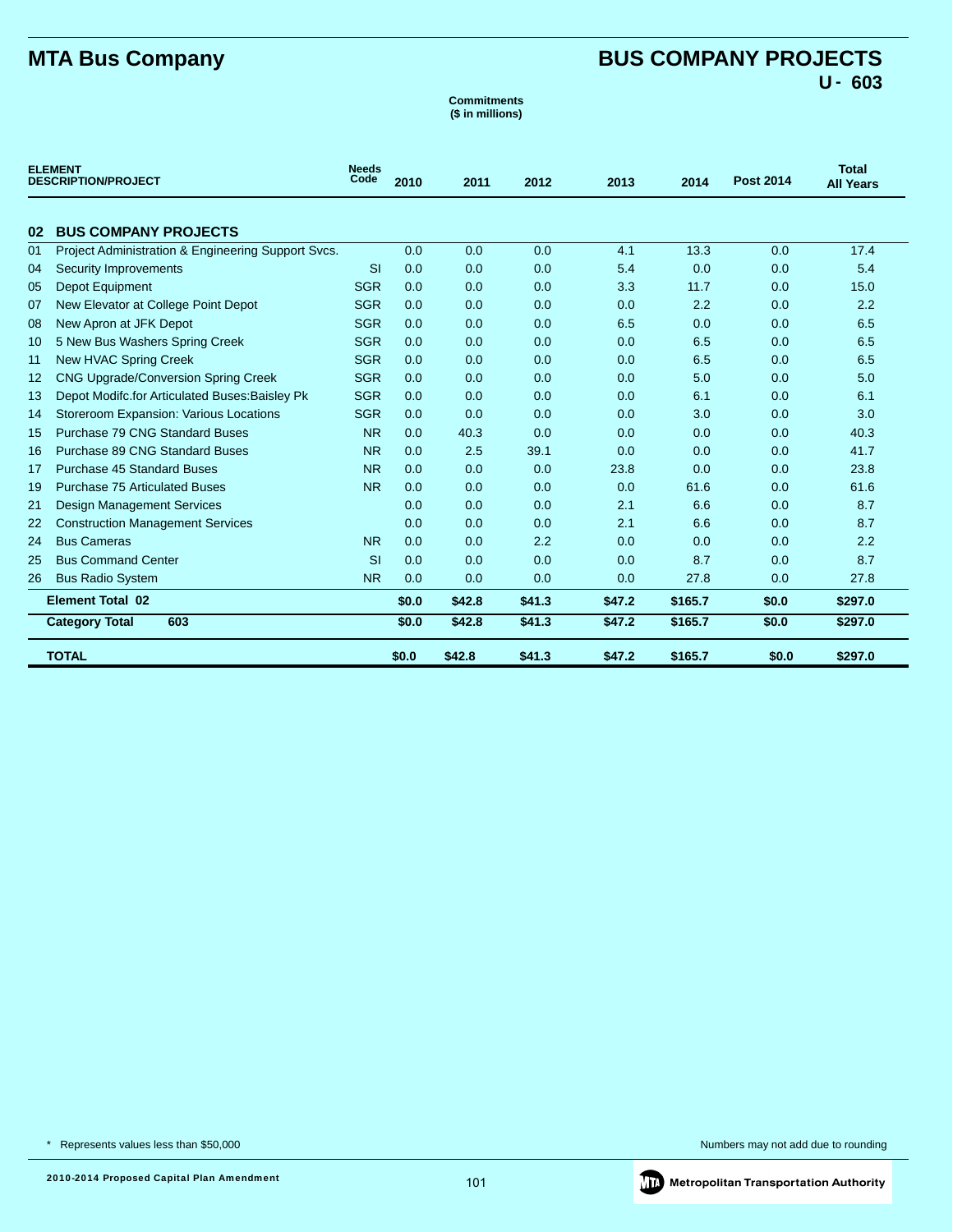# MTA Bus Company

## BUS COMPANY PROJECTS
## U - 603

**Commitments**
**($ in millions)**

| ELEMENT | DESCRIPTION/PROJECT | Needs Code | 2010 | 2011 | 2012 | 2013 | 2014 | Post 2014 | Total All Years |
|---|---|---|---|---|---|---|---|---|---|
| **02** | **BUS COMPANY PROJECTS** | | | | | | | | |
| 01 | Project Administration & Engineering Support Svcs. | | 0.0 | 0.0 | 0.0 | 4.1 | 13.3 | 0.0 | 17.4 |
| 04 | Security Improvements | SI | 0.0 | 0.0 | 0.0 | 5.4 | 0.0 | 0.0 | 5.4 |
| 05 | Depot Equipment | SGR | 0.0 | 0.0 | 0.0 | 3.3 | 11.7 | 0.0 | 15.0 |
| 07 | New Elevator at College Point Depot | SGR | 0.0 | 0.0 | 0.0 | 0.0 | 2.2 | 0.0 | 2.2 |
| 08 | New Apron at JFK Depot | SGR | 0.0 | 0.0 | 0.0 | 6.5 | 0.0 | 0.0 | 6.5 |
| 10 | 5 New Bus Washers Spring Creek | SGR | 0.0 | 0.0 | 0.0 | 0.0 | 6.5 | 0.0 | 6.5 |
| 11 | New HVAC Spring Creek | SGR | 0.0 | 0.0 | 0.0 | 0.0 | 6.5 | 0.0 | 6.5 |
| 12 | CNG Upgrade/Conversion Spring Creek | SGR | 0.0 | 0.0 | 0.0 | 0.0 | 5.0 | 0.0 | 5.0 |
| 13 | Depot Modifc.for Articulated Buses:Baisley Pk | SGR | 0.0 | 0.0 | 0.0 | 0.0 | 6.1 | 0.0 | 6.1 |
| 14 | Storeroom Expansion: Various Locations | SGR | 0.0 | 0.0 | 0.0 | 0.0 | 3.0 | 0.0 | 3.0 |
| 15 | Purchase 79 CNG Standard Buses | NR | 0.0 | 40.3 | 0.0 | 0.0 | 0.0 | 0.0 | 40.3 |
| 16 | Purchase 89 CNG Standard Buses | NR | 0.0 | 2.5 | 39.1 | 0.0 | 0.0 | 0.0 | 41.7 |
| 17 | Purchase 45 Standard Buses | NR | 0.0 | 0.0 | 0.0 | 23.8 | 0.0 | 0.0 | 23.8 |
| 19 | Purchase 75 Articulated Buses | NR | 0.0 | 0.0 | 0.0 | 0.0 | 61.6 | 0.0 | 61.6 |
| 21 | Design Management Services | | 0.0 | 0.0 | 0.0 | 2.1 | 6.6 | 0.0 | 8.7 |
| 22 | Construction Management Services | | 0.0 | 0.0 | 0.0 | 2.1 | 6.6 | 0.0 | 8.7 |
| 24 | Bus Cameras | NR | 0.0 | 0.0 | 2.2 | 0.0 | 0.0 | 0.0 | 2.2 |
| 25 | Bus Command Center | SI | 0.0 | 0.0 | 0.0 | 0.0 | 8.7 | 0.0 | 8.7 |
| 26 | Bus Radio System | NR | 0.0 | 0.0 | 0.0 | 0.0 | 27.8 | 0.0 | 27.8 |
| | **Element Total 02** | | **$0.0** | **$42.8** | **$41.3** | **$47.2** | **$165.7** | **$0.0** | **$297.0** |
| | **Category Total 603** | | **$0.0** | **$42.8** | **$41.3** | **$47.2** | **$165.7** | **$0.0** | **$297.0** |
| | **TOTAL** | | **$0.0** | **$42.8** | **$41.3** | **$47.2** | **$165.7** | **$0.0** | **$297.0** |

\* Represents values less than $50,000

Numbers may not add due to rounding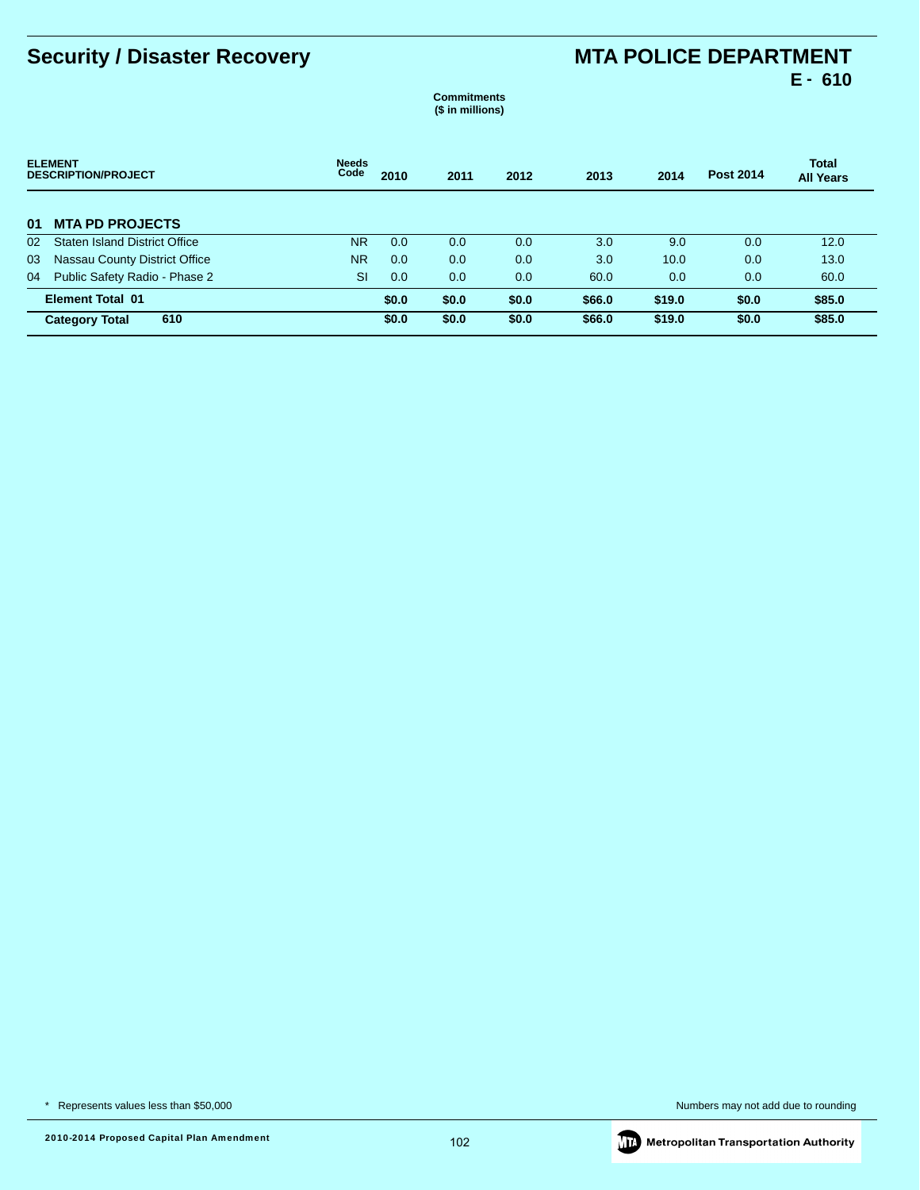# Security / Disaster Recovery

## MTA POLICE DEPARTMENT
**E - 610**

**Commitments**
**($ in millions)**

| ELEMENT DESCRIPTION/PROJECT | Needs Code | 2010 | 2011 | 2012 | 2013 | 2014 | Post 2014 | Total All Years |
|---|---|---|---|---|---|---|---|---|
| **01 MTA PD PROJECTS** | | | | | | | | |
| 02 Staten Island District Office | NR | 0.0 | 0.0 | 0.0 | 3.0 | 9.0 | 0.0 | 12.0 |
| 03 Nassau County District Office | NR | 0.0 | 0.0 | 0.0 | 3.0 | 10.0 | 0.0 | 13.0 |
| 04 Public Safety Radio - Phase 2 | SI | 0.0 | 0.0 | 0.0 | 60.0 | 0.0 | 0.0 | 60.0 |
| **Element Total 01** | | **$0.0** | **$0.0** | **$0.0** | **$66.0** | **$19.0** | **$0.0** | **$85.0** |
| **Category Total 610** | | **$0.0** | **$0.0** | **$0.0** | **$66.0** | **$19.0** | **$0.0** | **$85.0** |

\* Represents values less than $50,000

Numbers may not add due to rounding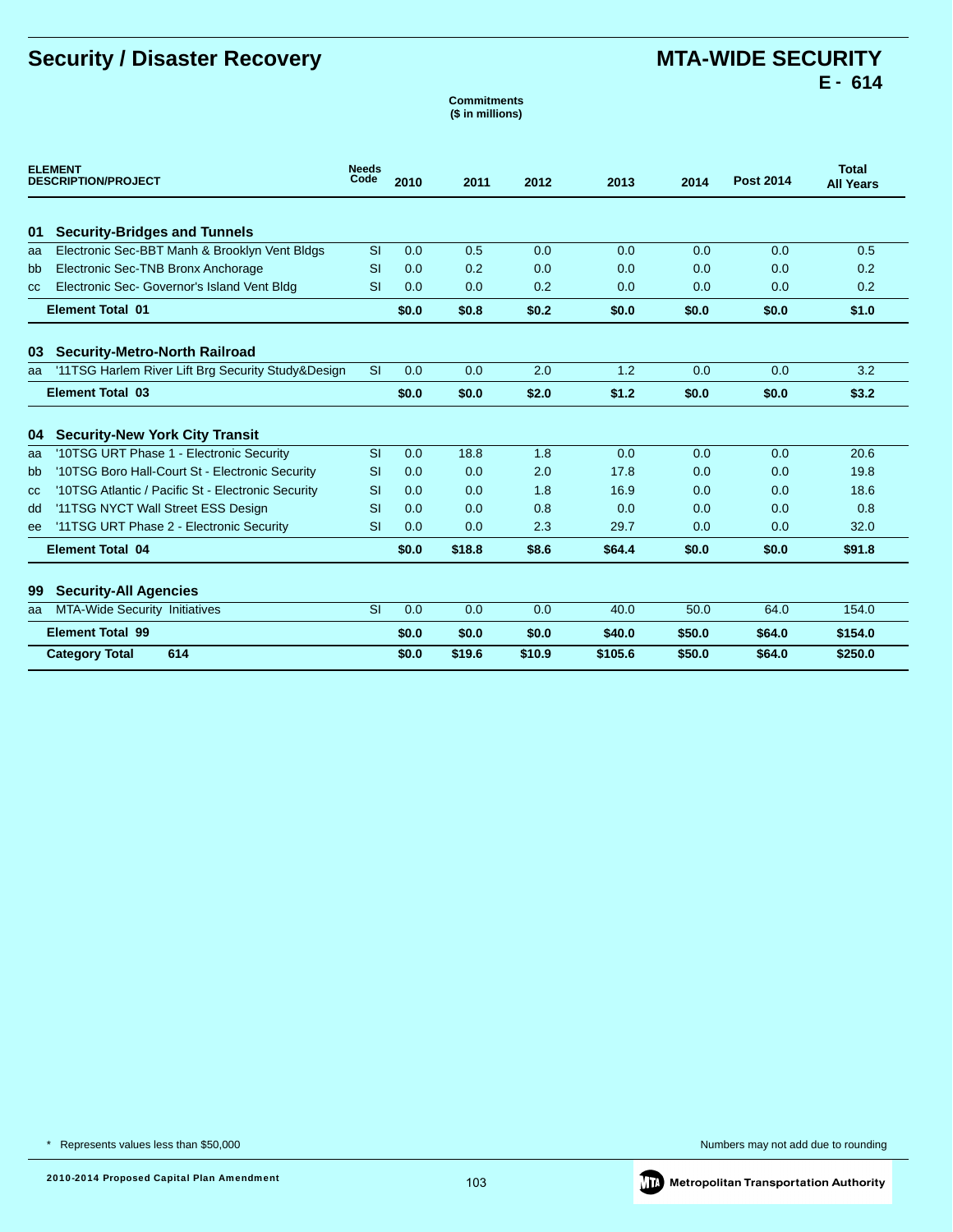# Security / Disaster Recovery

# MTA-WIDE SECURITY
## E - 614

Commitments
($ in millions)

| ELEMENT DESCRIPTION/PROJECT | | Needs Code | 2010 | 2011 | 2012 | 2013 | 2014 | Post 2014 | Total All Years |
|---|---|---|---|---|---|---|---|---|---|
| **01** | **Security-Bridges and Tunnels** | | | | | | | | |
| aa | Electronic Sec-BBT Manh & Brooklyn Vent Bldgs | SI | 0.0 | 0.5 | 0.0 | 0.0 | 0.0 | 0.0 | 0.5 |
| bb | Electronic Sec-TNB Bronx Anchorage | SI | 0.0 | 0.2 | 0.0 | 0.0 | 0.0 | 0.0 | 0.2 |
| cc | Electronic Sec- Governor's Island Vent Bldg | SI | 0.0 | 0.0 | 0.2 | 0.0 | 0.0 | 0.0 | 0.2 |
| | **Element Total 01** | | **$0.0** | **$0.8** | **$0.2** | **$0.0** | **$0.0** | **$0.0** | **$1.0** |
| **03** | **Security-Metro-North Railroad** | | | | | | | | |
| aa | '11TSG Harlem River Lift Brg Security Study&Design | SI | 0.0 | 0.0 | 2.0 | 1.2 | 0.0 | 0.0 | 3.2 |
| | **Element Total 03** | | **$0.0** | **$0.0** | **$2.0** | **$1.2** | **$0.0** | **$0.0** | **$3.2** |
| **04** | **Security-New York City Transit** | | | | | | | | |
| aa | '10TSG URT Phase 1 - Electronic Security | SI | 0.0 | 18.8 | 1.8 | 0.0 | 0.0 | 0.0 | 20.6 |
| bb | '10TSG Boro Hall-Court St - Electronic Security | SI | 0.0 | 0.0 | 2.0 | 17.8 | 0.0 | 0.0 | 19.8 |
| cc | '10TSG Atlantic / Pacific St - Electronic Security | SI | 0.0 | 0.0 | 1.8 | 16.9 | 0.0 | 0.0 | 18.6 |
| dd | '11TSG NYCT Wall Street ESS Design | SI | 0.0 | 0.0 | 0.8 | 0.0 | 0.0 | 0.0 | 0.8 |
| ee | '11TSG URT Phase 2 - Electronic Security | SI | 0.0 | 0.0 | 2.3 | 29.7 | 0.0 | 0.0 | 32.0 |
| | **Element Total 04** | | **$0.0** | **$18.8** | **$8.6** | **$64.4** | **$0.0** | **$0.0** | **$91.8** |
| **99** | **Security-All Agencies** | | | | | | | | |
| aa | MTA-Wide Security Initiatives | SI | 0.0 | 0.0 | 0.0 | 40.0 | 50.0 | 64.0 | 154.0 |
| | **Element Total 99** | | **$0.0** | **$0.0** | **$0.0** | **$40.0** | **$50.0** | **$64.0** | **$154.0** |
| | **Category Total 614** | | **$0.0** | **$19.6** | **$10.9** | **$105.6** | **$50.0** | **$64.0** | **$250.0** |

\* Represents values less than $50,000

Numbers may not add due to rounding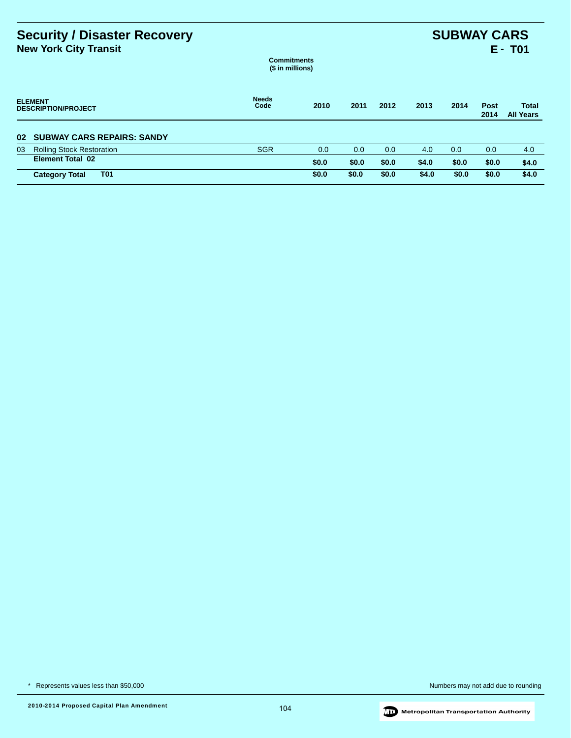# Security / Disaster Recovery
## New York City Transit

# SUBWAY CARS
## E - T01

**Commitments**
**($ in millions)**

| ELEMENT DESCRIPTION/PROJECT | Needs Code | 2010 | 2011 | 2012 | 2013 | 2014 | Post 2014 | Total All Years |
|---|---|---|---|---|---|---|---|---|
| **02 SUBWAY CARS REPAIRS: SANDY** | | | | | | | | |
| 03 Rolling Stock Restoration | SGR | 0.0 | 0.0 | 0.0 | 4.0 | 0.0 | 0.0 | 4.0 |
| **Element Total 02** | | **$0.0** | **$0.0** | **$0.0** | **$4.0** | **$0.0** | **$0.0** | **$4.0** |
| **Category Total T01** | | **$0.0** | **$0.0** | **$0.0** | **$4.0** | **$0.0** | **$0.0** | **$4.0** |

* Represents values less than $50,000

Numbers may not add due to rounding

2010-2014 Proposed Capital Plan Amendment

Metropolitan Transportation Authority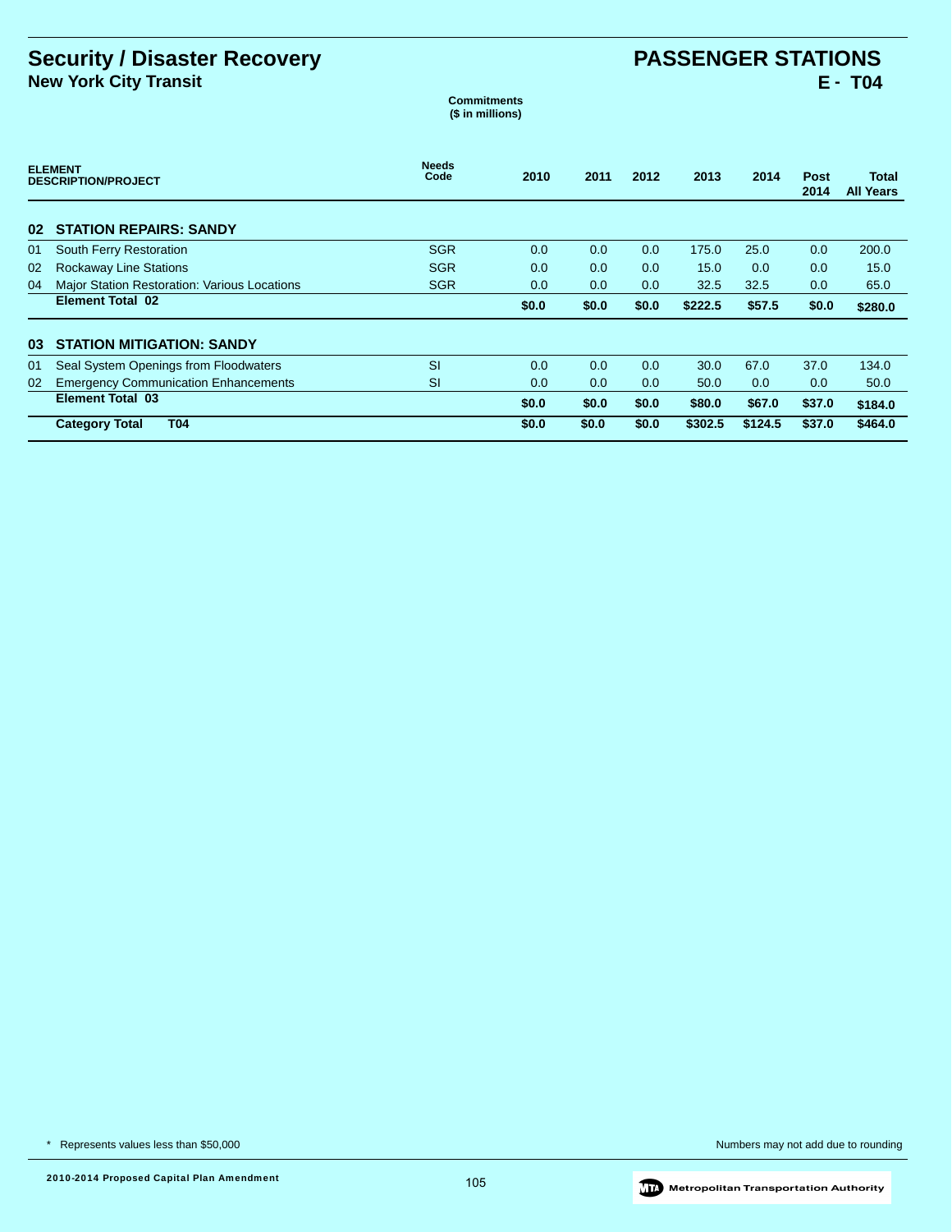# Security / Disaster Recovery

## New York City Transit

# PASSENGER STATIONS

## E - T04

**Commitments ($ in millions)**

| | ELEMENT DESCRIPTION/PROJECT | Needs Code | 2010 | 2011 | 2012 | 2013 | 2014 | Post 2014 | Total All Years |
|---|---|---|---|---|---|---|---|---|---|
| **02** | **STATION REPAIRS: SANDY** | | | | | | | | |
| 01 | South Ferry Restoration | SGR | 0.0 | 0.0 | 0.0 | 175.0 | 25.0 | 0.0 | 200.0 |
| 02 | Rockaway Line Stations | SGR | 0.0 | 0.0 | 0.0 | 15.0 | 0.0 | 0.0 | 15.0 |
| 04 | Major Station Restoration: Various Locations | SGR | 0.0 | 0.0 | 0.0 | 32.5 | 32.5 | 0.0 | 65.0 |
| | **Element Total 02** | | **$0.0** | **$0.0** | **$0.0** | **$222.5** | **$57.5** | **$0.0** | **$280.0** |
| **03** | **STATION MITIGATION: SANDY** | | | | | | | | |
| 01 | Seal System Openings from Floodwaters | SI | 0.0 | 0.0 | 0.0 | 30.0 | 67.0 | 37.0 | 134.0 |
| 02 | Emergency Communication Enhancements | SI | 0.0 | 0.0 | 0.0 | 50.0 | 0.0 | 0.0 | 50.0 |
| | **Element Total 03** | | **$0.0** | **$0.0** | **$0.0** | **$80.0** | **$67.0** | **$37.0** | **$184.0** |
| | **Category Total T04** | | **$0.0** | **$0.0** | **$0.0** | **$302.5** | **$124.5** | **$37.0** | **$464.0** |

\* Represents values less than $50,000

Numbers may not add due to rounding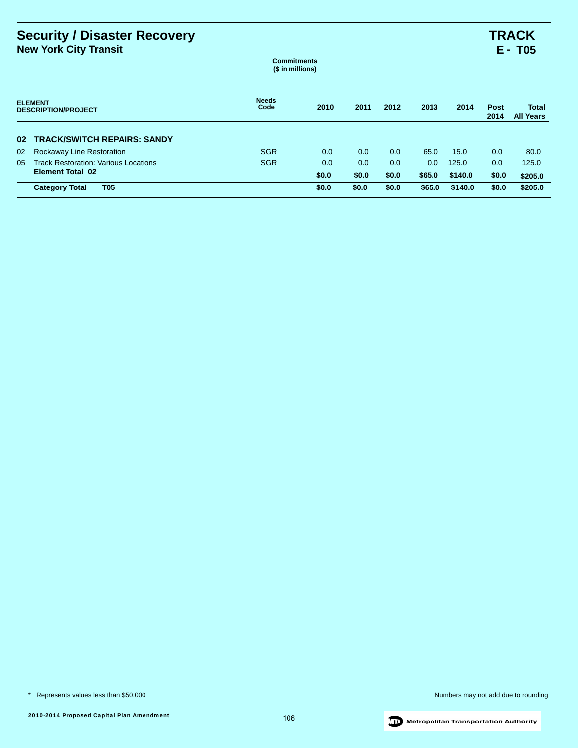# Security / Disaster Recovery

## New York City Transit

# TRACK
## E - T05

Commitments
($ in millions)

| ELEMENT DESCRIPTION/PROJECT | | Needs Code | 2010 | 2011 | 2012 | 2013 | 2014 | Post 2014 | Total All Years |
|---|---|---|---|---|---|---|---|---|---|
| **02** | **TRACK/SWITCH REPAIRS: SANDY** | | | | | | | | |
| 02 | Rockaway Line Restoration | SGR | 0.0 | 0.0 | 0.0 | 65.0 | 15.0 | 0.0 | 80.0 |
| 05 | Track Restoration: Various Locations | SGR | 0.0 | 0.0 | 0.0 | 0.0 | 125.0 | 0.0 | 125.0 |
| | **Element Total 02** | | **$0.0** | **$0.0** | **$0.0** | **$65.0** | **$140.0** | **$0.0** | **$205.0** |
| | **Category Total T05** | | **$0.0** | **$0.0** | **$0.0** | **$65.0** | **$140.0** | **$0.0** | **$205.0** |

\* Represents values less than $50,000

Numbers may not add due to rounding

2010-2014 Proposed Capital Plan Amendment

Metropolitan Transportation Authority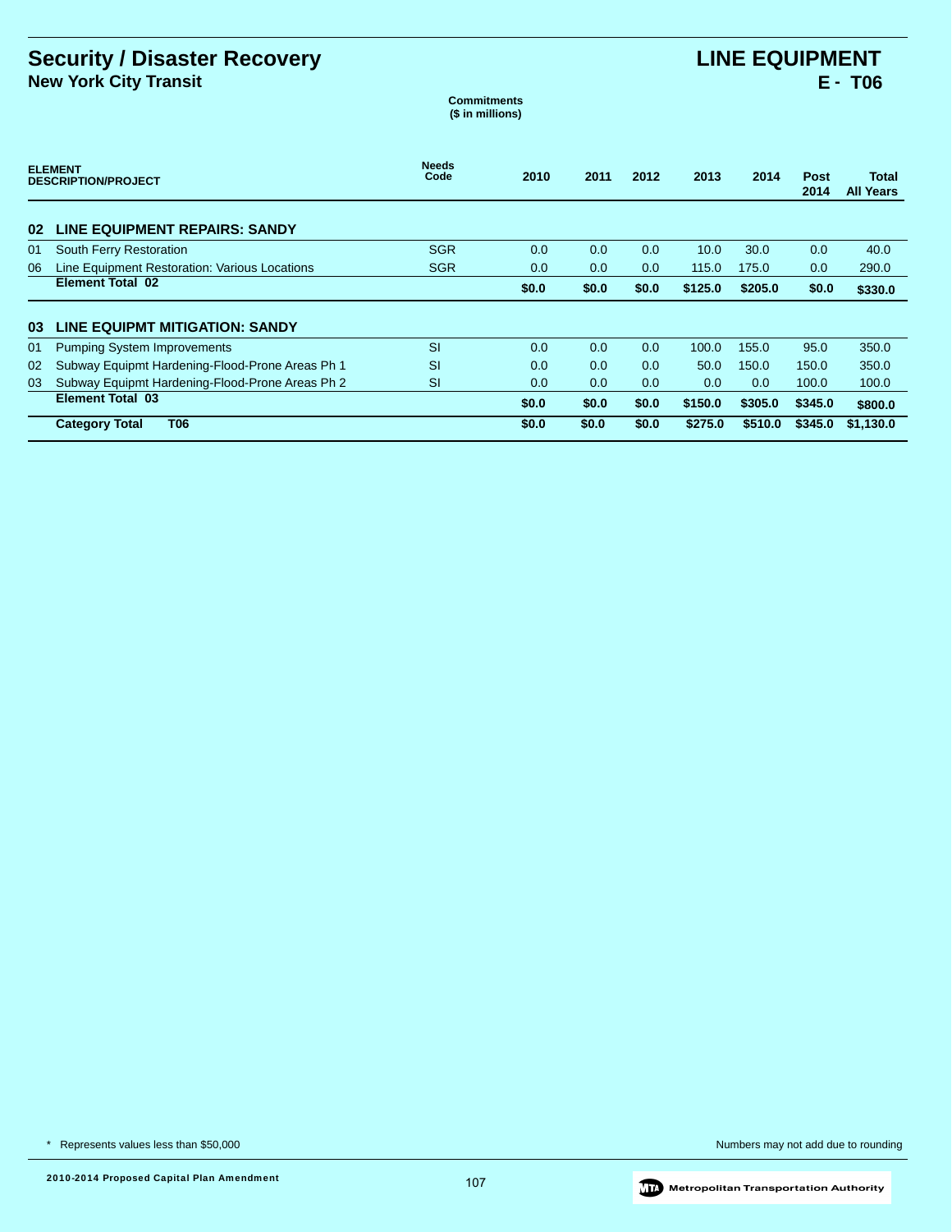# Security / Disaster Recovery

## New York City Transit

# LINE EQUIPMENT

## E - T06

**Commitments ($ in millions)**

| ELEMENT DESCRIPTION/PROJECT | | Needs Code | 2010 | 2011 | 2012 | 2013 | 2014 | Post 2014 | Total All Years |
|---|---|---|---|---|---|---|---|---|---|
| **02** | **LINE EQUIPMENT REPAIRS: SANDY** | | | | | | | | |
| 01 | South Ferry Restoration | SGR | 0.0 | 0.0 | 0.0 | 10.0 | 30.0 | 0.0 | 40.0 |
| 06 | Line Equipment Restoration: Various Locations | SGR | 0.0 | 0.0 | 0.0 | 115.0 | 175.0 | 0.0 | 290.0 |
| | **Element Total 02** | | **$0.0** | **$0.0** | **$0.0** | **$125.0** | **$205.0** | **$0.0** | **$330.0** |
| **03** | **LINE EQUIPMT MITIGATION: SANDY** | | | | | | | | |
| 01 | Pumping System Improvements | SI | 0.0 | 0.0 | 0.0 | 100.0 | 155.0 | 95.0 | 350.0 |
| 02 | Subway Equipmt Hardening-Flood-Prone Areas Ph 1 | SI | 0.0 | 0.0 | 0.0 | 50.0 | 150.0 | 150.0 | 350.0 |
| 03 | Subway Equipmt Hardening-Flood-Prone Areas Ph 2 | SI | 0.0 | 0.0 | 0.0 | 0.0 | 0.0 | 100.0 | 100.0 |
| | **Element Total 03** | | **$0.0** | **$0.0** | **$0.0** | **$150.0** | **$305.0** | **$345.0** | **$800.0** |
| | **Category Total T06** | | **$0.0** | **$0.0** | **$0.0** | **$275.0** | **$510.0** | **$345.0** | **$1,130.0** |

* Represents values less than $50,000

Numbers may not add due to rounding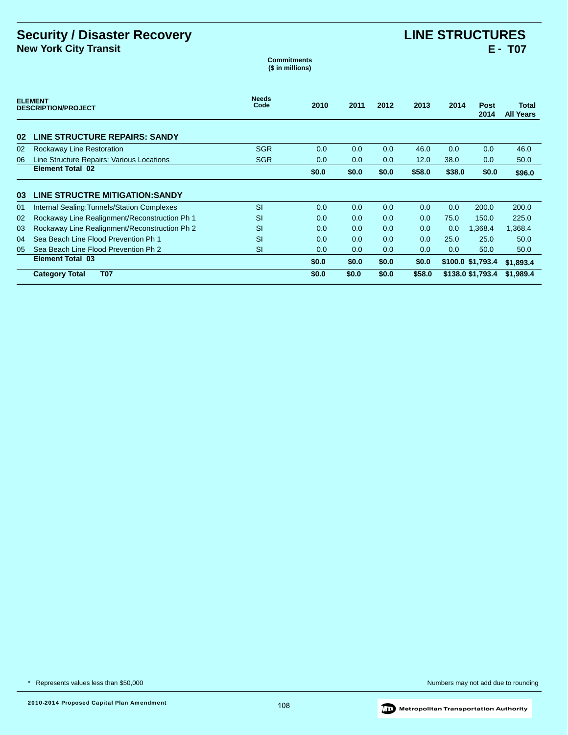# Security / Disaster Recovery

## New York City Transit

# LINE STRUCTURES

## E - T07

**Commitments**
**($ in millions)**

| ELEMENT | DESCRIPTION/PROJECT | Needs Code | 2010 | 2011 | 2012 | 2013 | 2014 | Post 2014 | Total All Years |
|---|---|---|---|---|---|---|---|---|---|
| **02** | **LINE STRUCTURE REPAIRS: SANDY** | | | | | | | | |
| 02 | Rockaway Line Restoration | SGR | 0.0 | 0.0 | 0.0 | 46.0 | 0.0 | 0.0 | 46.0 |
| 06 | Line Structure Repairs: Various Locations | SGR | 0.0 | 0.0 | 0.0 | 12.0 | 38.0 | 0.0 | 50.0 |
| | **Element Total 02** | | **$0.0** | **$0.0** | **$0.0** | **$58.0** | **$38.0** | **$0.0** | **$96.0** |
| **03** | **LINE STRUCTRE MITIGATION:SANDY** | | | | | | | | |
| 01 | Internal Sealing:Tunnels/Station Complexes | SI | 0.0 | 0.0 | 0.0 | 0.0 | 0.0 | 200.0 | 200.0 |
| 02 | Rockaway Line Realignment/Reconstruction Ph 1 | SI | 0.0 | 0.0 | 0.0 | 0.0 | 75.0 | 150.0 | 225.0 |
| 03 | Rockaway Line Realignment/Reconstruction Ph 2 | SI | 0.0 | 0.0 | 0.0 | 0.0 | 0.0 | 1,368.4 | 1,368.4 |
| 04 | Sea Beach Line Flood Prevention Ph 1 | SI | 0.0 | 0.0 | 0.0 | 0.0 | 25.0 | 25.0 | 50.0 |
| 05 | Sea Beach Line Flood Prevention Ph 2 | SI | 0.0 | 0.0 | 0.0 | 0.0 | 0.0 | 50.0 | 50.0 |
| | **Element Total 03** | | **$0.0** | **$0.0** | **$0.0** | **$0.0** | **$100.0** | **$1,793.4** | **$1,893.4** |
| | **Category Total T07** | | **$0.0** | **$0.0** | **$0.0** | **$58.0** | **$138.0** | **$1,793.4** | **$1,989.4** |

\* Represents values less than $50,000

Numbers may not add due to rounding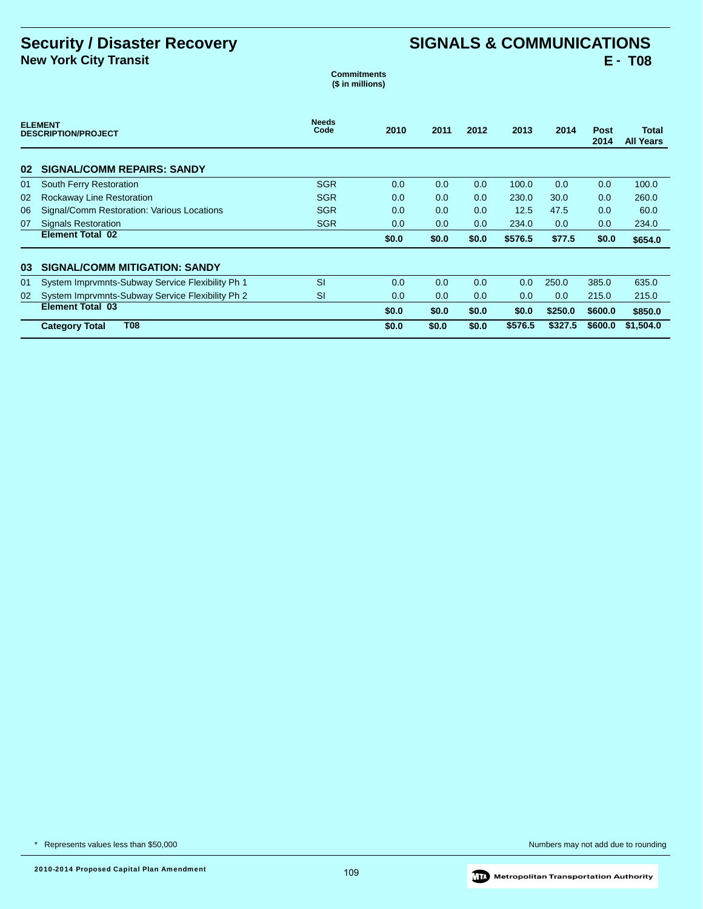# Security / Disaster Recovery

## New York City Transit

# SIGNALS & COMMUNICATIONS

## E - T08

**Commitments**
**($ in millions)**

| ELEMENT | DESCRIPTION/PROJECT | Needs Code | 2010 | 2011 | 2012 | 2013 | 2014 | Post 2014 | Total All Years |
|---|---|---|---|---|---|---|---|---|---|
| **02** | **SIGNAL/COMM REPAIRS: SANDY** | | | | | | | | |
| 01 | South Ferry Restoration | SGR | 0.0 | 0.0 | 0.0 | 100.0 | 0.0 | 0.0 | 100.0 |
| 02 | Rockaway Line Restoration | SGR | 0.0 | 0.0 | 0.0 | 230.0 | 30.0 | 0.0 | 260.0 |
| 06 | Signal/Comm Restoration: Various Locations | SGR | 0.0 | 0.0 | 0.0 | 12.5 | 47.5 | 0.0 | 60.0 |
| 07 | Signals Restoration | SGR | 0.0 | 0.0 | 0.0 | 234.0 | 0.0 | 0.0 | 234.0 |
| | **Element Total 02** | | **$0.0** | **$0.0** | **$0.0** | **$576.5** | **$77.5** | **$0.0** | **$654.0** |
| **03** | **SIGNAL/COMM MITIGATION: SANDY** | | | | | | | | |
| 01 | System Imprvmnts-Subway Service Flexibility Ph 1 | SI | 0.0 | 0.0 | 0.0 | 0.0 | 250.0 | 385.0 | 635.0 |
| 02 | System Imprvmnts-Subway Service Flexibility Ph 2 | SI | 0.0 | 0.0 | 0.0 | 0.0 | 0.0 | 215.0 | 215.0 |
| | **Element Total 03** | | **$0.0** | **$0.0** | **$0.0** | **$0.0** | **$250.0** | **$600.0** | **$850.0** |
| | **Category Total T08** | | **$0.0** | **$0.0** | **$0.0** | **$576.5** | **$327.5** | **$600.0** | **$1,504.0** |

* Represents values less than $50,000

Numbers may not add due to rounding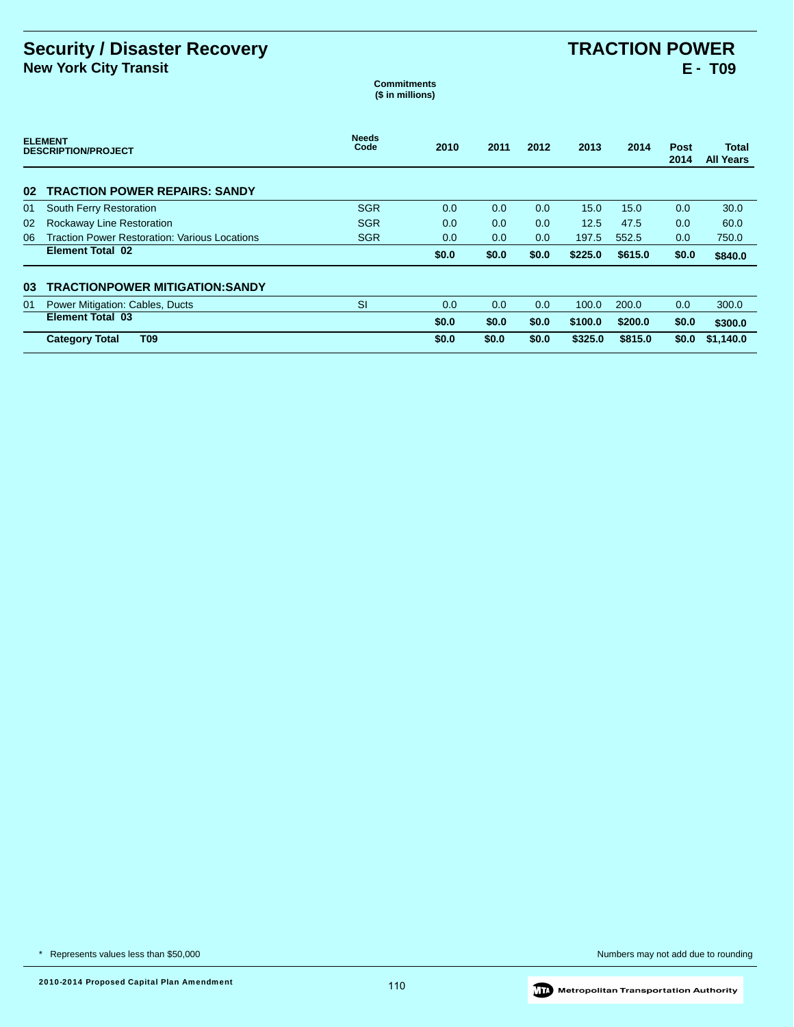# Security / Disaster Recovery

## New York City Transit

# TRACTION POWER

## E - T09

**Commitments**
**($ in millions)**

| ELEMENT | DESCRIPTION/PROJECT | Needs Code | 2010 | 2011 | 2012 | 2013 | 2014 | Post 2014 | Total All Years |
|---|---|---|---|---|---|---|---|---|---|
| **02** | **TRACTION POWER REPAIRS: SANDY** | | | | | | | | |
| 01 | South Ferry Restoration | SGR | 0.0 | 0.0 | 0.0 | 15.0 | 15.0 | 0.0 | 30.0 |
| 02 | Rockaway Line Restoration | SGR | 0.0 | 0.0 | 0.0 | 12.5 | 47.5 | 0.0 | 60.0 |
| 06 | Traction Power Restoration: Various Locations | SGR | 0.0 | 0.0 | 0.0 | 197.5 | 552.5 | 0.0 | 750.0 |
| | **Element Total 02** | | **$0.0** | **$0.0** | **$0.0** | **$225.0** | **$615.0** | **$0.0** | **$840.0** |
| **03** | **TRACTIONPOWER MITIGATION:SANDY** | | | | | | | | |
| 01 | Power Mitigation: Cables, Ducts | SI | 0.0 | 0.0 | 0.0 | 100.0 | 200.0 | 0.0 | 300.0 |
| | **Element Total 03** | | **$0.0** | **$0.0** | **$0.0** | **$100.0** | **$200.0** | **$0.0** | **$300.0** |
| | **Category Total T09** | | **$0.0** | **$0.0** | **$0.0** | **$325.0** | **$815.0** | **$0.0** | **$1,140.0** |

* Represents values less than $50,000

Numbers may not add due to rounding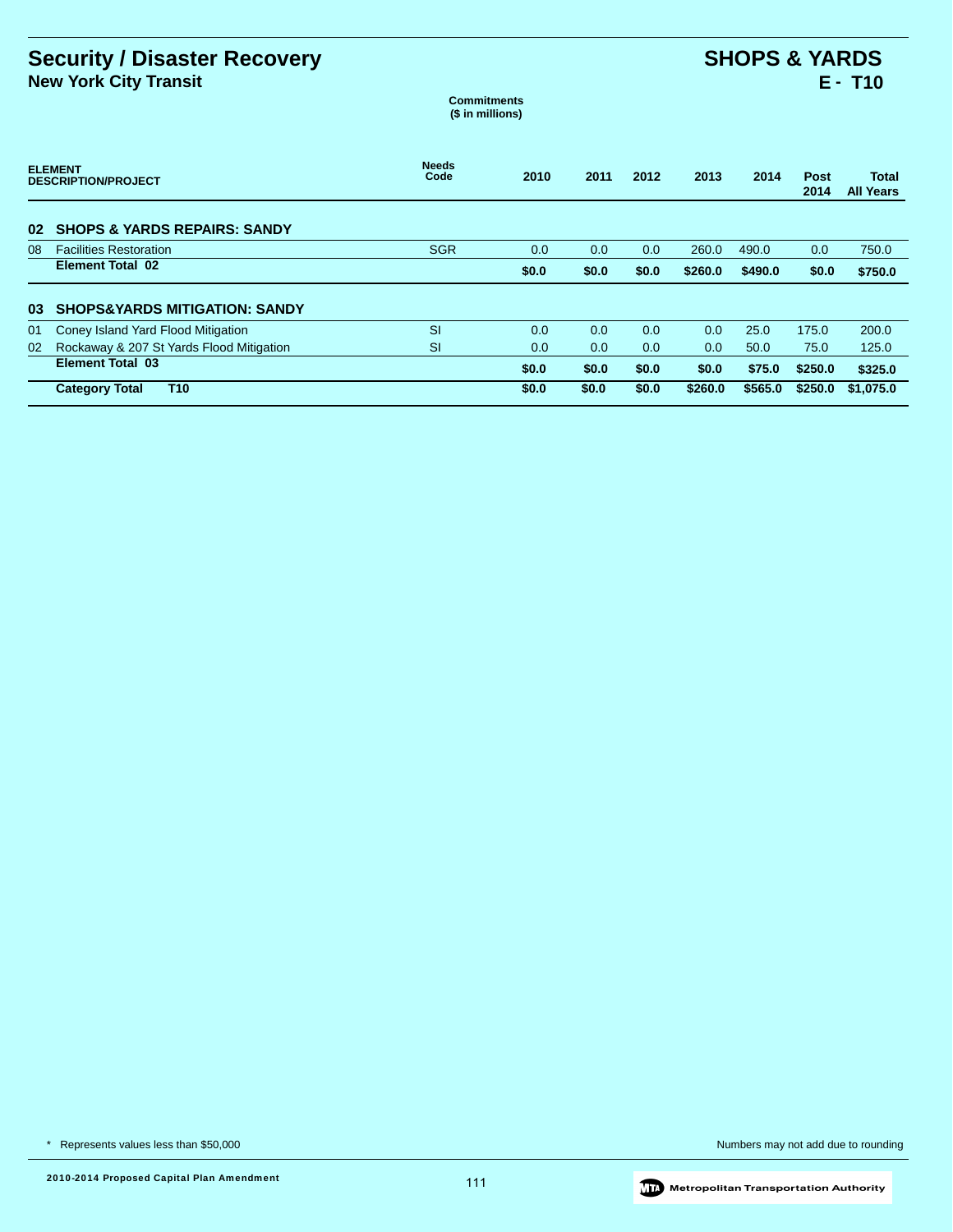# Security / Disaster Recovery

## New York City Transit

# SHOPS & YARDS

## E - T10

**Commitments**
**($ in millions)**

| ELEMENT DESCRIPTION/PROJECT | | Needs Code | 2010 | 2011 | 2012 | 2013 | 2014 | Post 2014 | Total All Years |
|---|---|---|---|---|---|---|---|---|---|
| **02** | **SHOPS & YARDS REPAIRS: SANDY** | | | | | | | | |
| 08 | Facilities Restoration | SGR | 0.0 | 0.0 | 0.0 | 260.0 | 490.0 | 0.0 | 750.0 |
| | **Element Total 02** | | **$0.0** | **$0.0** | **$0.0** | **$260.0** | **$490.0** | **$0.0** | **$750.0** |
| **03** | **SHOPS&YARDS MITIGATION: SANDY** | | | | | | | | |
| 01 | Coney Island Yard Flood Mitigation | SI | 0.0 | 0.0 | 0.0 | 0.0 | 25.0 | 175.0 | 200.0 |
| 02 | Rockaway & 207 St Yards Flood Mitigation | SI | 0.0 | 0.0 | 0.0 | 0.0 | 50.0 | 75.0 | 125.0 |
| | **Element Total 03** | | **$0.0** | **$0.0** | **$0.0** | **$0.0** | **$75.0** | **$250.0** | **$325.0** |
| | **Category Total T10** | | **$0.0** | **$0.0** | **$0.0** | **$260.0** | **$565.0** | **$250.0** | **$1,075.0** |

* Represents values less than $50,000

Numbers may not add due to rounding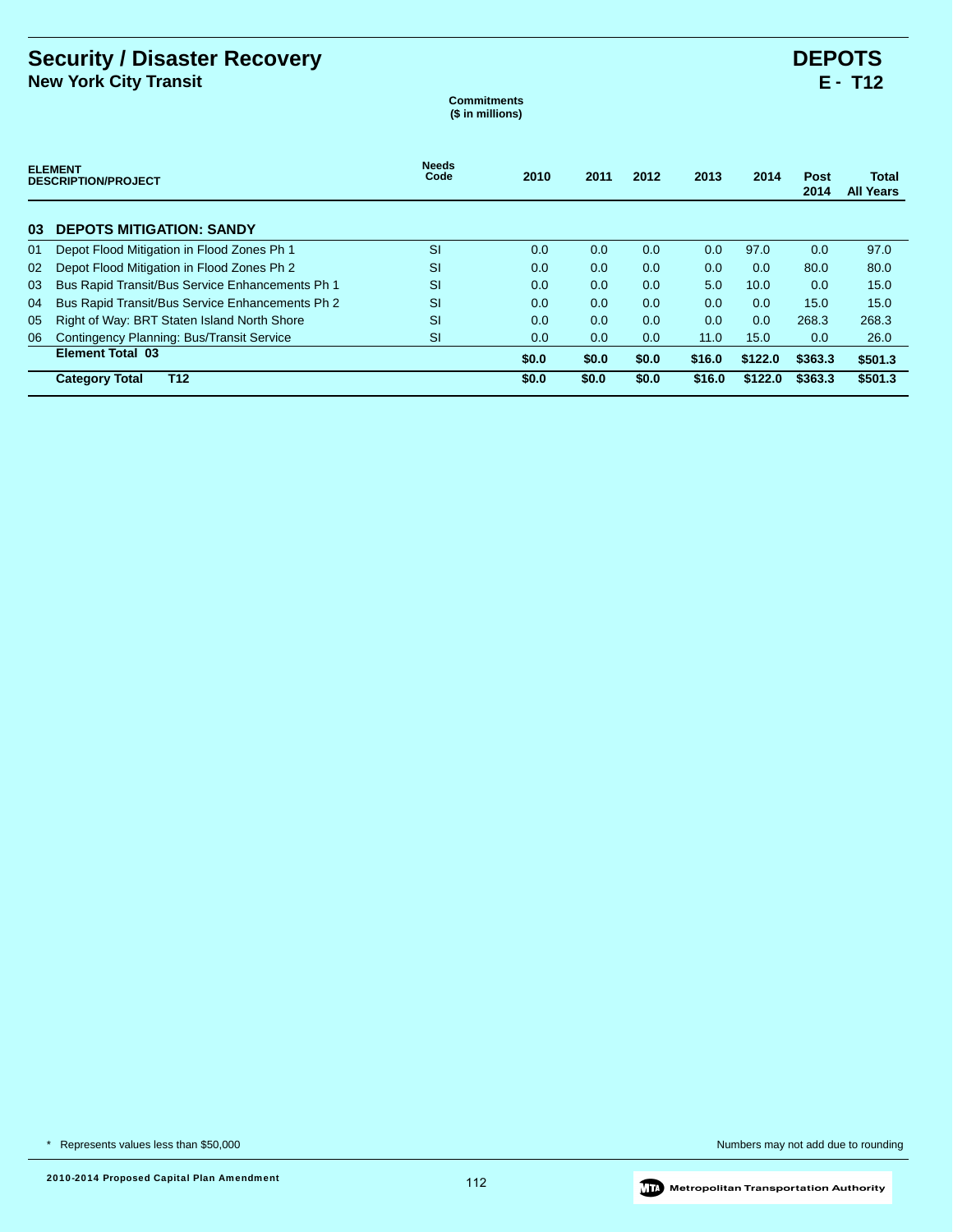# Security / Disaster Recovery

## New York City Transit

# DEPOTS

## E - T12

**Commitments ($ in millions)**

| ELEMENT DESCRIPTION/PROJECT | | Needs Code | 2010 | 2011 | 2012 | 2013 | 2014 | Post 2014 | Total All Years |
|---|---|---|---|---|---|---|---|---|---|
| **03** | **DEPOTS MITIGATION: SANDY** | | | | | | | | |
| 01 | Depot Flood Mitigation in Flood Zones Ph 1 | SI | 0.0 | 0.0 | 0.0 | 0.0 | 97.0 | 0.0 | 97.0 |
| 02 | Depot Flood Mitigation in Flood Zones Ph 2 | SI | 0.0 | 0.0 | 0.0 | 0.0 | 0.0 | 80.0 | 80.0 |
| 03 | Bus Rapid Transit/Bus Service Enhancements Ph 1 | SI | 0.0 | 0.0 | 0.0 | 5.0 | 10.0 | 0.0 | 15.0 |
| 04 | Bus Rapid Transit/Bus Service Enhancements Ph 2 | SI | 0.0 | 0.0 | 0.0 | 0.0 | 0.0 | 15.0 | 15.0 |
| 05 | Right of Way: BRT Staten Island North Shore | SI | 0.0 | 0.0 | 0.0 | 0.0 | 0.0 | 268.3 | 268.3 |
| 06 | Contingency Planning: Bus/Transit Service | SI | 0.0 | 0.0 | 0.0 | 11.0 | 15.0 | 0.0 | 26.0 |
| | **Element Total 03** | | **$0.0** | **$0.0** | **$0.0** | **$16.0** | **$122.0** | **$363.3** | **$501.3** |
| | **Category Total T12** | | **$0.0** | **$0.0** | **$0.0** | **$16.0** | **$122.0** | **$363.3** | **$501.3** |

* Represents values less than $50,000

Numbers may not add due to rounding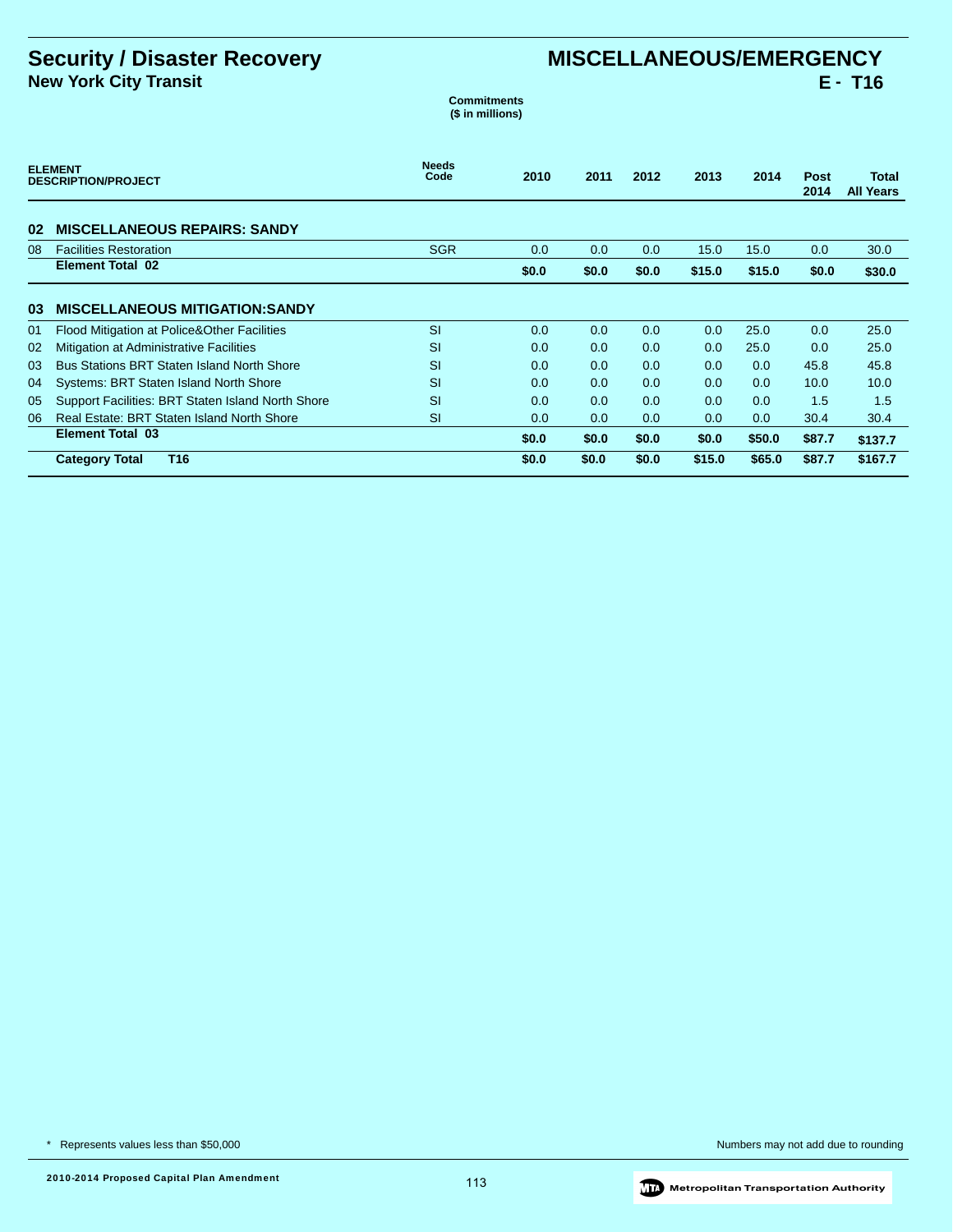# Security / Disaster Recovery

## New York City Transit

# MISCELLANEOUS/EMERGENCY

## E - T16

**Commitments ($ in millions)**

| ELEMENT DESCRIPTION/PROJECT | | Needs Code | 2010 | 2011 | 2012 | 2013 | 2014 | Post 2014 | Total All Years |
|---|---|---|---|---|---|---|---|---|---|
| **02** | **MISCELLANEOUS REPAIRS: SANDY** | | | | | | | | |
| 08 | Facilities Restoration | SGR | 0.0 | 0.0 | 0.0 | 15.0 | 15.0 | 0.0 | 30.0 |
| | **Element Total 02** | | **$0.0** | **$0.0** | **$0.0** | **$15.0** | **$15.0** | **$0.0** | **$30.0** |
| **03** | **MISCELLANEOUS MITIGATION:SANDY** | | | | | | | | |
| 01 | Flood Mitigation at Police&Other Facilities | SI | 0.0 | 0.0 | 0.0 | 0.0 | 25.0 | 0.0 | 25.0 |
| 02 | Mitigation at Administrative Facilities | SI | 0.0 | 0.0 | 0.0 | 0.0 | 25.0 | 0.0 | 25.0 |
| 03 | Bus Stations BRT Staten Island North Shore | SI | 0.0 | 0.0 | 0.0 | 0.0 | 0.0 | 45.8 | 45.8 |
| 04 | Systems: BRT Staten Island North Shore | SI | 0.0 | 0.0 | 0.0 | 0.0 | 0.0 | 10.0 | 10.0 |
| 05 | Support Facilities: BRT Staten Island North Shore | SI | 0.0 | 0.0 | 0.0 | 0.0 | 0.0 | 1.5 | 1.5 |
| 06 | Real Estate: BRT Staten Island North Shore | SI | 0.0 | 0.0 | 0.0 | 0.0 | 0.0 | 30.4 | 30.4 |
| | **Element Total 03** | | **$0.0** | **$0.0** | **$0.0** | **$0.0** | **$50.0** | **$87.7** | **$137.7** |
| | **Category Total T16** | | **$0.0** | **$0.0** | **$0.0** | **$15.0** | **$65.0** | **$87.7** | **$167.7** |

* Represents values less than $50,000

Numbers may not add due to rounding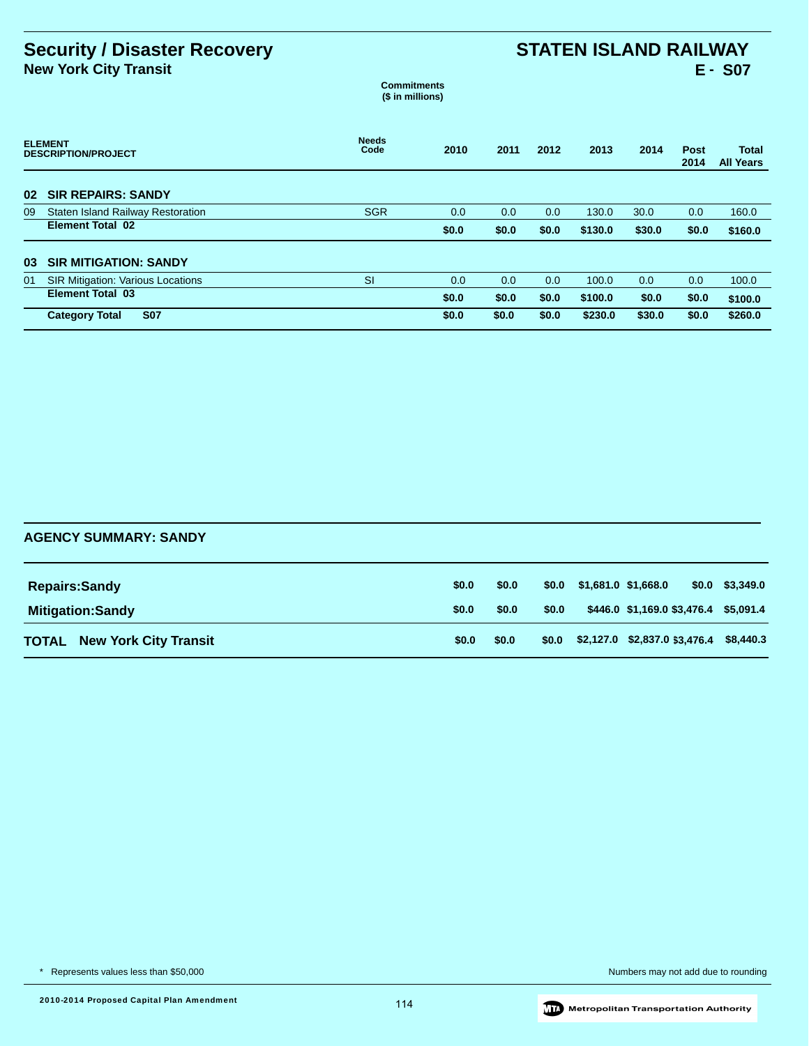# Security / Disaster Recovery

## New York City Transit

# STATEN ISLAND RAILWAY

## E - S07

Commitments
($ in millions)

| ELEMENT DESCRIPTION/PROJECT | Needs Code | 2010 | 2011 | 2012 | 2013 | 2014 | Post 2014 | Total All Years |
|---|---|---|---|---|---|---|---|---|
| **02 SIR REPAIRS: SANDY** | | | | | | | | |
| 09 Staten Island Railway Restoration | SGR | 0.0 | 0.0 | 0.0 | 130.0 | 30.0 | 0.0 | 160.0 |
| **Element Total 02** | | **$0.0** | **$0.0** | **$0.0** | **$130.0** | **$30.0** | **$0.0** | **$160.0** |
| **03 SIR MITIGATION: SANDY** | | | | | | | | |
| 01 SIR Mitigation: Various Locations | SI | 0.0 | 0.0 | 0.0 | 100.0 | 0.0 | 0.0 | 100.0 |
| **Element Total 03** | | **$0.0** | **$0.0** | **$0.0** | **$100.0** | **$0.0** | **$0.0** | **$100.0** |
| **Category Total S07** | | **$0.0** | **$0.0** | **$0.0** | **$230.0** | **$30.0** | **$0.0** | **$260.0** |

### AGENCY SUMMARY: SANDY

| | 2010 | 2011 | 2012 | 2013 | 2014 | Post 2014 | Total All Years |
|---|---|---|---|---|---|---|---|
| **Repairs:Sandy** | $0.0 | $0.0 | $0.0 | $1,681.0 | $1,668.0 | $0.0 | $3,349.0 |
| **Mitigation:Sandy** | $0.0 | $0.0 | $0.0 | $446.0 | $1,169.0 | $3,476.4 | $5,091.4 |
| **TOTAL New York City Transit** | $0.0 | $0.0 | $0.0 | $2,127.0 | $2,837.0 | $3,476.4 | $8,440.3 |

\* Represents values less than $50,000

Numbers may not add due to rounding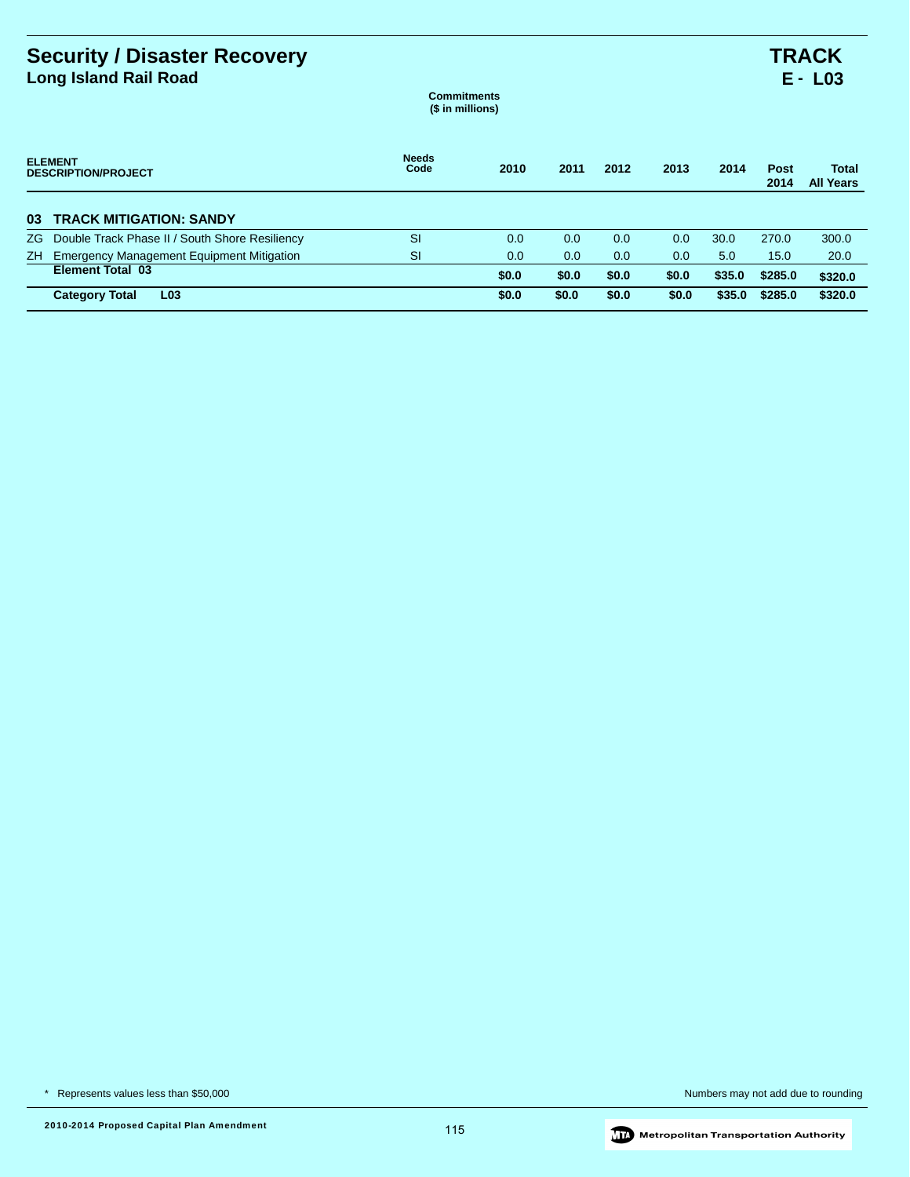# Security / Disaster Recovery

## Long Island Rail Road

**TRACK**
**E - L03**

**Commitments**
**($ in millions)**

| ELEMENT DESCRIPTION/PROJECT | | Needs Code | 2010 | 2011 | 2012 | 2013 | 2014 | Post 2014 | Total All Years |
|---|---|---|---|---|---|---|---|---|---|
| **03** | **TRACK MITIGATION: SANDY** | | | | | | | | |
| ZG | Double Track Phase II / South Shore Resiliency | SI | 0.0 | 0.0 | 0.0 | 0.0 | 30.0 | 270.0 | 300.0 |
| ZH | Emergency Management Equipment Mitigation | SI | 0.0 | 0.0 | 0.0 | 0.0 | 5.0 | 15.0 | 20.0 |
| | **Element Total 03** | | **$0.0** | **$0.0** | **$0.0** | **$0.0** | **$35.0** | **$285.0** | **$320.0** |
| | **Category Total L03** | | **$0.0** | **$0.0** | **$0.0** | **$0.0** | **$35.0** | **$285.0** | **$320.0** |

* Represents values less than $50,000

Numbers may not add due to rounding

2010-2014 Proposed Capital Plan Amendment

Metropolitan Transportation Authority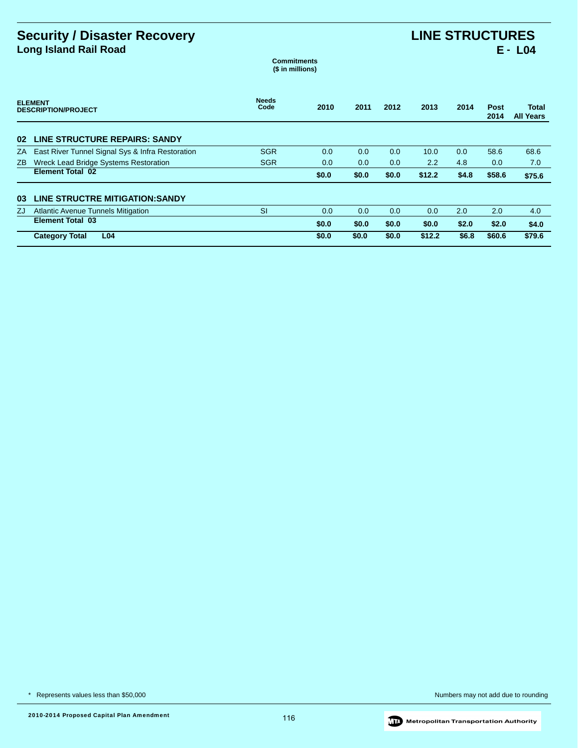# Security / Disaster Recovery

## Long Island Rail Road

# LINE STRUCTURES

## E - L04

**Commitments**
**($ in millions)**

| ELEMENT DESCRIPTION/PROJECT | Needs Code | 2010 | 2011 | 2012 | 2013 | 2014 | Post 2014 | Total All Years |
|---|---|---|---|---|---|---|---|---|
| **02 LINE STRUCTURE REPAIRS: SANDY** | | | | | | | | |
| ZA East River Tunnel Signal Sys & Infra Restoration | SGR | 0.0 | 0.0 | 0.0 | 10.0 | 0.0 | 58.6 | 68.6 |
| ZB Wreck Lead Bridge Systems Restoration | SGR | 0.0 | 0.0 | 0.0 | 2.2 | 4.8 | 0.0 | 7.0 |
| **Element Total 02** | | **$0.0** | **$0.0** | **$0.0** | **$12.2** | **$4.8** | **$58.6** | **$75.6** |
| **03 LINE STRUCTRE MITIGATION:SANDY** | | | | | | | | |
| ZJ Atlantic Avenue Tunnels Mitigation | SI | 0.0 | 0.0 | 0.0 | 0.0 | 2.0 | 2.0 | 4.0 |
| **Element Total 03** | | **$0.0** | **$0.0** | **$0.0** | **$0.0** | **$2.0** | **$2.0** | **$4.0** |
| **Category Total L04** | | **$0.0** | **$0.0** | **$0.0** | **$12.2** | **$6.8** | **$60.6** | **$79.6** |

\* Represents values less than $50,000

Numbers may not add due to rounding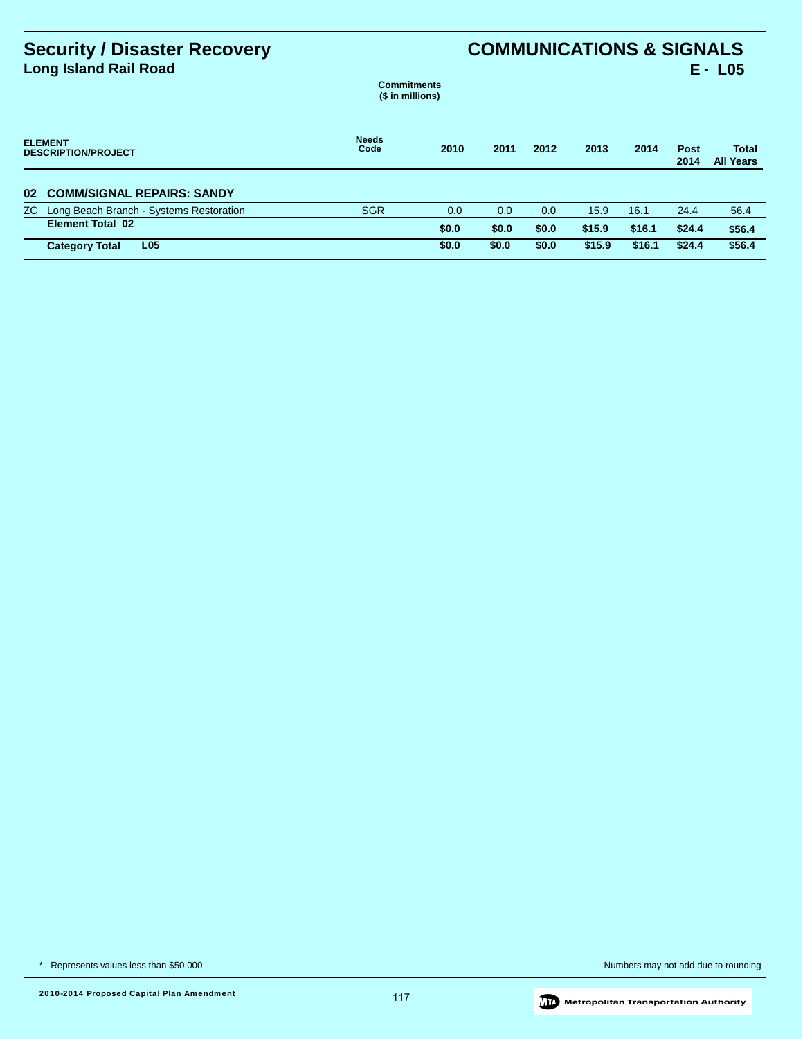# Security / Disaster Recovery

## Long Island Rail Road

# COMMUNICATIONS & SIGNALS

## E - L05

**Commitments**
**($ in millions)**

| ELEMENT DESCRIPTION/PROJECT | Needs Code | 2010 | 2011 | 2012 | 2013 | 2014 | Post 2014 | Total All Years |
|---|---|---|---|---|---|---|---|---|
| **02 COMM/SIGNAL REPAIRS: SANDY** | | | | | | | | |
| ZC Long Beach Branch - Systems Restoration | SGR | 0.0 | 0.0 | 0.0 | 15.9 | 16.1 | 24.4 | 56.4 |
| **Element Total 02** | | **$0.0** | **$0.0** | **$0.0** | **$15.9** | **$16.1** | **$24.4** | **$56.4** |
| **Category Total L05** | | **$0.0** | **$0.0** | **$0.0** | **$15.9** | **$16.1** | **$24.4** | **$56.4** |

* Represents values less than $50,000

Numbers may not add due to rounding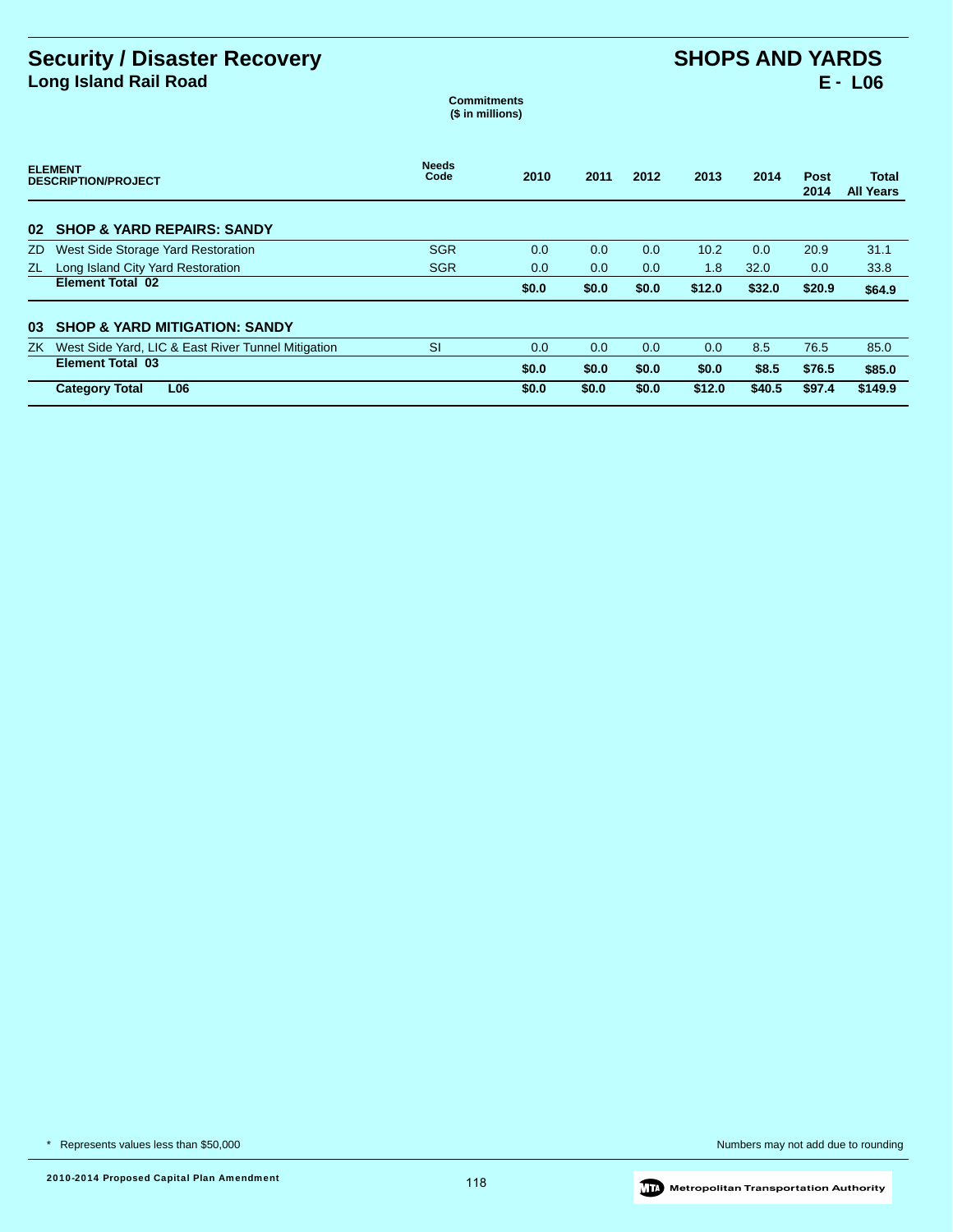# Security / Disaster Recovery

## Long Island Rail Road

# SHOPS AND YARDS

## E - L06

**Commitments**
**($ in millions)**

| ELEMENT DESCRIPTION/PROJECT | | Needs Code | 2010 | 2011 | 2012 | 2013 | 2014 | Post 2014 | Total All Years |
|---|---|---|---|---|---|---|---|---|---|
| **02** | **SHOP & YARD REPAIRS: SANDY** | | | | | | | | |
| ZD | West Side Storage Yard Restoration | SGR | 0.0 | 0.0 | 0.0 | 10.2 | 0.0 | 20.9 | 31.1 |
| ZL | Long Island City Yard Restoration | SGR | 0.0 | 0.0 | 0.0 | 1.8 | 32.0 | 0.0 | 33.8 |
| | **Element Total 02** | | **$0.0** | **$0.0** | **$0.0** | **$12.0** | **$32.0** | **$20.9** | **$64.9** |
| **03** | **SHOP & YARD MITIGATION: SANDY** | | | | | | | | |
| ZK | West Side Yard, LIC & East River Tunnel Mitigation | SI | 0.0 | 0.0 | 0.0 | 0.0 | 8.5 | 76.5 | 85.0 |
| | **Element Total 03** | | **$0.0** | **$0.0** | **$0.0** | **$0.0** | **$8.5** | **$76.5** | **$85.0** |
| | **Category Total L06** | | **$0.0** | **$0.0** | **$0.0** | **$12.0** | **$40.5** | **$97.4** | **$149.9** |

\* Represents values less than $50,000

Numbers may not add due to rounding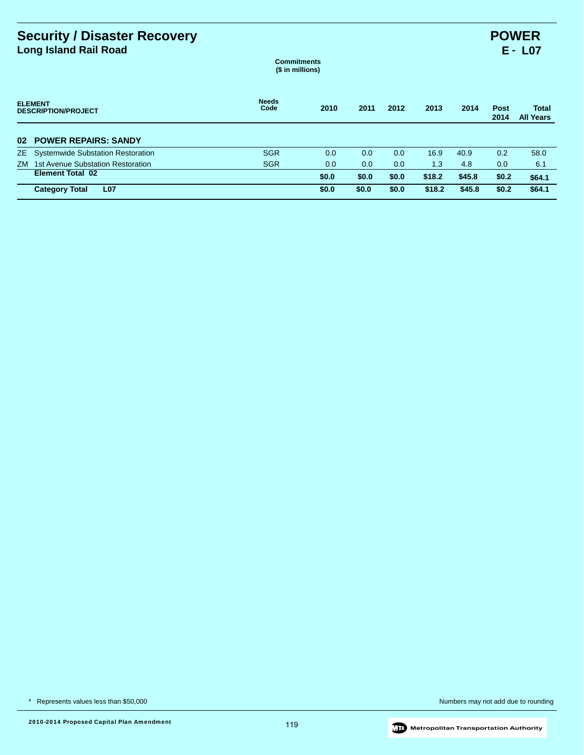# Security / Disaster Recovery

## Long Island Rail Road

**POWER**
**E - L07**

**Commitments**
**($ in millions)**

| ELEMENT DESCRIPTION/PROJECT | Needs Code | 2010 | 2011 | 2012 | 2013 | 2014 | Post 2014 | Total All Years |
|---|---|---|---|---|---|---|---|---|
| **02 POWER REPAIRS: SANDY** | | | | | | | | |
| ZE Systemwide Substation Restoration | SGR | 0.0 | 0.0 | 0.0 | 16.9 | 40.9 | 0.2 | 58.0 |
| ZM 1st Avenue Substation Restoration | SGR | 0.0 | 0.0 | 0.0 | 1.3 | 4.8 | 0.0 | 6.1 |
| **Element Total 02** | | **$0.0** | **$0.0** | **$0.0** | **$18.2** | **$45.8** | **$0.2** | **$64.1** |
| **Category Total L07** | | **$0.0** | **$0.0** | **$0.0** | **$18.2** | **$45.8** | **$0.2** | **$64.1** |

* Represents values less than $50,000

Numbers may not add due to rounding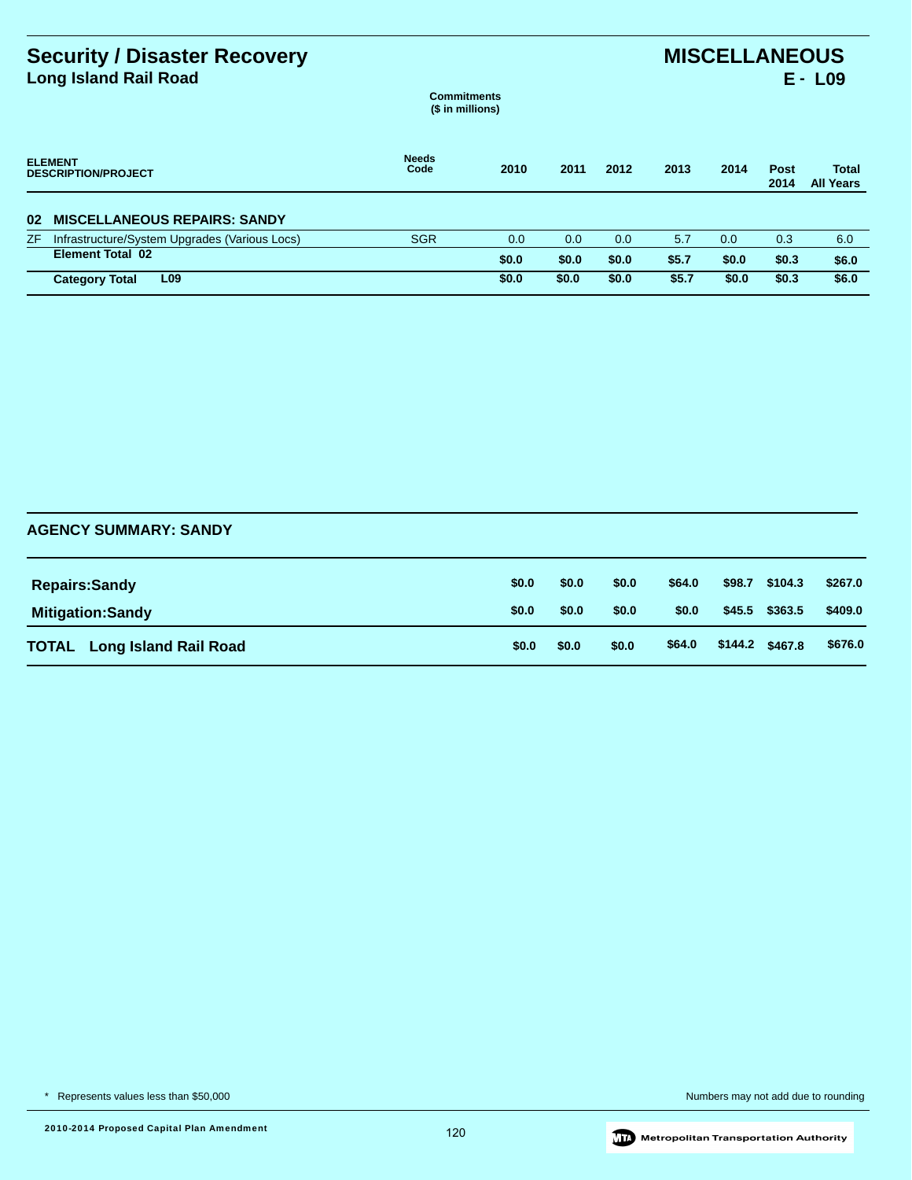# Security / Disaster Recovery
## Long Island Rail Road

# MISCELLANEOUS
## E - L09

Commitments
($ in millions)

| ELEMENT DESCRIPTION/PROJECT | Needs Code | 2010 | 2011 | 2012 | 2013 | 2014 | Post 2014 | Total All Years |
|---|---|---|---|---|---|---|---|---|
| **02 MISCELLANEOUS REPAIRS: SANDY** | | | | | | | | |
| ZF Infrastructure/System Upgrades (Various Locs) | SGR | 0.0 | 0.0 | 0.0 | 5.7 | 0.0 | 0.3 | 6.0 |
| **Element Total 02** | | **$0.0** | **$0.0** | **$0.0** | **$5.7** | **$0.0** | **$0.3** | **$6.0** |
| **Category Total L09** | | **$0.0** | **$0.0** | **$0.0** | **$5.7** | **$0.0** | **$0.3** | **$6.0** |

## AGENCY SUMMARY: SANDY

| | 2010 | 2011 | 2012 | 2013 | 2014 | Post 2014 | Total All Years |
|---|---|---|---|---|---|---|---|
| **Repairs:Sandy** | **$0.0** | **$0.0** | **$0.0** | **$64.0** | **$98.7** | **$104.3** | **$267.0** |
| **Mitigation:Sandy** | **$0.0** | **$0.0** | **$0.0** | **$0.0** | **$45.5** | **$363.5** | **$409.0** |
| **TOTAL Long Island Rail Road** | **$0.0** | **$0.0** | **$0.0** | **$64.0** | **$144.2** | **$467.8** | **$676.0** |

* Represents values less than $50,000

Numbers may not add due to rounding

2010-2014 Proposed Capital Plan Amendment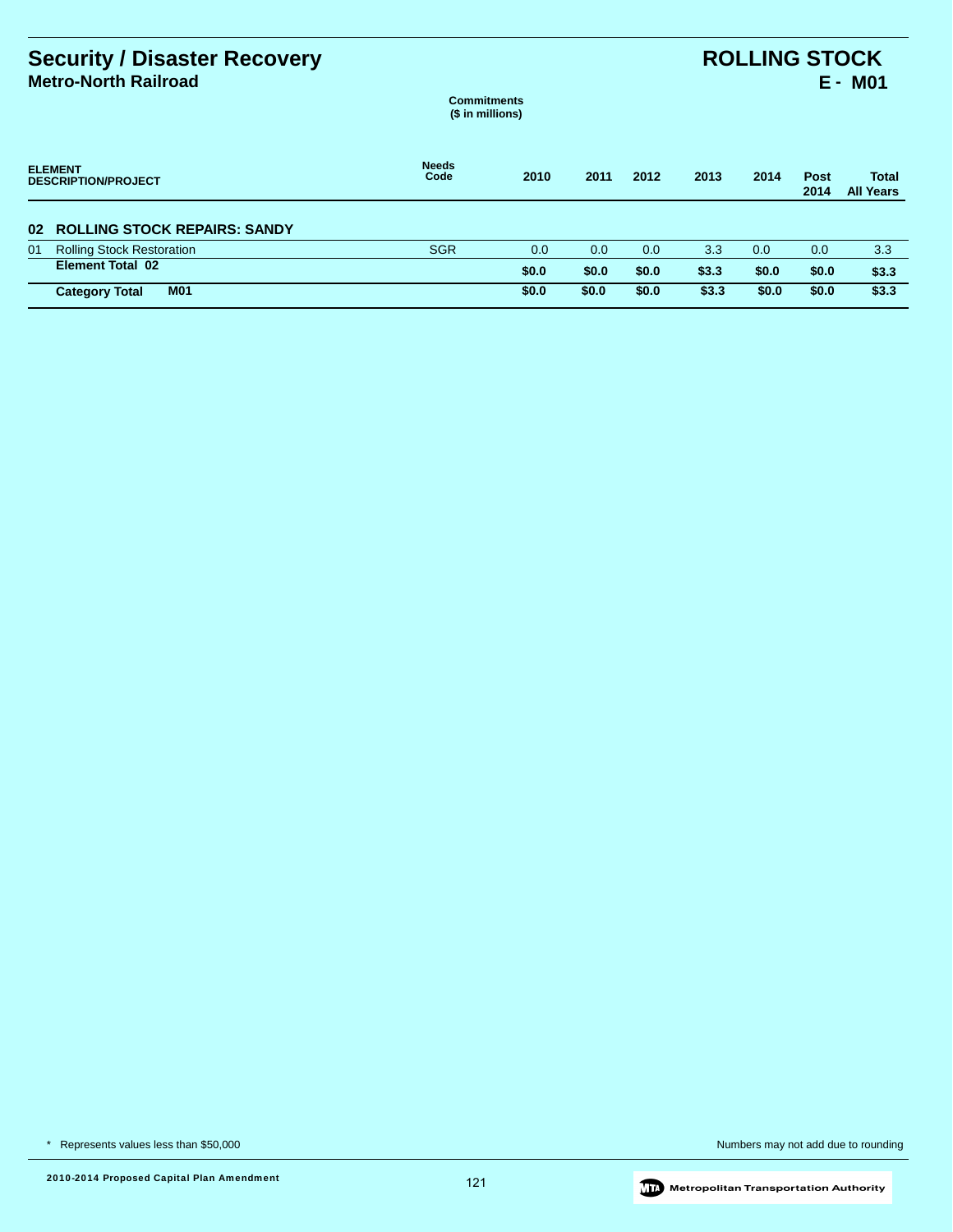# Security / Disaster Recovery

## Metro-North Railroad

# ROLLING STOCK

## E - M01

Commitments
($ in millions)

| ELEMENT DESCRIPTION/PROJECT | Needs Code | 2010 | 2011 | 2012 | 2013 | 2014 | Post 2014 | Total All Years |
|---|---|---|---|---|---|---|---|---|
| **02 ROLLING STOCK REPAIRS: SANDY** | | | | | | | | |
| 01 Rolling Stock Restoration | SGR | 0.0 | 0.0 | 0.0 | 3.3 | 0.0 | 0.0 | 3.3 |
| **Element Total 02** | | **$0.0** | **$0.0** | **$0.0** | **$3.3** | **$0.0** | **$0.0** | **$3.3** |
| **Category Total M01** | | **$0.0** | **$0.0** | **$0.0** | **$3.3** | **$0.0** | **$0.0** | **$3.3** |

\* Represents values less than $50,000

Numbers may not add due to rounding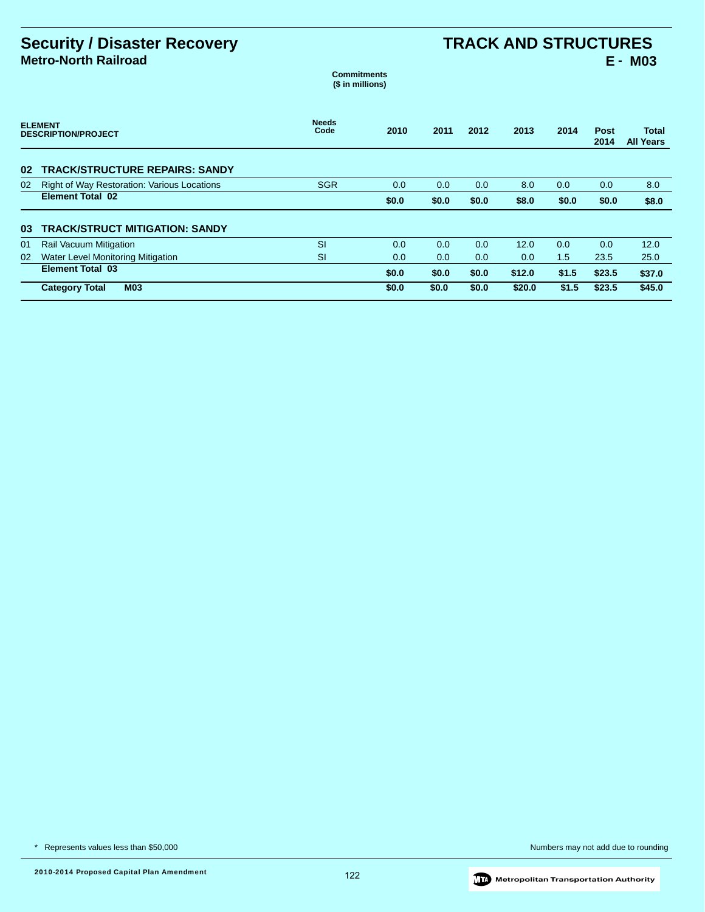# Security / Disaster Recovery

## Metro-North Railroad

# TRACK AND STRUCTURES

## E - M03

**Commitments**
**($ in millions)**

| ELEMENT DESCRIPTION/PROJECT | | Needs Code | 2010 | 2011 | 2012 | 2013 | 2014 | Post 2014 | Total All Years |
|---|---|---|---|---|---|---|---|---|---|
| **02** | **TRACK/STRUCTURE REPAIRS: SANDY** | | | | | | | | |
| 02 | Right of Way Restoration: Various Locations | SGR | 0.0 | 0.0 | 0.0 | 8.0 | 0.0 | 0.0 | 8.0 |
| | **Element Total 02** | | **$0.0** | **$0.0** | **$0.0** | **$8.0** | **$0.0** | **$0.0** | **$8.0** |
| **03** | **TRACK/STRUCT MITIGATION: SANDY** | | | | | | | | |
| 01 | Rail Vacuum Mitigation | SI | 0.0 | 0.0 | 0.0 | 12.0 | 0.0 | 0.0 | 12.0 |
| 02 | Water Level Monitoring Mitigation | SI | 0.0 | 0.0 | 0.0 | 0.0 | 1.5 | 23.5 | 25.0 |
| | **Element Total 03** | | **$0.0** | **$0.0** | **$0.0** | **$12.0** | **$1.5** | **$23.5** | **$37.0** |
| | **Category Total M03** | | **$0.0** | **$0.0** | **$0.0** | **$20.0** | **$1.5** | **$23.5** | **$45.0** |

* Represents values less than $50,000

Numbers may not add due to rounding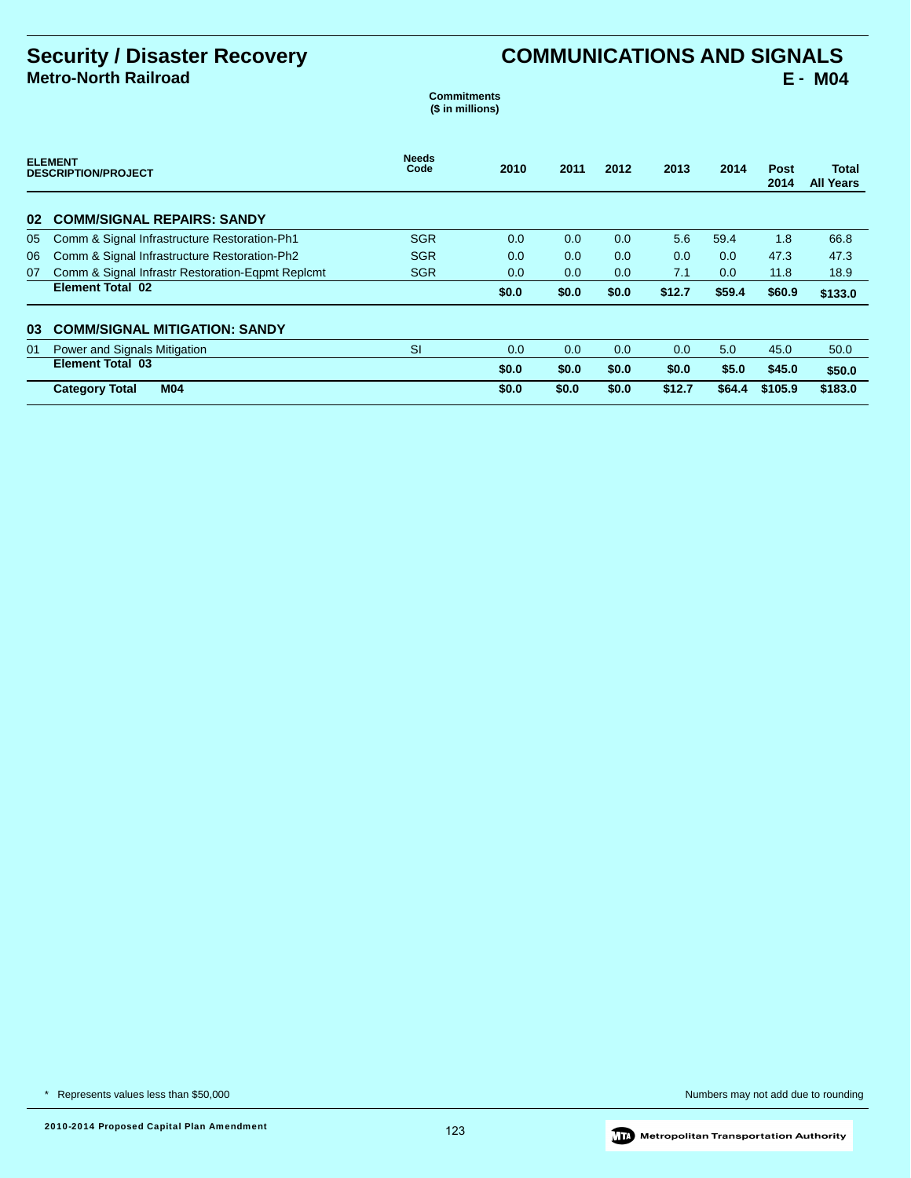# Security / Disaster Recovery

## Metro-North Railroad

# COMMUNICATIONS AND SIGNALS

## E - M04

**Commitments**
**($ in millions)**

| ELEMENT | DESCRIPTION/PROJECT | Needs Code | 2010 | 2011 | 2012 | 2013 | 2014 | Post 2014 | Total All Years |
|---|---|---|---|---|---|---|---|---|---|
| **02** | **COMM/SIGNAL REPAIRS: SANDY** | | | | | | | | |
| 05 | Comm & Signal Infrastructure Restoration-Ph1 | SGR | 0.0 | 0.0 | 0.0 | 5.6 | 59.4 | 1.8 | 66.8 |
| 06 | Comm & Signal Infrastructure Restoration-Ph2 | SGR | 0.0 | 0.0 | 0.0 | 0.0 | 0.0 | 47.3 | 47.3 |
| 07 | Comm & Signal Infrastr Restoration-Eqpmt Replcmt | SGR | 0.0 | 0.0 | 0.0 | 7.1 | 0.0 | 11.8 | 18.9 |
| | **Element Total 02** | | **$0.0** | **$0.0** | **$0.0** | **$12.7** | **$59.4** | **$60.9** | **$133.0** |
| **03** | **COMM/SIGNAL MITIGATION: SANDY** | | | | | | | | |
| 01 | Power and Signals Mitigation | SI | 0.0 | 0.0 | 0.0 | 0.0 | 5.0 | 45.0 | 50.0 |
| | **Element Total 03** | | **$0.0** | **$0.0** | **$0.0** | **$0.0** | **$5.0** | **$45.0** | **$50.0** |
| | **Category Total M04** | | **$0.0** | **$0.0** | **$0.0** | **$12.7** | **$64.4** | **$105.9** | **$183.0** |

\* Represents values less than $50,000

Numbers may not add due to rounding

2010-2014 Proposed Capital Plan Amendment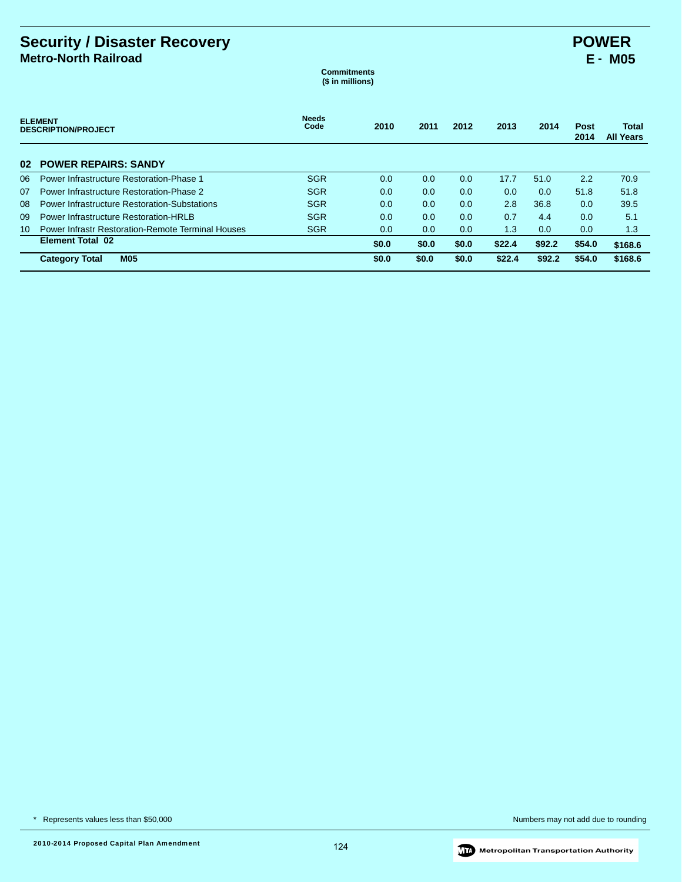# Security / Disaster Recovery

## Metro-North Railroad

# POWER

## E - M05

**Commitments**
**($ in millions)**

| ELEMENT DESCRIPTION/PROJECT | | Needs Code | 2010 | 2011 | 2012 | 2013 | 2014 | Post 2014 | Total All Years |
|---|---|---|---|---|---|---|---|---|---|
| **02** | **POWER REPAIRS: SANDY** | | | | | | | | |
| 06 | Power Infrastructure Restoration-Phase 1 | SGR | 0.0 | 0.0 | 0.0 | 17.7 | 51.0 | 2.2 | 70.9 |
| 07 | Power Infrastructure Restoration-Phase 2 | SGR | 0.0 | 0.0 | 0.0 | 0.0 | 0.0 | 51.8 | 51.8 |
| 08 | Power Infrastructure Restoration-Substations | SGR | 0.0 | 0.0 | 0.0 | 2.8 | 36.8 | 0.0 | 39.5 |
| 09 | Power Infrastructure Restoration-HRLB | SGR | 0.0 | 0.0 | 0.0 | 0.7 | 4.4 | 0.0 | 5.1 |
| 10 | Power Infrastr Restoration-Remote Terminal Houses | SGR | 0.0 | 0.0 | 0.0 | 1.3 | 0.0 | 0.0 | 1.3 |
| | **Element Total 02** | | **$0.0** | **$0.0** | **$0.0** | **$22.4** | **$92.2** | **$54.0** | **$168.6** |
| | **Category Total M05** | | **$0.0** | **$0.0** | **$0.0** | **$22.4** | **$92.2** | **$54.0** | **$168.6** |

\* Represents values less than $50,000

Numbers may not add due to rounding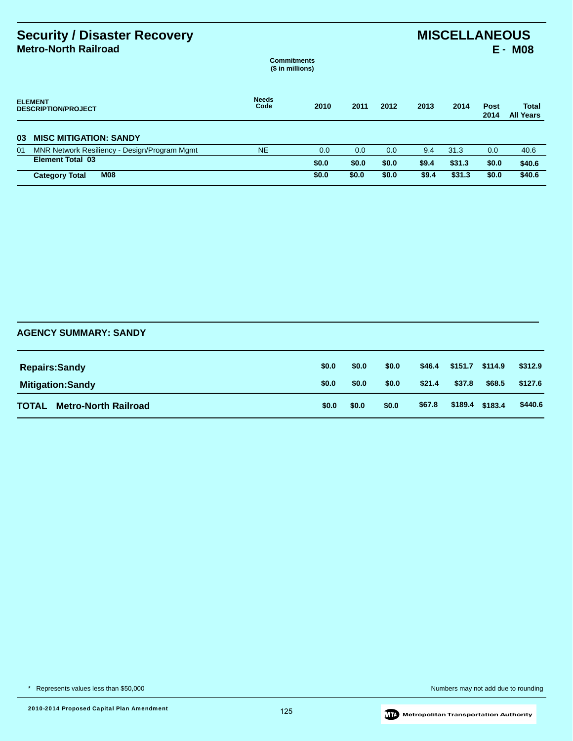# Security / Disaster Recovery

## Metro-North Railroad

# MISCELLANEOUS

## E - M08

Commitments
($ in millions)

| ELEMENT DESCRIPTION/PROJECT | Needs Code | 2010 | 2011 | 2012 | 2013 | 2014 | Post 2014 | Total All Years |
|---|---|---|---|---|---|---|---|---|
| **03 MISC MITIGATION: SANDY** | | | | | | | | |
| 01 MNR Network Resiliency - Design/Program Mgmt | NE | 0.0 | 0.0 | 0.0 | 9.4 | 31.3 | 0.0 | 40.6 |
| **Element Total 03** | | **$0.0** | **$0.0** | **$0.0** | **$9.4** | **$31.3** | **$0.0** | **$40.6** |
| **Category Total M08** | | **$0.0** | **$0.0** | **$0.0** | **$9.4** | **$31.3** | **$0.0** | **$40.6** |

## AGENCY SUMMARY: SANDY

| | 2010 | 2011 | 2012 | 2013 | 2014 | Post 2014 | Total All Years |
|---|---|---|---|---|---|---|---|
| **Repairs:Sandy** | **$0.0** | **$0.0** | **$0.0** | **$46.4** | **$151.7** | **$114.9** | **$312.9** |
| **Mitigation:Sandy** | **$0.0** | **$0.0** | **$0.0** | **$21.4** | **$37.8** | **$68.5** | **$127.6** |
| **TOTAL Metro-North Railroad** | **$0.0** | **$0.0** | **$0.0** | **$67.8** | **$189.4** | **$183.4** | **$440.6** |

* Represents values less than $50,000

Numbers may not add due to rounding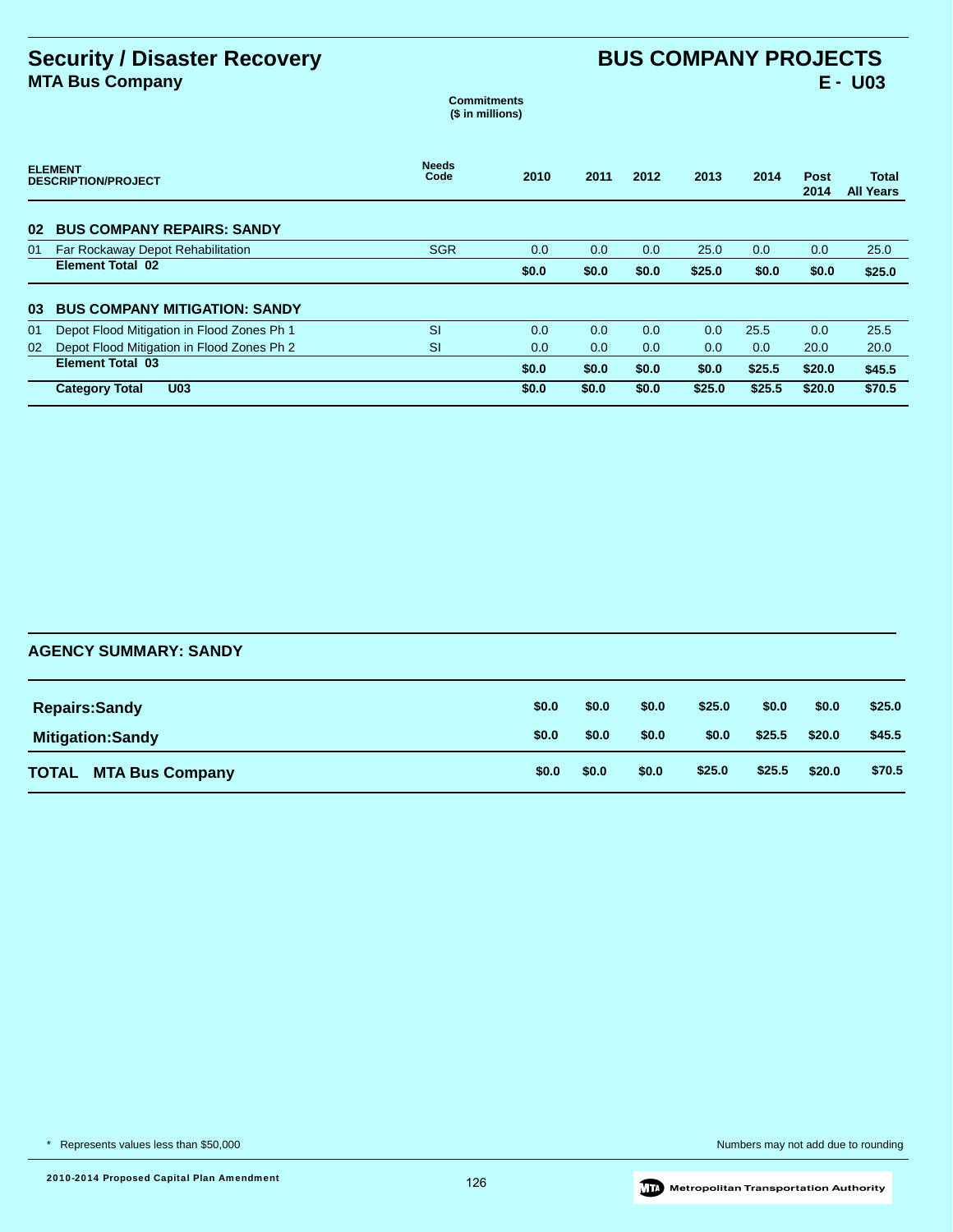# Security / Disaster Recovery

## MTA Bus Company

# BUS COMPANY PROJECTS

## E - U03

Commitments
($ in millions)

| ELEMENT DESCRIPTION/PROJECT | Needs Code | 2010 | 2011 | 2012 | 2013 | 2014 | Post 2014 | Total All Years |
|---|---|---|---|---|---|---|---|---|
| **02 BUS COMPANY REPAIRS: SANDY** | | | | | | | | |
| 01 Far Rockaway Depot Rehabilitation | SGR | 0.0 | 0.0 | 0.0 | 25.0 | 0.0 | 0.0 | 25.0 |
| **Element Total 02** | | **$0.0** | **$0.0** | **$0.0** | **$25.0** | **$0.0** | **$0.0** | **$25.0** |
| **03 BUS COMPANY MITIGATION: SANDY** | | | | | | | | |
| 01 Depot Flood Mitigation in Flood Zones Ph 1 | SI | 0.0 | 0.0 | 0.0 | 0.0 | 25.5 | 0.0 | 25.5 |
| 02 Depot Flood Mitigation in Flood Zones Ph 2 | SI | 0.0 | 0.0 | 0.0 | 0.0 | 0.0 | 20.0 | 20.0 |
| **Element Total 03** | | **$0.0** | **$0.0** | **$0.0** | **$0.0** | **$25.5** | **$20.0** | **$45.5** |
| **Category Total U03** | | **$0.0** | **$0.0** | **$0.0** | **$25.0** | **$25.5** | **$20.0** | **$70.5** |

## AGENCY SUMMARY: SANDY

| | 2010 | 2011 | 2012 | 2013 | 2014 | Post 2014 | Total All Years |
|---|---|---|---|---|---|---|---|
| **Repairs:Sandy** | **$0.0** | **$0.0** | **$0.0** | **$25.0** | **$0.0** | **$0.0** | **$25.0** |
| **Mitigation:Sandy** | **$0.0** | **$0.0** | **$0.0** | **$0.0** | **$25.5** | **$20.0** | **$45.5** |
| **TOTAL MTA Bus Company** | **$0.0** | **$0.0** | **$0.0** | **$25.0** | **$25.5** | **$20.0** | **$70.5** |

* Represents values less than $50,000

Numbers may not add due to rounding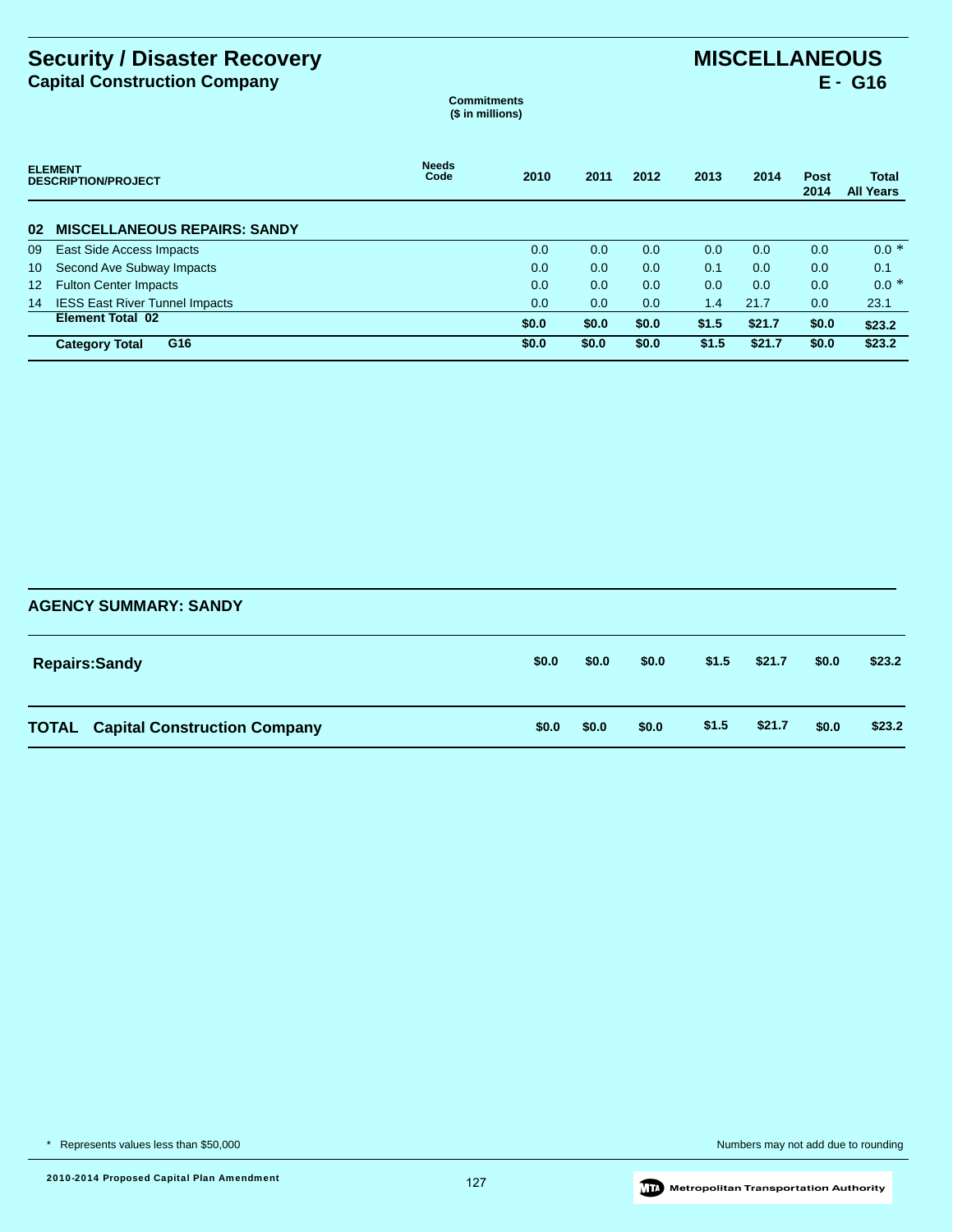# Security / Disaster Recovery

## Capital Construction Company

# MISCELLANEOUS

## E - G16

**Commitments**
**($ in millions)**

| ELEMENT DESCRIPTION/PROJECT | | Needs Code | 2010 | 2011 | 2012 | 2013 | 2014 | Post 2014 | Total All Years |
|---|---|---|---|---|---|---|---|---|---|
| **02** | **MISCELLANEOUS REPAIRS: SANDY** | | | | | | | | |
| 09 | East Side Access Impacts | | 0.0 | 0.0 | 0.0 | 0.0 | 0.0 | 0.0 | 0.0 * |
| 10 | Second Ave Subway Impacts | | 0.0 | 0.0 | 0.0 | 0.1 | 0.0 | 0.0 | 0.1 |
| 12 | Fulton Center Impacts | | 0.0 | 0.0 | 0.0 | 0.0 | 0.0 | 0.0 | 0.0 * |
| 14 | IESS East River Tunnel Impacts | | 0.0 | 0.0 | 0.0 | 1.4 | 21.7 | 0.0 | 23.1 |
| | **Element Total 02** | | **$0.0** | **$0.0** | **$0.0** | **$1.5** | **$21.7** | **$0.0** | **$23.2** |
| | **Category Total G16** | | **$0.0** | **$0.0** | **$0.0** | **$1.5** | **$21.7** | **$0.0** | **$23.2** |

## AGENCY SUMMARY: SANDY

| | 2010 | 2011 | 2012 | 2013 | 2014 | Post 2014 | Total All Years |
|---|---|---|---|---|---|---|---|
| **Repairs:Sandy** | **$0.0** | **$0.0** | **$0.0** | **$1.5** | **$21.7** | **$0.0** | **$23.2** |
| **TOTAL Capital Construction Company** | **$0.0** | **$0.0** | **$0.0** | **$1.5** | **$21.7** | **$0.0** | **$23.2** |

\* Represents values less than $50,000

Numbers may not add due to rounding

2010-2014 Proposed Capital Plan Amendment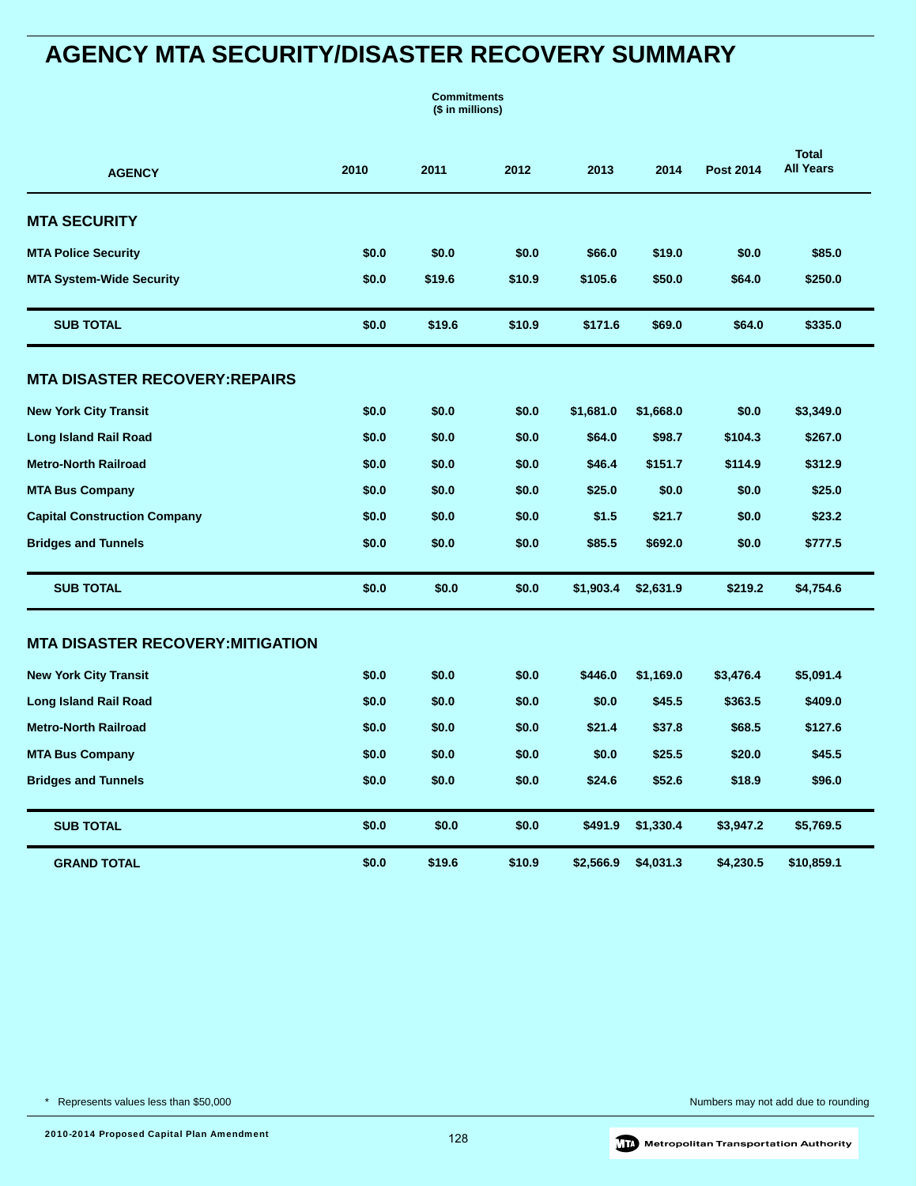# AGENCY MTA SECURITY/DISASTER RECOVERY SUMMARY

**Commitments**
**($ in millions)**

| AGENCY | 2010 | 2011 | 2012 | 2013 | 2014 | Post 2014 | Total All Years |
|---|---|---|---|---|---|---|---|
| **MTA SECURITY** | | | | | | | |
| MTA Police Security | $0.0 | $0.0 | $0.0 | $66.0 | $19.0 | $0.0 | $85.0 |
| MTA System-Wide Security | $0.0 | $19.6 | $10.9 | $105.6 | $50.0 | $64.0 | $250.0 |
| **SUB TOTAL** | $0.0 | $19.6 | $10.9 | $171.6 | $69.0 | $64.0 | $335.0 |
| **MTA DISASTER RECOVERY:REPAIRS** | | | | | | | |
| New York City Transit | $0.0 | $0.0 | $0.0 | $1,681.0 | $1,668.0 | $0.0 | $3,349.0 |
| Long Island Rail Road | $0.0 | $0.0 | $0.0 | $64.0 | $98.7 | $104.3 | $267.0 |
| Metro-North Railroad | $0.0 | $0.0 | $0.0 | $46.4 | $151.7 | $114.9 | $312.9 |
| MTA Bus Company | $0.0 | $0.0 | $0.0 | $25.0 | $0.0 | $0.0 | $25.0 |
| Capital Construction Company | $0.0 | $0.0 | $0.0 | $1.5 | $21.7 | $0.0 | $23.2 |
| Bridges and Tunnels | $0.0 | $0.0 | $0.0 | $85.5 | $692.0 | $0.0 | $777.5 |
| **SUB TOTAL** | $0.0 | $0.0 | $0.0 | $1,903.4 | $2,631.9 | $219.2 | $4,754.6 |
| **MTA DISASTER RECOVERY:MITIGATION** | | | | | | | |
| New York City Transit | $0.0 | $0.0 | $0.0 | $446.0 | $1,169.0 | $3,476.4 | $5,091.4 |
| Long Island Rail Road | $0.0 | $0.0 | $0.0 | $0.0 | $45.5 | $363.5 | $409.0 |
| Metro-North Railroad | $0.0 | $0.0 | $0.0 | $21.4 | $37.8 | $68.5 | $127.6 |
| MTA Bus Company | $0.0 | $0.0 | $0.0 | $0.0 | $25.5 | $20.0 | $45.5 |
| Bridges and Tunnels | $0.0 | $0.0 | $0.0 | $24.6 | $52.6 | $18.9 | $96.0 |
| **SUB TOTAL** | $0.0 | $0.0 | $0.0 | $491.9 | $1,330.4 | $3,947.2 | $5,769.5 |
| **GRAND TOTAL** | $0.0 | $19.6 | $10.9 | $2,566.9 | $4,031.3 | $4,230.5 | $10,859.1 |

\* Represents values less than $50,000

Numbers may not add due to rounding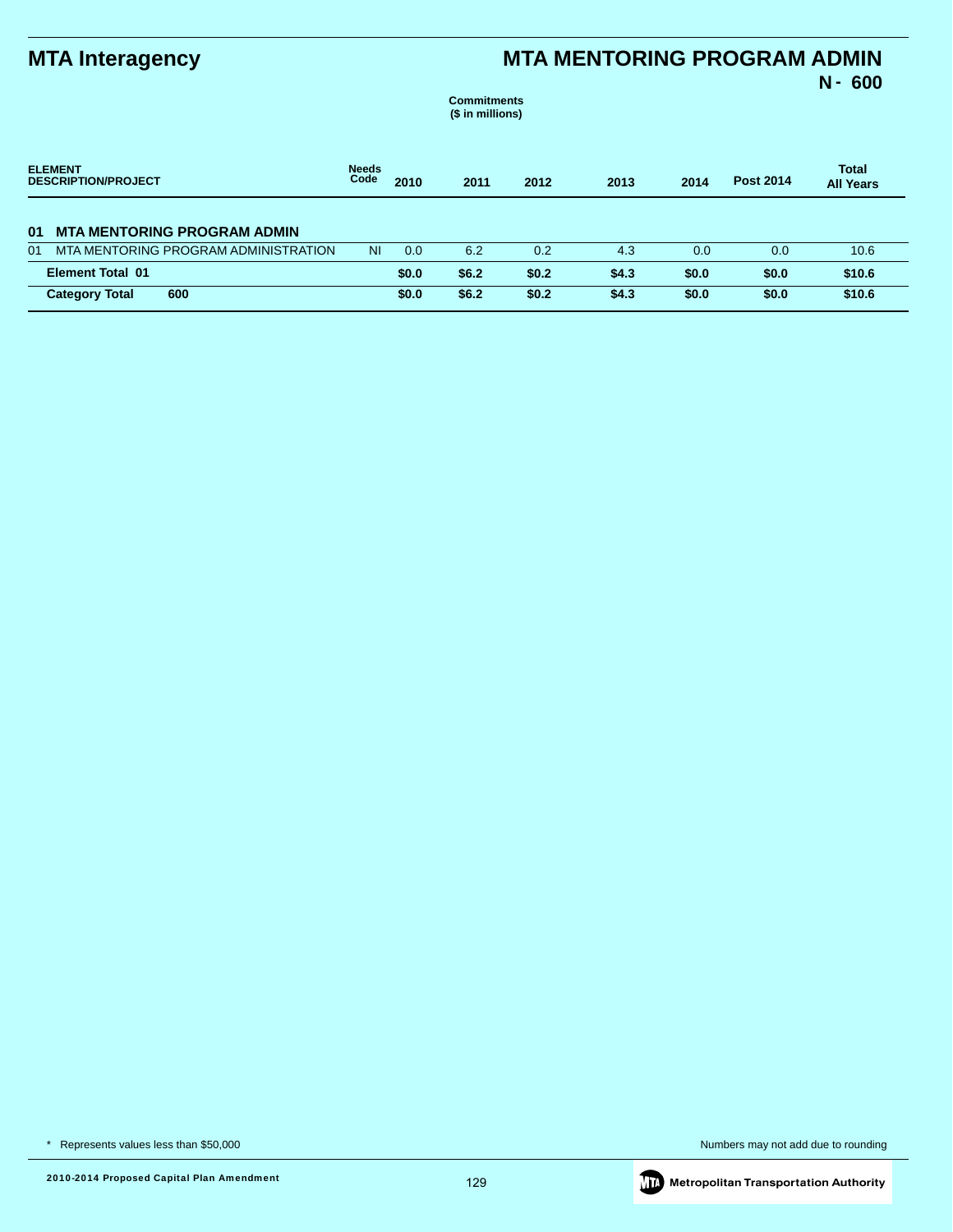# MTA Interagency

## MTA MENTORING PROGRAM ADMIN

**N - 600**

**Commitments**
**($ in millions)**

| ELEMENT DESCRIPTION/PROJECT | Needs Code | 2010 | 2011 | 2012 | 2013 | 2014 | Post 2014 | Total All Years |
|---|---|---|---|---|---|---|---|---|
| **01 MTA MENTORING PROGRAM ADMIN** | | | | | | | | |
| 01 MTA MENTORING PROGRAM ADMINISTRATION | NI | 0.0 | 6.2 | 0.2 | 4.3 | 0.0 | 0.0 | 10.6 |
| **Element Total 01** | | **$0.0** | **$6.2** | **$0.2** | **$4.3** | **$0.0** | **$0.0** | **$10.6** |
| **Category Total 600** | | **$0.0** | **$6.2** | **$0.2** | **$4.3** | **$0.0** | **$0.0** | **$10.6** |

* Represents values less than $50,000

Numbers may not add due to rounding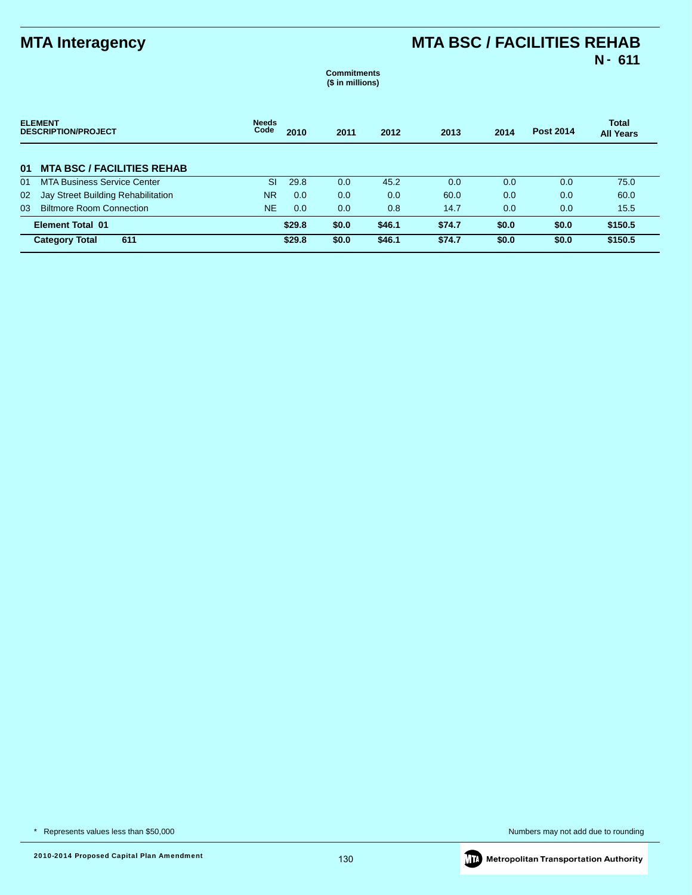# MTA Interagency

## MTA BSC / FACILITIES REHAB
**N - 611**

**Commitments**
**($ in millions)**

| ELEMENT DESCRIPTION/PROJECT | Needs Code | 2010 | 2011 | 2012 | 2013 | 2014 | Post 2014 | Total All Years |
|---|---|---|---|---|---|---|---|---|
| **01 MTA BSC / FACILITIES REHAB** | | | | | | | | |
| 01 MTA Business Service Center | SI | 29.8 | 0.0 | 45.2 | 0.0 | 0.0 | 0.0 | 75.0 |
| 02 Jay Street Building Rehabilitation | NR | 0.0 | 0.0 | 0.0 | 60.0 | 0.0 | 0.0 | 60.0 |
| 03 Biltmore Room Connection | NE | 0.0 | 0.0 | 0.8 | 14.7 | 0.0 | 0.0 | 15.5 |
| **Element Total 01** | | **$29.8** | **$0.0** | **$46.1** | **$74.7** | **$0.0** | **$0.0** | **$150.5** |
| **Category Total 611** | | **$29.8** | **$0.0** | **$46.1** | **$74.7** | **$0.0** | **$0.0** | **$150.5** |

* Represents values less than $50,000

Numbers may not add due to rounding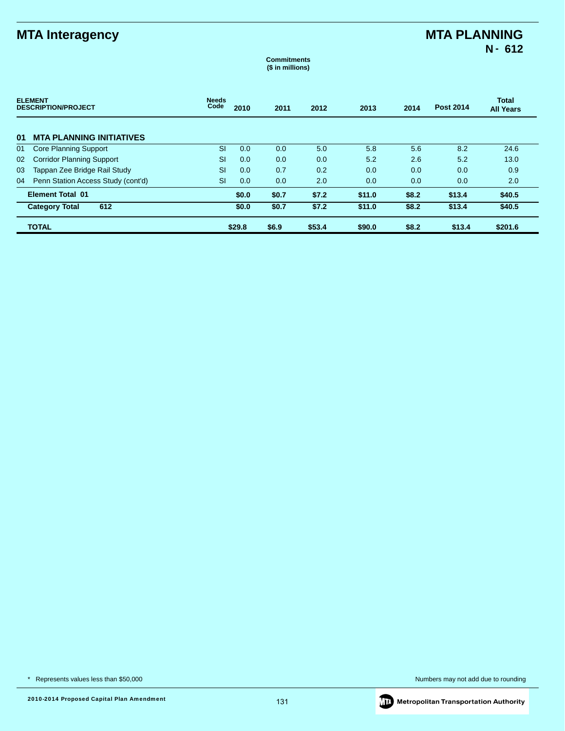## MTA Interagency

## MTA PLANNING
**N - 612**

**Commitments**
**($ in millions)**

| ELEMENT DESCRIPTION/PROJECT | | Needs Code | 2010 | 2011 | 2012 | 2013 | 2014 | Post 2014 | Total All Years |
|---|---|---|---|---|---|---|---|---|---|
| **01** | **MTA PLANNING INITIATIVES** | | | | | | | | |
| 01 | Core Planning Support | SI | 0.0 | 0.0 | 5.0 | 5.8 | 5.6 | 8.2 | 24.6 |
| 02 | Corridor Planning Support | SI | 0.0 | 0.0 | 0.0 | 5.2 | 2.6 | 5.2 | 13.0 |
| 03 | Tappan Zee Bridge Rail Study | SI | 0.0 | 0.7 | 0.2 | 0.0 | 0.0 | 0.0 | 0.9 |
| 04 | Penn Station Access Study (cont'd) | SI | 0.0 | 0.0 | 2.0 | 0.0 | 0.0 | 0.0 | 2.0 |
| | **Element Total 01** | | **$0.0** | **$0.7** | **$7.2** | **$11.0** | **$8.2** | **$13.4** | **$40.5** |
| | **Category Total 612** | | **$0.0** | **$0.7** | **$7.2** | **$11.0** | **$8.2** | **$13.4** | **$40.5** |
| | **TOTAL** | | **$29.8** | **$6.9** | **$53.4** | **$90.0** | **$8.2** | **$13.4** | **$201.6** |

* Represents values less than $50,000

Numbers may not add due to rounding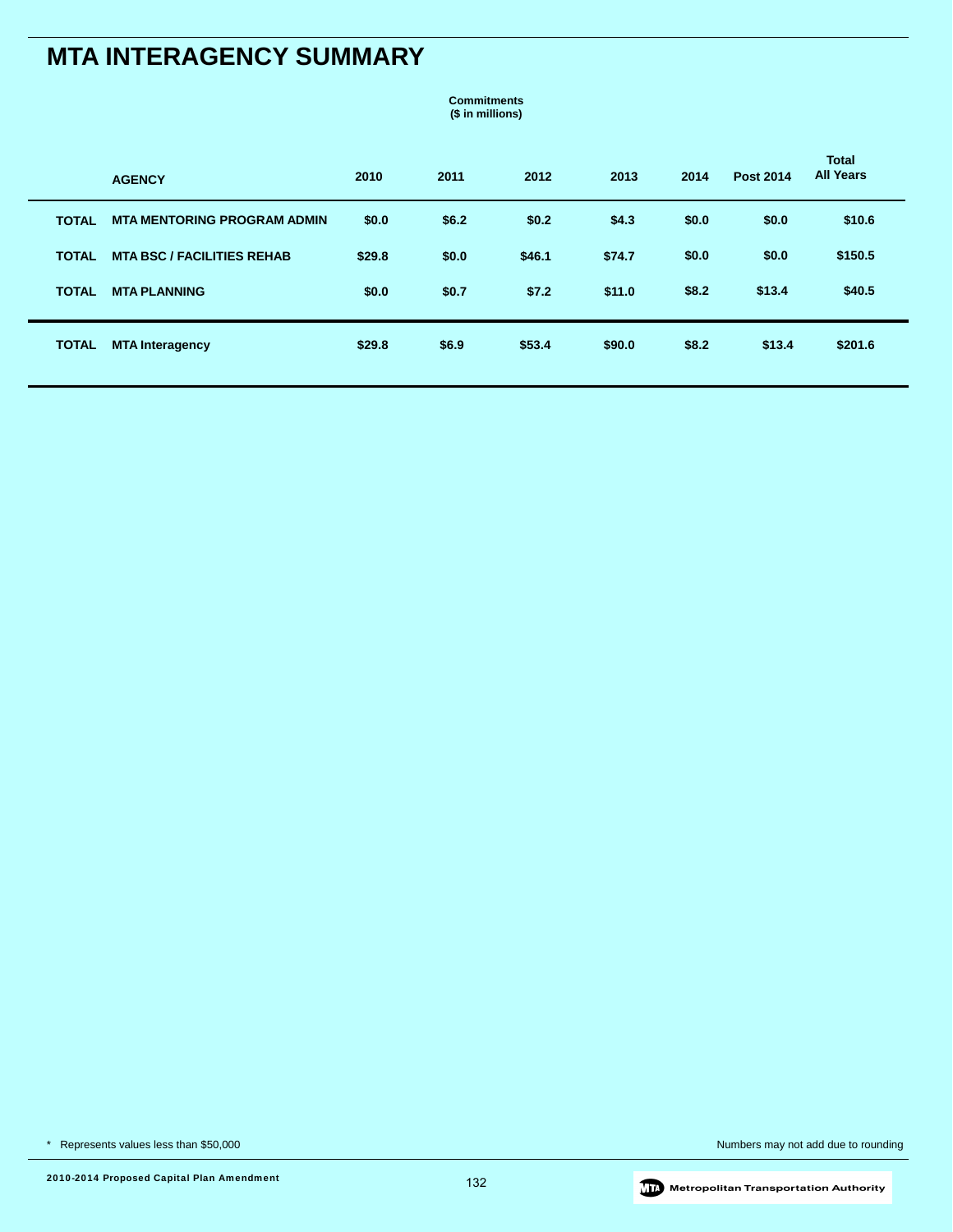# MTA INTERAGENCY SUMMARY

**Commitments**
**($ in millions)**

| | AGENCY | 2010 | 2011 | 2012 | 2013 | 2014 | Post 2014 | Total All Years |
|---|---|---|---|---|---|---|---|---|
| TOTAL | MTA MENTORING PROGRAM ADMIN | $0.0 | $6.2 | $0.2 | $4.3 | $0.0 | $0.0 | $10.6 |
| TOTAL | MTA BSC / FACILITIES REHAB | $29.8 | $0.0 | $46.1 | $74.7 | $0.0 | $0.0 | $150.5 |
| TOTAL | MTA PLANNING | $0.0 | $0.7 | $7.2 | $11.0 | $8.2 | $13.4 | $40.5 |
| TOTAL | MTA Interagency | $29.8 | $6.9 | $53.4 | $90.0 | $8.2 | $13.4 | $201.6 |

\* Represents values less than $50,000

Numbers may not add due to rounding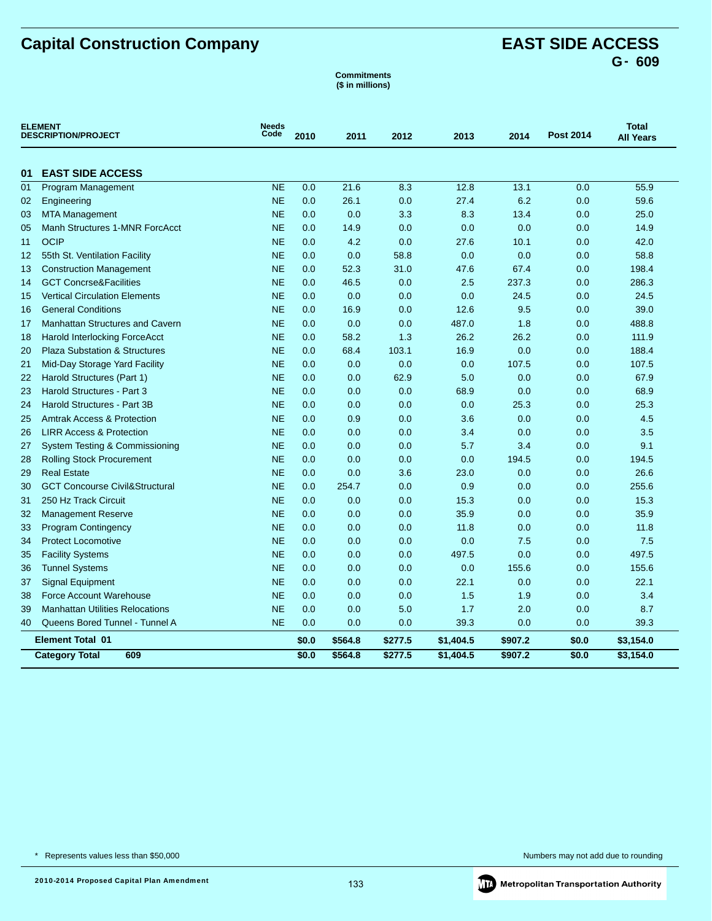# Capital Construction Company

## EAST SIDE ACCESS
### G- 609

**Commitments**
**($ in millions)**

| ELEMENT DESCRIPTION/PROJECT | | Needs Code | 2010 | 2011 | 2012 | 2013 | 2014 | Post 2014 | Total All Years |
|---|---|---|---|---|---|---|---|---|---|
| **01** | **EAST SIDE ACCESS** | | | | | | | | |
| 01 | Program Management | NE | 0.0 | 21.6 | 8.3 | 12.8 | 13.1 | 0.0 | 55.9 |
| 02 | Engineering | NE | 0.0 | 26.1 | 0.0 | 27.4 | 6.2 | 0.0 | 59.6 |
| 03 | MTA Management | NE | 0.0 | 0.0 | 3.3 | 8.3 | 13.4 | 0.0 | 25.0 |
| 05 | Manh Structures 1-MNR ForcAcct | NE | 0.0 | 14.9 | 0.0 | 0.0 | 0.0 | 0.0 | 14.9 |
| 11 | OCIP | NE | 0.0 | 4.2 | 0.0 | 27.6 | 10.1 | 0.0 | 42.0 |
| 12 | 55th St. Ventilation Facility | NE | 0.0 | 0.0 | 58.8 | 0.0 | 0.0 | 0.0 | 58.8 |
| 13 | Construction Management | NE | 0.0 | 52.3 | 31.0 | 47.6 | 67.4 | 0.0 | 198.4 |
| 14 | GCT Concrse&Facilities | NE | 0.0 | 46.5 | 0.0 | 2.5 | 237.3 | 0.0 | 286.3 |
| 15 | Vertical Circulation Elements | NE | 0.0 | 0.0 | 0.0 | 0.0 | 24.5 | 0.0 | 24.5 |
| 16 | General Conditions | NE | 0.0 | 16.9 | 0.0 | 12.6 | 9.5 | 0.0 | 39.0 |
| 17 | Manhattan Structures and Cavern | NE | 0.0 | 0.0 | 0.0 | 487.0 | 1.8 | 0.0 | 488.8 |
| 18 | Harold Interlocking ForceAcct | NE | 0.0 | 58.2 | 1.3 | 26.2 | 26.2 | 0.0 | 111.9 |
| 20 | Plaza Substation & Structures | NE | 0.0 | 68.4 | 103.1 | 16.9 | 0.0 | 0.0 | 188.4 |
| 21 | Mid-Day Storage Yard Facility | NE | 0.0 | 0.0 | 0.0 | 0.0 | 107.5 | 0.0 | 107.5 |
| 22 | Harold Structures (Part 1) | NE | 0.0 | 0.0 | 62.9 | 5.0 | 0.0 | 0.0 | 67.9 |
| 23 | Harold Structures - Part 3 | NE | 0.0 | 0.0 | 0.0 | 68.9 | 0.0 | 0.0 | 68.9 |
| 24 | Harold Structures - Part 3B | NE | 0.0 | 0.0 | 0.0 | 0.0 | 25.3 | 0.0 | 25.3 |
| 25 | Amtrak Access & Protection | NE | 0.0 | 0.9 | 0.0 | 3.6 | 0.0 | 0.0 | 4.5 |
| 26 | LIRR Access & Protection | NE | 0.0 | 0.0 | 0.0 | 3.4 | 0.0 | 0.0 | 3.5 |
| 27 | System Testing & Commissioning | NE | 0.0 | 0.0 | 0.0 | 5.7 | 3.4 | 0.0 | 9.1 |
| 28 | Rolling Stock Procurement | NE | 0.0 | 0.0 | 0.0 | 0.0 | 194.5 | 0.0 | 194.5 |
| 29 | Real Estate | NE | 0.0 | 0.0 | 3.6 | 23.0 | 0.0 | 0.0 | 26.6 |
| 30 | GCT Concourse Civil&Structural | NE | 0.0 | 254.7 | 0.0 | 0.9 | 0.0 | 0.0 | 255.6 |
| 31 | 250 Hz Track Circuit | NE | 0.0 | 0.0 | 0.0 | 15.3 | 0.0 | 0.0 | 15.3 |
| 32 | Management Reserve | NE | 0.0 | 0.0 | 0.0 | 35.9 | 0.0 | 0.0 | 35.9 |
| 33 | Program Contingency | NE | 0.0 | 0.0 | 0.0 | 11.8 | 0.0 | 0.0 | 11.8 |
| 34 | Protect Locomotive | NE | 0.0 | 0.0 | 0.0 | 0.0 | 7.5 | 0.0 | 7.5 |
| 35 | Facility Systems | NE | 0.0 | 0.0 | 0.0 | 497.5 | 0.0 | 0.0 | 497.5 |
| 36 | Tunnel Systems | NE | 0.0 | 0.0 | 0.0 | 0.0 | 155.6 | 0.0 | 155.6 |
| 37 | Signal Equipment | NE | 0.0 | 0.0 | 0.0 | 22.1 | 0.0 | 0.0 | 22.1 |
| 38 | Force Account Warehouse | NE | 0.0 | 0.0 | 0.0 | 1.5 | 1.9 | 0.0 | 3.4 |
| 39 | Manhattan Utilities Relocations | NE | 0.0 | 0.0 | 5.0 | 1.7 | 2.0 | 0.0 | 8.7 |
| 40 | Queens Bored Tunnel - Tunnel A | NE | 0.0 | 0.0 | 0.0 | 39.3 | 0.0 | 0.0 | 39.3 |
| | **Element Total 01** | | **$0.0** | **$564.8** | **$277.5** | **$1,404.5** | **$907.2** | **$0.0** | **$3,154.0** |
| | **Category Total 609** | | **$0.0** | **$564.8** | **$277.5** | **$1,404.5** | **$907.2** | **$0.0** | **$3,154.0** |

\* Represents values less than $50,000

Numbers may not add due to rounding

2010-2014 Proposed Capital Plan Amendment

Metropolitan Transportation Authority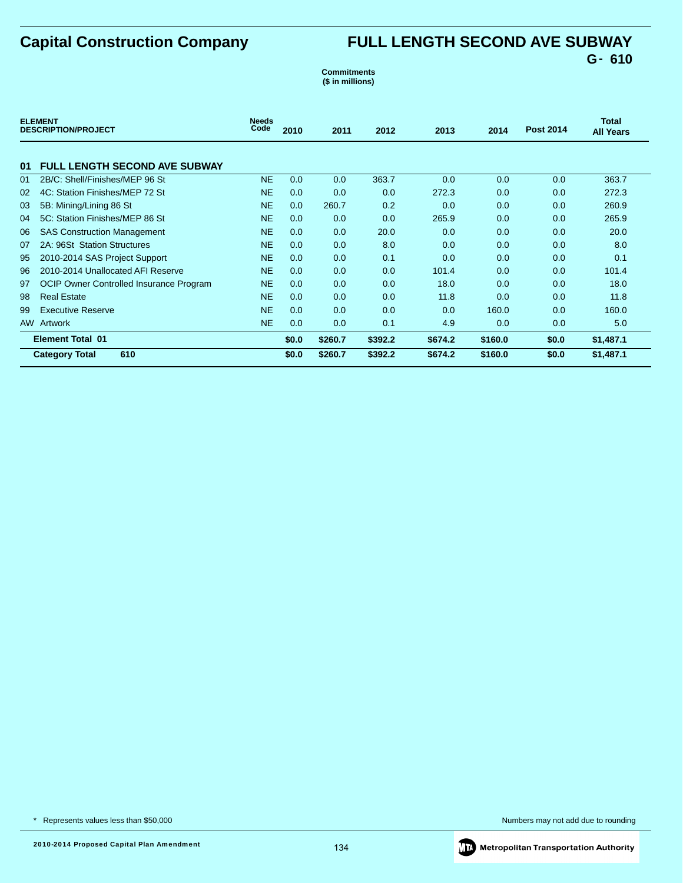# Capital Construction Company

## FULL LENGTH SECOND AVE SUBWAY
### G- 610

**Commitments**
**($ in millions)**

| ELEMENT DESCRIPTION/PROJECT | | Needs Code | 2010 | 2011 | 2012 | 2013 | 2014 | Post 2014 | Total All Years |
|---|---|---|---|---|---|---|---|---|---|
| **01** | **FULL LENGTH SECOND AVE SUBWAY** | | | | | | | | |
| 01 | 2B/C: Shell/Finishes/MEP 96 St | NE | 0.0 | 0.0 | 363.7 | 0.0 | 0.0 | 0.0 | 363.7 |
| 02 | 4C: Station Finishes/MEP 72 St | NE | 0.0 | 0.0 | 0.0 | 272.3 | 0.0 | 0.0 | 272.3 |
| 03 | 5B: Mining/Lining 86 St | NE | 0.0 | 260.7 | 0.2 | 0.0 | 0.0 | 0.0 | 260.9 |
| 04 | 5C: Station Finishes/MEP 86 St | NE | 0.0 | 0.0 | 0.0 | 265.9 | 0.0 | 0.0 | 265.9 |
| 06 | SAS Construction Management | NE | 0.0 | 0.0 | 20.0 | 0.0 | 0.0 | 0.0 | 20.0 |
| 07 | 2A: 96St Station Structures | NE | 0.0 | 0.0 | 8.0 | 0.0 | 0.0 | 0.0 | 8.0 |
| 95 | 2010-2014 SAS Project Support | NE | 0.0 | 0.0 | 0.1 | 0.0 | 0.0 | 0.0 | 0.1 |
| 96 | 2010-2014 Unallocated AFI Reserve | NE | 0.0 | 0.0 | 0.0 | 101.4 | 0.0 | 0.0 | 101.4 |
| 97 | OCIP Owner Controlled Insurance Program | NE | 0.0 | 0.0 | 0.0 | 18.0 | 0.0 | 0.0 | 18.0 |
| 98 | Real Estate | NE | 0.0 | 0.0 | 0.0 | 11.8 | 0.0 | 0.0 | 11.8 |
| 99 | Executive Reserve | NE | 0.0 | 0.0 | 0.0 | 0.0 | 160.0 | 0.0 | 160.0 |
| AW | Artwork | NE | 0.0 | 0.0 | 0.1 | 4.9 | 0.0 | 0.0 | 5.0 |
| | **Element Total 01** | | **$0.0** | **$260.7** | **$392.2** | **$674.2** | **$160.0** | **$0.0** | **$1,487.1** |
| | **Category Total 610** | | **$0.0** | **$260.7** | **$392.2** | **$674.2** | **$160.0** | **$0.0** | **$1,487.1** |

\* Represents values less than $50,000

Numbers may not add due to rounding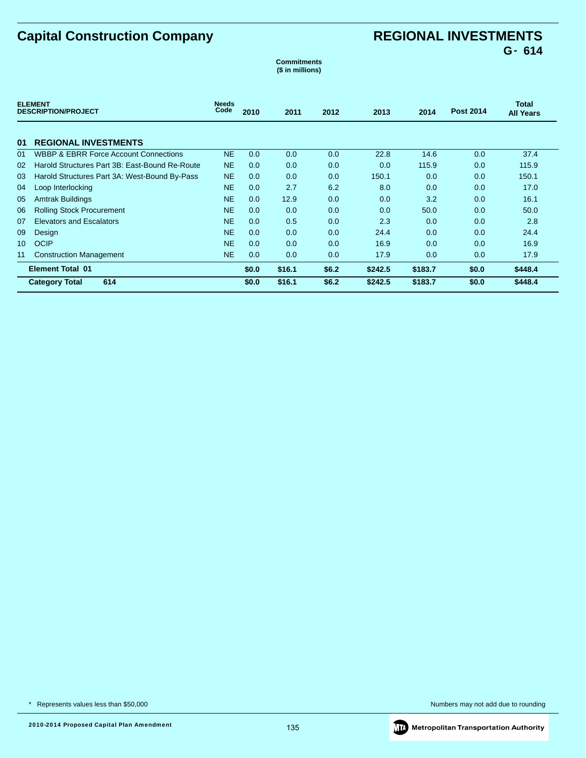# Capital Construction Company

## REGIONAL INVESTMENTS

**G- 614**

**Commitments**
**($ in millions)**

| ELEMENT DESCRIPTION/PROJECT | | Needs Code | 2010 | 2011 | 2012 | 2013 | 2014 | Post 2014 | Total All Years |
|---|---|---|---|---|---|---|---|---|---|
| **01** | **REGIONAL INVESTMENTS** | | | | | | | | |
| 01 | WBBP & EBRR Force Account Connections | NE | 0.0 | 0.0 | 0.0 | 22.8 | 14.6 | 0.0 | 37.4 |
| 02 | Harold Structures Part 3B: East-Bound Re-Route | NE | 0.0 | 0.0 | 0.0 | 0.0 | 115.9 | 0.0 | 115.9 |
| 03 | Harold Structures Part 3A: West-Bound By-Pass | NE | 0.0 | 0.0 | 0.0 | 150.1 | 0.0 | 0.0 | 150.1 |
| 04 | Loop Interlocking | NE | 0.0 | 2.7 | 6.2 | 8.0 | 0.0 | 0.0 | 17.0 |
| 05 | Amtrak Buildings | NE | 0.0 | 12.9 | 0.0 | 0.0 | 3.2 | 0.0 | 16.1 |
| 06 | Rolling Stock Procurement | NE | 0.0 | 0.0 | 0.0 | 0.0 | 50.0 | 0.0 | 50.0 |
| 07 | Elevators and Escalators | NE | 0.0 | 0.5 | 0.0 | 2.3 | 0.0 | 0.0 | 2.8 |
| 09 | Design | NE | 0.0 | 0.0 | 0.0 | 24.4 | 0.0 | 0.0 | 24.4 |
| 10 | OCIP | NE | 0.0 | 0.0 | 0.0 | 16.9 | 0.0 | 0.0 | 16.9 |
| 11 | Construction Management | NE | 0.0 | 0.0 | 0.0 | 17.9 | 0.0 | 0.0 | 17.9 |
| | **Element Total 01** | | **$0.0** | **$16.1** | **$6.2** | **$242.5** | **$183.7** | **$0.0** | **$448.4** |
| | **Category Total 614** | | **$0.0** | **$16.1** | **$6.2** | **$242.5** | **$183.7** | **$0.0** | **$448.4** |

* Represents values less than $50,000

Numbers may not add due to rounding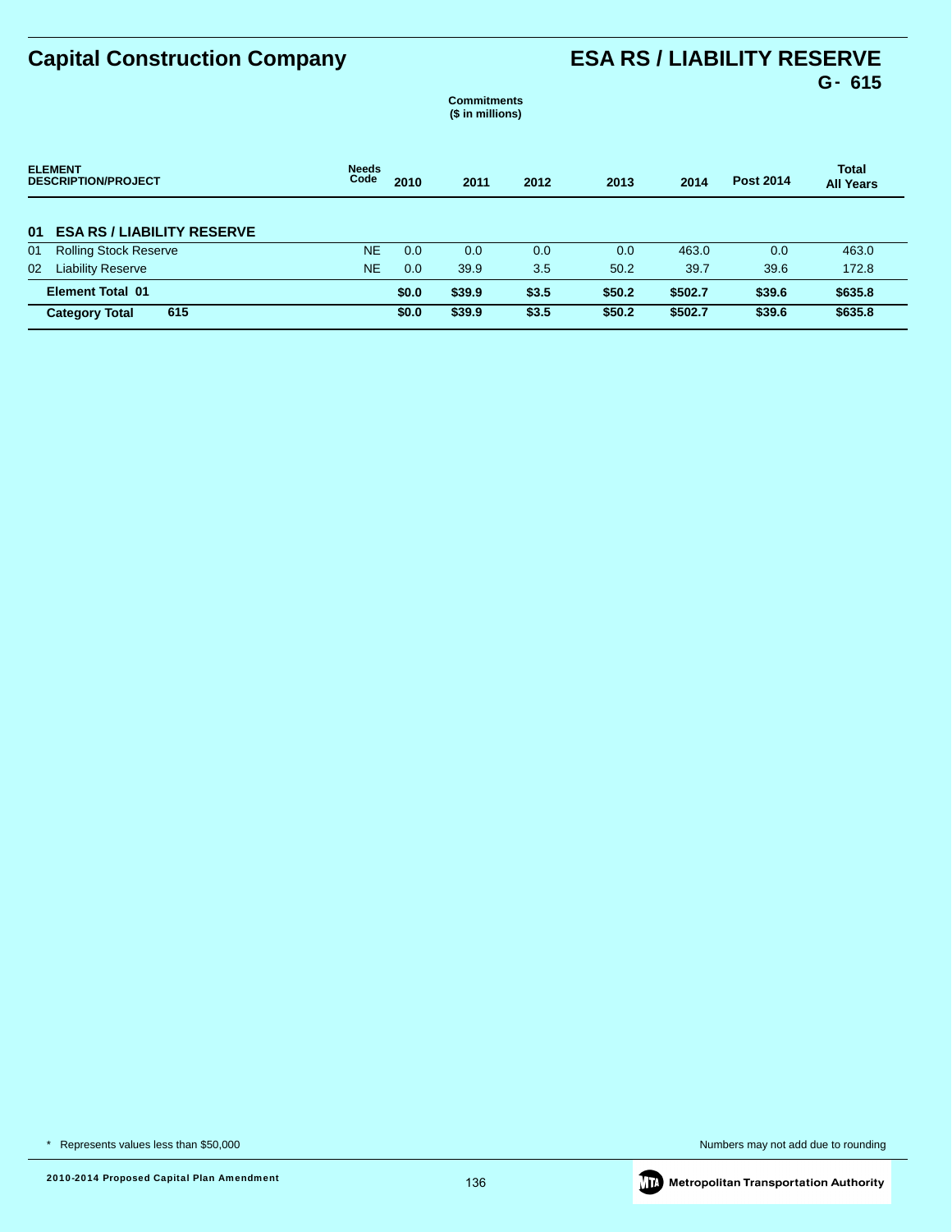# Capital Construction Company

## ESA RS / LIABILITY RESERVE

**G- 615**

**Commitments ($ in millions)**

| ELEMENT DESCRIPTION/PROJECT | Needs Code | 2010 | 2011 | 2012 | 2013 | 2014 | Post 2014 | Total All Years |
|---|---|---|---|---|---|---|---|---|
| **01 ESA RS / LIABILITY RESERVE** | | | | | | | | |
| 01 Rolling Stock Reserve | NE | 0.0 | 0.0 | 0.0 | 0.0 | 463.0 | 0.0 | 463.0 |
| 02 Liability Reserve | NE | 0.0 | 39.9 | 3.5 | 50.2 | 39.7 | 39.6 | 172.8 |
| **Element Total 01** | | **$0.0** | **$39.9** | **$3.5** | **$50.2** | **$502.7** | **$39.6** | **$635.8** |
| **Category Total 615** | | **$0.0** | **$39.9** | **$3.5** | **$50.2** | **$502.7** | **$39.6** | **$635.8** |

* Represents values less than $50,000

Numbers may not add due to rounding

2010-2014 Proposed Capital Plan Amendment

Metropolitan Transportation Authority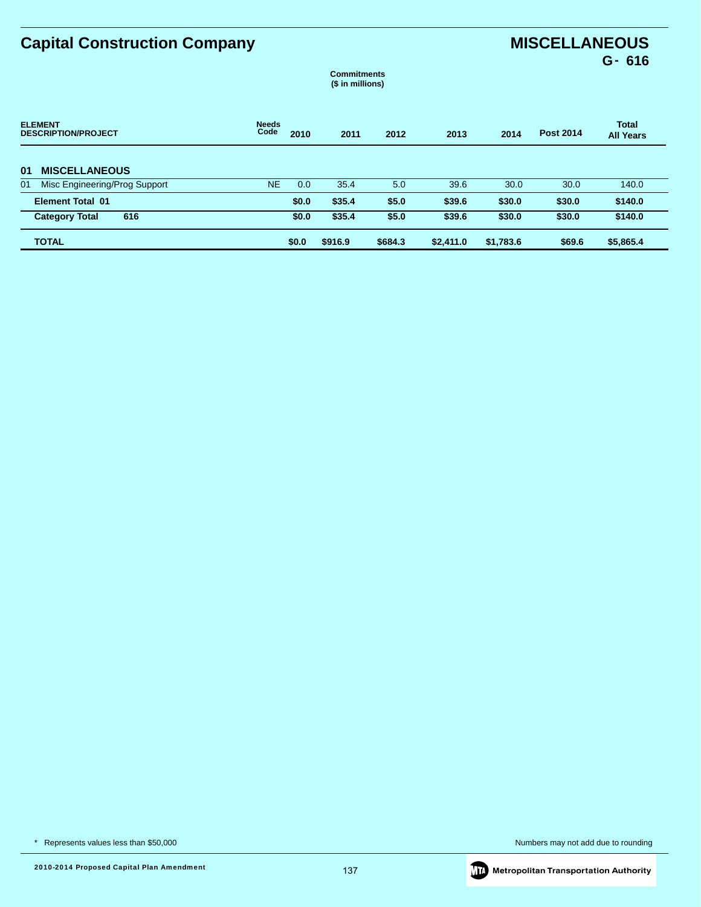# Capital Construction Company

## MISCELLANEOUS
### G- 616

**Commitments**
**($ in millions)**

| ELEMENT DESCRIPTION/PROJECT | Needs Code | 2010 | 2011 | 2012 | 2013 | 2014 | Post 2014 | Total All Years |
|---|---|---|---|---|---|---|---|---|
| **01 MISCELLANEOUS** | | | | | | | | |
| 01 Misc Engineering/Prog Support | NE | 0.0 | 35.4 | 5.0 | 39.6 | 30.0 | 30.0 | 140.0 |
| **Element Total 01** | | **$0.0** | **$35.4** | **$5.0** | **$39.6** | **$30.0** | **$30.0** | **$140.0** |
| **Category Total 616** | | **$0.0** | **$35.4** | **$5.0** | **$39.6** | **$30.0** | **$30.0** | **$140.0** |
| **TOTAL** | | **$0.0** | **$916.9** | **$684.3** | **$2,411.0** | **$1,783.6** | **$69.6** | **$5,865.4** |

* Represents values less than $50,000

Numbers may not add due to rounding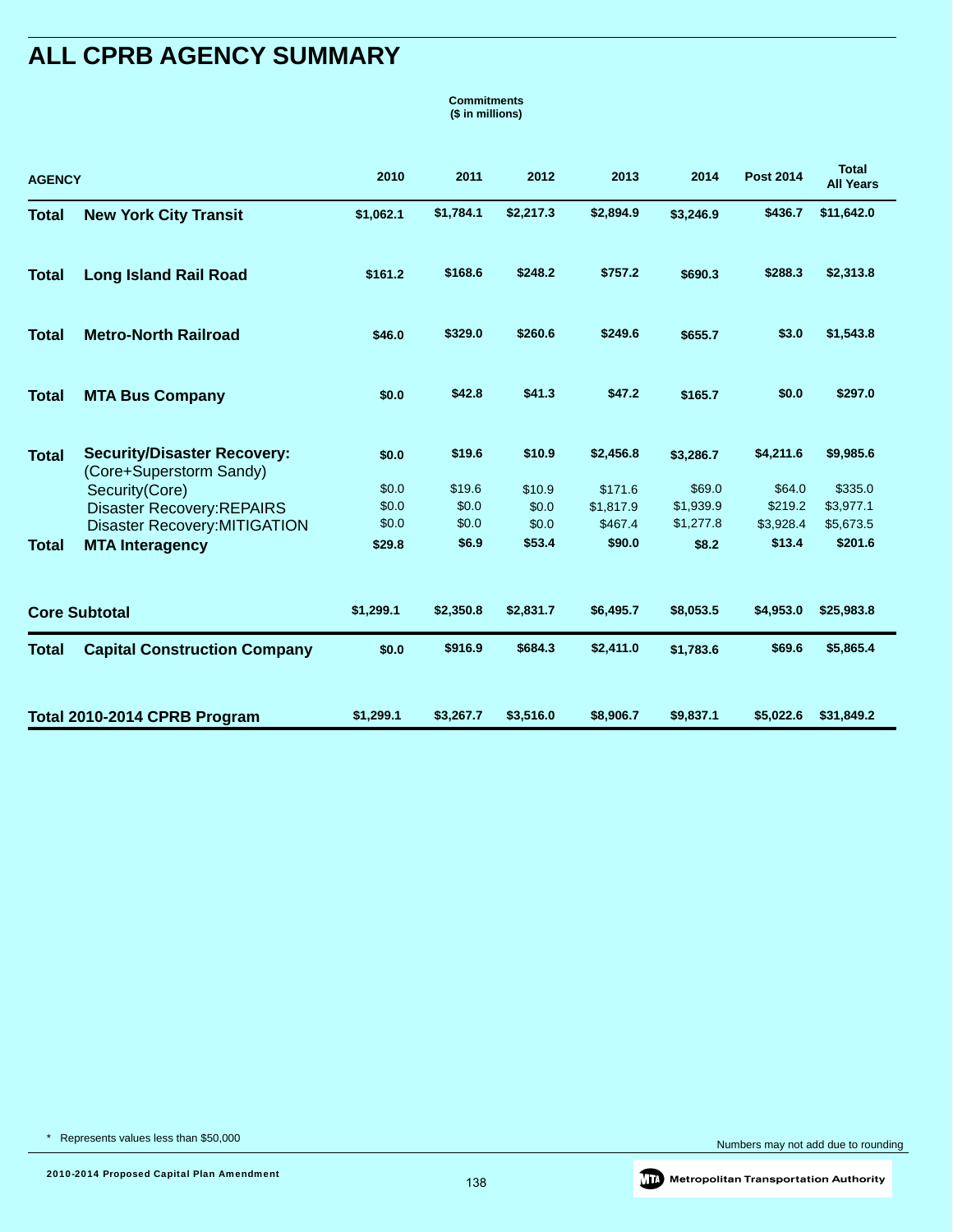# ALL CPRB AGENCY SUMMARY

**Commitments**
**($ in millions)**

| AGENCY | | 2010 | 2011 | 2012 | 2013 | 2014 | Post 2014 | Total All Years |
|---|---|---|---|---|---|---|---|---|
| **Total** | **New York City Transit** | **$1,062.1** | **$1,784.1** | **$2,217.3** | **$2,894.9** | **$3,246.9** | **$436.7** | **$11,642.0** |
| **Total** | **Long Island Rail Road** | **$161.2** | **$168.6** | **$248.2** | **$757.2** | **$690.3** | **$288.3** | **$2,313.8** |
| **Total** | **Metro-North Railroad** | **$46.0** | **$329.0** | **$260.6** | **$249.6** | **$655.7** | **$3.0** | **$1,543.8** |
| **Total** | **MTA Bus Company** | **$0.0** | **$42.8** | **$41.3** | **$47.2** | **$165.7** | **$0.0** | **$297.0** |
| **Total** | **Security/Disaster Recovery:** (Core+Superstorm Sandy) | **$0.0** | **$19.6** | **$10.9** | **$2,456.8** | **$3,286.7** | **$4,211.6** | **$9,985.6** |
| | Security(Core) | $0.0 | $19.6 | $10.9 | $171.6 | $69.0 | $64.0 | $335.0 |
| | Disaster Recovery:REPAIRS | $0.0 | $0.0 | $0.0 | $1,817.9 | $1,939.9 | $219.2 | $3,977.1 |
| | Disaster Recovery:MITIGATION | $0.0 | $0.0 | $0.0 | $467.4 | $1,277.8 | $3,928.4 | $5,673.5 |
| **Total** | **MTA Interagency** | **$29.8** | **$6.9** | **$53.4** | **$90.0** | **$8.2** | **$13.4** | **$201.6** |
| **Core Subtotal** | | **$1,299.1** | **$2,350.8** | **$2,831.7** | **$6,495.7** | **$8,053.5** | **$4,953.0** | **$25,983.8** |
| **Total** | **Capital Construction Company** | **$0.0** | **$916.9** | **$684.3** | **$2,411.0** | **$1,783.6** | **$69.6** | **$5,865.4** |
| **Total 2010-2014 CPRB Program** | | **$1,299.1** | **$3,267.7** | **$3,516.0** | **$8,906.7** | **$9,837.1** | **$5,022.6** | **$31,849.2** |

\* Represents values less than $50,000

Numbers may not add due to rounding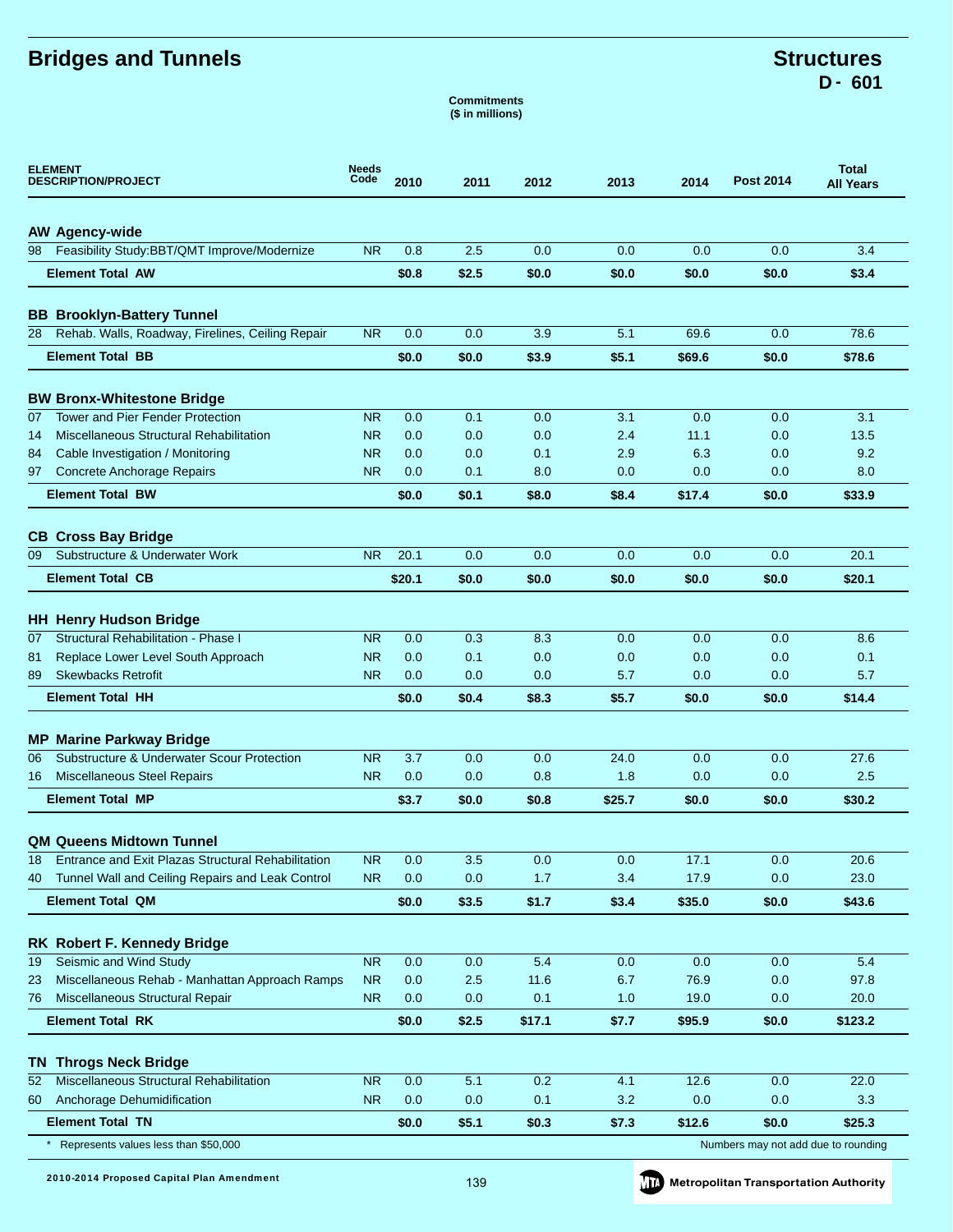# Bridges and Tunnels

## Structures
### D - 601

**Commitments ($ in millions)**

| ELEMENT DESCRIPTION/PROJECT | Needs Code | 2010 | 2011 | 2012 | 2013 | 2014 | Post 2014 | Total All Years |
|---|---|---|---|---|---|---|---|---|
| **AW Agency-wide** | | | | | | | | |
| 98 Feasibility Study:BBT/QMT Improve/Modernize | NR | 0.8 | 2.5 | 0.0 | 0.0 | 0.0 | 0.0 | 3.4 |
| **Element Total AW** | | **$0.8** | **$2.5** | **$0.0** | **$0.0** | **$0.0** | **$0.0** | **$3.4** |
| **BB Brooklyn-Battery Tunnel** | | | | | | | | |
| 28 Rehab. Walls, Roadway, Firelines, Ceiling Repair | NR | 0.0 | 0.0 | 3.9 | 5.1 | 69.6 | 0.0 | 78.6 |
| **Element Total BB** | | **$0.0** | **$0.0** | **$3.9** | **$5.1** | **$69.6** | **$0.0** | **$78.6** |
| **BW Bronx-Whitestone Bridge** | | | | | | | | |
| 07 Tower and Pier Fender Protection | NR | 0.0 | 0.1 | 0.0 | 3.1 | 0.0 | 0.0 | 3.1 |
| 14 Miscellaneous Structural Rehabilitation | NR | 0.0 | 0.0 | 0.0 | 2.4 | 11.1 | 0.0 | 13.5 |
| 84 Cable Investigation / Monitoring | NR | 0.0 | 0.0 | 0.1 | 2.9 | 6.3 | 0.0 | 9.2 |
| 97 Concrete Anchorage Repairs | NR | 0.0 | 0.1 | 8.0 | 0.0 | 0.0 | 0.0 | 8.0 |
| **Element Total BW** | | **$0.0** | **$0.1** | **$8.0** | **$8.4** | **$17.4** | **$0.0** | **$33.9** |
| **CB Cross Bay Bridge** | | | | | | | | |
| 09 Substructure & Underwater Work | NR | 20.1 | 0.0 | 0.0 | 0.0 | 0.0 | 0.0 | 20.1 |
| **Element Total CB** | | **$20.1** | **$0.0** | **$0.0** | **$0.0** | **$0.0** | **$0.0** | **$20.1** |
| **HH Henry Hudson Bridge** | | | | | | | | |
| 07 Structural Rehabilitation - Phase I | NR | 0.0 | 0.3 | 8.3 | 0.0 | 0.0 | 0.0 | 8.6 |
| 81 Replace Lower Level South Approach | NR | 0.0 | 0.1 | 0.0 | 0.0 | 0.0 | 0.0 | 0.1 |
| 89 Skewbacks Retrofit | NR | 0.0 | 0.0 | 0.0 | 5.7 | 0.0 | 0.0 | 5.7 |
| **Element Total HH** | | **$0.0** | **$0.4** | **$8.3** | **$5.7** | **$0.0** | **$0.0** | **$14.4** |
| **MP Marine Parkway Bridge** | | | | | | | | |
| 06 Substructure & Underwater Scour Protection | NR | 3.7 | 0.0 | 0.0 | 24.0 | 0.0 | 0.0 | 27.6 |
| 16 Miscellaneous Steel Repairs | NR | 0.0 | 0.0 | 0.8 | 1.8 | 0.0 | 0.0 | 2.5 |
| **Element Total MP** | | **$3.7** | **$0.0** | **$0.8** | **$25.7** | **$0.0** | **$0.0** | **$30.2** |
| **QM Queens Midtown Tunnel** | | | | | | | | |
| 18 Entrance and Exit Plazas Structural Rehabilitation | NR | 0.0 | 3.5 | 0.0 | 0.0 | 17.1 | 0.0 | 20.6 |
| 40 Tunnel Wall and Ceiling Repairs and Leak Control | NR | 0.0 | 0.0 | 1.7 | 3.4 | 17.9 | 0.0 | 23.0 |
| **Element Total QM** | | **$0.0** | **$3.5** | **$1.7** | **$3.4** | **$35.0** | **$0.0** | **$43.6** |
| **RK Robert F. Kennedy Bridge** | | | | | | | | |
| 19 Seismic and Wind Study | NR | 0.0 | 0.0 | 5.4 | 0.0 | 0.0 | 0.0 | 5.4 |
| 23 Miscellaneous Rehab - Manhattan Approach Ramps | NR | 0.0 | 2.5 | 11.6 | 6.7 | 76.9 | 0.0 | 97.8 |
| 76 Miscellaneous Structural Repair | NR | 0.0 | 0.0 | 0.1 | 1.0 | 19.0 | 0.0 | 20.0 |
| **Element Total RK** | | **$0.0** | **$2.5** | **$17.1** | **$7.7** | **$95.9** | **$0.0** | **$123.2** |
| **TN Throgs Neck Bridge** | | | | | | | | |
| 52 Miscellaneous Structural Rehabilitation | NR | 0.0 | 5.1 | 0.2 | 4.1 | 12.6 | 0.0 | 22.0 |
| 60 Anchorage Dehumidification | NR | 0.0 | 0.0 | 0.1 | 3.2 | 0.0 | 0.0 | 3.3 |
| **Element Total TN** | | **$0.0** | **$5.1** | **$0.3** | **$7.3** | **$12.6** | **$0.0** | **$25.3** |

\* Represents values less than $50,000

Numbers may not add due to rounding

2010-2014 Proposed Capital Plan Amendment

Metropolitan Transportation Authority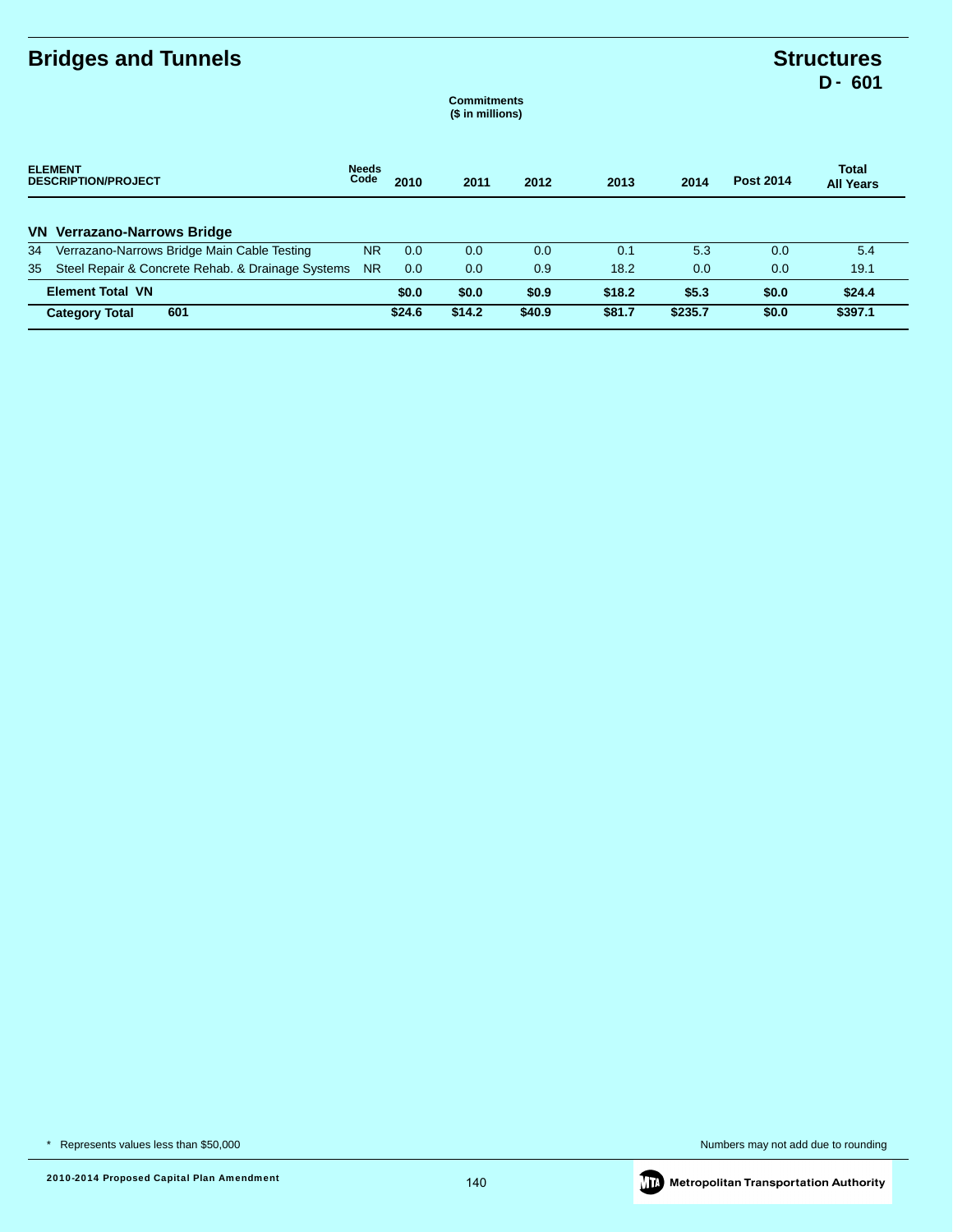# Bridges and Tunnels

## Structures
## D - 601

**Commitments**
**($ in millions)**

| ELEMENT DESCRIPTION/PROJECT | Needs Code | 2010 | 2011 | 2012 | 2013 | 2014 | Post 2014 | Total All Years |
|---|---|---|---|---|---|---|---|---|
| **VN Verrazano-Narrows Bridge** | | | | | | | | |
| 34 Verrazano-Narrows Bridge Main Cable Testing | NR | 0.0 | 0.0 | 0.0 | 0.1 | 5.3 | 0.0 | 5.4 |
| 35 Steel Repair & Concrete Rehab. & Drainage Systems | NR | 0.0 | 0.0 | 0.9 | 18.2 | 0.0 | 0.0 | 19.1 |
| **Element Total VN** | | **$0.0** | **$0.0** | **$0.9** | **$18.2** | **$5.3** | **$0.0** | **$24.4** |
| **Category Total 601** | | **$24.6** | **$14.2** | **$40.9** | **$81.7** | **$235.7** | **$0.0** | **$397.1** |

* Represents values less than $50,000

Numbers may not add due to rounding

2010-2014 Proposed Capital Plan Amendment

Metropolitan Transportation Authority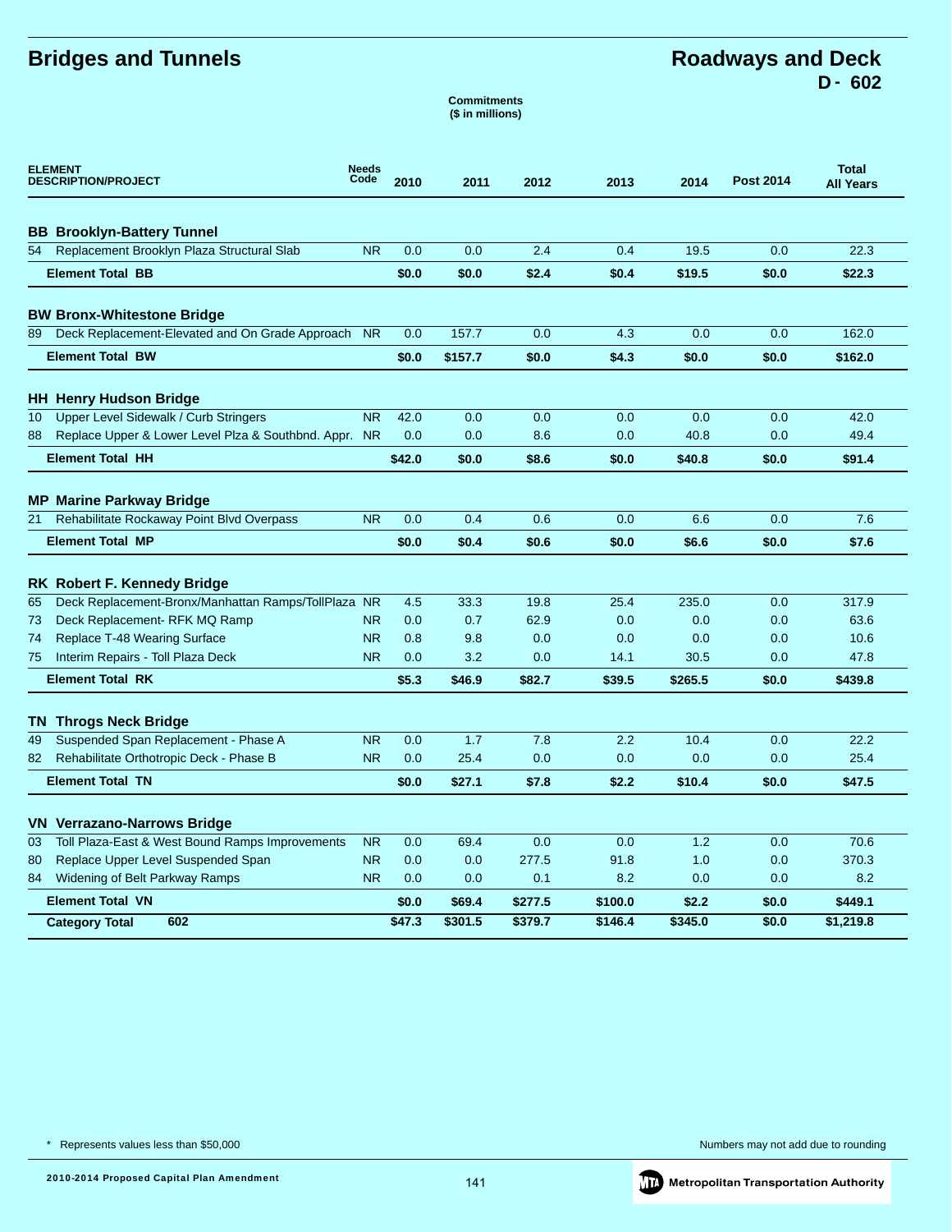# Bridges and Tunnels

## Roadways and Deck
## D - 602

**Commitments**
**($ in millions)**

| ELEMENT DESCRIPTION/PROJECT | Needs Code | 2010 | 2011 | 2012 | 2013 | 2014 | Post 2014 | Total All Years |
|---|---|---|---|---|---|---|---|---|
| **BB Brooklyn-Battery Tunnel** | | | | | | | | |
| 54 Replacement Brooklyn Plaza Structural Slab | NR | 0.0 | 0.0 | 2.4 | 0.4 | 19.5 | 0.0 | 22.3 |
| **Element Total BB** | | **$0.0** | **$0.0** | **$2.4** | **$0.4** | **$19.5** | **$0.0** | **$22.3** |
| **BW Bronx-Whitestone Bridge** | | | | | | | | |
| 89 Deck Replacement-Elevated and On Grade Approach | NR | 0.0 | 157.7 | 0.0 | 4.3 | 0.0 | 0.0 | 162.0 |
| **Element Total BW** | | **$0.0** | **$157.7** | **$0.0** | **$4.3** | **$0.0** | **$0.0** | **$162.0** |
| **HH Henry Hudson Bridge** | | | | | | | | |
| 10 Upper Level Sidewalk / Curb Stringers | NR | 42.0 | 0.0 | 0.0 | 0.0 | 0.0 | 0.0 | 42.0 |
| 88 Replace Upper & Lower Level Plza & Southbnd. Appr. | NR | 0.0 | 0.0 | 8.6 | 0.0 | 40.8 | 0.0 | 49.4 |
| **Element Total HH** | | **$42.0** | **$0.0** | **$8.6** | **$0.0** | **$40.8** | **$0.0** | **$91.4** |
| **MP Marine Parkway Bridge** | | | | | | | | |
| 21 Rehabilitate Rockaway Point Blvd Overpass | NR | 0.0 | 0.4 | 0.6 | 0.0 | 6.6 | 0.0 | 7.6 |
| **Element Total MP** | | **$0.0** | **$0.4** | **$0.6** | **$0.0** | **$6.6** | **$0.0** | **$7.6** |
| **RK Robert F. Kennedy Bridge** | | | | | | | | |
| 65 Deck Replacement-Bronx/Manhattan Ramps/TollPlaza | NR | 4.5 | 33.3 | 19.8 | 25.4 | 235.0 | 0.0 | 317.9 |
| 73 Deck Replacement- RFK MQ Ramp | NR | 0.0 | 0.7 | 62.9 | 0.0 | 0.0 | 0.0 | 63.6 |
| 74 Replace T-48 Wearing Surface | NR | 0.8 | 9.8 | 0.0 | 0.0 | 0.0 | 0.0 | 10.6 |
| 75 Interim Repairs - Toll Plaza Deck | NR | 0.0 | 3.2 | 0.0 | 14.1 | 30.5 | 0.0 | 47.8 |
| **Element Total RK** | | **$5.3** | **$46.9** | **$82.7** | **$39.5** | **$265.5** | **$0.0** | **$439.8** |
| **TN Throgs Neck Bridge** | | | | | | | | |
| 49 Suspended Span Replacement - Phase A | NR | 0.0 | 1.7 | 7.8 | 2.2 | 10.4 | 0.0 | 22.2 |
| 82 Rehabilitate Orthotropic Deck - Phase B | NR | 0.0 | 25.4 | 0.0 | 0.0 | 0.0 | 0.0 | 25.4 |
| **Element Total TN** | | **$0.0** | **$27.1** | **$7.8** | **$2.2** | **$10.4** | **$0.0** | **$47.5** |
| **VN Verrazano-Narrows Bridge** | | | | | | | | |
| 03 Toll Plaza-East & West Bound Ramps Improvements | NR | 0.0 | 69.4 | 0.0 | 0.0 | 1.2 | 0.0 | 70.6 |
| 80 Replace Upper Level Suspended Span | NR | 0.0 | 0.0 | 277.5 | 91.8 | 1.0 | 0.0 | 370.3 |
| 84 Widening of Belt Parkway Ramps | NR | 0.0 | 0.0 | 0.1 | 8.2 | 0.0 | 0.0 | 8.2 |
| **Element Total VN** | | **$0.0** | **$69.4** | **$277.5** | **$100.0** | **$2.2** | **$0.0** | **$449.1** |
| **Category Total 602** | | **$47.3** | **$301.5** | **$379.7** | **$146.4** | **$345.0** | **$0.0** | **$1,219.8** |

\* Represents values less than $50,000

Numbers may not add due to rounding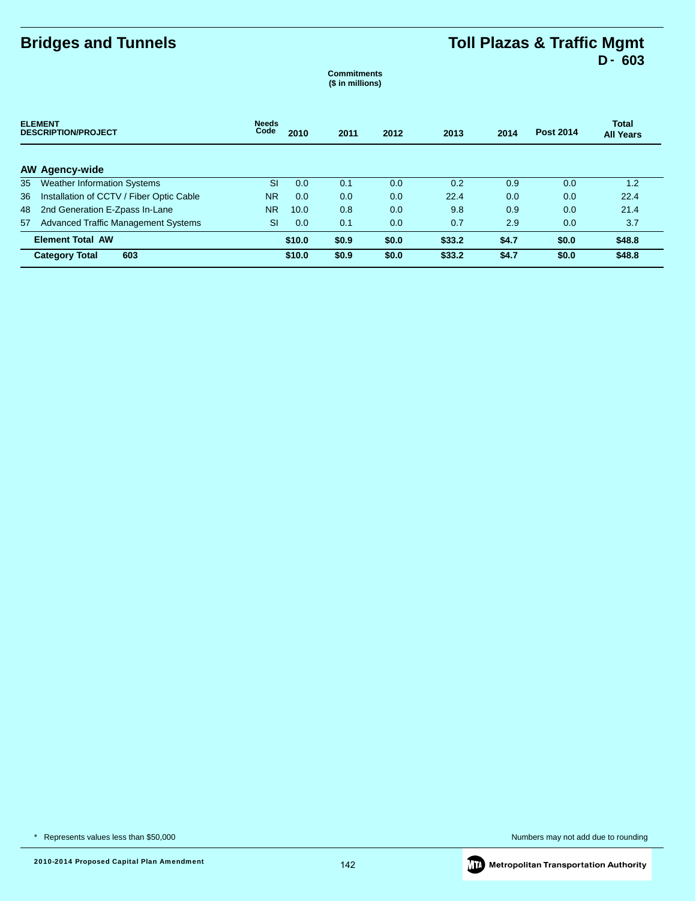# Bridges and Tunnels

## Toll Plazas & Traffic Mgmt
## D - 603

**Commitments**
**($ in millions)**

| ELEMENT DESCRIPTION/PROJECT | | Needs Code | 2010 | 2011 | 2012 | 2013 | 2014 | Post 2014 | Total All Years |
|---|---|---|---|---|---|---|---|---|---|
| **AW Agency-wide** | | | | | | | | | |
| 35 | Weather Information Systems | SI | 0.0 | 0.1 | 0.0 | 0.2 | 0.9 | 0.0 | 1.2 |
| 36 | Installation of CCTV / Fiber Optic Cable | NR | 0.0 | 0.0 | 0.0 | 22.4 | 0.0 | 0.0 | 22.4 |
| 48 | 2nd Generation E-Zpass In-Lane | NR | 10.0 | 0.8 | 0.0 | 9.8 | 0.9 | 0.0 | 21.4 |
| 57 | Advanced Traffic Management Systems | SI | 0.0 | 0.1 | 0.0 | 0.7 | 2.9 | 0.0 | 3.7 |
| | **Element Total AW** | | **$10.0** | **$0.9** | **$0.0** | **$33.2** | **$4.7** | **$0.0** | **$48.8** |
| | **Category Total 603** | | **$10.0** | **$0.9** | **$0.0** | **$33.2** | **$4.7** | **$0.0** | **$48.8** |

\* Represents values less than $50,000

Numbers may not add due to rounding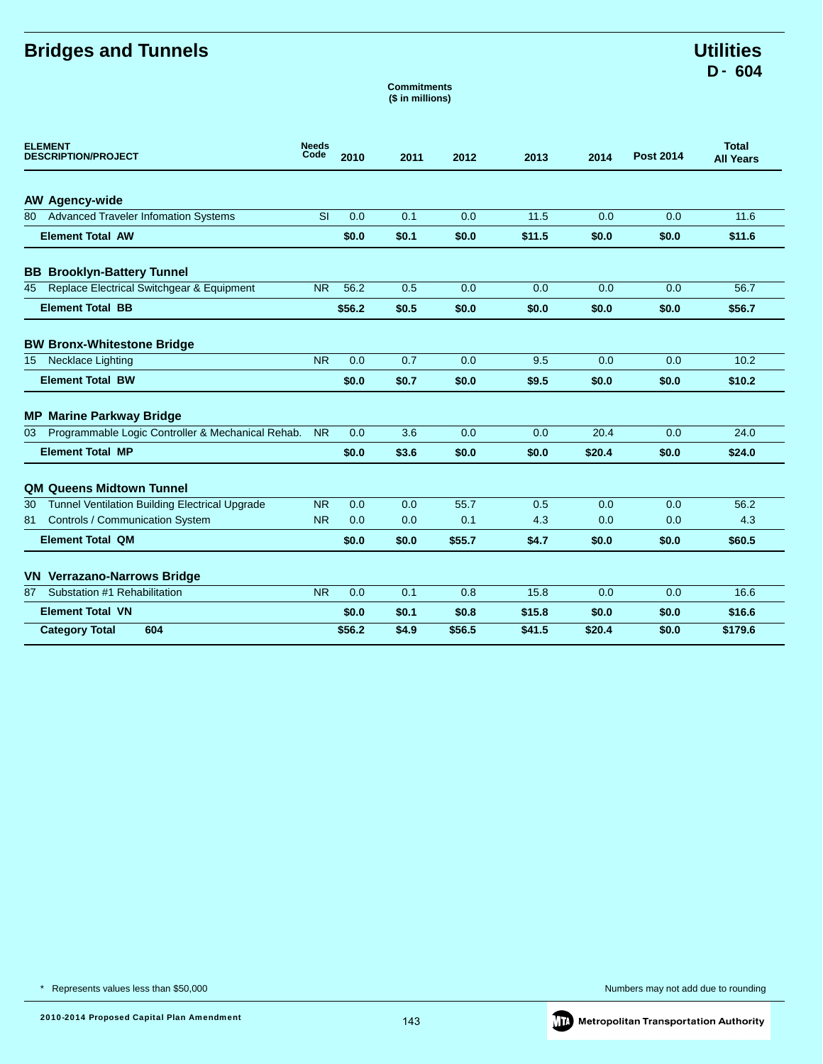# Bridges and Tunnels

## Utilities
## D - 604

**Commitments**
**($ in millions)**

| ELEMENT DESCRIPTION/PROJECT | Needs Code | 2010 | 2011 | 2012 | 2013 | 2014 | Post 2014 | Total All Years |
|---|---|---|---|---|---|---|---|---|
| **AW Agency-wide** | | | | | | | | |
| 80 Advanced Traveler Infomation Systems | SI | 0.0 | 0.1 | 0.0 | 11.5 | 0.0 | 0.0 | 11.6 |
| **Element Total AW** | | **$0.0** | **$0.1** | **$0.0** | **$11.5** | **$0.0** | **$0.0** | **$11.6** |
| **BB Brooklyn-Battery Tunnel** | | | | | | | | |
| 45 Replace Electrical Switchgear & Equipment | NR | 56.2 | 0.5 | 0.0 | 0.0 | 0.0 | 0.0 | 56.7 |
| **Element Total BB** | | **$56.2** | **$0.5** | **$0.0** | **$0.0** | **$0.0** | **$0.0** | **$56.7** |
| **BW Bronx-Whitestone Bridge** | | | | | | | | |
| 15 Necklace Lighting | NR | 0.0 | 0.7 | 0.0 | 9.5 | 0.0 | 0.0 | 10.2 |
| **Element Total BW** | | **$0.0** | **$0.7** | **$0.0** | **$9.5** | **$0.0** | **$0.0** | **$10.2** |
| **MP Marine Parkway Bridge** | | | | | | | | |
| 03 Programmable Logic Controller & Mechanical Rehab. | NR | 0.0 | 3.6 | 0.0 | 0.0 | 20.4 | 0.0 | 24.0 |
| **Element Total MP** | | **$0.0** | **$3.6** | **$0.0** | **$0.0** | **$20.4** | **$0.0** | **$24.0** |
| **QM Queens Midtown Tunnel** | | | | | | | | |
| 30 Tunnel Ventilation Building Electrical Upgrade | NR | 0.0 | 0.0 | 55.7 | 0.5 | 0.0 | 0.0 | 56.2 |
| 81 Controls / Communication System | NR | 0.0 | 0.0 | 0.1 | 4.3 | 0.0 | 0.0 | 4.3 |
| **Element Total QM** | | **$0.0** | **$0.0** | **$55.7** | **$4.7** | **$0.0** | **$0.0** | **$60.5** |
| **VN Verrazano-Narrows Bridge** | | | | | | | | |
| 87 Substation #1 Rehabilitation | NR | 0.0 | 0.1 | 0.8 | 15.8 | 0.0 | 0.0 | 16.6 |
| **Element Total VN** | | **$0.0** | **$0.1** | **$0.8** | **$15.8** | **$0.0** | **$0.0** | **$16.6** |
| **Category Total 604** | | **$56.2** | **$4.9** | **$56.5** | **$41.5** | **$20.4** | **$0.0** | **$179.6** |

\* Represents values less than $50,000

Numbers may not add due to rounding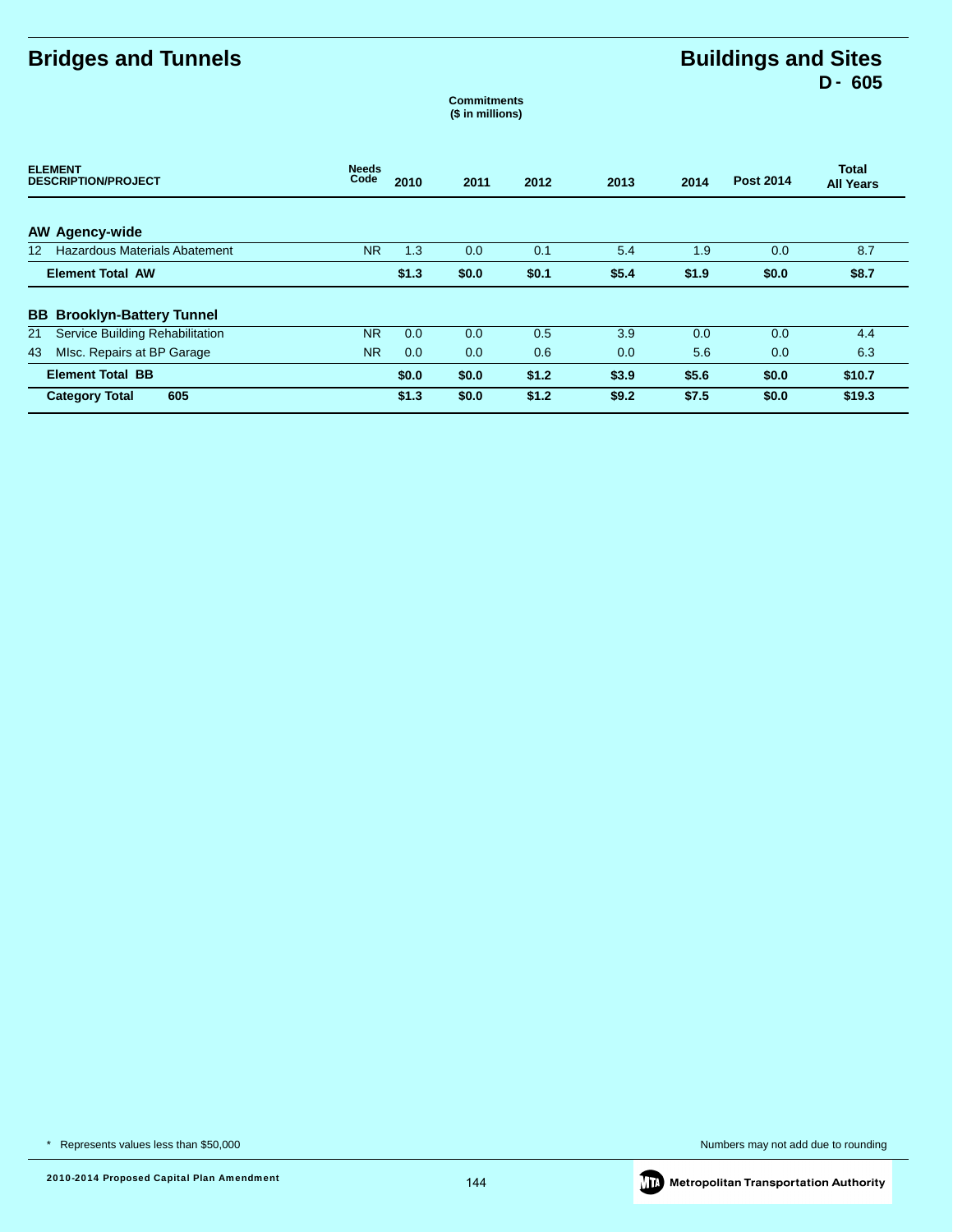# Bridges and Tunnels

# Buildings and Sites
## D - 605

**Commitments ($ in millions)**

| ELEMENT DESCRIPTION/PROJECT | Needs Code | 2010 | 2011 | 2012 | 2013 | 2014 | Post 2014 | Total All Years |
|---|---|---|---|---|---|---|---|---|
| **AW Agency-wide** | | | | | | | | |
| 12 Hazardous Materials Abatement | NR | 1.3 | 0.0 | 0.1 | 5.4 | 1.9 | 0.0 | 8.7 |
| **Element Total AW** | | **$1.3** | **$0.0** | **$0.1** | **$5.4** | **$1.9** | **$0.0** | **$8.7** |
| **BB Brooklyn-Battery Tunnel** | | | | | | | | |
| 21 Service Building Rehabilitation | NR | 0.0 | 0.0 | 0.5 | 3.9 | 0.0 | 0.0 | 4.4 |
| 43 MIsc. Repairs at BP Garage | NR | 0.0 | 0.0 | 0.6 | 0.0 | 5.6 | 0.0 | 6.3 |
| **Element Total BB** | | **$0.0** | **$0.0** | **$1.2** | **$3.9** | **$5.6** | **$0.0** | **$10.7** |
| **Category Total 605** | | **$1.3** | **$0.0** | **$1.2** | **$9.2** | **$7.5** | **$0.0** | **$19.3** |

\* Represents values less than $50,000

Numbers may not add due to rounding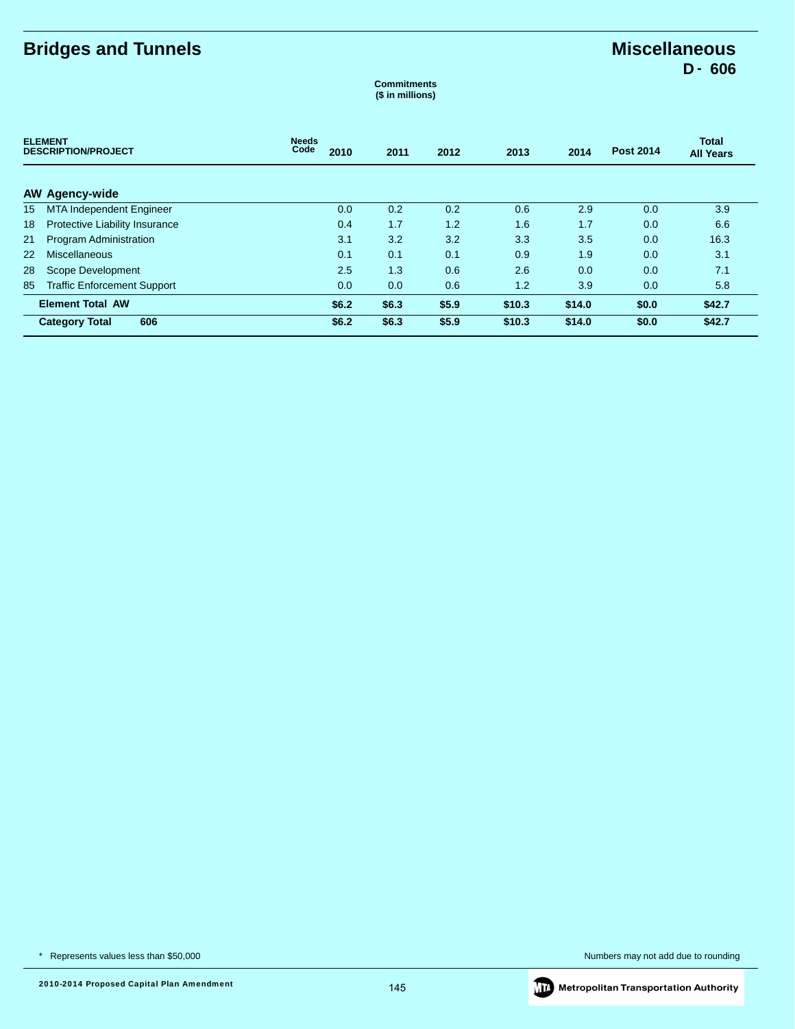# Bridges and Tunnels

# Miscellaneous

## D - 606

**Commitments**
**($ in millions)**

| ELEMENT DESCRIPTION/PROJECT | Needs Code | 2010 | 2011 | 2012 | 2013 | 2014 | Post 2014 | Total All Years |
|---|---|---|---|---|---|---|---|---|
| **AW Agency-wide** | | | | | | | | |
| 15 MTA Independent Engineer | | 0.0 | 0.2 | 0.2 | 0.6 | 2.9 | 0.0 | 3.9 |
| 18 Protective Liability Insurance | | 0.4 | 1.7 | 1.2 | 1.6 | 1.7 | 0.0 | 6.6 |
| 21 Program Administration | | 3.1 | 3.2 | 3.2 | 3.3 | 3.5 | 0.0 | 16.3 |
| 22 Miscellaneous | | 0.1 | 0.1 | 0.1 | 0.9 | 1.9 | 0.0 | 3.1 |
| 28 Scope Development | | 2.5 | 1.3 | 0.6 | 2.6 | 0.0 | 0.0 | 7.1 |
| 85 Traffic Enforcement Support | | 0.0 | 0.0 | 0.6 | 1.2 | 3.9 | 0.0 | 5.8 |
| **Element Total AW** | | **$6.2** | **$6.3** | **$5.9** | **$10.3** | **$14.0** | **$0.0** | **$42.7** |
| **Category Total 606** | | **$6.2** | **$6.3** | **$5.9** | **$10.3** | **$14.0** | **$0.0** | **$42.7** |

\* Represents values less than $50,000

Numbers may not add due to rounding

2010-2014 Proposed Capital Plan Amendment

Metropolitan Transportation Authority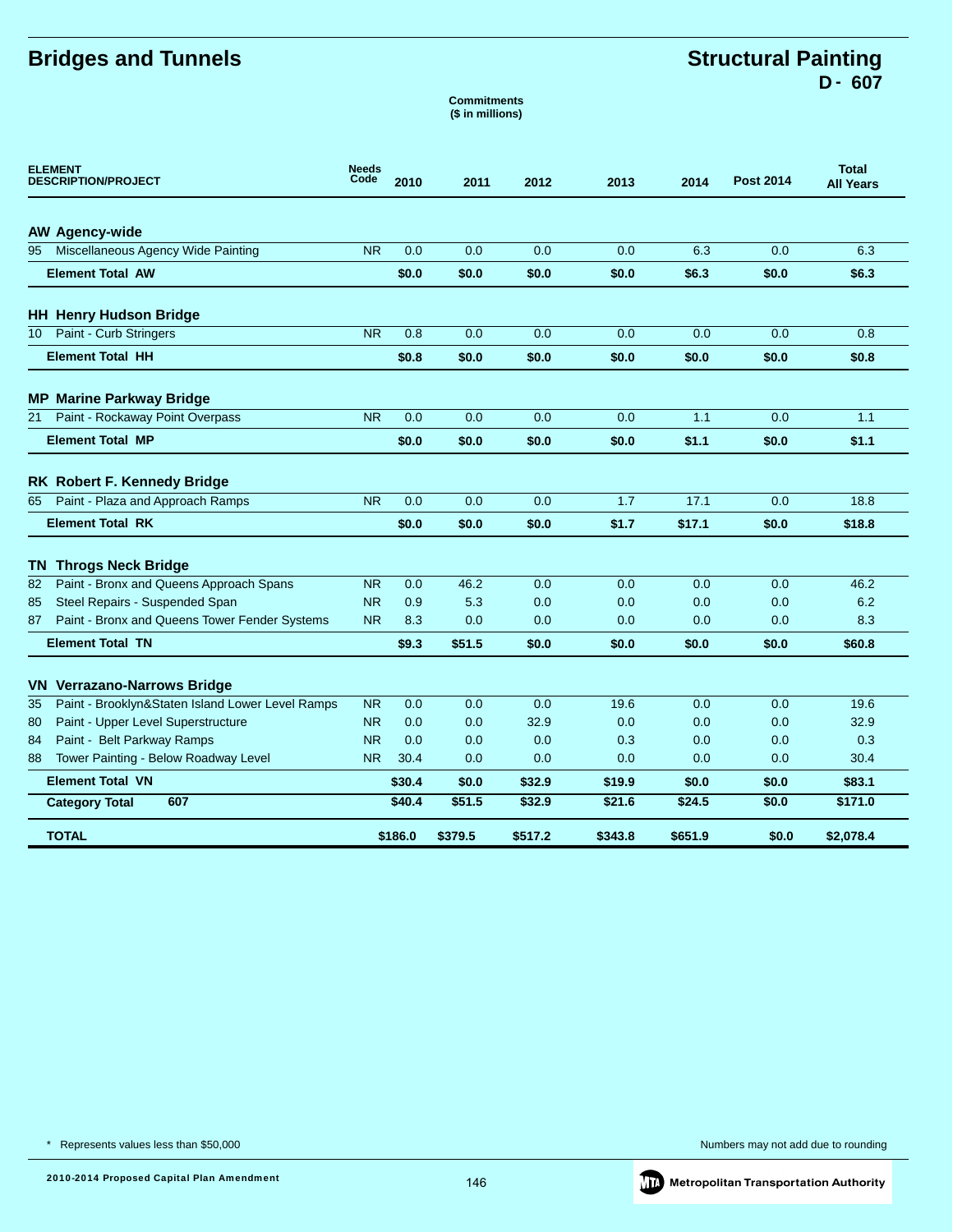# Bridges and Tunnels

## Structural Painting
### D - 607

Commitments
($ in millions)

| ELEMENT DESCRIPTION/PROJECT | Needs Code | 2010 | 2011 | 2012 | 2013 | 2014 | Post 2014 | Total All Years |
|---|---|---|---|---|---|---|---|---|
| **AW Agency-wide** | | | | | | | | |
| 95 Miscellaneous Agency Wide Painting | NR | 0.0 | 0.0 | 0.0 | 0.0 | 6.3 | 0.0 | 6.3 |
| **Element Total AW** | | **$0.0** | **$0.0** | **$0.0** | **$0.0** | **$6.3** | **$0.0** | **$6.3** |
| **HH Henry Hudson Bridge** | | | | | | | | |
| 10 Paint - Curb Stringers | NR | 0.8 | 0.0 | 0.0 | 0.0 | 0.0 | 0.0 | 0.8 |
| **Element Total HH** | | **$0.8** | **$0.0** | **$0.0** | **$0.0** | **$0.0** | **$0.0** | **$0.8** |
| **MP Marine Parkway Bridge** | | | | | | | | |
| 21 Paint - Rockaway Point Overpass | NR | 0.0 | 0.0 | 0.0 | 0.0 | 1.1 | 0.0 | 1.1 |
| **Element Total MP** | | **$0.0** | **$0.0** | **$0.0** | **$0.0** | **$1.1** | **$0.0** | **$1.1** |
| **RK Robert F. Kennedy Bridge** | | | | | | | | |
| 65 Paint - Plaza and Approach Ramps | NR | 0.0 | 0.0 | 0.0 | 1.7 | 17.1 | 0.0 | 18.8 |
| **Element Total RK** | | **$0.0** | **$0.0** | **$0.0** | **$1.7** | **$17.1** | **$0.0** | **$18.8** |
| **TN Throgs Neck Bridge** | | | | | | | | |
| 82 Paint - Bronx and Queens Approach Spans | NR | 0.0 | 46.2 | 0.0 | 0.0 | 0.0 | 0.0 | 46.2 |
| 85 Steel Repairs - Suspended Span | NR | 0.9 | 5.3 | 0.0 | 0.0 | 0.0 | 0.0 | 6.2 |
| 87 Paint - Bronx and Queens Tower Fender Systems | NR | 8.3 | 0.0 | 0.0 | 0.0 | 0.0 | 0.0 | 8.3 |
| **Element Total TN** | | **$9.3** | **$51.5** | **$0.0** | **$0.0** | **$0.0** | **$0.0** | **$60.8** |
| **VN Verrazano-Narrows Bridge** | | | | | | | | |
| 35 Paint - Brooklyn&Staten Island Lower Level Ramps | NR | 0.0 | 0.0 | 0.0 | 19.6 | 0.0 | 0.0 | 19.6 |
| 80 Paint - Upper Level Superstructure | NR | 0.0 | 0.0 | 32.9 | 0.0 | 0.0 | 0.0 | 32.9 |
| 84 Paint - Belt Parkway Ramps | NR | 0.0 | 0.0 | 0.0 | 0.3 | 0.0 | 0.0 | 0.3 |
| 88 Tower Painting - Below Roadway Level | NR | 30.4 | 0.0 | 0.0 | 0.0 | 0.0 | 0.0 | 30.4 |
| **Element Total VN** | | **$30.4** | **$0.0** | **$32.9** | **$19.9** | **$0.0** | **$0.0** | **$83.1** |
| **Category Total 607** | | **$40.4** | **$51.5** | **$32.9** | **$21.6** | **$24.5** | **$0.0** | **$171.0** |
| **TOTAL** | | **$186.0** | **$379.5** | **$517.2** | **$343.8** | **$651.9** | **$0.0** | **$2,078.4** |

\* Represents values less than $50,000

Numbers may not add due to rounding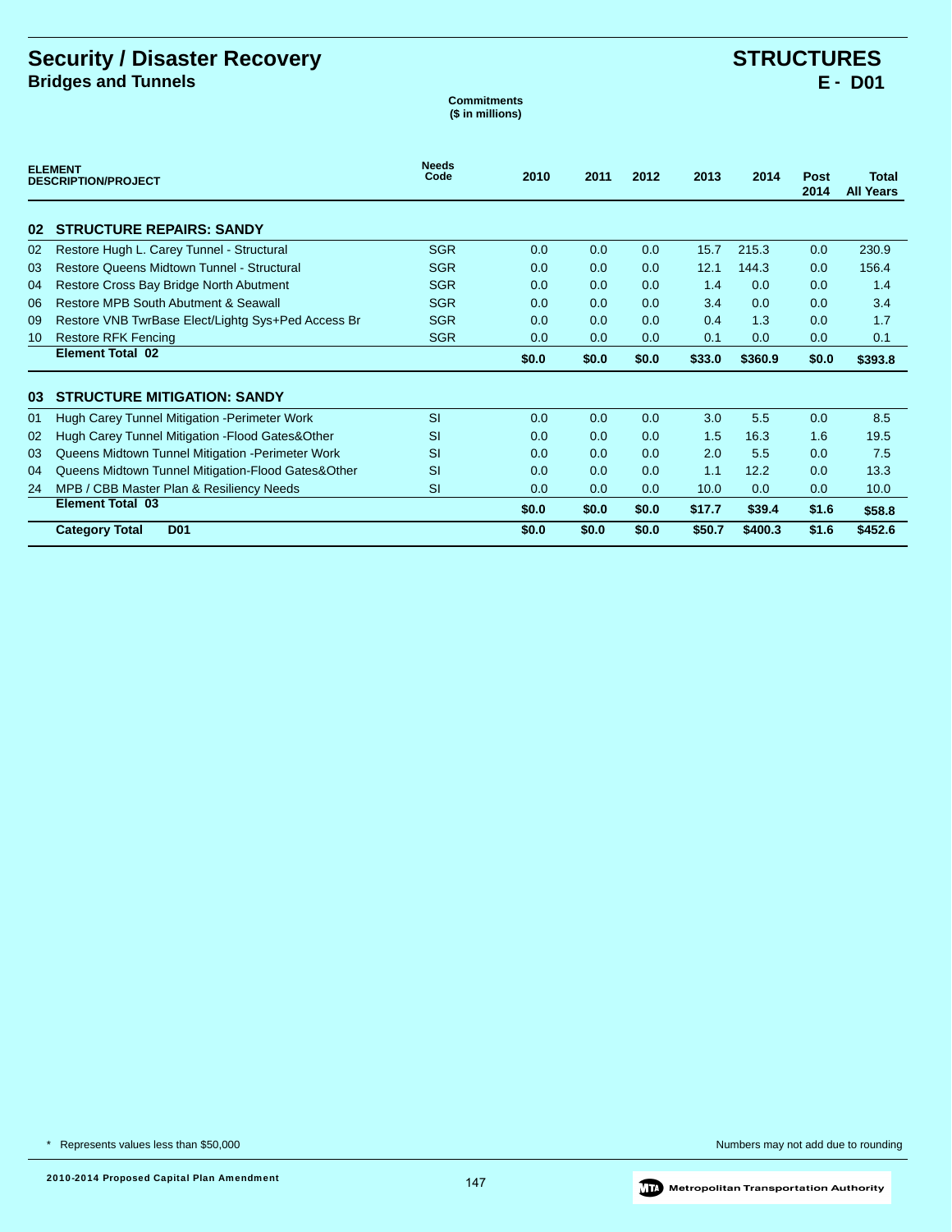# Security / Disaster Recovery

## Bridges and Tunnels

# STRUCTURES

## E - D01

**Commitments ($ in millions)**

| ELEMENT | DESCRIPTION/PROJECT | Needs Code | 2010 | 2011 | 2012 | 2013 | 2014 | Post 2014 | Total All Years |
|---|---|---|---|---|---|---|---|---|---|
| **02** | **STRUCTURE REPAIRS: SANDY** | | | | | | | | |
| 02 | Restore Hugh L. Carey Tunnel - Structural | SGR | 0.0 | 0.0 | 0.0 | 15.7 | 215.3 | 0.0 | 230.9 |
| 03 | Restore Queens Midtown Tunnel - Structural | SGR | 0.0 | 0.0 | 0.0 | 12.1 | 144.3 | 0.0 | 156.4 |
| 04 | Restore Cross Bay Bridge North Abutment | SGR | 0.0 | 0.0 | 0.0 | 1.4 | 0.0 | 0.0 | 1.4 |
| 06 | Restore MPB South Abutment & Seawall | SGR | 0.0 | 0.0 | 0.0 | 3.4 | 0.0 | 0.0 | 3.4 |
| 09 | Restore VNB TwrBase Elect/Lightg Sys+Ped Access Br | SGR | 0.0 | 0.0 | 0.0 | 0.4 | 1.3 | 0.0 | 1.7 |
| 10 | Restore RFK Fencing | SGR | 0.0 | 0.0 | 0.0 | 0.1 | 0.0 | 0.0 | 0.1 |
| | **Element Total 02** | | **$0.0** | **$0.0** | **$0.0** | **$33.0** | **$360.9** | **$0.0** | **$393.8** |
| **03** | **STRUCTURE MITIGATION: SANDY** | | | | | | | | |
| 01 | Hugh Carey Tunnel Mitigation -Perimeter Work | SI | 0.0 | 0.0 | 0.0 | 3.0 | 5.5 | 0.0 | 8.5 |
| 02 | Hugh Carey Tunnel Mitigation -Flood Gates&Other | SI | 0.0 | 0.0 | 0.0 | 1.5 | 16.3 | 1.6 | 19.5 |
| 03 | Queens Midtown Tunnel Mitigation -Perimeter Work | SI | 0.0 | 0.0 | 0.0 | 2.0 | 5.5 | 0.0 | 7.5 |
| 04 | Queens Midtown Tunnel Mitigation-Flood Gates&Other | SI | 0.0 | 0.0 | 0.0 | 1.1 | 12.2 | 0.0 | 13.3 |
| 24 | MPB / CBB Master Plan & Resiliency Needs | SI | 0.0 | 0.0 | 0.0 | 10.0 | 0.0 | 0.0 | 10.0 |
| | **Element Total 03** | | **$0.0** | **$0.0** | **$0.0** | **$17.7** | **$39.4** | **$1.6** | **$58.8** |
| | **Category Total D01** | | **$0.0** | **$0.0** | **$0.0** | **$50.7** | **$400.3** | **$1.6** | **$452.6** |

* Represents values less than $50,000

Numbers may not add due to rounding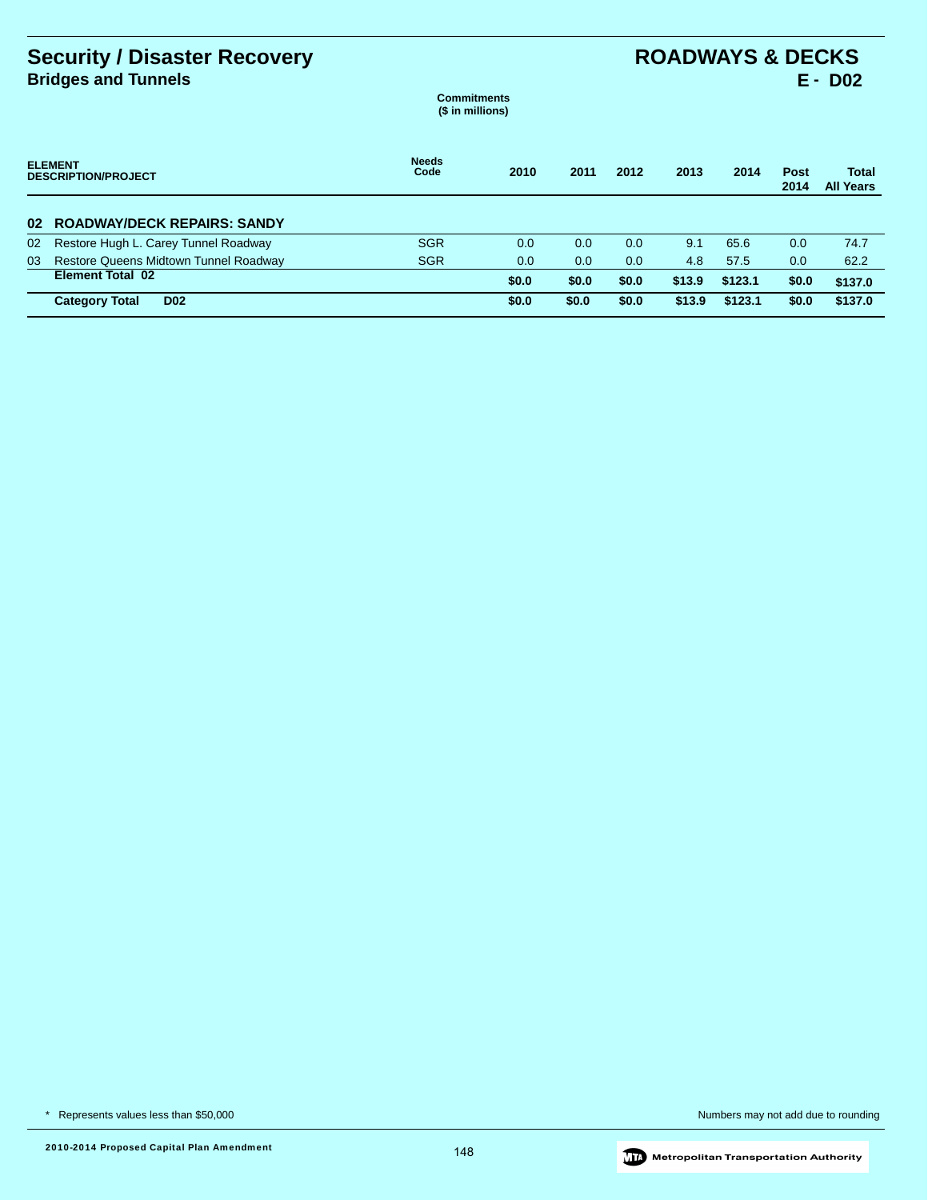# Security / Disaster Recovery

## Bridges and Tunnels

## ROADWAYS & DECKS

## E - D02

**Commitments**
**($ in millions)**

| ELEMENT DESCRIPTION/PROJECT | | Needs Code | 2010 | 2011 | 2012 | 2013 | 2014 | Post 2014 | Total All Years |
|---|---|---|---|---|---|---|---|---|---|
| **02** | **ROADWAY/DECK REPAIRS: SANDY** | | | | | | | | |
| 02 | Restore Hugh L. Carey Tunnel Roadway | SGR | 0.0 | 0.0 | 0.0 | 9.1 | 65.6 | 0.0 | 74.7 |
| 03 | Restore Queens Midtown Tunnel Roadway | SGR | 0.0 | 0.0 | 0.0 | 4.8 | 57.5 | 0.0 | 62.2 |
| | **Element Total 02** | | **$0.0** | **$0.0** | **$0.0** | **$13.9** | **$123.1** | **$0.0** | **$137.0** |
| | **Category Total D02** | | **$0.0** | **$0.0** | **$0.0** | **$13.9** | **$123.1** | **$0.0** | **$137.0** |

\* Represents values less than $50,000

Numbers may not add due to rounding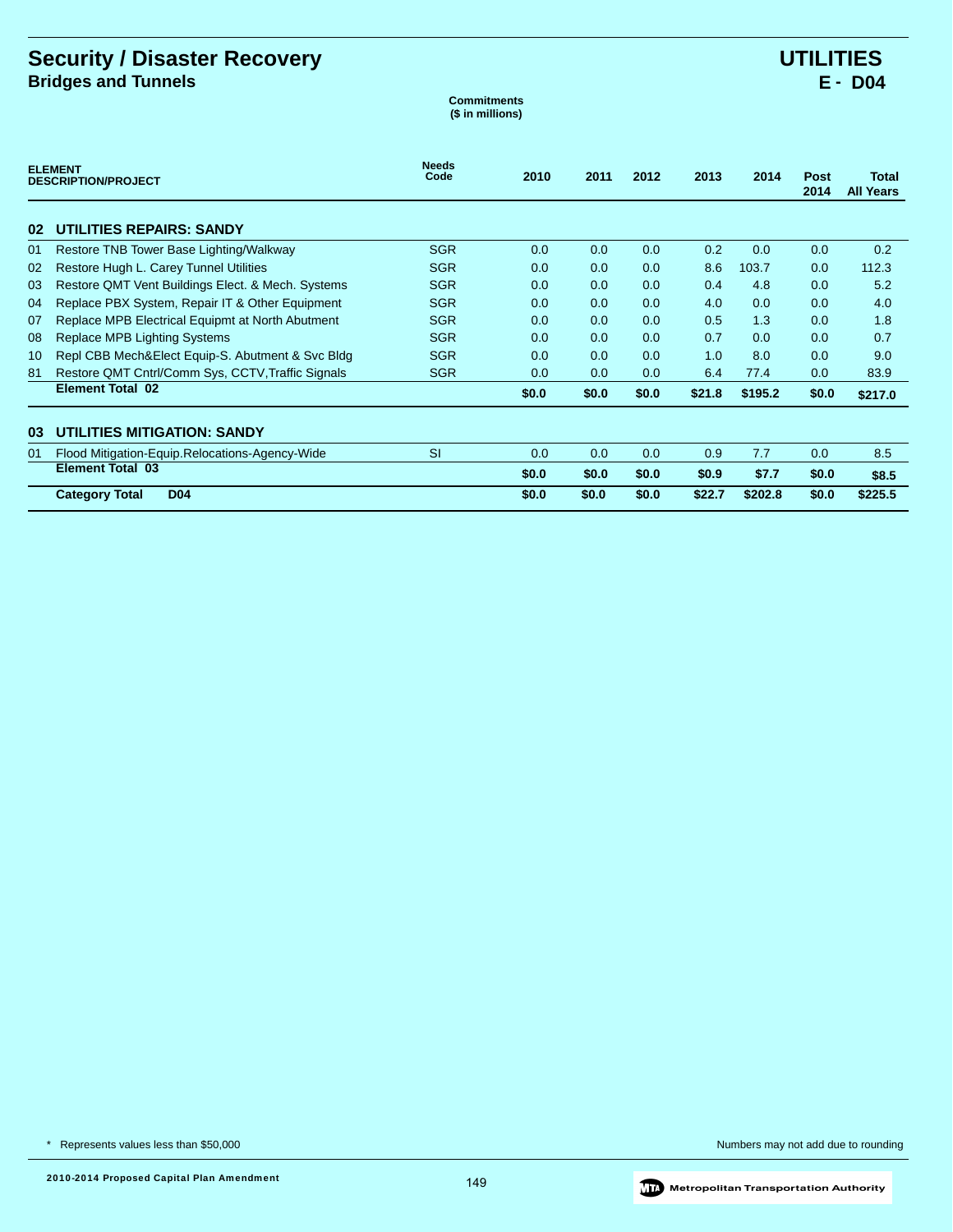# Security / Disaster Recovery

## Bridges and Tunnels

# UTILITIES

## E - D04

**Commitments**
**($ in millions)**

| ELEMENT | DESCRIPTION/PROJECT | Needs Code | 2010 | 2011 | 2012 | 2013 | 2014 | Post 2014 | Total All Years |
|---|---|---|---|---|---|---|---|---|---|
| **02** | **UTILITIES REPAIRS: SANDY** | | | | | | | | |
| 01 | Restore TNB Tower Base Lighting/Walkway | SGR | 0.0 | 0.0 | 0.0 | 0.2 | 0.0 | 0.0 | 0.2 |
| 02 | Restore Hugh L. Carey Tunnel Utilities | SGR | 0.0 | 0.0 | 0.0 | 8.6 | 103.7 | 0.0 | 112.3 |
| 03 | Restore QMT Vent Buildings Elect. & Mech. Systems | SGR | 0.0 | 0.0 | 0.0 | 0.4 | 4.8 | 0.0 | 5.2 |
| 04 | Replace PBX System, Repair IT & Other Equipment | SGR | 0.0 | 0.0 | 0.0 | 4.0 | 0.0 | 0.0 | 4.0 |
| 07 | Replace MPB Electrical Equipmt at North Abutment | SGR | 0.0 | 0.0 | 0.0 | 0.5 | 1.3 | 0.0 | 1.8 |
| 08 | Replace MPB Lighting Systems | SGR | 0.0 | 0.0 | 0.0 | 0.7 | 0.0 | 0.0 | 0.7 |
| 10 | Repl CBB Mech&Elect Equip-S. Abutment & Svc Bldg | SGR | 0.0 | 0.0 | 0.0 | 1.0 | 8.0 | 0.0 | 9.0 |
| 81 | Restore QMT Cntrl/Comm Sys, CCTV,Traffic Signals | SGR | 0.0 | 0.0 | 0.0 | 6.4 | 77.4 | 0.0 | 83.9 |
| | **Element Total 02** | | **$0.0** | **$0.0** | **$0.0** | **$21.8** | **$195.2** | **$0.0** | **$217.0** |
| **03** | **UTILITIES MITIGATION: SANDY** | | | | | | | | |
| 01 | Flood Mitigation-Equip.Relocations-Agency-Wide | SI | 0.0 | 0.0 | 0.0 | 0.9 | 7.7 | 0.0 | 8.5 |
| | **Element Total 03** | | **$0.0** | **$0.0** | **$0.0** | **$0.9** | **$7.7** | **$0.0** | **$8.5** |
| | **Category Total D04** | | **$0.0** | **$0.0** | **$0.0** | **$22.7** | **$202.8** | **$0.0** | **$225.5** |

\* Represents values less than $50,000

Numbers may not add due to rounding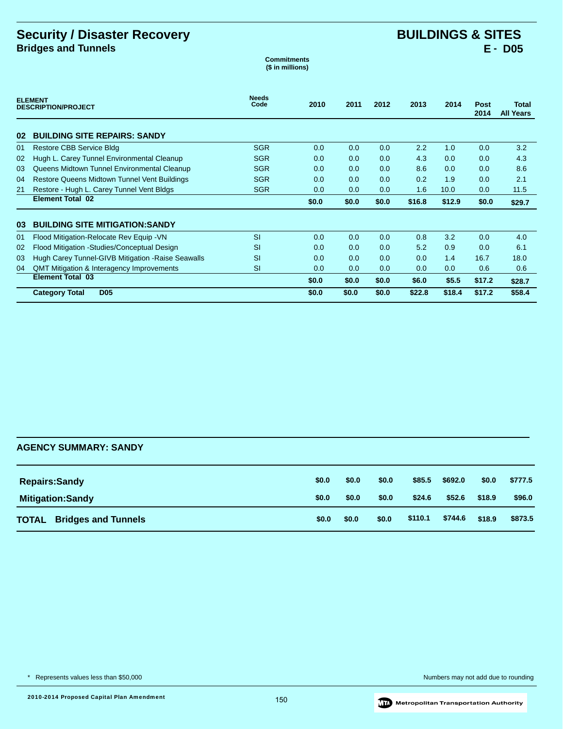# Security / Disaster Recovery

## Bridges and Tunnels

# BUILDINGS & SITES

## E - D05

**Commitments ($ in millions)**

| ELEMENT DESCRIPTION/PROJECT | | Needs Code | 2010 | 2011 | 2012 | 2013 | 2014 | Post 2014 | Total All Years |
|---|---|---|---|---|---|---|---|---|---|
| **02** | **BUILDING SITE REPAIRS: SANDY** | | | | | | | | |
| 01 | Restore CBB Service Bldg | SGR | 0.0 | 0.0 | 0.0 | 2.2 | 1.0 | 0.0 | 3.2 |
| 02 | Hugh L. Carey Tunnel Environmental Cleanup | SGR | 0.0 | 0.0 | 0.0 | 4.3 | 0.0 | 0.0 | 4.3 |
| 03 | Queens Midtown Tunnel Environmental Cleanup | SGR | 0.0 | 0.0 | 0.0 | 8.6 | 0.0 | 0.0 | 8.6 |
| 04 | Restore Queens Midtown Tunnel Vent Buildings | SGR | 0.0 | 0.0 | 0.0 | 0.2 | 1.9 | 0.0 | 2.1 |
| 21 | Restore - Hugh L. Carey Tunnel Vent Bldgs | SGR | 0.0 | 0.0 | 0.0 | 1.6 | 10.0 | 0.0 | 11.5 |
| | **Element Total 02** | | **$0.0** | **$0.0** | **$0.0** | **$16.8** | **$12.9** | **$0.0** | **$29.7** |
| **03** | **BUILDING SITE MITIGATION:SANDY** | | | | | | | | |
| 01 | Flood Mitigation-Relocate Rev Equip -VN | SI | 0.0 | 0.0 | 0.0 | 0.8 | 3.2 | 0.0 | 4.0 |
| 02 | Flood Mitigation -Studies/Conceptual Design | SI | 0.0 | 0.0 | 0.0 | 5.2 | 0.9 | 0.0 | 6.1 |
| 03 | Hugh Carey Tunnel-GIVB Mitigation -Raise Seawalls | SI | 0.0 | 0.0 | 0.0 | 0.0 | 1.4 | 16.7 | 18.0 |
| 04 | QMT Mitigation & Interagency Improvements | SI | 0.0 | 0.0 | 0.0 | 0.0 | 0.0 | 0.6 | 0.6 |
| | **Element Total 03** | | **$0.0** | **$0.0** | **$0.0** | **$6.0** | **$5.5** | **$17.2** | **$28.7** |
| | **Category Total D05** | | **$0.0** | **$0.0** | **$0.0** | **$22.8** | **$18.4** | **$17.2** | **$58.4** |

## AGENCY SUMMARY: SANDY

| | 2010 | 2011 | 2012 | 2013 | 2014 | Post 2014 | Total All Years |
|---|---|---|---|---|---|---|---|
| **Repairs:Sandy** | **$0.0** | **$0.0** | **$0.0** | **$85.5** | **$692.0** | **$0.0** | **$777.5** |
| **Mitigation:Sandy** | **$0.0** | **$0.0** | **$0.0** | **$24.6** | **$52.6** | **$18.9** | **$96.0** |
| **TOTAL Bridges and Tunnels** | **$0.0** | **$0.0** | **$0.0** | **$110.1** | **$744.6** | **$18.9** | **$873.5** |

* Represents values less than $50,000

Numbers may not add due to rounding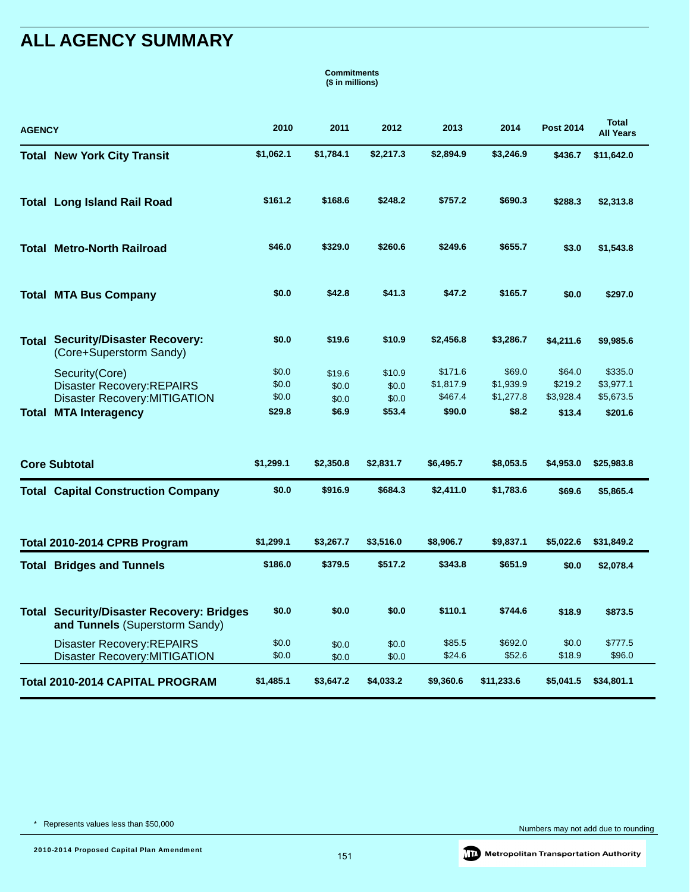# ALL AGENCY SUMMARY

**Commitments**
**($ in millions)**

| AGENCY | 2010 | 2011 | 2012 | 2013 | 2014 | Post 2014 | Total All Years |
|---|---|---|---|---|---|---|---|
| **Total New York City Transit** | **$1,062.1** | **$1,784.1** | **$2,217.3** | **$2,894.9** | **$3,246.9** | **$436.7** | **$11,642.0** |
| **Total Long Island Rail Road** | **$161.2** | **$168.6** | **$248.2** | **$757.2** | **$690.3** | **$288.3** | **$2,313.8** |
| **Total Metro-North Railroad** | **$46.0** | **$329.0** | **$260.6** | **$249.6** | **$655.7** | **$3.0** | **$1,543.8** |
| **Total MTA Bus Company** | **$0.0** | **$42.8** | **$41.3** | **$47.2** | **$165.7** | **$0.0** | **$297.0** |
| **Total Security/Disaster Recovery:** (Core+Superstorm Sandy) | **$0.0** | **$19.6** | **$10.9** | **$2,456.8** | **$3,286.7** | **$4,211.6** | **$9,985.6** |
| Security(Core) | $0.0 | $19.6 | $10.9 | $171.6 | $69.0 | $64.0 | $335.0 |
| Disaster Recovery:REPAIRS | $0.0 | $0.0 | $0.0 | $1,817.9 | $1,939.9 | $219.2 | $3,977.1 |
| Disaster Recovery:MITIGATION | $0.0 | $0.0 | $0.0 | $467.4 | $1,277.8 | $3,928.4 | $5,673.5 |
| **Total MTA Interagency** | **$29.8** | **$6.9** | **$53.4** | **$90.0** | **$8.2** | **$13.4** | **$201.6** |
| **Core Subtotal** | **$1,299.1** | **$2,350.8** | **$2,831.7** | **$6,495.7** | **$8,053.5** | **$4,953.0** | **$25,983.8** |
| **Total Capital Construction Company** | **$0.0** | **$916.9** | **$684.3** | **$2,411.0** | **$1,783.6** | **$69.6** | **$5,865.4** |
| **Total 2010-2014 CPRB Program** | **$1,299.1** | **$3,267.7** | **$3,516.0** | **$8,906.7** | **$9,837.1** | **$5,022.6** | **$31,849.2** |
| **Total Bridges and Tunnels** | **$186.0** | **$379.5** | **$517.2** | **$343.8** | **$651.9** | **$0.0** | **$2,078.4** |
| **Total Security/Disaster Recovery: Bridges and Tunnels** (Superstorm Sandy) | **$0.0** | **$0.0** | **$0.0** | **$110.1** | **$744.6** | **$18.9** | **$873.5** |
| Disaster Recovery:REPAIRS | $0.0 | $0.0 | $0.0 | $85.5 | $692.0 | $0.0 | $777.5 |
| Disaster Recovery:MITIGATION | $0.0 | $0.0 | $0.0 | $24.6 | $52.6 | $18.9 | $96.0 |
| **Total 2010-2014 CAPITAL PROGRAM** | **$1,485.1** | **$3,647.2** | **$4,033.2** | **$9,360.6** | **$11,233.6** | **$5,041.5** | **$34,801.1** |

\* Represents values less than $50,000

Numbers may not add due to rounding